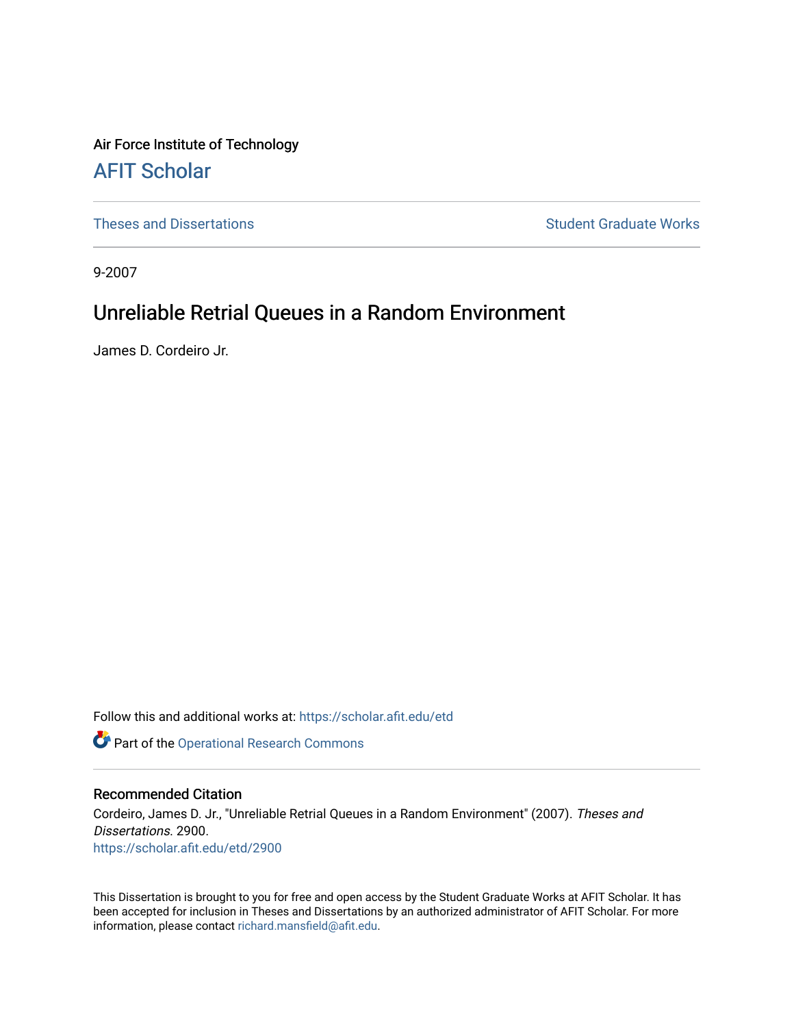Air Force Institute of Technology

# AFIT Scholar

Theses and Dissertations

Student Graduate Works

9-2007

## Unreliable Retrial Queues in a Random Environment

James D. Cordeiro Jr.

Follow this and additional works at: https://scholar.afit.edu/etd

Part of the Operational Research Commons

### Recommended Citation

Cordeiro, James D. Jr., "Unreliable Retrial Queues in a Random Environment" (2007). *Theses and Dissertations*. 2900.
https://scholar.afit.edu/etd/2900

This Dissertation is brought to you for free and open access by the Student Graduate Works at AFIT Scholar. It has been accepted for inclusion in Theses and Dissertations by an authorized administrator of AFIT Scholar. For more information, please contact richard.mansfield@afit.edu.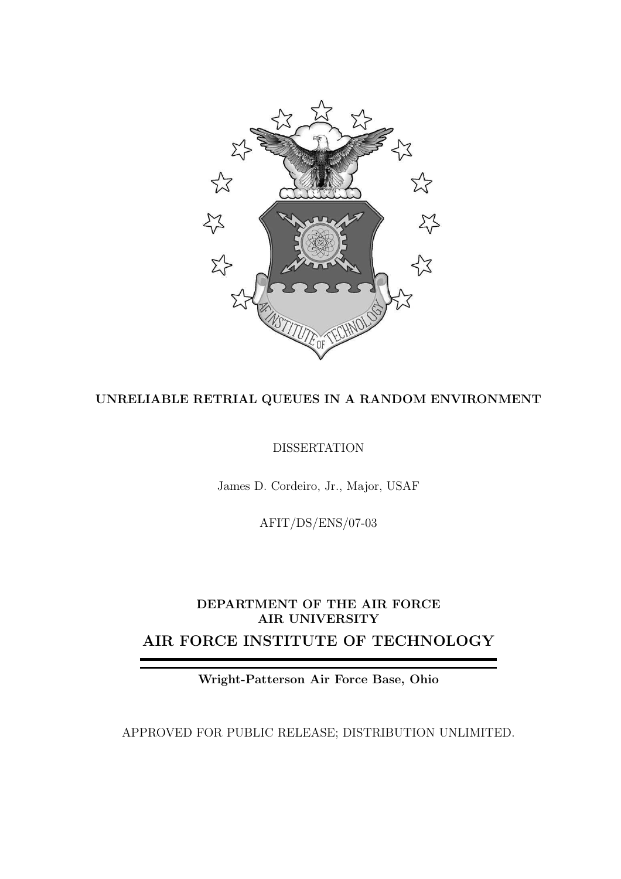**UNRELIABLE RETRIAL QUEUES IN A RANDOM ENVIRONMENT**

DISSERTATION

James D. Cordeiro, Jr., Major, USAF

AFIT/DS/ENS/07-03

**DEPARTMENT OF THE AIR FORCE**
**AIR UNIVERSITY**

## AIR FORCE INSTITUTE OF TECHNOLOGY

**Wright-Patterson Air Force Base, Ohio**

APPROVED FOR PUBLIC RELEASE; DISTRIBUTION UNLIMITED.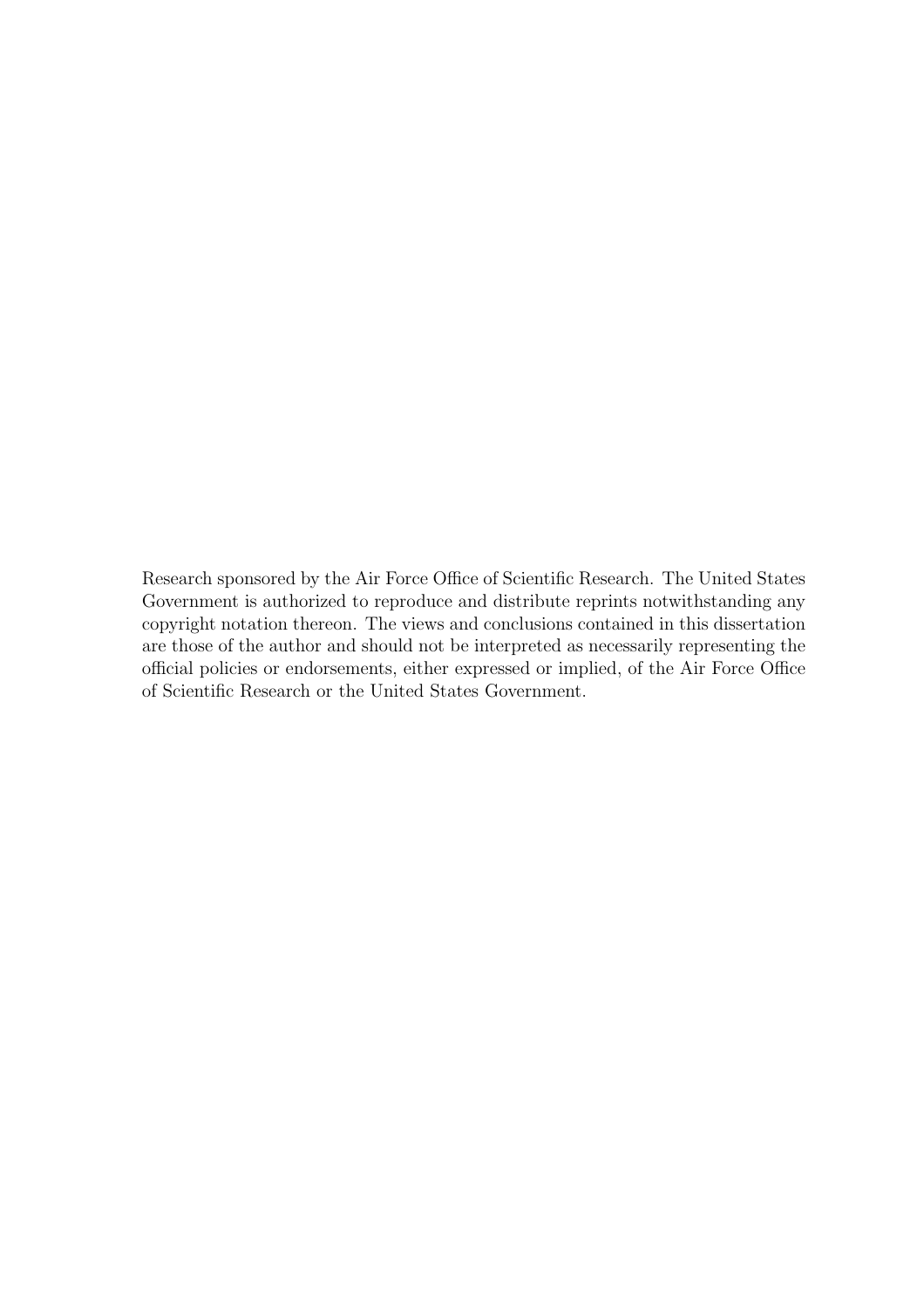Research sponsored by the Air Force Office of Scientific Research. The United States Government is authorized to reproduce and distribute reprints notwithstanding any copyright notation thereon. The views and conclusions contained in this dissertation are those of the author and should not be interpreted as necessarily representing the official policies or endorsements, either expressed or implied, of the Air Force Office of Scientific Research or the United States Government.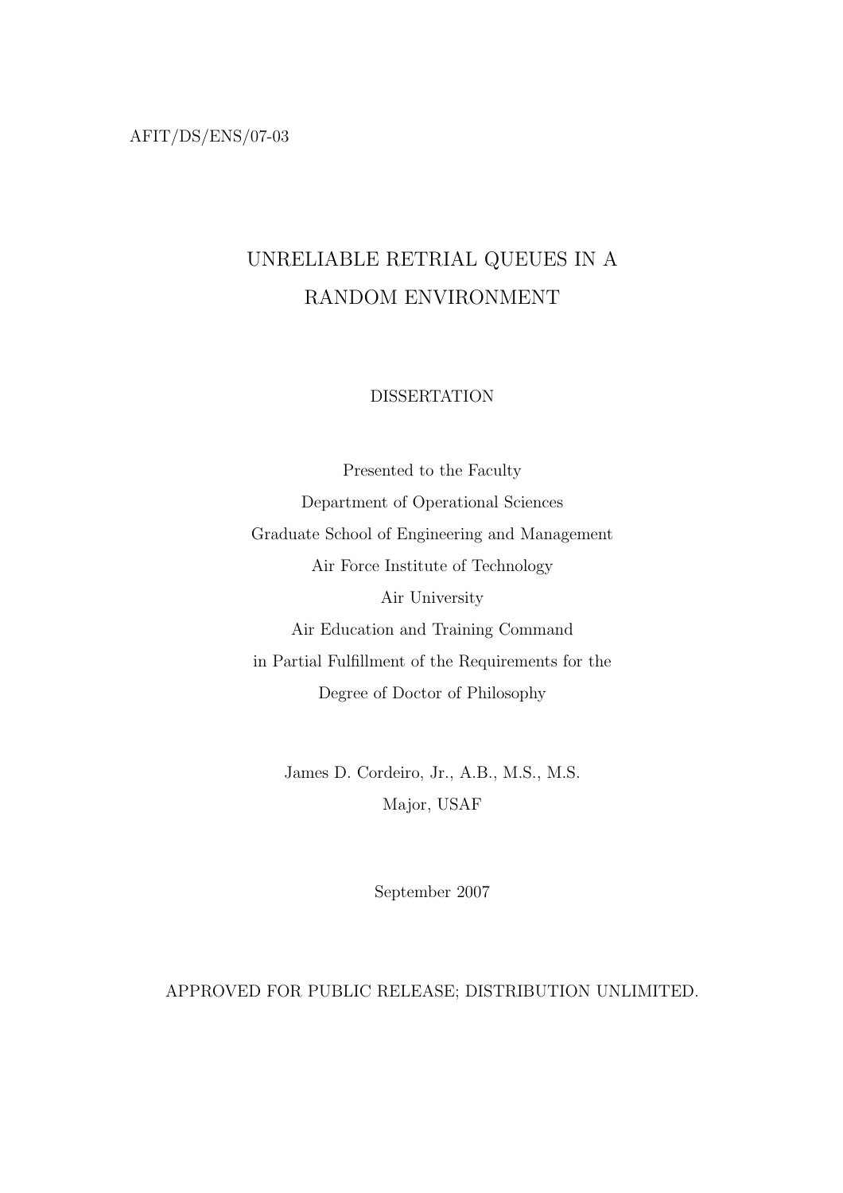AFIT/DS/ENS/07-03

# UNRELIABLE RETRIAL QUEUES IN A RANDOM ENVIRONMENT

DISSERTATION

Presented to the Faculty
Department of Operational Sciences
Graduate School of Engineering and Management
Air Force Institute of Technology
Air University
Air Education and Training Command
in Partial Fulfillment of the Requirements for the
Degree of Doctor of Philosophy

James D. Cordeiro, Jr., A.B., M.S., M.S.
Major, USAF

September 2007

APPROVED FOR PUBLIC RELEASE; DISTRIBUTION UNLIMITED.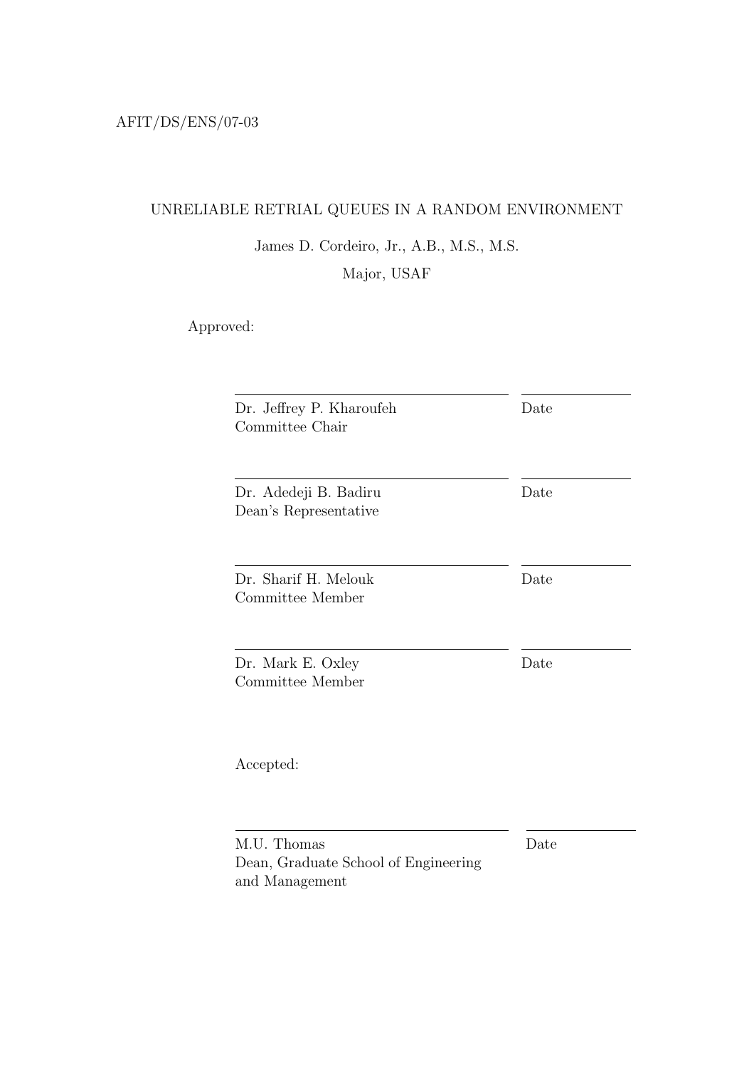AFIT/DS/ENS/07-03

UNRELIABLE RETRIAL QUEUES IN A RANDOM ENVIRONMENT

James D. Cordeiro, Jr., A.B., M.S., M.S.

Major, USAF

Approved:

| | |
|---|---|
| Dr. Jeffrey P. Kharoufeh<br>Committee Chair | Date |
| Dr. Adedeji B. Badiru<br>Dean's Representative | Date |
| Dr. Sharif H. Melouk<br>Committee Member | Date |
| Dr. Mark E. Oxley<br>Committee Member | Date |

Accepted:

| | |
|---|---|
| M.U. Thomas<br>Dean, Graduate School of Engineering and Management | Date |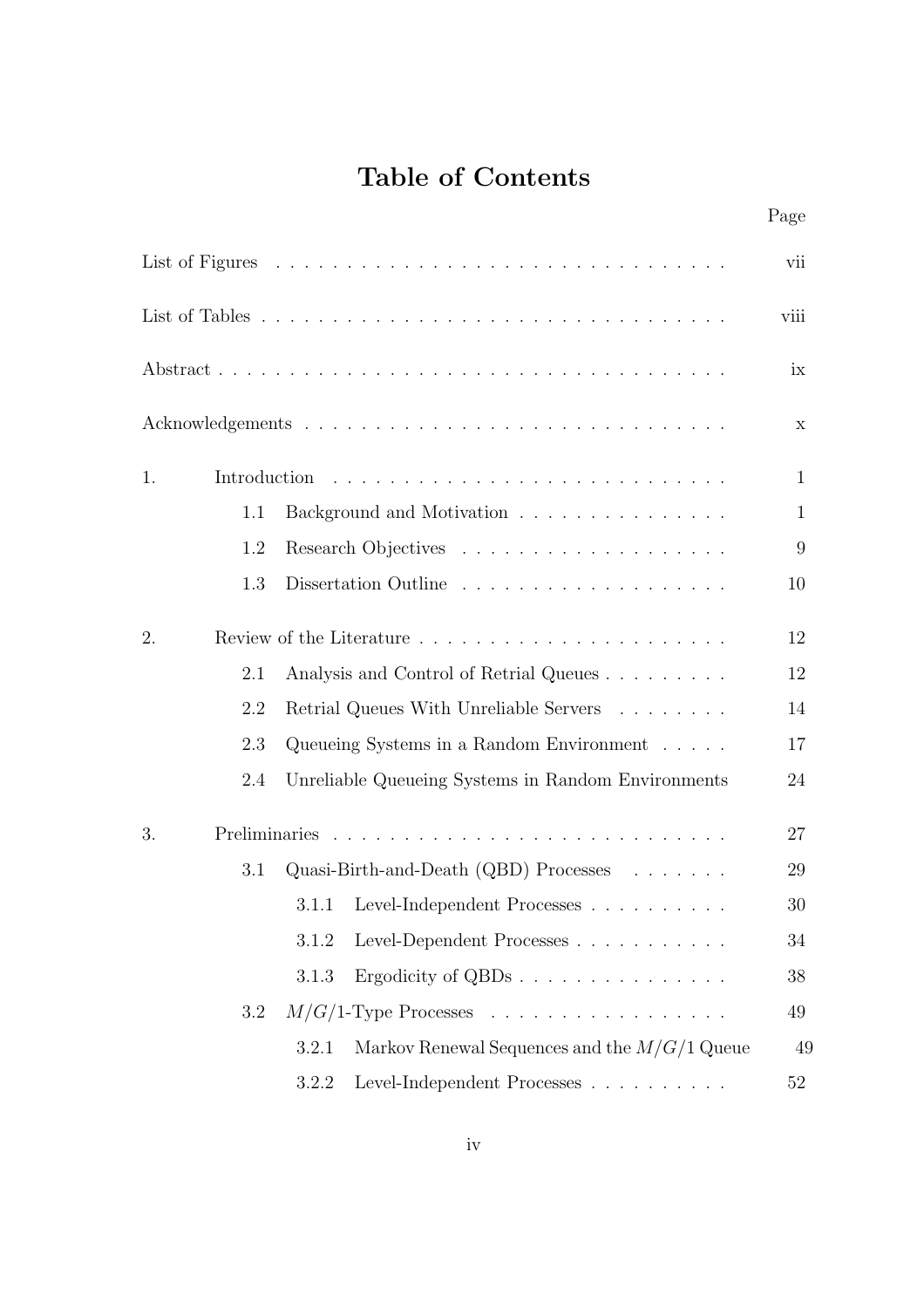# Table of Contents

| | | Page |
|---|---|---|
| List of Figures | | vii |
| List of Tables | | viii |
| Abstract | | ix |
| Acknowledgements | | x |
| 1. | Introduction | 1 |
| | 1.1 Background and Motivation | 1 |
| | 1.2 Research Objectives | 9 |
| | 1.3 Dissertation Outline | 10 |
| 2. | Review of the Literature | 12 |
| | 2.1 Analysis and Control of Retrial Queues | 12 |
| | 2.2 Retrial Queues With Unreliable Servers | 14 |
| | 2.3 Queueing Systems in a Random Environment | 17 |
| | 2.4 Unreliable Queueing Systems in Random Environments | 24 |
| 3. | Preliminaries | 27 |
| | 3.1 Quasi-Birth-and-Death (QBD) Processes | 29 |
| | 3.1.1 Level-Independent Processes | 30 |
| | 3.1.2 Level-Dependent Processes | 34 |
| | 3.1.3 Ergodicity of QBDs | 38 |
| | 3.2 $M/G/1$-Type Processes | 49 |
| | 3.2.1 Markov Renewal Sequences and the $M/G/1$ Queue | 49 |
| | 3.2.2 Level-Independent Processes | 52 |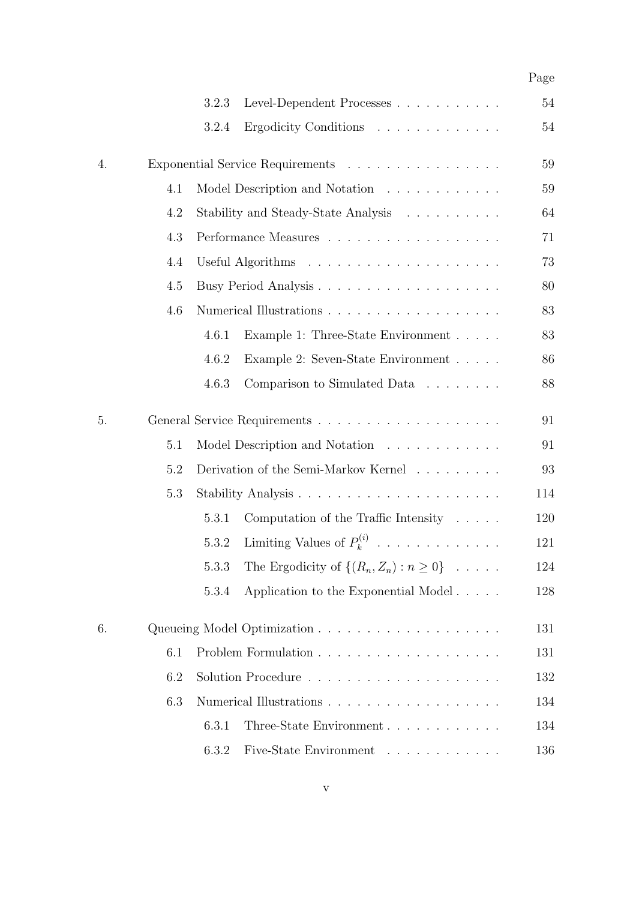| | | Page |
|---|---|---|
| | 3.2.3 Level-Dependent Processes | 54 |
| | 3.2.4 Ergodicity Conditions | 54 |
| 4. | Exponential Service Requirements | 59 |
| | 4.1 Model Description and Notation | 59 |
| | 4.2 Stability and Steady-State Analysis | 64 |
| | 4.3 Performance Measures | 71 |
| | 4.4 Useful Algorithms | 73 |
| | 4.5 Busy Period Analysis | 80 |
| | 4.6 Numerical Illustrations | 83 |
| | 4.6.1 Example 1: Three-State Environment | 83 |
| | 4.6.2 Example 2: Seven-State Environment | 86 |
| | 4.6.3 Comparison to Simulated Data | 88 |
| 5. | General Service Requirements | 91 |
| | 5.1 Model Description and Notation | 91 |
| | 5.2 Derivation of the Semi-Markov Kernel | 93 |
| | 5.3 Stability Analysis | 114 |
| | 5.3.1 Computation of the Traffic Intensity | 120 |
| | 5.3.2 Limiting Values of $P_k^{(i)}$ | 121 |
| | 5.3.3 The Ergodicity of $\{(R_n, Z_n) : n \geq 0\}$ | 124 |
| | 5.3.4 Application to the Exponential Model | 128 |
| 6. | Queueing Model Optimization | 131 |
| | 6.1 Problem Formulation | 131 |
| | 6.2 Solution Procedure | 132 |
| | 6.3 Numerical Illustrations | 134 |
| | 6.3.1 Three-State Environment | 134 |
| | 6.3.2 Five-State Environment | 136 |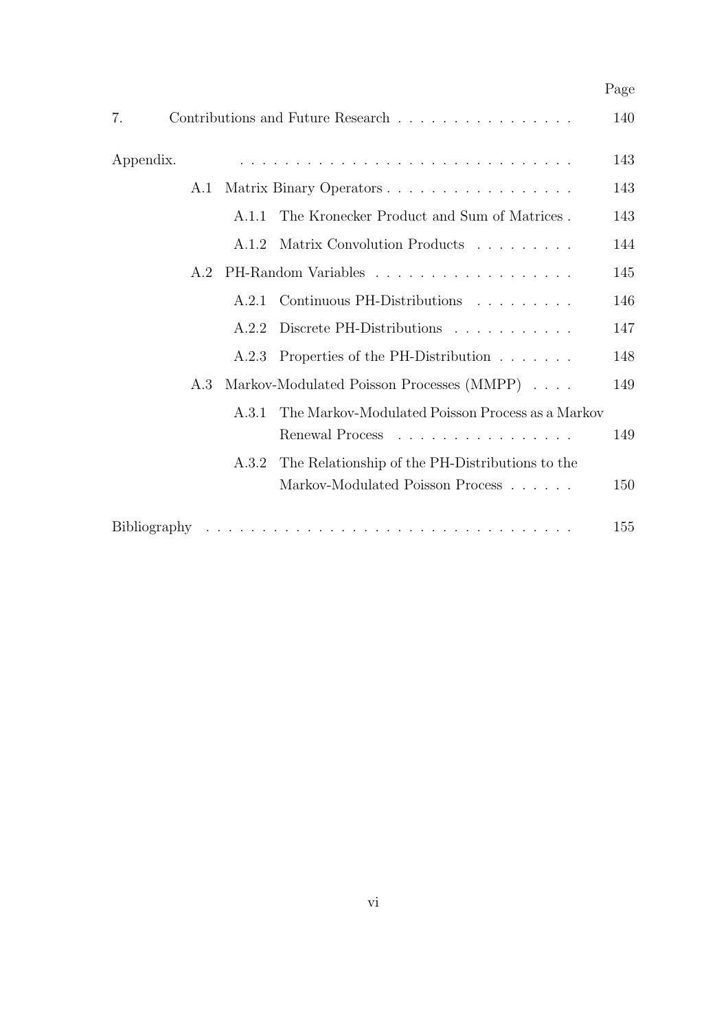| | Page |
|---|---|
| 7. Contributions and Future Research | 140 |
| Appendix. | 143 |
| A.1 Matrix Binary Operators | 143 |
| A.1.1 The Kronecker Product and Sum of Matrices | 143 |
| A.1.2 Matrix Convolution Products | 144 |
| A.2 PH-Random Variables | 145 |
| A.2.1 Continuous PH-Distributions | 146 |
| A.2.2 Discrete PH-Distributions | 147 |
| A.2.3 Properties of the PH-Distribution | 148 |
| A.3 Markov-Modulated Poisson Processes (MMPP) | 149 |
| A.3.1 The Markov-Modulated Poisson Process as a Markov Renewal Process | 149 |
| A.3.2 The Relationship of the PH-Distributions to the Markov-Modulated Poisson Process | 150 |
| Bibliography | 155 |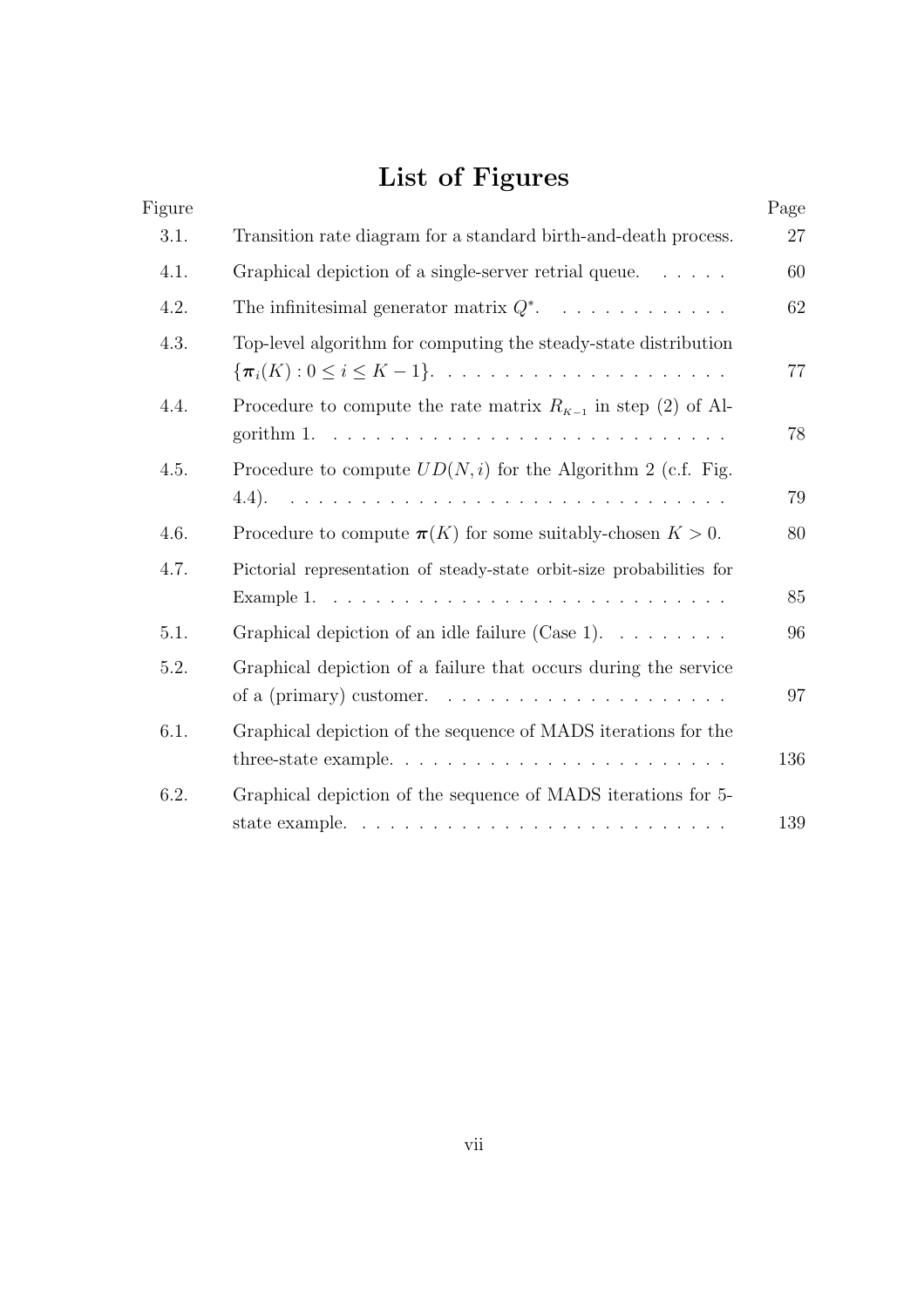# List of Figures

| Figure | | Page |
|---|---|---|
| 3.1. | Transition rate diagram for a standard birth-and-death process. | 27 |
| 4.1. | Graphical depiction of a single-server retrial queue. | 60 |
| 4.2. | The infinitesimal generator matrix $Q^*$. | 62 |
| 4.3. | Top-level algorithm for computing the steady-state distribution $\{\boldsymbol{\pi}_i(K) : 0 \leq i \leq K-1\}$. | 77 |
| 4.4. | Procedure to compute the rate matrix $R_{K-1}$ in step (2) of Algorithm 1. | 78 |
| 4.5. | Procedure to compute $UD(N, i)$ for the Algorithm 2 (c.f. Fig. 4.4). | 79 |
| 4.6. | Procedure to compute $\boldsymbol{\pi}(K)$ for some suitably-chosen $K > 0$. | 80 |
| 4.7. | Pictorial representation of steady-state orbit-size probabilities for Example 1. | 85 |
| 5.1. | Graphical depiction of an idle failure (Case 1). | 96 |
| 5.2. | Graphical depiction of a failure that occurs during the service of a (primary) customer. | 97 |
| 6.1. | Graphical depiction of the sequence of MADS iterations for the three-state example. | 136 |
| 6.2. | Graphical depiction of the sequence of MADS iterations for 5-state example. | 139 |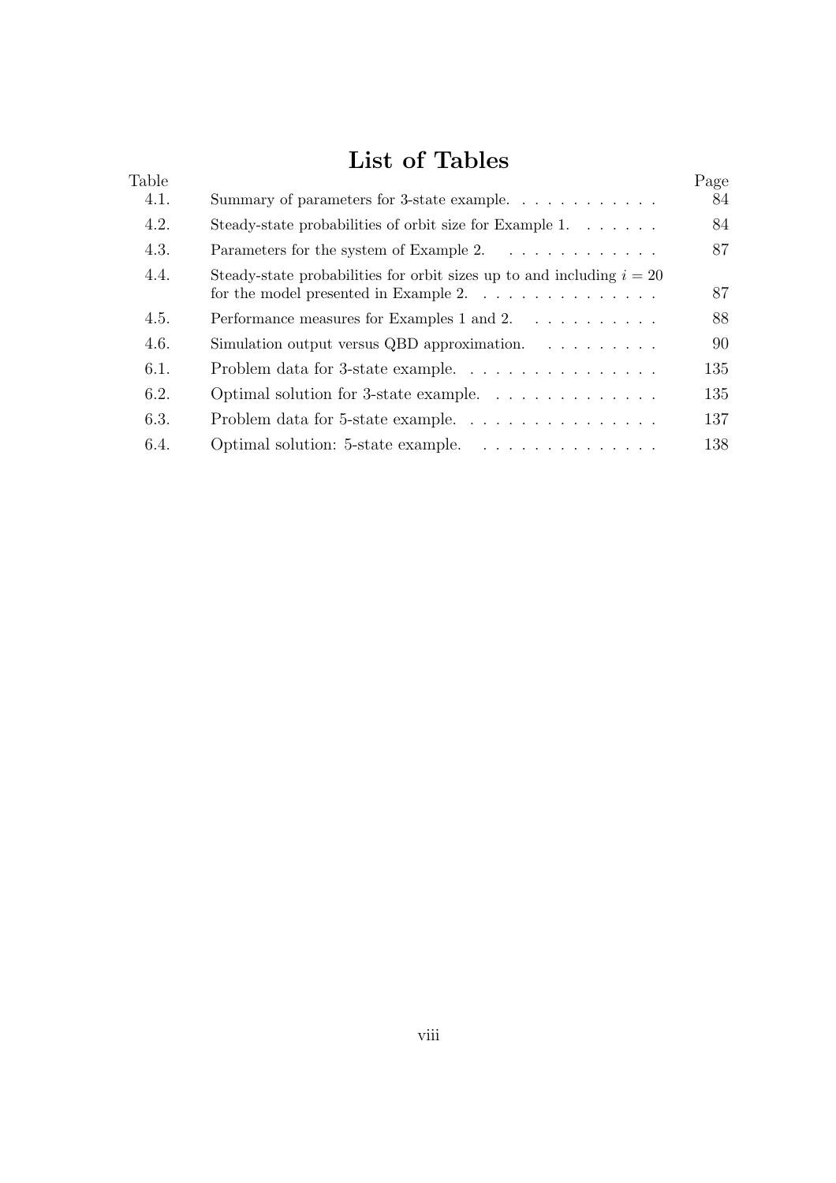# List of Tables

| Table | | Page |
|---|---|---|
| 4.1. | Summary of parameters for 3-state example. | 84 |
| 4.2. | Steady-state probabilities of orbit size for Example 1. | 84 |
| 4.3. | Parameters for the system of Example 2. | 87 |
| 4.4. | Steady-state probabilities for orbit sizes up to and including $i = 20$ for the model presented in Example 2. | 87 |
| 4.5. | Performance measures for Examples 1 and 2. | 88 |
| 4.6. | Simulation output versus QBD approximation. | 90 |
| 6.1. | Problem data for 3-state example. | 135 |
| 6.2. | Optimal solution for 3-state example. | 135 |
| 6.3. | Problem data for 5-state example. | 137 |
| 6.4. | Optimal solution: 5-state example. | 138 |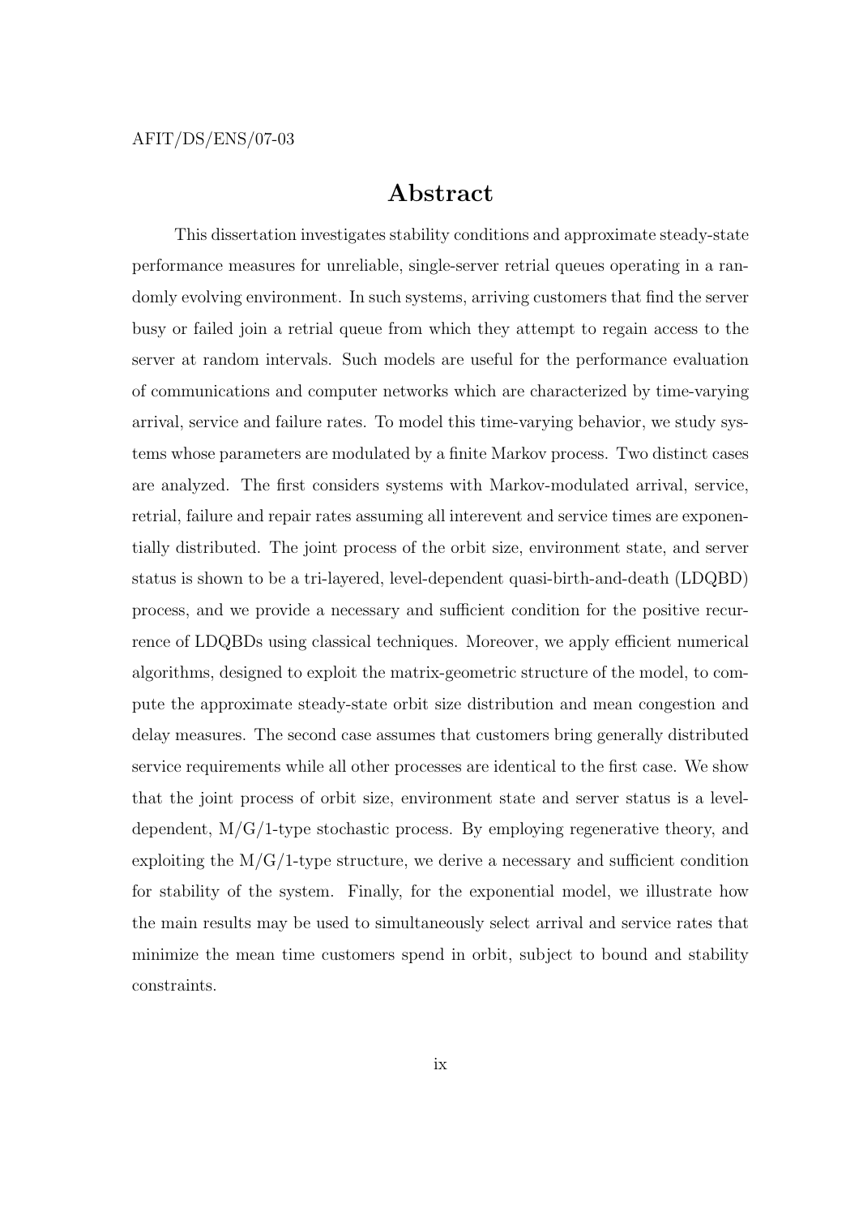AFIT/DS/ENS/07-03

# Abstract

This dissertation investigates stability conditions and approximate steady-state performance measures for unreliable, single-server retrial queues operating in a randomly evolving environment. In such systems, arriving customers that find the server busy or failed join a retrial queue from which they attempt to regain access to the server at random intervals. Such models are useful for the performance evaluation of communications and computer networks which are characterized by time-varying arrival, service and failure rates. To model this time-varying behavior, we study systems whose parameters are modulated by a finite Markov process. Two distinct cases are analyzed. The first considers systems with Markov-modulated arrival, service, retrial, failure and repair rates assuming all interevent and service times are exponentially distributed. The joint process of the orbit size, environment state, and server status is shown to be a tri-layered, level-dependent quasi-birth-and-death (LDQBD) process, and we provide a necessary and sufficient condition for the positive recurrence of LDQBDs using classical techniques. Moreover, we apply efficient numerical algorithms, designed to exploit the matrix-geometric structure of the model, to compute the approximate steady-state orbit size distribution and mean congestion and delay measures. The second case assumes that customers bring generally distributed service requirements while all other processes are identical to the first case. We show that the joint process of orbit size, environment state and server status is a level-dependent, M/G/1-type stochastic process. By employing regenerative theory, and exploiting the M/G/1-type structure, we derive a necessary and sufficient condition for stability of the system. Finally, for the exponential model, we illustrate how the main results may be used to simultaneously select arrival and service rates that minimize the mean time customers spend in orbit, subject to bound and stability constraints.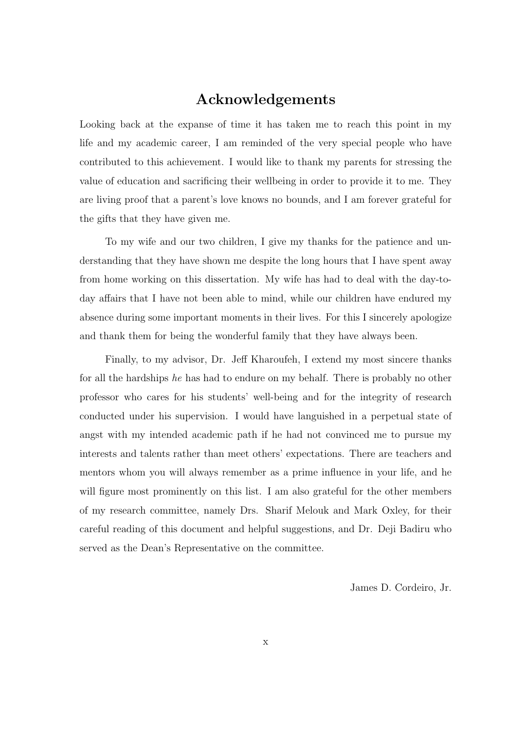# Acknowledgements

Looking back at the expanse of time it has taken me to reach this point in my life and my academic career, I am reminded of the very special people who have contributed to this achievement. I would like to thank my parents for stressing the value of education and sacrificing their wellbeing in order to provide it to me. They are living proof that a parent's love knows no bounds, and I am forever grateful for the gifts that they have given me.

To my wife and our two children, I give my thanks for the patience and understanding that they have shown me despite the long hours that I have spent away from home working on this dissertation. My wife has had to deal with the day-to-day affairs that I have not been able to mind, while our children have endured my absence during some important moments in their lives. For this I sincerely apologize and thank them for being the wonderful family that they have always been.

Finally, to my advisor, Dr. Jeff Kharoufeh, I extend my most sincere thanks for all the hardships *he* has had to endure on my behalf. There is probably no other professor who cares for his students' well-being and for the integrity of research conducted under his supervision. I would have languished in a perpetual state of angst with my intended academic path if he had not convinced me to pursue my interests and talents rather than meet others' expectations. There are teachers and mentors whom you will always remember as a prime influence in your life, and he will figure most prominently on this list. I am also grateful for the other members of my research committee, namely Drs. Sharif Melouk and Mark Oxley, for their careful reading of this document and helpful suggestions, and Dr. Deji Badiru who served as the Dean's Representative on the committee.

James D. Cordeiro, Jr.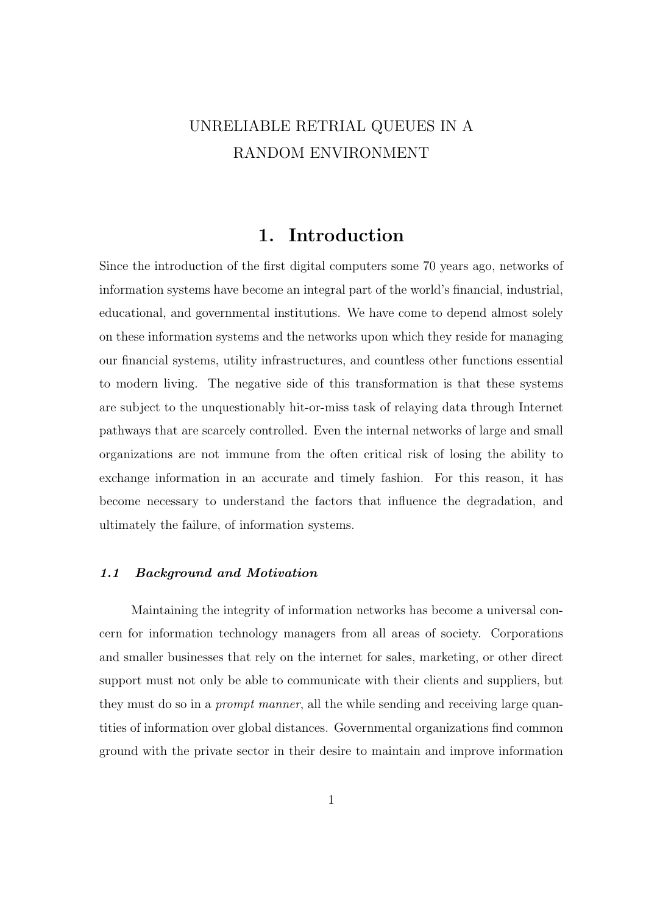# UNRELIABLE RETRIAL QUEUES IN A RANDOM ENVIRONMENT

# 1. Introduction

Since the introduction of the first digital computers some 70 years ago, networks of information systems have become an integral part of the world's financial, industrial, educational, and governmental institutions. We have come to depend almost solely on these information systems and the networks upon which they reside for managing our financial systems, utility infrastructures, and countless other functions essential to modern living. The negative side of this transformation is that these systems are subject to the unquestionably hit-or-miss task of relaying data through Internet pathways that are scarcely controlled. Even the internal networks of large and small organizations are not immune from the often critical risk of losing the ability to exchange information in an accurate and timely fashion. For this reason, it has become necessary to understand the factors that influence the degradation, and ultimately the failure, of information systems.

### *1.1 Background and Motivation*

Maintaining the integrity of information networks has become a universal concern for information technology managers from all areas of society. Corporations and smaller businesses that rely on the internet for sales, marketing, or other direct support must not only be able to communicate with their clients and suppliers, but they must do so in a *prompt manner*, all the while sending and receiving large quantities of information over global distances. Governmental organizations find common ground with the private sector in their desire to maintain and improve information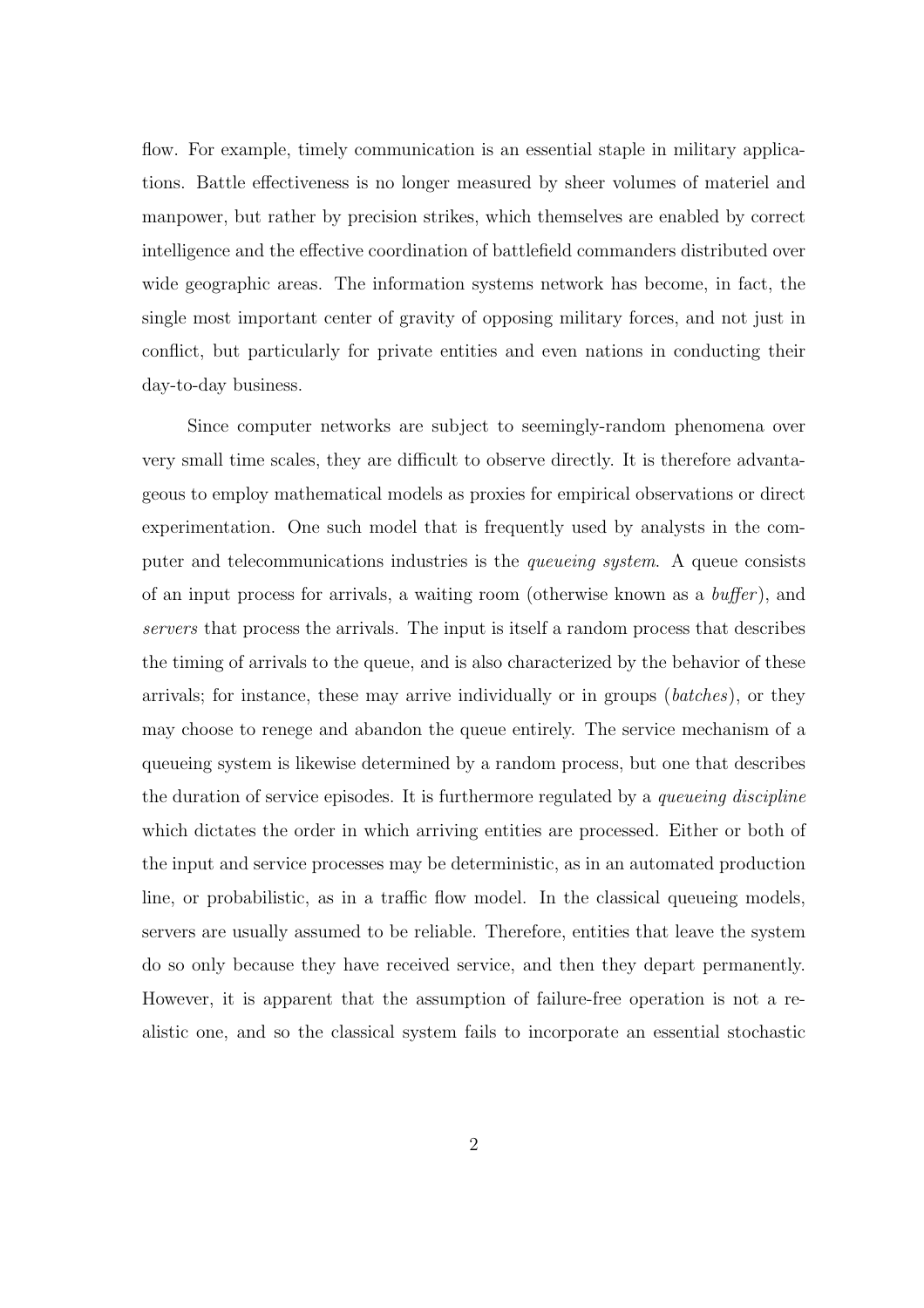flow. For example, timely communication is an essential staple in military applications. Battle effectiveness is no longer measured by sheer volumes of materiel and manpower, but rather by precision strikes, which themselves are enabled by correct intelligence and the effective coordination of battlefield commanders distributed over wide geographic areas. The information systems network has become, in fact, the single most important center of gravity of opposing military forces, and not just in conflict, but particularly for private entities and even nations in conducting their day-to-day business.

Since computer networks are subject to seemingly-random phenomena over very small time scales, they are difficult to observe directly. It is therefore advantageous to employ mathematical models as proxies for empirical observations or direct experimentation. One such model that is frequently used by analysts in the computer and telecommunications industries is the *queueing system*. A queue consists of an input process for arrivals, a waiting room (otherwise known as a *buffer*), and *servers* that process the arrivals. The input is itself a random process that describes the timing of arrivals to the queue, and is also characterized by the behavior of these arrivals; for instance, these may arrive individually or in groups (*batches*), or they may choose to renege and abandon the queue entirely. The service mechanism of a queueing system is likewise determined by a random process, but one that describes the duration of service episodes. It is furthermore regulated by a *queueing discipline* which dictates the order in which arriving entities are processed. Either or both of the input and service processes may be deterministic, as in an automated production line, or probabilistic, as in a traffic flow model. In the classical queueing models, servers are usually assumed to be reliable. Therefore, entities that leave the system do so only because they have received service, and then they depart permanently. However, it is apparent that the assumption of failure-free operation is not a realistic one, and so the classical system fails to incorporate an essential stochastic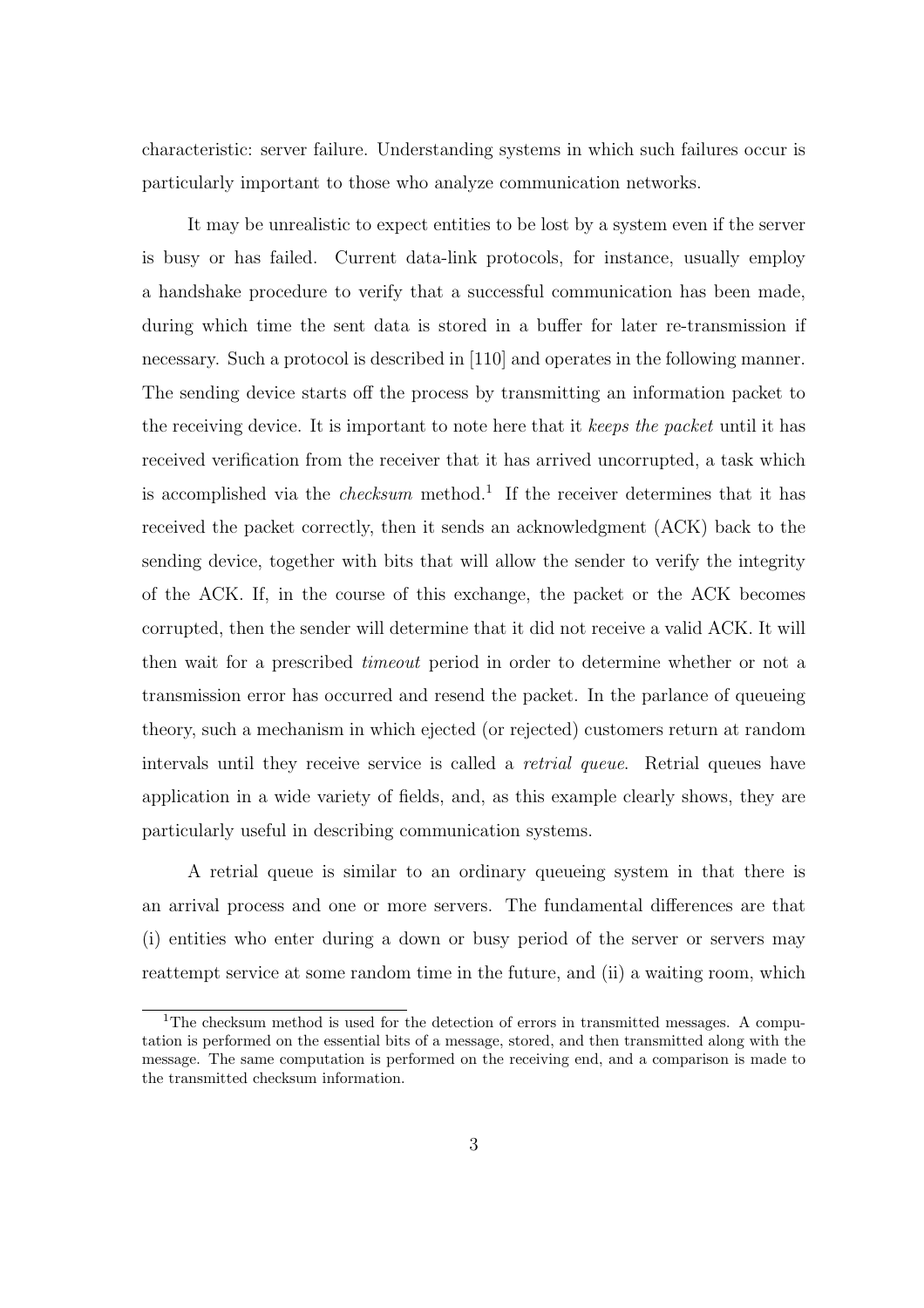characteristic: server failure. Understanding systems in which such failures occur is particularly important to those who analyze communication networks.

It may be unrealistic to expect entities to be lost by a system even if the server is busy or has failed. Current data-link protocols, for instance, usually employ a handshake procedure to verify that a successful communication has been made, during which time the sent data is stored in a buffer for later re-transmission if necessary. Such a protocol is described in [110] and operates in the following manner. The sending device starts off the process by transmitting an information packet to the receiving device. It is important to note here that it *keeps the packet* until it has received verification from the receiver that it has arrived uncorrupted, a task which is accomplished via the *checksum* method.[1] If the receiver determines that it has received the packet correctly, then it sends an acknowledgment (ACK) back to the sending device, together with bits that will allow the sender to verify the integrity of the ACK. If, in the course of this exchange, the packet or the ACK becomes corrupted, then the sender will determine that it did not receive a valid ACK. It will then wait for a prescribed *timeout* period in order to determine whether or not a transmission error has occurred and resend the packet. In the parlance of queueing theory, such a mechanism in which ejected (or rejected) customers return at random intervals until they receive service is called a *retrial queue*. Retrial queues have application in a wide variety of fields, and, as this example clearly shows, they are particularly useful in describing communication systems.

A retrial queue is similar to an ordinary queueing system in that there is an arrival process and one or more servers. The fundamental differences are that (i) entities who enter during a down or busy period of the server or servers may reattempt service at some random time in the future, and (ii) a waiting room, which

[1] The checksum method is used for the detection of errors in transmitted messages. A computation is performed on the essential bits of a message, stored, and then transmitted along with the message. The same computation is performed on the receiving end, and a comparison is made to the transmitted checksum information.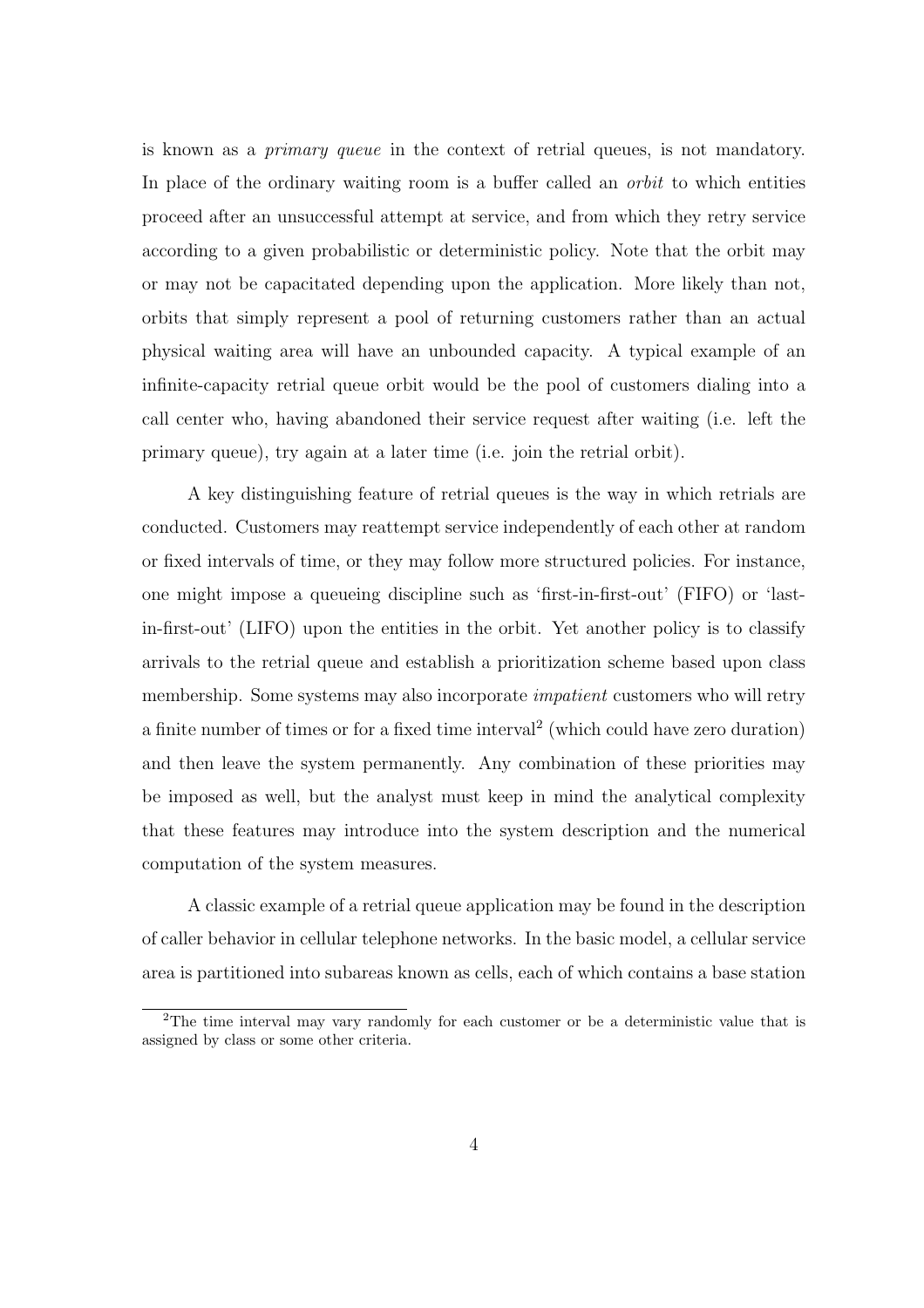is known as a *primary queue* in the context of retrial queues, is not mandatory. In place of the ordinary waiting room is a buffer called an *orbit* to which entities proceed after an unsuccessful attempt at service, and from which they retry service according to a given probabilistic or deterministic policy. Note that the orbit may or may not be capacitated depending upon the application. More likely than not, orbits that simply represent a pool of returning customers rather than an actual physical waiting area will have an unbounded capacity. A typical example of an infinite-capacity retrial queue orbit would be the pool of customers dialing into a call center who, having abandoned their service request after waiting (i.e. left the primary queue), try again at a later time (i.e. join the retrial orbit).

A key distinguishing feature of retrial queues is the way in which retrials are conducted. Customers may reattempt service independently of each other at random or fixed intervals of time, or they may follow more structured policies. For instance, one might impose a queueing discipline such as 'first-in-first-out' (FIFO) or 'last-in-first-out' (LIFO) upon the entities in the orbit. Yet another policy is to classify arrivals to the retrial queue and establish a prioritization scheme based upon class membership. Some systems may also incorporate *impatient* customers who will retry a finite number of times or for a fixed time interval[2] (which could have zero duration) and then leave the system permanently. Any combination of these priorities may be imposed as well, but the analyst must keep in mind the analytical complexity that these features may introduce into the system description and the numerical computation of the system measures.

A classic example of a retrial queue application may be found in the description of caller behavior in cellular telephone networks. In the basic model, a cellular service area is partitioned into subareas known as cells, each of which contains a base station

[2]The time interval may vary randomly for each customer or be a deterministic value that is assigned by class or some other criteria.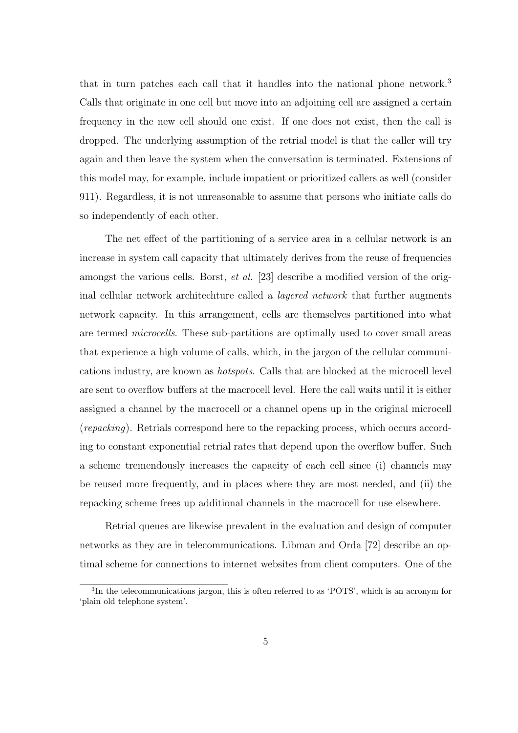that in turn patches each call that it handles into the national phone network.[3] Calls that originate in one cell but move into an adjoining cell are assigned a certain frequency in the new cell should one exist. If one does not exist, then the call is dropped. The underlying assumption of the retrial model is that the caller will try again and then leave the system when the conversation is terminated. Extensions of this model may, for example, include impatient or prioritized callers as well (consider 911). Regardless, it is not unreasonable to assume that persons who initiate calls do so independently of each other.

The net effect of the partitioning of a service area in a cellular network is an increase in system call capacity that ultimately derives from the reuse of frequencies amongst the various cells. Borst, *et al.* [23] describe a modified version of the original cellular network architechture called a *layered network* that further augments network capacity. In this arrangement, cells are themselves partitioned into what are termed *microcells*. These sub-partitions are optimally used to cover small areas that experience a high volume of calls, which, in the jargon of the cellular communications industry, are known as *hotspots*. Calls that are blocked at the microcell level are sent to overflow buffers at the macrocell level. Here the call waits until it is either assigned a channel by the macrocell or a channel opens up in the original microcell (*repacking*). Retrials correspond here to the repacking process, which occurs according to constant exponential retrial rates that depend upon the overflow buffer. Such a scheme tremendously increases the capacity of each cell since (i) channels may be reused more frequently, and in places where they are most needed, and (ii) the repacking scheme frees up additional channels in the macrocell for use elsewhere.

Retrial queues are likewise prevalent in the evaluation and design of computer networks as they are in telecommunications. Libman and Orda [72] describe an optimal scheme for connections to internet websites from client computers. One of the

[3] In the telecommunications jargon, this is often referred to as 'POTS', which is an acronym for 'plain old telephone system'.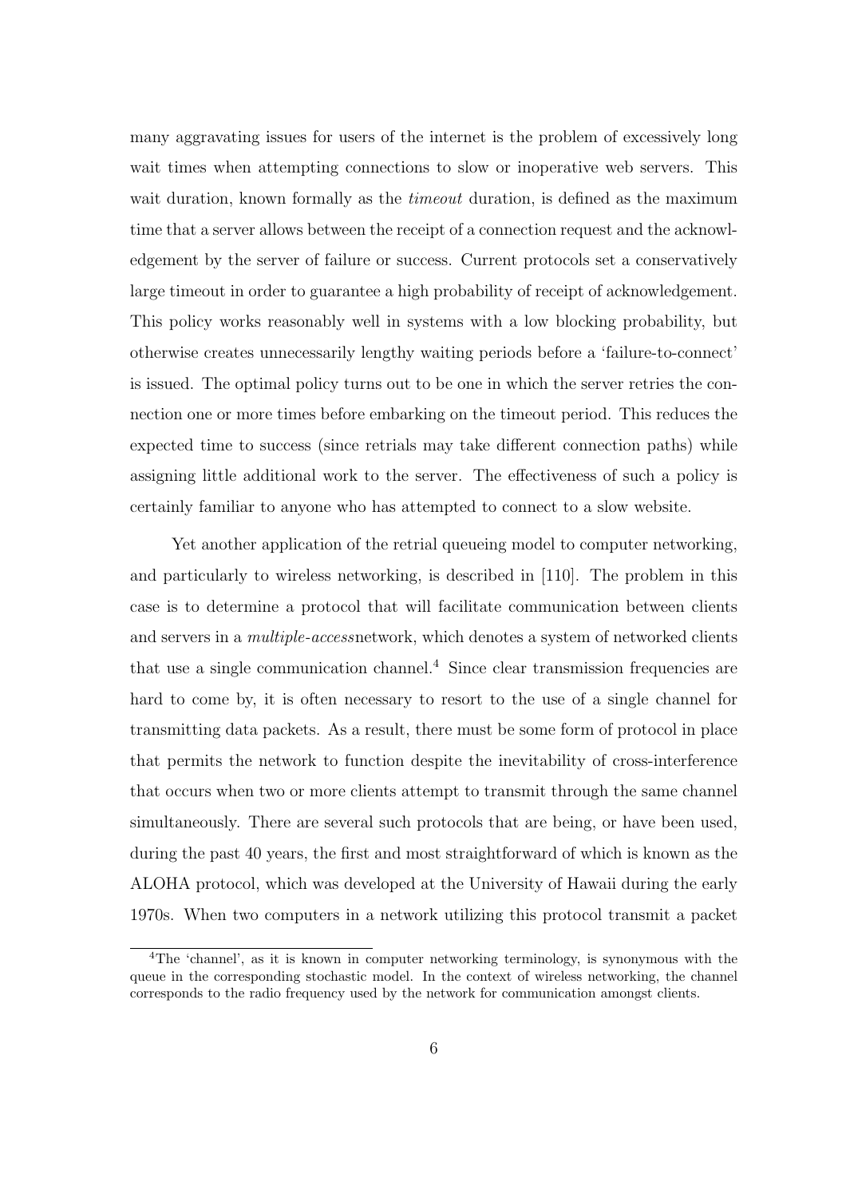many aggravating issues for users of the internet is the problem of excessively long wait times when attempting connections to slow or inoperative web servers. This wait duration, known formally as the *timeout* duration, is defined as the maximum time that a server allows between the receipt of a connection request and the acknowledgement by the server of failure or success. Current protocols set a conservatively large timeout in order to guarantee a high probability of receipt of acknowledgement. This policy works reasonably well in systems with a low blocking probability, but otherwise creates unnecessarily lengthy waiting periods before a 'failure-to-connect' is issued. The optimal policy turns out to be one in which the server retries the connection one or more times before embarking on the timeout period. This reduces the expected time to success (since retrials may take different connection paths) while assigning little additional work to the server. The effectiveness of such a policy is certainly familiar to anyone who has attempted to connect to a slow website.

Yet another application of the retrial queueing model to computer networking, and particularly to wireless networking, is described in [110]. The problem in this case is to determine a protocol that will facilitate communication between clients and servers in a *multiple-access*network, which denotes a system of networked clients that use a single communication channel.[4] Since clear transmission frequencies are hard to come by, it is often necessary to resort to the use of a single channel for transmitting data packets. As a result, there must be some form of protocol in place that permits the network to function despite the inevitability of cross-interference that occurs when two or more clients attempt to transmit through the same channel simultaneously. There are several such protocols that are being, or have been used, during the past 40 years, the first and most straightforward of which is known as the ALOHA protocol, which was developed at the University of Hawaii during the early 1970s. When two computers in a network utilizing this protocol transmit a packet

[4]The 'channel', as it is known in computer networking terminology, is synonymous with the queue in the corresponding stochastic model. In the context of wireless networking, the channel corresponds to the radio frequency used by the network for communication amongst clients.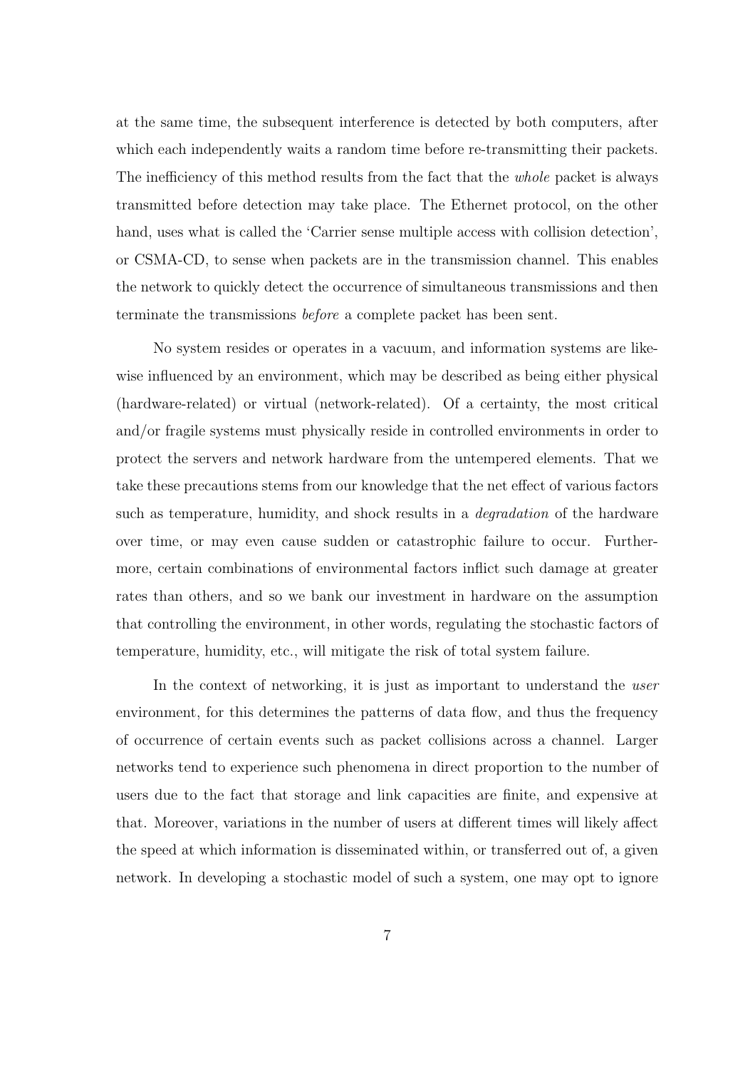at the same time, the subsequent interference is detected by both computers, after which each independently waits a random time before re-transmitting their packets. The inefficiency of this method results from the fact that the *whole* packet is always transmitted before detection may take place. The Ethernet protocol, on the other hand, uses what is called the 'Carrier sense multiple access with collision detection', or CSMA-CD, to sense when packets are in the transmission channel. This enables the network to quickly detect the occurrence of simultaneous transmissions and then terminate the transmissions *before* a complete packet has been sent.

No system resides or operates in a vacuum, and information systems are likewise influenced by an environment, which may be described as being either physical (hardware-related) or virtual (network-related). Of a certainty, the most critical and/or fragile systems must physically reside in controlled environments in order to protect the servers and network hardware from the untempered elements. That we take these precautions stems from our knowledge that the net effect of various factors such as temperature, humidity, and shock results in a *degradation* of the hardware over time, or may even cause sudden or catastrophic failure to occur. Furthermore, certain combinations of environmental factors inflict such damage at greater rates than others, and so we bank our investment in hardware on the assumption that controlling the environment, in other words, regulating the stochastic factors of temperature, humidity, etc., will mitigate the risk of total system failure.

In the context of networking, it is just as important to understand the *user* environment, for this determines the patterns of data flow, and thus the frequency of occurrence of certain events such as packet collisions across a channel. Larger networks tend to experience such phenomena in direct proportion to the number of users due to the fact that storage and link capacities are finite, and expensive at that. Moreover, variations in the number of users at different times will likely affect the speed at which information is disseminated within, or transferred out of, a given network. In developing a stochastic model of such a system, one may opt to ignore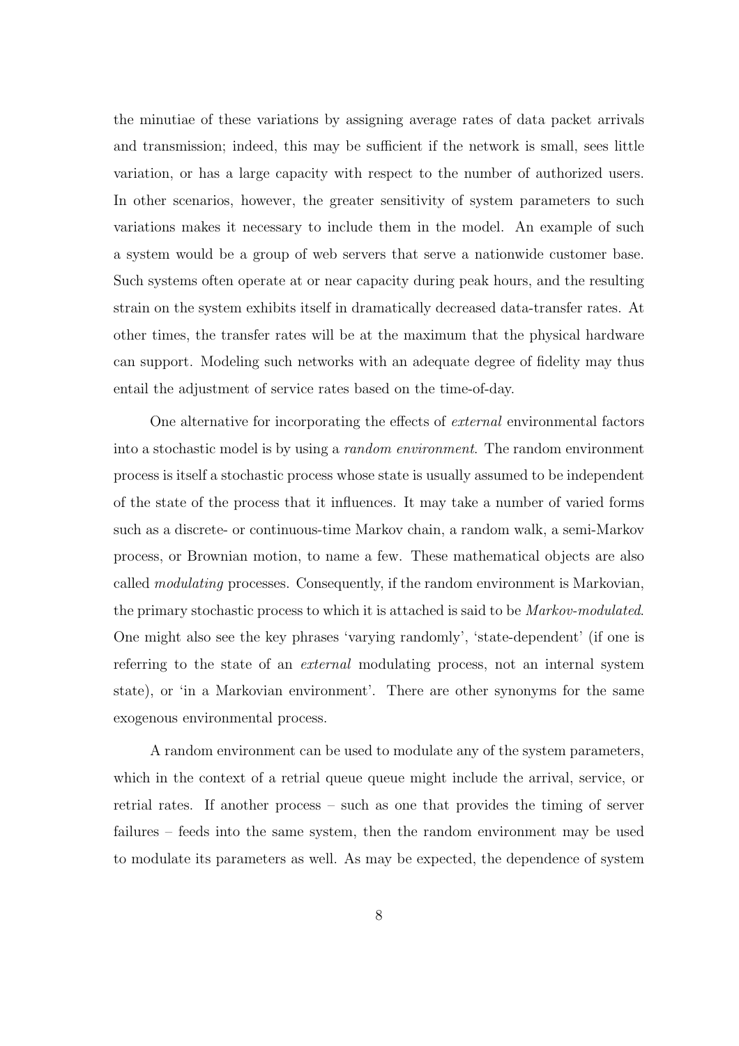the minutiae of these variations by assigning average rates of data packet arrivals and transmission; indeed, this may be sufficient if the network is small, sees little variation, or has a large capacity with respect to the number of authorized users. In other scenarios, however, the greater sensitivity of system parameters to such variations makes it necessary to include them in the model. An example of such a system would be a group of web servers that serve a nationwide customer base. Such systems often operate at or near capacity during peak hours, and the resulting strain on the system exhibits itself in dramatically decreased data-transfer rates. At other times, the transfer rates will be at the maximum that the physical hardware can support. Modeling such networks with an adequate degree of fidelity may thus entail the adjustment of service rates based on the time-of-day.

One alternative for incorporating the effects of *external* environmental factors into a stochastic model is by using a *random environment*. The random environment process is itself a stochastic process whose state is usually assumed to be independent of the state of the process that it influences. It may take a number of varied forms such as a discrete- or continuous-time Markov chain, a random walk, a semi-Markov process, or Brownian motion, to name a few. These mathematical objects are also called *modulating* processes. Consequently, if the random environment is Markovian, the primary stochastic process to which it is attached is said to be *Markov-modulated*. One might also see the key phrases 'varying randomly', 'state-dependent' (if one is referring to the state of an *external* modulating process, not an internal system state), or 'in a Markovian environment'. There are other synonyms for the same exogenous environmental process.

A random environment can be used to modulate any of the system parameters, which in the context of a retrial queue queue might include the arrival, service, or retrial rates. If another process – such as one that provides the timing of server failures – feeds into the same system, then the random environment may be used to modulate its parameters as well. As may be expected, the dependence of system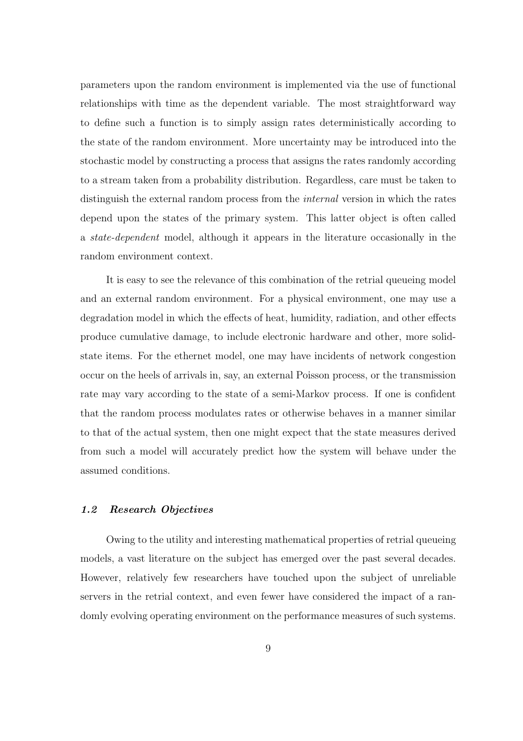parameters upon the random environment is implemented via the use of functional relationships with time as the dependent variable. The most straightforward way to define such a function is to simply assign rates deterministically according to the state of the random environment. More uncertainty may be introduced into the stochastic model by constructing a process that assigns the rates randomly according to a stream taken from a probability distribution. Regardless, care must be taken to distinguish the external random process from the *internal* version in which the rates depend upon the states of the primary system. This latter object is often called a *state-dependent* model, although it appears in the literature occasionally in the random environment context.

It is easy to see the relevance of this combination of the retrial queueing model and an external random environment. For a physical environment, one may use a degradation model in which the effects of heat, humidity, radiation, and other effects produce cumulative damage, to include electronic hardware and other, more solid-state items. For the ethernet model, one may have incidents of network congestion occur on the heels of arrivals in, say, an external Poisson process, or the transmission rate may vary according to the state of a semi-Markov process. If one is confident that the random process modulates rates or otherwise behaves in a manner similar to that of the actual system, then one might expect that the state measures derived from such a model will accurately predict how the system will behave under the assumed conditions.

### 1.2 Research Objectives

Owing to the utility and interesting mathematical properties of retrial queueing models, a vast literature on the subject has emerged over the past several decades. However, relatively few researchers have touched upon the subject of unreliable servers in the retrial context, and even fewer have considered the impact of a randomly evolving operating environment on the performance measures of such systems.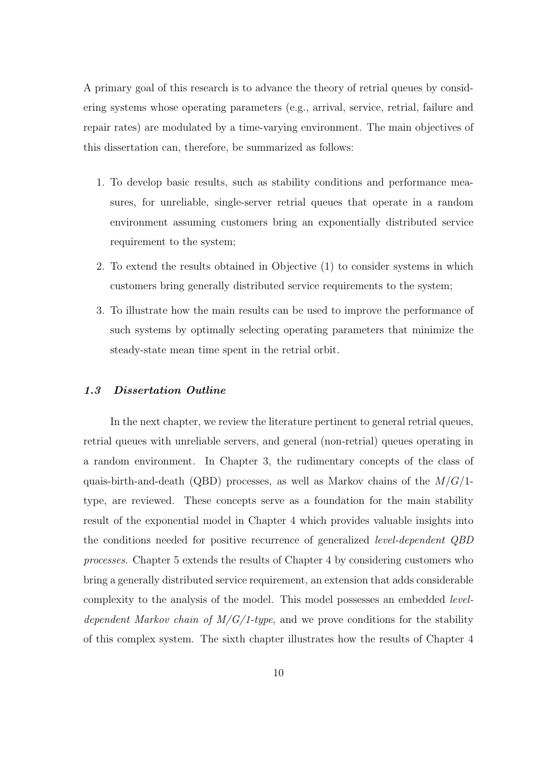A primary goal of this research is to advance the theory of retrial queues by considering systems whose operating parameters (e.g., arrival, service, retrial, failure and repair rates) are modulated by a time-varying environment. The main objectives of this dissertation can, therefore, be summarized as follows:

1. To develop basic results, such as stability conditions and performance measures, for unreliable, single-server retrial queues that operate in a random environment assuming customers bring an exponentially distributed service requirement to the system;
2. To extend the results obtained in Objective (1) to consider systems in which customers bring generally distributed service requirements to the system;
3. To illustrate how the main results can be used to improve the performance of such systems by optimally selecting operating parameters that minimize the steady-state mean time spent in the retrial orbit.

### *1.3 Dissertation Outline*

In the next chapter, we review the literature pertinent to general retrial queues, retrial queues with unreliable servers, and general (non-retrial) queues operating in a random environment. In Chapter 3, the rudimentary concepts of the class of quais-birth-and-death (QBD) processes, as well as Markov chains of the $M/G/1$-type, are reviewed. These concepts serve as a foundation for the main stability result of the exponential model in Chapter 4 which provides valuable insights into the conditions needed for positive recurrence of generalized *level-dependent QBD processes*. Chapter 5 extends the results of Chapter 4 by considering customers who bring a generally distributed service requirement, an extension that adds considerable complexity to the analysis of the model. This model possesses an embedded *level-dependent Markov chain of $M/G/1$-type*, and we prove conditions for the stability of this complex system. The sixth chapter illustrates how the results of Chapter 4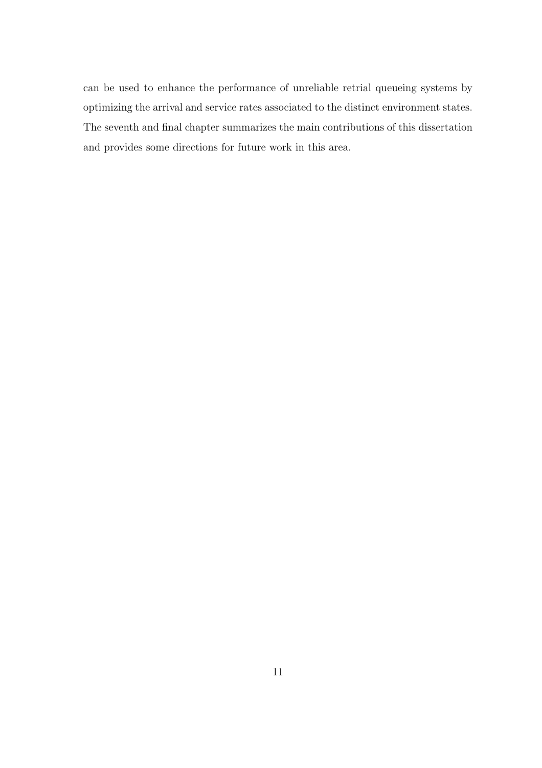can be used to enhance the performance of unreliable retrial queueing systems by optimizing the arrival and service rates associated to the distinct environment states. The seventh and final chapter summarizes the main contributions of this dissertation and provides some directions for future work in this area.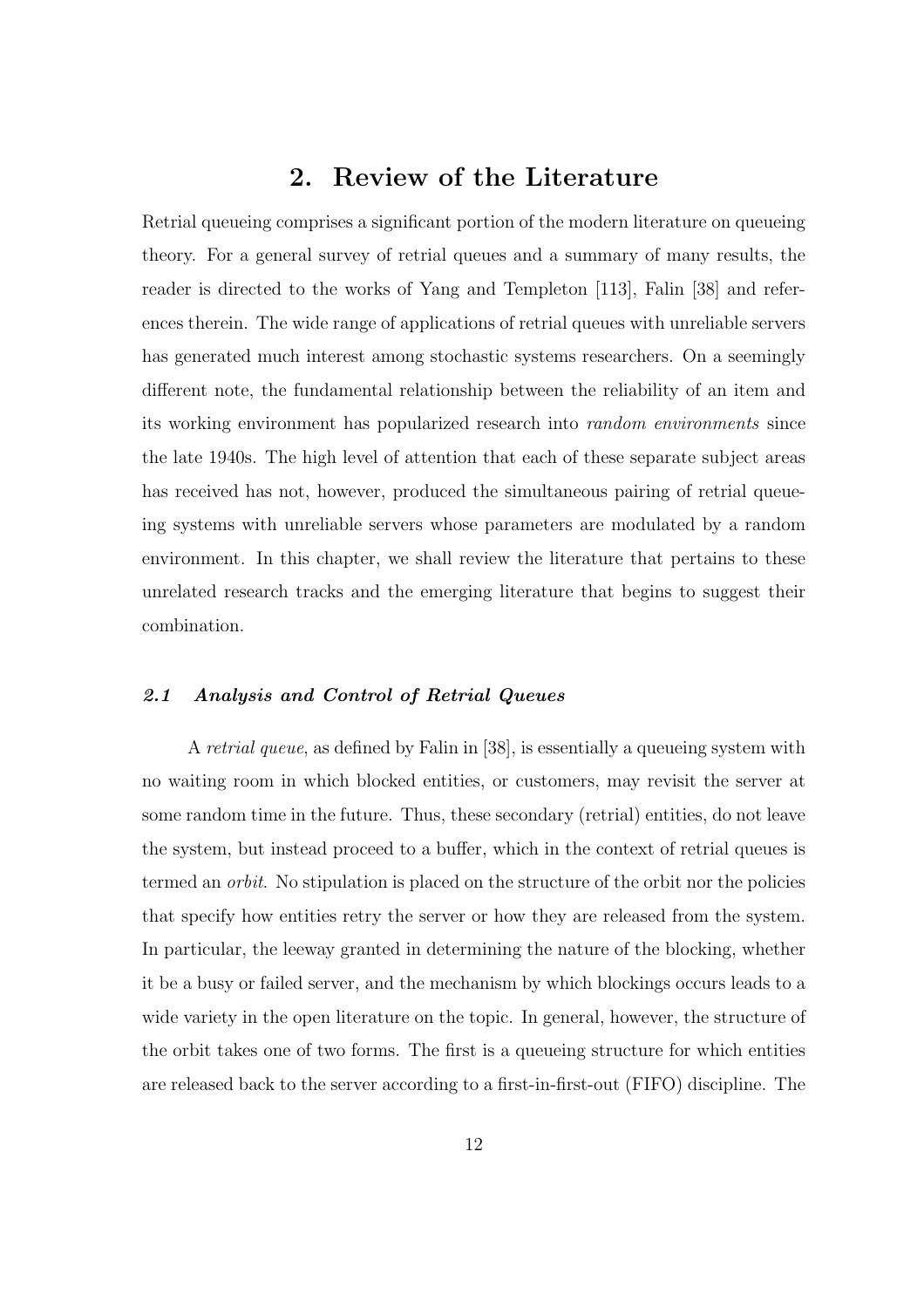# 2. Review of the Literature

Retrial queueing comprises a significant portion of the modern literature on queueing theory. For a general survey of retrial queues and a summary of many results, the reader is directed to the works of Yang and Templeton [113], Falin [38] and references therein. The wide range of applications of retrial queues with unreliable servers has generated much interest among stochastic systems researchers. On a seemingly different note, the fundamental relationship between the reliability of an item and its working environment has popularized research into *random environments* since the late 1940s. The high level of attention that each of these separate subject areas has received has not, however, produced the simultaneous pairing of retrial queueing systems with unreliable servers whose parameters are modulated by a random environment. In this chapter, we shall review the literature that pertains to these unrelated research tracks and the emerging literature that begins to suggest their combination.

### *2.1 Analysis and Control of Retrial Queues*

A *retrial queue*, as defined by Falin in [38], is essentially a queueing system with no waiting room in which blocked entities, or customers, may revisit the server at some random time in the future. Thus, these secondary (retrial) entities, do not leave the system, but instead proceed to a buffer, which in the context of retrial queues is termed an *orbit*. No stipulation is placed on the structure of the orbit nor the policies that specify how entities retry the server or how they are released from the system. In particular, the leeway granted in determining the nature of the blocking, whether it be a busy or failed server, and the mechanism by which blockings occurs leads to a wide variety in the open literature on the topic. In general, however, the structure of the orbit takes one of two forms. The first is a queueing structure for which entities are released back to the server according to a first-in-first-out (FIFO) discipline. The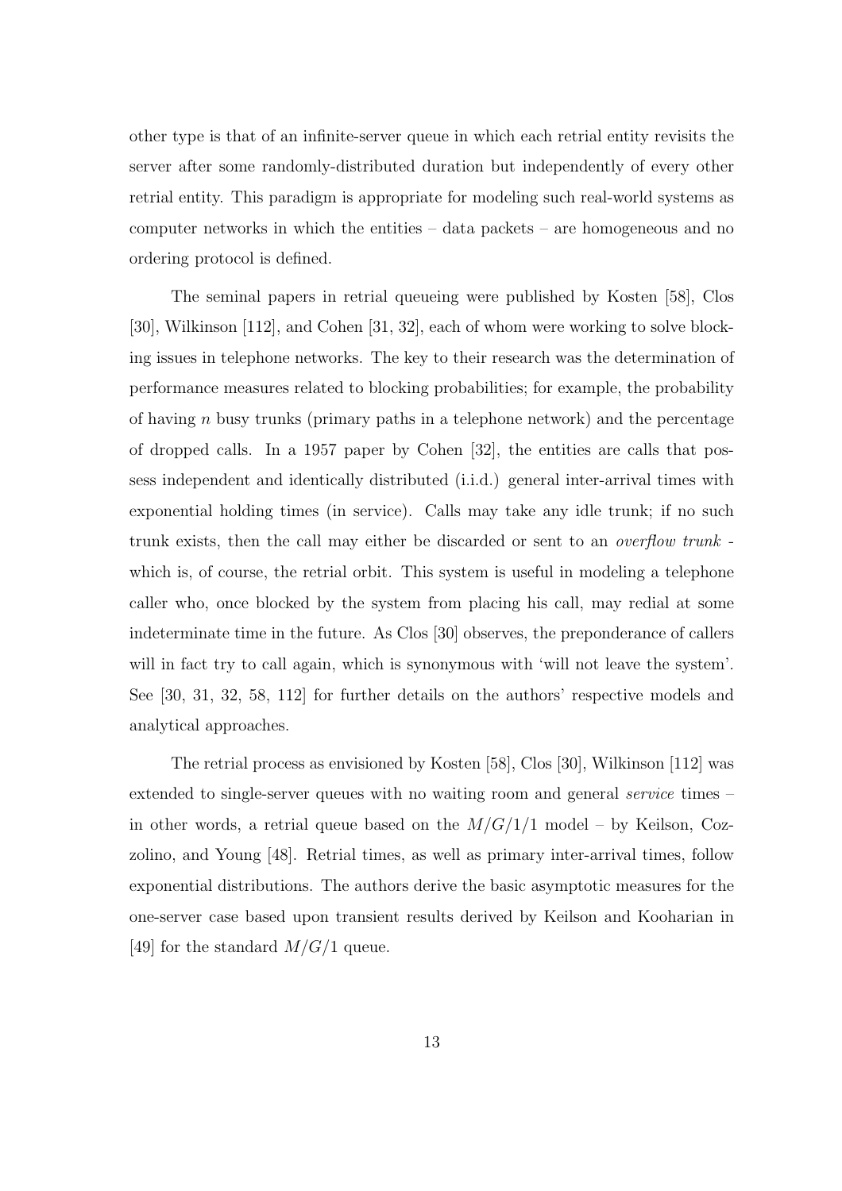other type is that of an infinite-server queue in which each retrial entity revisits the server after some randomly-distributed duration but independently of every other retrial entity. This paradigm is appropriate for modeling such real-world systems as computer networks in which the entities – data packets – are homogeneous and no ordering protocol is defined.

The seminal papers in retrial queueing were published by Kosten [58], Clos [30], Wilkinson [112], and Cohen [31, 32], each of whom were working to solve blocking issues in telephone networks. The key to their research was the determination of performance measures related to blocking probabilities; for example, the probability of having $n$ busy trunks (primary paths in a telephone network) and the percentage of dropped calls. In a 1957 paper by Cohen [32], the entities are calls that possess independent and identically distributed (i.i.d.) general inter-arrival times with exponential holding times (in service). Calls may take any idle trunk; if no such trunk exists, then the call may either be discarded or sent to an *overflow trunk* - which is, of course, the retrial orbit. This system is useful in modeling a telephone caller who, once blocked by the system from placing his call, may redial at some indeterminate time in the future. As Clos [30] observes, the preponderance of callers will in fact try to call again, which is synonymous with 'will not leave the system'. See [30, 31, 32, 58, 112] for further details on the authors' respective models and analytical approaches.

The retrial process as envisioned by Kosten [58], Clos [30], Wilkinson [112] was extended to single-server queues with no waiting room and general *service* times – in other words, a retrial queue based on the $M/G/1/1$ model – by Keilson, Cozzolino, and Young [48]. Retrial times, as well as primary inter-arrival times, follow exponential distributions. The authors derive the basic asymptotic measures for the one-server case based upon transient results derived by Keilson and Kooharian in [49] for the standard $M/G/1$ queue.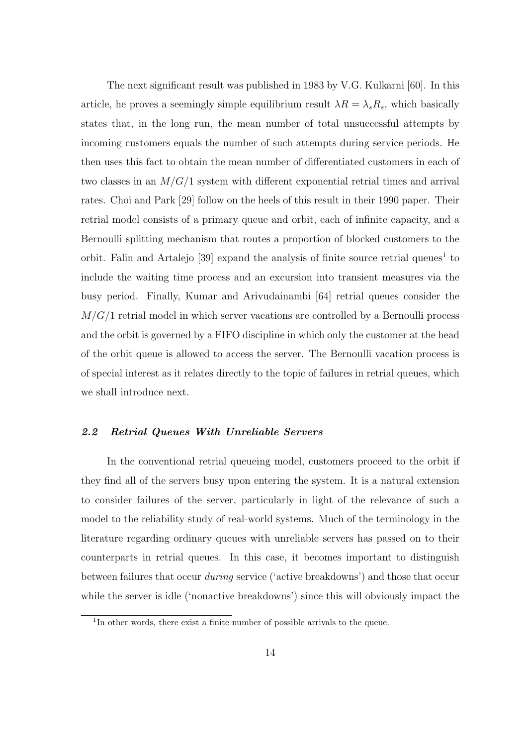The next significant result was published in 1983 by V.G. Kulkarni [60]. In this article, he proves a seemingly simple equilibrium result $\lambda R = \lambda_s R_s$, which basically states that, in the long run, the mean number of total unsuccessful attempts by incoming customers equals the number of such attempts during service periods. He then uses this fact to obtain the mean number of differentiated customers in each of two classes in an $M/G/1$ system with different exponential retrial times and arrival rates. Choi and Park [29] follow on the heels of this result in their 1990 paper. Their retrial model consists of a primary queue and orbit, each of infinite capacity, and a Bernoulli splitting mechanism that routes a proportion of blocked customers to the orbit. Falin and Artalejo [39] expand the analysis of finite source retrial queues[1] to include the waiting time process and an excursion into transient measures via the busy period. Finally, Kumar and Arivudainambi [64] retrial queues consider the $M/G/1$ retrial model in which server vacations are controlled by a Bernoulli process and the orbit is governed by a FIFO discipline in which only the customer at the head of the orbit queue is allowed to access the server. The Bernoulli vacation process is of special interest as it relates directly to the topic of failures in retrial queues, which we shall introduce next.

### *2.2 Retrial Queues With Unreliable Servers*

In the conventional retrial queueing model, customers proceed to the orbit if they find all of the servers busy upon entering the system. It is a natural extension to consider failures of the server, particularly in light of the relevance of such a model to the reliability study of real-world systems. Much of the terminology in the literature regarding ordinary queues with unreliable servers has passed on to their counterparts in retrial queues. In this case, it becomes important to distinguish between failures that occur *during* service ('active breakdowns') and those that occur while the server is idle ('nonactive breakdowns') since this will obviously impact the

[1] In other words, there exist a finite number of possible arrivals to the queue.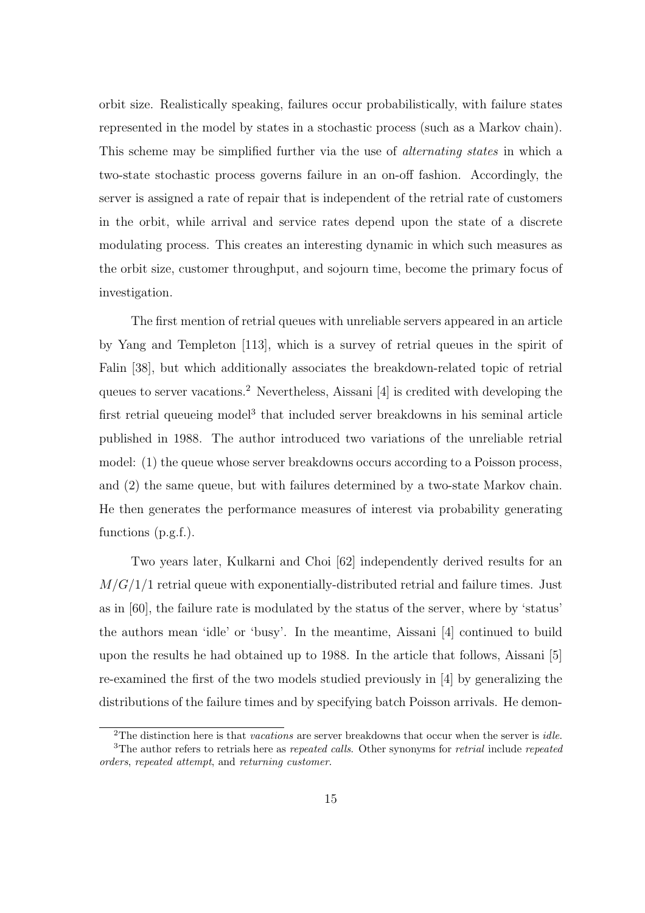orbit size. Realistically speaking, failures occur probabilistically, with failure states represented in the model by states in a stochastic process (such as a Markov chain). This scheme may be simplified further via the use of *alternating states* in which a two-state stochastic process governs failure in an on-off fashion. Accordingly, the server is assigned a rate of repair that is independent of the retrial rate of customers in the orbit, while arrival and service rates depend upon the state of a discrete modulating process. This creates an interesting dynamic in which such measures as the orbit size, customer throughput, and sojourn time, become the primary focus of investigation.

The first mention of retrial queues with unreliable servers appeared in an article by Yang and Templeton [113], which is a survey of retrial queues in the spirit of Falin [38], but which additionally associates the breakdown-related topic of retrial queues to server vacations.[2] Nevertheless, Aissani [4] is credited with developing the first retrial queueing model[3] that included server breakdowns in his seminal article published in 1988. The author introduced two variations of the unreliable retrial model: (1) the queue whose server breakdowns occurs according to a Poisson process, and (2) the same queue, but with failures determined by a two-state Markov chain. He then generates the performance measures of interest via probability generating functions (p.g.f.).

Two years later, Kulkarni and Choi [62] independently derived results for an $M/G/1/1$ retrial queue with exponentially-distributed retrial and failure times. Just as in [60], the failure rate is modulated by the status of the server, where by 'status' the authors mean 'idle' or 'busy'. In the meantime, Aissani [4] continued to build upon the results he had obtained up to 1988. In the article that follows, Aissani [5] re-examined the first of the two models studied previously in [4] by generalizing the distributions of the failure times and by specifying batch Poisson arrivals. He demon-

[2] The distinction here is that *vacations* are server breakdowns that occur when the server is *idle*.

[3] The author refers to retrials here as *repeated calls*. Other synonyms for *retrial* include *repeated orders*, *repeated attempt*, and *returning customer*.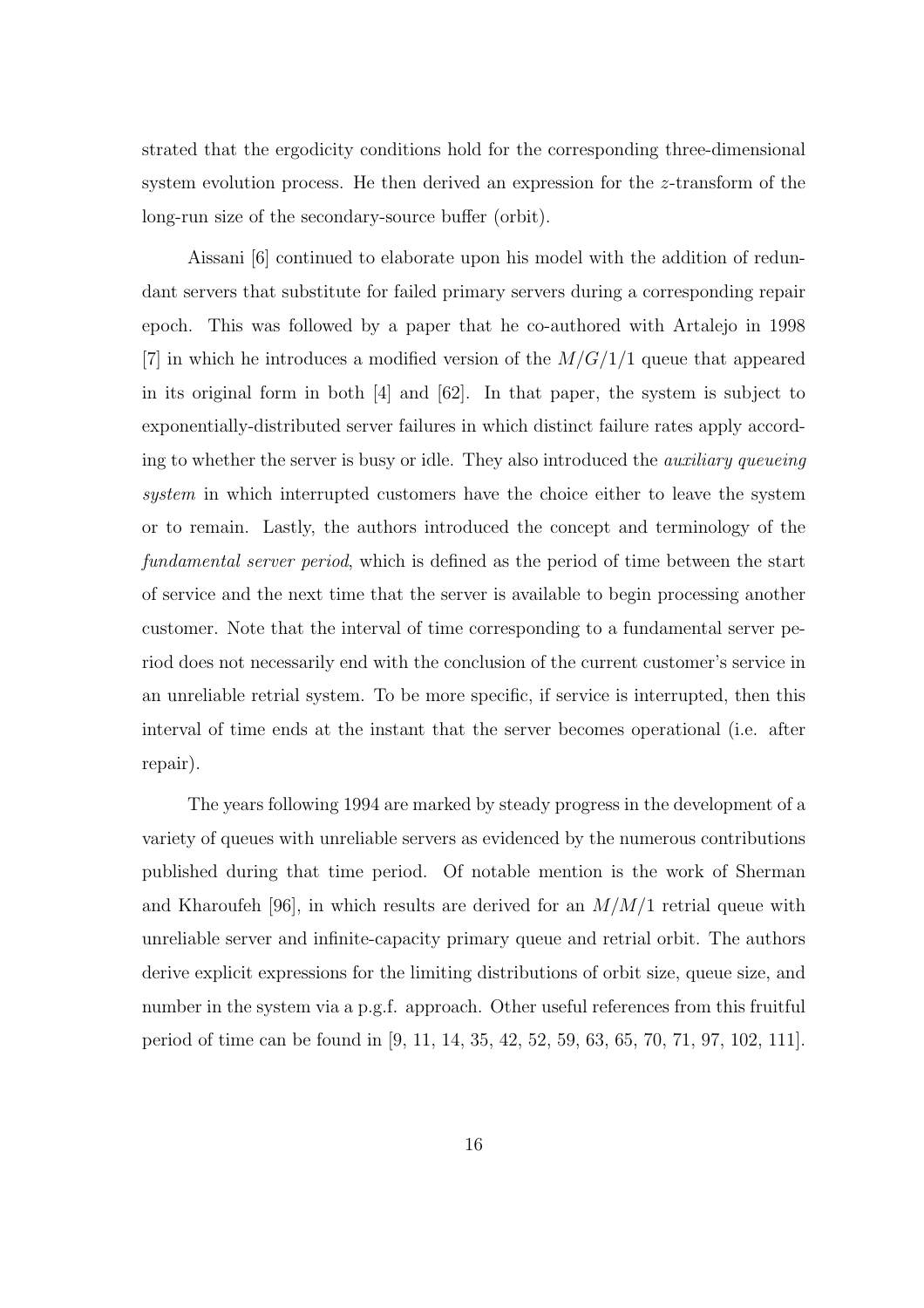strated that the ergodicity conditions hold for the corresponding three-dimensional system evolution process. He then derived an expression for the $z$-transform of the long-run size of the secondary-source buffer (orbit).

Aissani [6] continued to elaborate upon his model with the addition of redundant servers that substitute for failed primary servers during a corresponding repair epoch. This was followed by a paper that he co-authored with Artalejo in 1998 [7] in which he introduces a modified version of the $M/G/1/1$ queue that appeared in its original form in both [4] and [62]. In that paper, the system is subject to exponentially-distributed server failures in which distinct failure rates apply according to whether the server is busy or idle. They also introduced the *auxiliary queueing system* in which interrupted customers have the choice either to leave the system or to remain. Lastly, the authors introduced the concept and terminology of the *fundamental server period*, which is defined as the period of time between the start of service and the next time that the server is available to begin processing another customer. Note that the interval of time corresponding to a fundamental server period does not necessarily end with the conclusion of the current customer's service in an unreliable retrial system. To be more specific, if service is interrupted, then this interval of time ends at the instant that the server becomes operational (i.e. after repair).

The years following 1994 are marked by steady progress in the development of a variety of queues with unreliable servers as evidenced by the numerous contributions published during that time period. Of notable mention is the work of Sherman and Kharoufeh [96], in which results are derived for an $M/M/1$ retrial queue with unreliable server and infinite-capacity primary queue and retrial orbit. The authors derive explicit expressions for the limiting distributions of orbit size, queue size, and number in the system via a p.g.f. approach. Other useful references from this fruitful period of time can be found in [9, 11, 14, 35, 42, 52, 59, 63, 65, 70, 71, 97, 102, 111].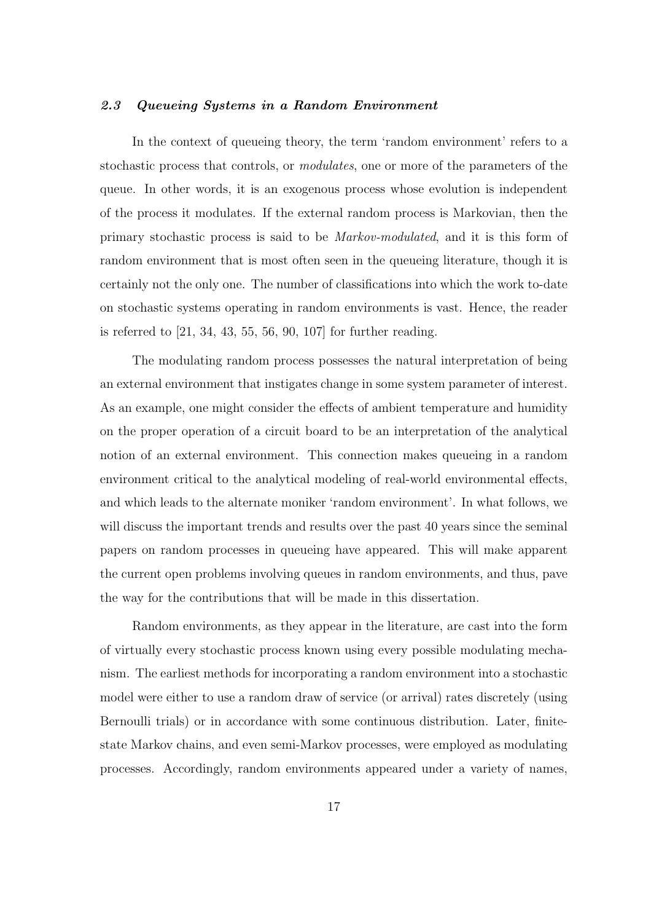### *2.3 Queueing Systems in a Random Environment*

In the context of queueing theory, the term 'random environment' refers to a stochastic process that controls, or *modulates*, one or more of the parameters of the queue. In other words, it is an exogenous process whose evolution is independent of the process it modulates. If the external random process is Markovian, then the primary stochastic process is said to be *Markov-modulated*, and it is this form of random environment that is most often seen in the queueing literature, though it is certainly not the only one. The number of classifications into which the work to-date on stochastic systems operating in random environments is vast. Hence, the reader is referred to [21, 34, 43, 55, 56, 90, 107] for further reading.

The modulating random process possesses the natural interpretation of being an external environment that instigates change in some system parameter of interest. As an example, one might consider the effects of ambient temperature and humidity on the proper operation of a circuit board to be an interpretation of the analytical notion of an external environment. This connection makes queueing in a random environment critical to the analytical modeling of real-world environmental effects, and which leads to the alternate moniker 'random environment'. In what follows, we will discuss the important trends and results over the past 40 years since the seminal papers on random processes in queueing have appeared. This will make apparent the current open problems involving queues in random environments, and thus, pave the way for the contributions that will be made in this dissertation.

Random environments, as they appear in the literature, are cast into the form of virtually every stochastic process known using every possible modulating mechanism. The earliest methods for incorporating a random environment into a stochastic model were either to use a random draw of service (or arrival) rates discretely (using Bernoulli trials) or in accordance with some continuous distribution. Later, finite-state Markov chains, and even semi-Markov processes, were employed as modulating processes. Accordingly, random environments appeared under a variety of names,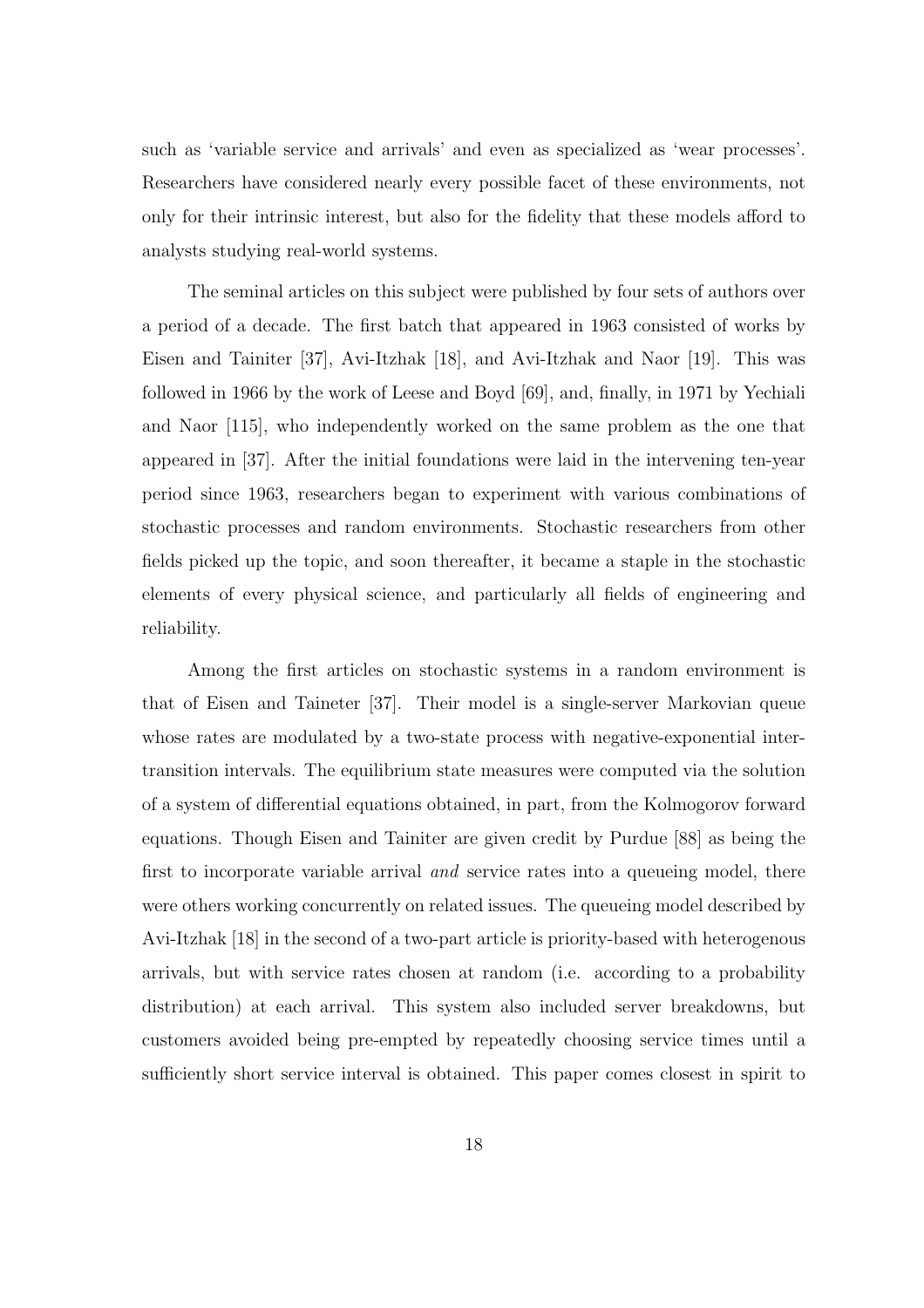such as 'variable service and arrivals' and even as specialized as 'wear processes'. Researchers have considered nearly every possible facet of these environments, not only for their intrinsic interest, but also for the fidelity that these models afford to analysts studying real-world systems.

The seminal articles on this subject were published by four sets of authors over a period of a decade. The first batch that appeared in 1963 consisted of works by Eisen and Tainiter [37], Avi-Itzhak [18], and Avi-Itzhak and Naor [19]. This was followed in 1966 by the work of Leese and Boyd [69], and, finally, in 1971 by Yechiali and Naor [115], who independently worked on the same problem as the one that appeared in [37]. After the initial foundations were laid in the intervening ten-year period since 1963, researchers began to experiment with various combinations of stochastic processes and random environments. Stochastic researchers from other fields picked up the topic, and soon thereafter, it became a staple in the stochastic elements of every physical science, and particularly all fields of engineering and reliability.

Among the first articles on stochastic systems in a random environment is that of Eisen and Taineter [37]. Their model is a single-server Markovian queue whose rates are modulated by a two-state process with negative-exponential inter-transition intervals. The equilibrium state measures were computed via the solution of a system of differential equations obtained, in part, from the Kolmogorov forward equations. Though Eisen and Tainiter are given credit by Purdue [88] as being the first to incorporate variable arrival *and* service rates into a queueing model, there were others working concurrently on related issues. The queueing model described by Avi-Itzhak [18] in the second of a two-part article is priority-based with heterogenous arrivals, but with service rates chosen at random (i.e. according to a probability distribution) at each arrival. This system also included server breakdowns, but customers avoided being pre-empted by repeatedly choosing service times until a sufficiently short service interval is obtained. This paper comes closest in spirit to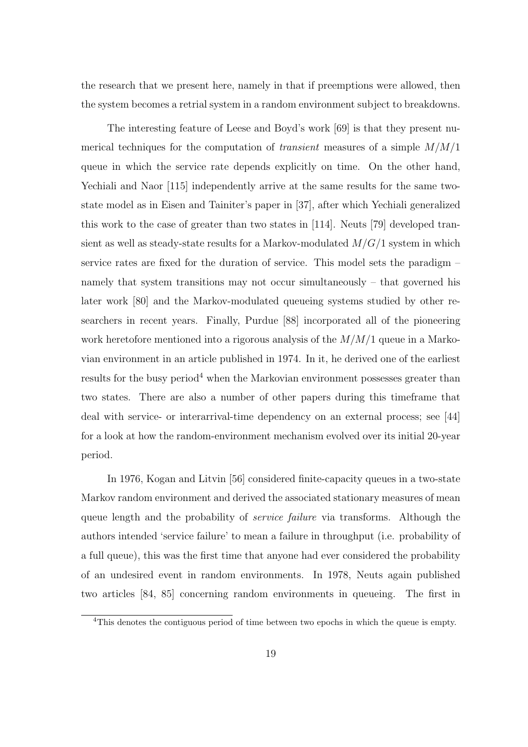the research that we present here, namely in that if preemptions were allowed, then the system becomes a retrial system in a random environment subject to breakdowns.

The interesting feature of Leese and Boyd's work [69] is that they present numerical techniques for the computation of *transient* measures of a simple $M/M/1$ queue in which the service rate depends explicitly on time. On the other hand, Yechiali and Naor [115] independently arrive at the same results for the same two-state model as in Eisen and Tainiter's paper in [37], after which Yechiali generalized this work to the case of greater than two states in [114]. Neuts [79] developed transient as well as steady-state results for a Markov-modulated $M/G/1$ system in which service rates are fixed for the duration of service. This model sets the paradigm – namely that system transitions may not occur simultaneously – that governed his later work [80] and the Markov-modulated queueing systems studied by other researchers in recent years. Finally, Purdue [88] incorporated all of the pioneering work heretofore mentioned into a rigorous analysis of the $M/M/1$ queue in a Markovian environment in an article published in 1974. In it, he derived one of the earliest results for the busy period[4] when the Markovian environment possesses greater than two states. There are also a number of other papers during this timeframe that deal with service- or interarrival-time dependency on an external process; see [44] for a look at how the random-environment mechanism evolved over its initial 20-year period.

In 1976, Kogan and Litvin [56] considered finite-capacity queues in a two-state Markov random environment and derived the associated stationary measures of mean queue length and the probability of *service failure* via transforms. Although the authors intended 'service failure' to mean a failure in throughput (i.e. probability of a full queue), this was the first time that anyone had ever considered the probability of an undesired event in random environments. In 1978, Neuts again published two articles [84, 85] concerning random environments in queueing. The first in

[4] This denotes the contiguous period of time between two epochs in which the queue is empty.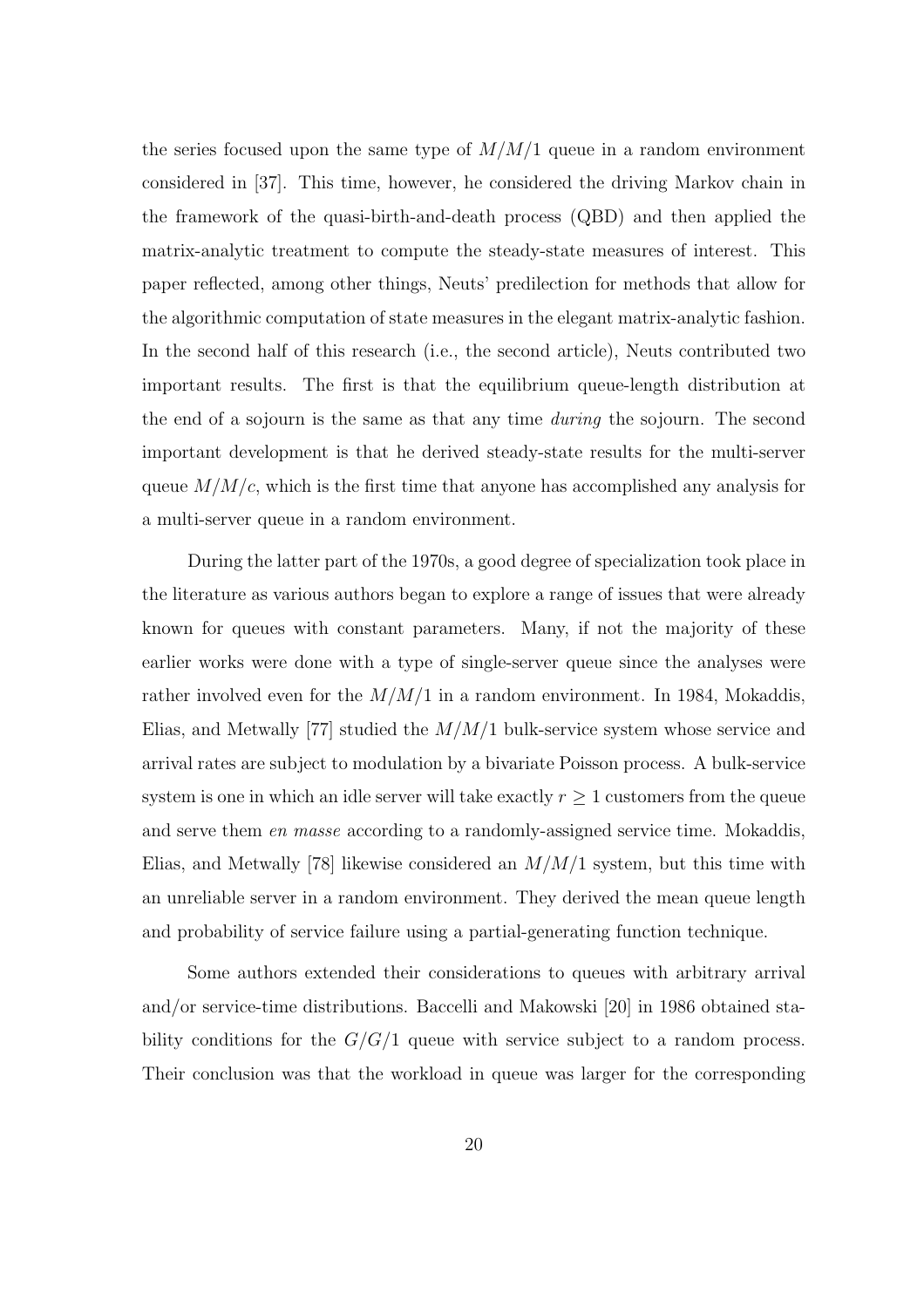the series focused upon the same type of $M/M/1$ queue in a random environment considered in [37]. This time, however, he considered the driving Markov chain in the framework of the quasi-birth-and-death process (QBD) and then applied the matrix-analytic treatment to compute the steady-state measures of interest. This paper reflected, among other things, Neuts' predilection for methods that allow for the algorithmic computation of state measures in the elegant matrix-analytic fashion. In the second half of this research (i.e., the second article), Neuts contributed two important results. The first is that the equilibrium queue-length distribution at the end of a sojourn is the same as that any time *during* the sojourn. The second important development is that he derived steady-state results for the multi-server queue $M/M/c$, which is the first time that anyone has accomplished any analysis for a multi-server queue in a random environment.

During the latter part of the 1970s, a good degree of specialization took place in the literature as various authors began to explore a range of issues that were already known for queues with constant parameters. Many, if not the majority of these earlier works were done with a type of single-server queue since the analyses were rather involved even for the $M/M/1$ in a random environment. In 1984, Mokaddis, Elias, and Metwally [77] studied the $M/M/1$ bulk-service system whose service and arrival rates are subject to modulation by a bivariate Poisson process. A bulk-service system is one in which an idle server will take exactly $r \geq 1$ customers from the queue and serve them *en masse* according to a randomly-assigned service time. Mokaddis, Elias, and Metwally [78] likewise considered an $M/M/1$ system, but this time with an unreliable server in a random environment. They derived the mean queue length and probability of service failure using a partial-generating function technique.

Some authors extended their considerations to queues with arbitrary arrival and/or service-time distributions. Baccelli and Makowski [20] in 1986 obtained stability conditions for the $G/G/1$ queue with service subject to a random process. Their conclusion was that the workload in queue was larger for the corresponding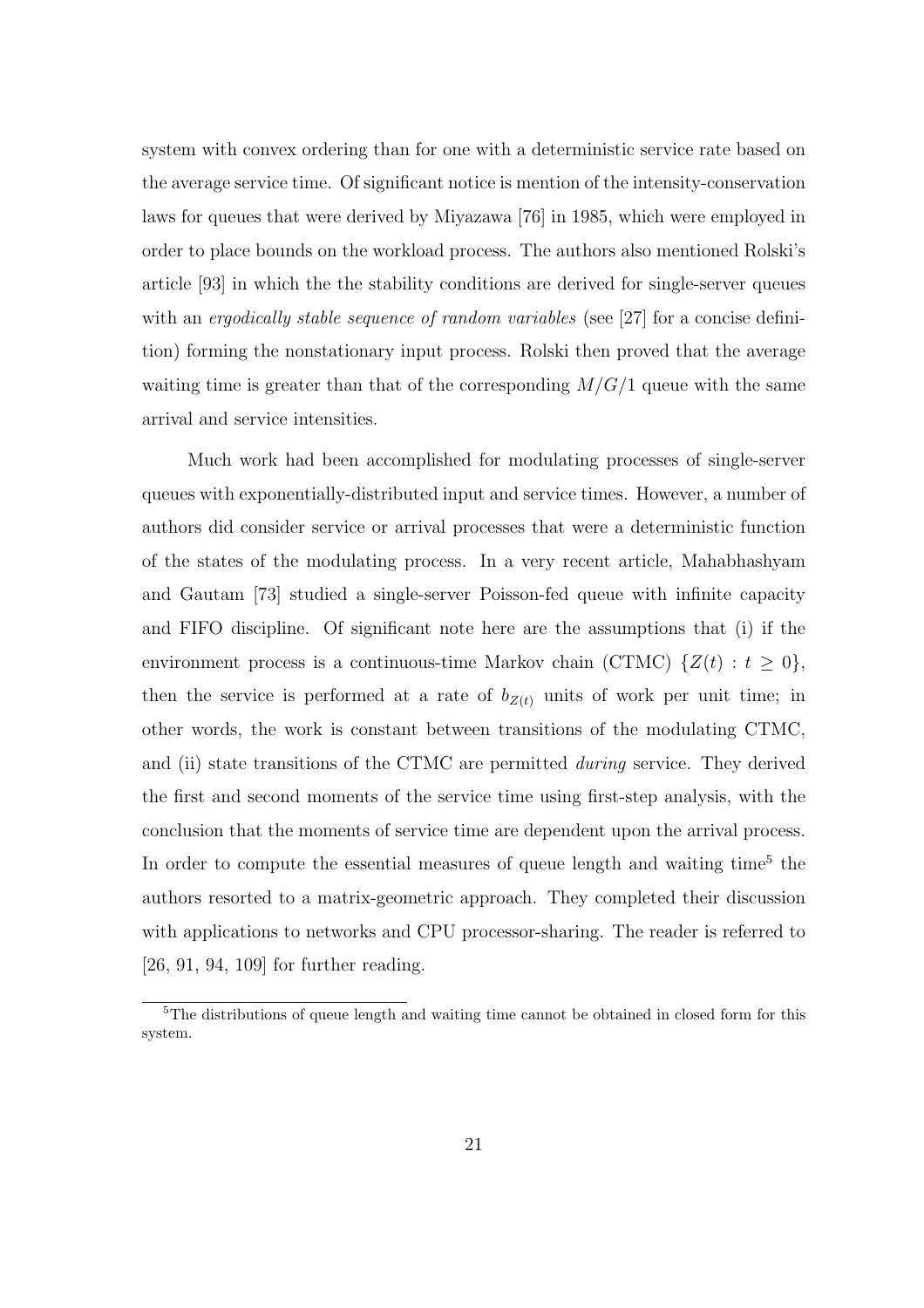system with convex ordering than for one with a deterministic service rate based on the average service time. Of significant notice is mention of the intensity-conservation laws for queues that were derived by Miyazawa [76] in 1985, which were employed in order to place bounds on the workload process. The authors also mentioned Rolski's article [93] in which the the stability conditions are derived for single-server queues with an *ergodically stable sequence of random variables* (see [27] for a concise definition) forming the nonstationary input process. Rolski then proved that the average waiting time is greater than that of the corresponding $M/G/1$ queue with the same arrival and service intensities.

Much work had been accomplished for modulating processes of single-server queues with exponentially-distributed input and service times. However, a number of authors did consider service or arrival processes that were a deterministic function of the states of the modulating process. In a very recent article, Mahabhashyam and Gautam [73] studied a single-server Poisson-fed queue with infinite capacity and FIFO discipline. Of significant note here are the assumptions that (i) if the environment process is a continuous-time Markov chain (CTMC) $\{Z(t) : t \geq 0\}$, then the service is performed at a rate of $b_{Z(t)}$ units of work per unit time; in other words, the work is constant between transitions of the modulating CTMC, and (ii) state transitions of the CTMC are permitted *during* service. They derived the first and second moments of the service time using first-step analysis, with the conclusion that the moments of service time are dependent upon the arrival process. In order to compute the essential measures of queue length and waiting time[5] the authors resorted to a matrix-geometric approach. They completed their discussion with applications to networks and CPU processor-sharing. The reader is referred to [26, 91, 94, 109] for further reading.

[5] The distributions of queue length and waiting time cannot be obtained in closed form for this system.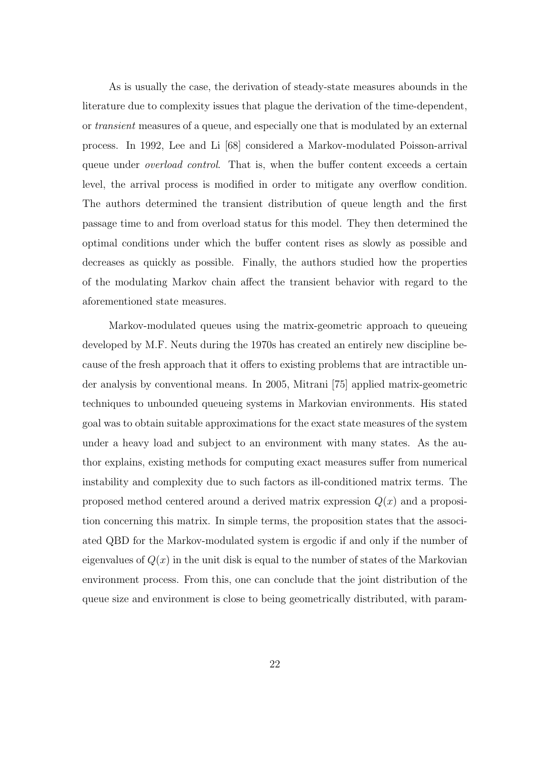As is usually the case, the derivation of steady-state measures abounds in the literature due to complexity issues that plague the derivation of the time-dependent, or *transient* measures of a queue, and especially one that is modulated by an external process. In 1992, Lee and Li [68] considered a Markov-modulated Poisson-arrival queue under *overload control*. That is, when the buffer content exceeds a certain level, the arrival process is modified in order to mitigate any overflow condition. The authors determined the transient distribution of queue length and the first passage time to and from overload status for this model. They then determined the optimal conditions under which the buffer content rises as slowly as possible and decreases as quickly as possible. Finally, the authors studied how the properties of the modulating Markov chain affect the transient behavior with regard to the aforementioned state measures.

Markov-modulated queues using the matrix-geometric approach to queueing developed by M.F. Neuts during the 1970s has created an entirely new discipline because of the fresh approach that it offers to existing problems that are intractible under analysis by conventional means. In 2005, Mitrani [75] applied matrix-geometric techniques to unbounded queueing systems in Markovian environments. His stated goal was to obtain suitable approximations for the exact state measures of the system under a heavy load and subject to an environment with many states. As the author explains, existing methods for computing exact measures suffer from numerical instability and complexity due to such factors as ill-conditioned matrix terms. The proposed method centered around a derived matrix expression $Q(x)$ and a proposition concerning this matrix. In simple terms, the proposition states that the associated QBD for the Markov-modulated system is ergodic if and only if the number of eigenvalues of $Q(x)$ in the unit disk is equal to the number of states of the Markovian environment process. From this, one can conclude that the joint distribution of the queue size and environment is close to being geometrically distributed, with param-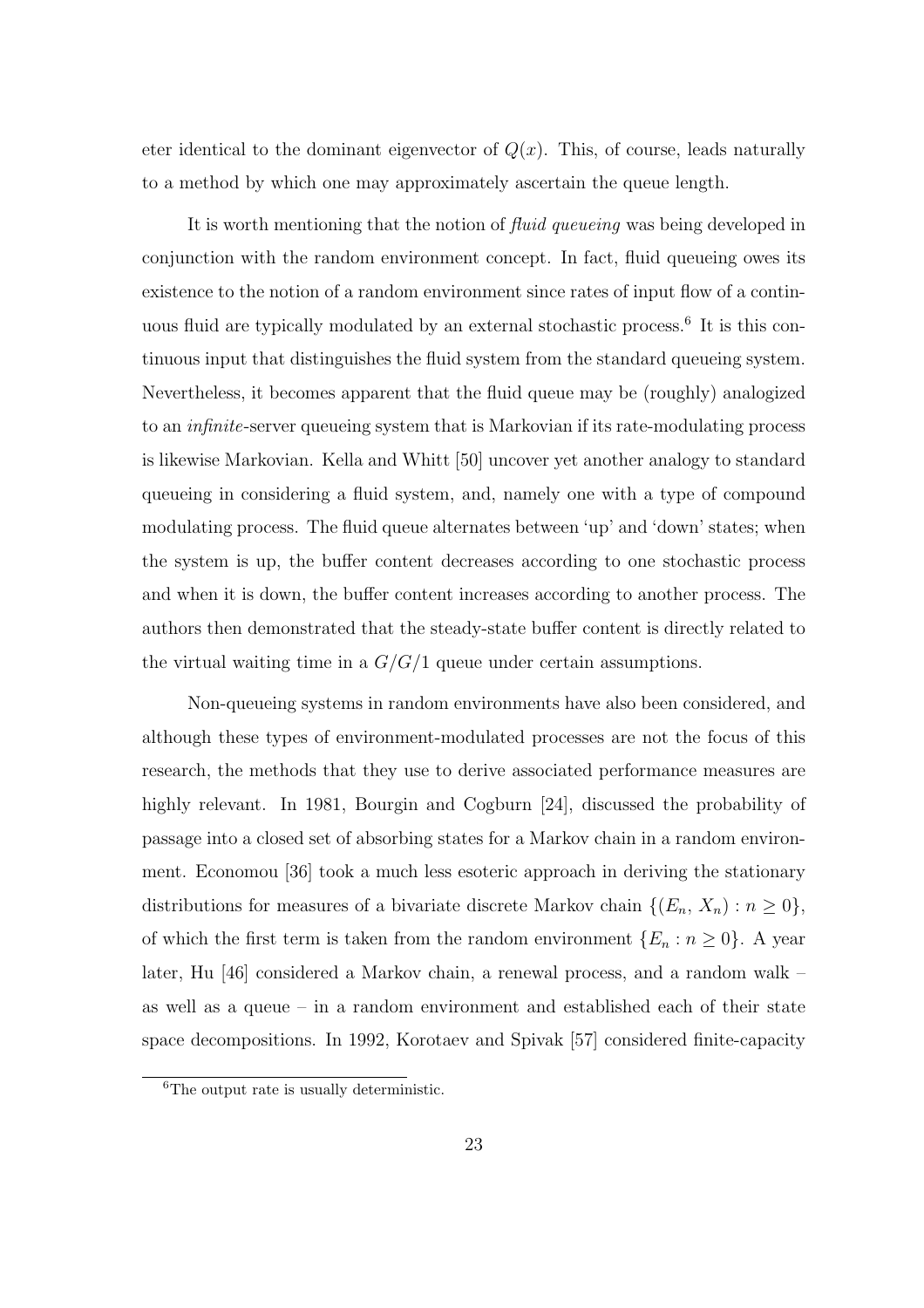eter identical to the dominant eigenvector of $Q(x)$. This, of course, leads naturally to a method by which one may approximately ascertain the queue length.

It is worth mentioning that the notion of *fluid queueing* was being developed in conjunction with the random environment concept. In fact, fluid queueing owes its existence to the notion of a random environment since rates of input flow of a continuous fluid are typically modulated by an external stochastic process.[6] It is this continuous input that distinguishes the fluid system from the standard queueing system. Nevertheless, it becomes apparent that the fluid queue may be (roughly) analogized to an *infinite*-server queueing system that is Markovian if its rate-modulating process is likewise Markovian. Kella and Whitt [50] uncover yet another analogy to standard queueing in considering a fluid system, and, namely one with a type of compound modulating process. The fluid queue alternates between 'up' and 'down' states; when the system is up, the buffer content decreases according to one stochastic process and when it is down, the buffer content increases according to another process. The authors then demonstrated that the steady-state buffer content is directly related to the virtual waiting time in a $G/G/1$ queue under certain assumptions.

Non-queueing systems in random environments have also been considered, and although these types of environment-modulated processes are not the focus of this research, the methods that they use to derive associated performance measures are highly relevant. In 1981, Bourgin and Cogburn [24], discussed the probability of passage into a closed set of absorbing states for a Markov chain in a random environment. Economou [36] took a much less esoteric approach in deriving the stationary distributions for measures of a bivariate discrete Markov chain $\{(E_n, X_n) : n \geq 0\}$, of which the first term is taken from the random environment $\{E_n : n \geq 0\}$. A year later, Hu [46] considered a Markov chain, a renewal process, and a random walk – as well as a queue – in a random environment and established each of their state space decompositions. In 1992, Korotaev and Spivak [57] considered finite-capacity

[6] The output rate is usually deterministic.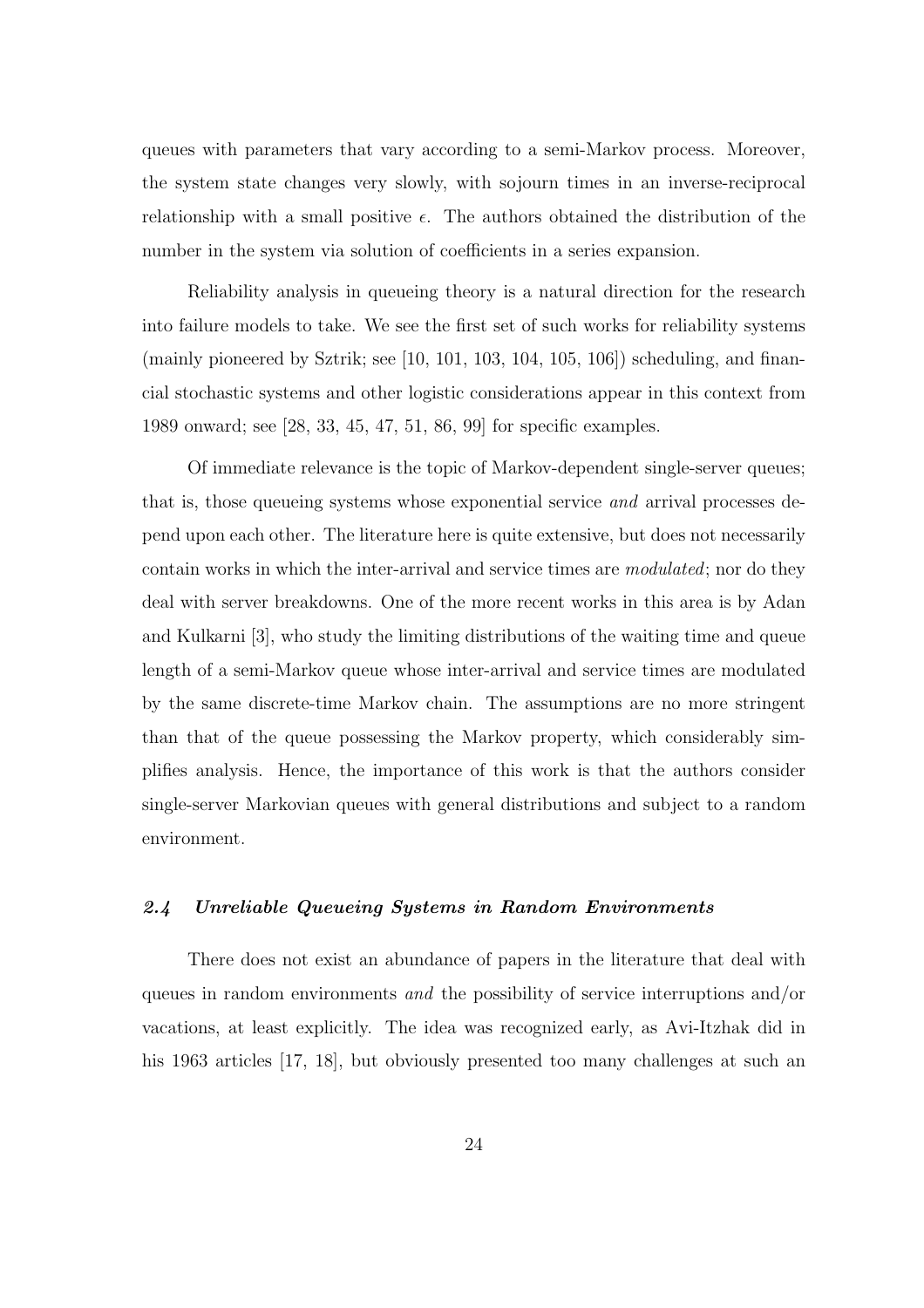queues with parameters that vary according to a semi-Markov process. Moreover, the system state changes very slowly, with sojourn times in an inverse-reciprocal relationship with a small positive $\epsilon$. The authors obtained the distribution of the number in the system via solution of coefficients in a series expansion.

Reliability analysis in queueing theory is a natural direction for the research into failure models to take. We see the first set of such works for reliability systems (mainly pioneered by Sztrik; see [10, 101, 103, 104, 105, 106]) scheduling, and financial stochastic systems and other logistic considerations appear in this context from 1989 onward; see [28, 33, 45, 47, 51, 86, 99] for specific examples.

Of immediate relevance is the topic of Markov-dependent single-server queues; that is, those queueing systems whose exponential service *and* arrival processes depend upon each other. The literature here is quite extensive, but does not necessarily contain works in which the inter-arrival and service times are *modulated*; nor do they deal with server breakdowns. One of the more recent works in this area is by Adan and Kulkarni [3], who study the limiting distributions of the waiting time and queue length of a semi-Markov queue whose inter-arrival and service times are modulated by the same discrete-time Markov chain. The assumptions are no more stringent than that of the queue possessing the Markov property, which considerably simplifies analysis. Hence, the importance of this work is that the authors consider single-server Markovian queues with general distributions and subject to a random environment.

### *2.4 Unreliable Queueing Systems in Random Environments*

There does not exist an abundance of papers in the literature that deal with queues in random environments *and* the possibility of service interruptions and/or vacations, at least explicitly. The idea was recognized early, as Avi-Itzhak did in his 1963 articles [17, 18], but obviously presented too many challenges at such an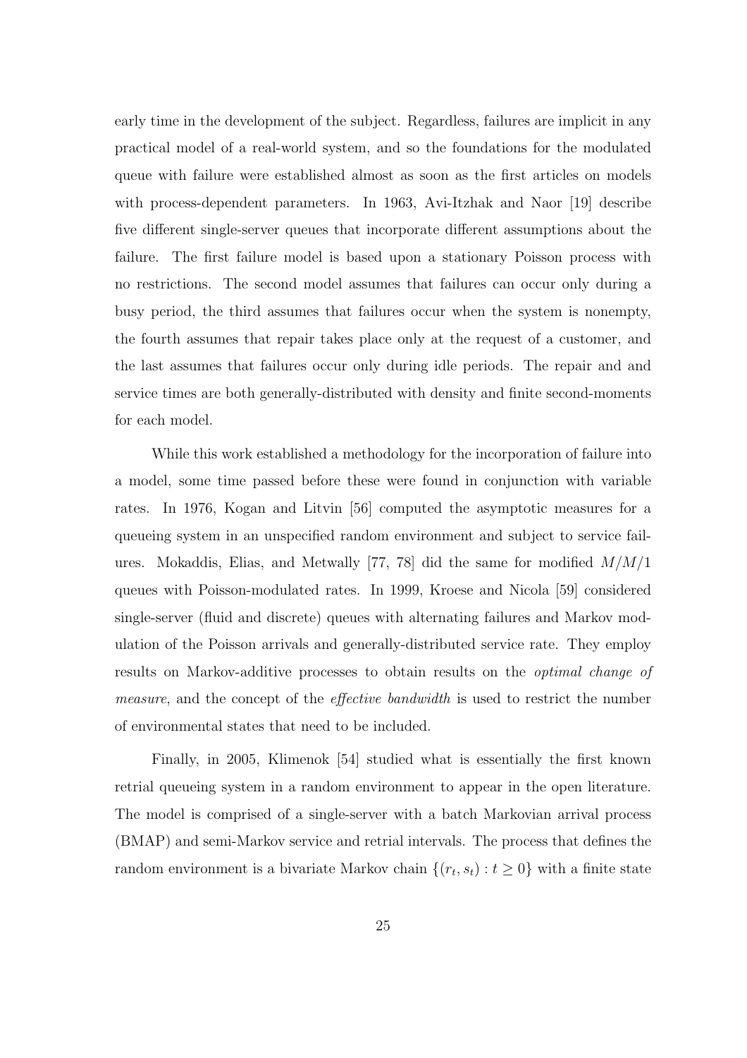early time in the development of the subject. Regardless, failures are implicit in any practical model of a real-world system, and so the foundations for the modulated queue with failure were established almost as soon as the first articles on models with process-dependent parameters. In 1963, Avi-Itzhak and Naor [19] describe five different single-server queues that incorporate different assumptions about the failure. The first failure model is based upon a stationary Poisson process with no restrictions. The second model assumes that failures can occur only during a busy period, the third assumes that failures occur when the system is nonempty, the fourth assumes that repair takes place only at the request of a customer, and the last assumes that failures occur only during idle periods. The repair and and service times are both generally-distributed with density and finite second-moments for each model.

While this work established a methodology for the incorporation of failure into a model, some time passed before these were found in conjunction with variable rates. In 1976, Kogan and Litvin [56] computed the asymptotic measures for a queueing system in an unspecified random environment and subject to service failures. Mokaddis, Elias, and Metwally [77, 78] did the same for modified $M/M/1$ queues with Poisson-modulated rates. In 1999, Kroese and Nicola [59] considered single-server (fluid and discrete) queues with alternating failures and Markov modulation of the Poisson arrivals and generally-distributed service rate. They employ results on Markov-additive processes to obtain results on the *optimal change of measure*, and the concept of the *effective bandwidth* is used to restrict the number of environmental states that need to be included.

Finally, in 2005, Klimenok [54] studied what is essentially the first known retrial queueing system in a random environment to appear in the open literature. The model is comprised of a single-server with a batch Markovian arrival process (BMAP) and semi-Markov service and retrial intervals. The process that defines the random environment is a bivariate Markov chain $\{(r_t, s_t) : t \geq 0\}$ with a finite state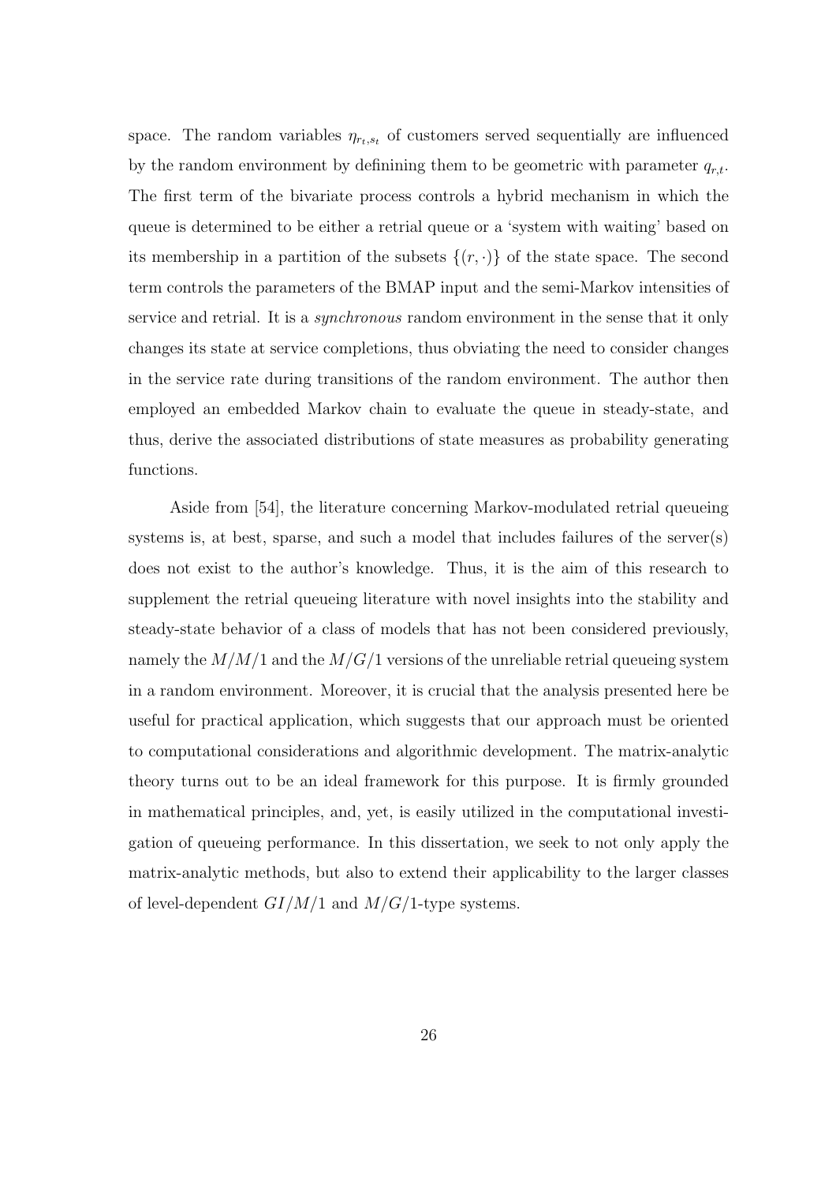space. The random variables $\eta_{r_t,s_t}$ of customers served sequentially are influenced by the random environment by definining them to be geometric with parameter $q_{r,t}$. The first term of the bivariate process controls a hybrid mechanism in which the queue is determined to be either a retrial queue or a 'system with waiting' based on its membership in a partition of the subsets $\{(r, \cdot)\}$ of the state space. The second term controls the parameters of the BMAP input and the semi-Markov intensities of service and retrial. It is a *synchronous* random environment in the sense that it only changes its state at service completions, thus obviating the need to consider changes in the service rate during transitions of the random environment. The author then employed an embedded Markov chain to evaluate the queue in steady-state, and thus, derive the associated distributions of state measures as probability generating functions.

Aside from [54], the literature concerning Markov-modulated retrial queueing systems is, at best, sparse, and such a model that includes failures of the server(s) does not exist to the author's knowledge. Thus, it is the aim of this research to supplement the retrial queueing literature with novel insights into the stability and steady-state behavior of a class of models that has not been considered previously, namely the $M/M/1$ and the $M/G/1$ versions of the unreliable retrial queueing system in a random environment. Moreover, it is crucial that the analysis presented here be useful for practical application, which suggests that our approach must be oriented to computational considerations and algorithmic development. The matrix-analytic theory turns out to be an ideal framework for this purpose. It is firmly grounded in mathematical principles, and, yet, is easily utilized in the computational investigation of queueing performance. In this dissertation, we seek to not only apply the matrix-analytic methods, but also to extend their applicability to the larger classes of level-dependent $GI/M/1$ and $M/G/1$-type systems.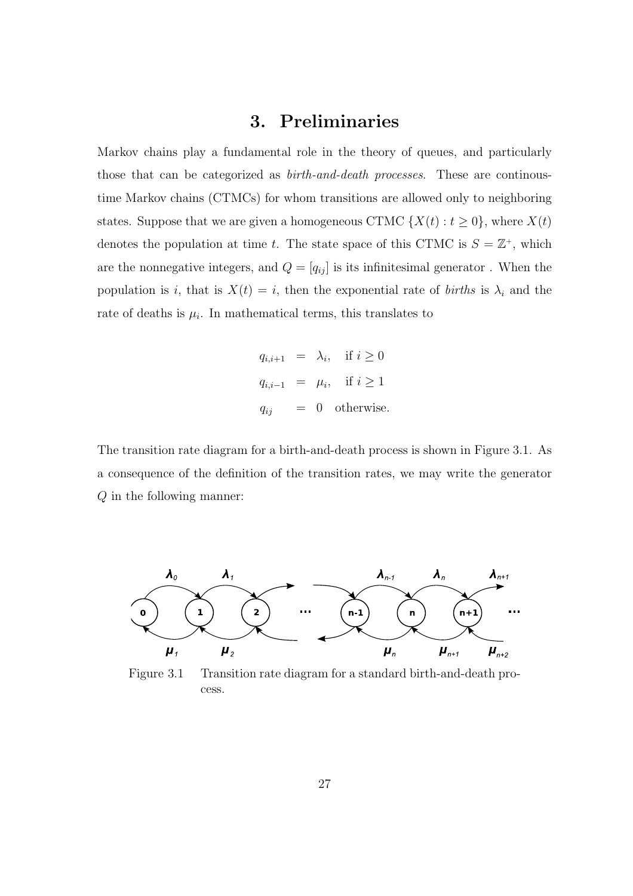# 3. Preliminaries

Markov chains play a fundamental role in the theory of queues, and particularly those that can be categorized as *birth-and-death processes*. These are continous-time Markov chains (CTMCs) for whom transitions are allowed only to neighboring states. Suppose that we are given a homogeneous CTMC $\{X(t) : t \geq 0\}$, where $X(t)$ denotes the population at time $t$. The state space of this CTMC is $S = \mathbb{Z}^+$, which are the nonnegative integers, and $Q = [q_{ij}]$ is its infinitesimal generator . When the population is $i$, that is $X(t) = i$, then the exponential rate of *births* is $\lambda_i$ and the rate of deaths is $\mu_i$. In mathematical terms, this translates to

$$
\begin{aligned}
q_{i,i+1} &= \lambda_i, \quad \text{if } i \geq 0 \\
q_{i,i-1} &= \mu_i, \quad \text{if } i \geq 1 \\
q_{ij} &= 0 \quad \text{otherwise.}
\end{aligned}
$$

The transition rate diagram for a birth-and-death process is shown in Figure 3.1. As a consequence of the definition of the transition rates, we may write the generator $Q$ in the following manner:

Figure 3.1 Transition rate diagram for a standard birth-and-death process.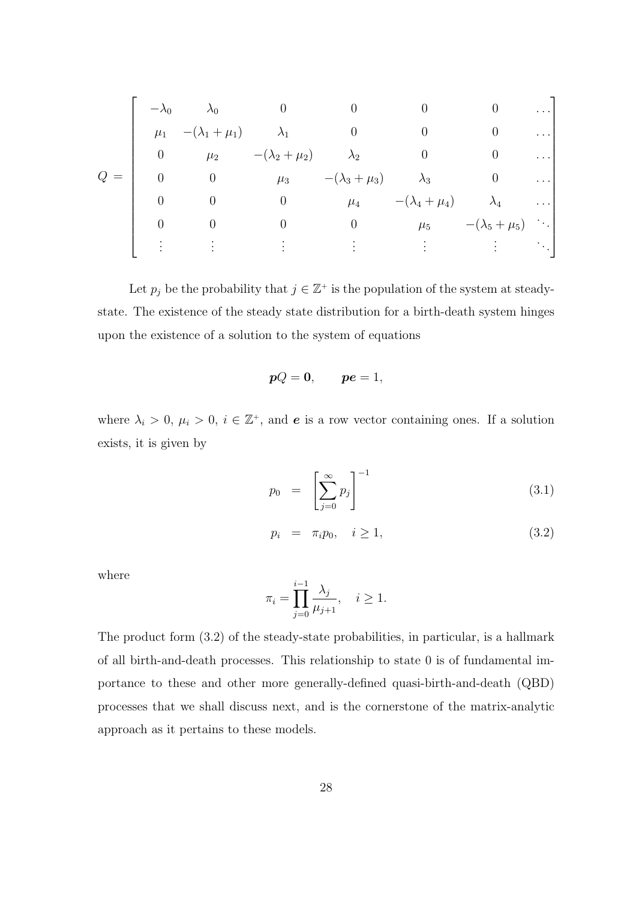$$
Q = \begin{bmatrix}
-\lambda_0 & \lambda_0 & 0 & 0 & 0 & 0 & \dots \\
\mu_1 & -(\lambda_1+\mu_1) & \lambda_1 & 0 & 0 & 0 & \dots \\
0 & \mu_2 & -(\lambda_2+\mu_2) & \lambda_2 & 0 & 0 & \dots \\
0 & 0 & \mu_3 & -(\lambda_3+\mu_3) & \lambda_3 & 0 & \dots \\
0 & 0 & 0 & \mu_4 & -(\lambda_4+\mu_4) & \lambda_4 & \dots \\
0 & 0 & 0 & 0 & \mu_5 & -(\lambda_5+\mu_5) & \ddots \\
\vdots & \vdots & \vdots & \vdots & \vdots & \vdots & \ddots
\end{bmatrix}
$$

Let $p_j$ be the probability that $j \in \mathbb{Z}^+$ is the population of the system at steady-state. The existence of the steady state distribution for a birth-death system hinges upon the existence of a solution to the system of equations

$$
\boldsymbol{p}Q = \boldsymbol{0}, \qquad \boldsymbol{p}\boldsymbol{e} = 1,
$$

where $\lambda_i > 0$, $\mu_i > 0$, $i \in \mathbb{Z}^+$, and $\boldsymbol{e}$ is a row vector containing ones. If a solution exists, it is given by

$$
p_0 = \left[ \sum_{j=0}^{\infty} p_j \right]^{-1} \tag{3.1}
$$

$$
p_i = \pi_i p_0, \quad i \geq 1, \tag{3.2}
$$

where

$$
\pi_i = \prod_{j=0}^{i-1} \frac{\lambda_j}{\mu_{j+1}}, \quad i \geq 1.
$$

The product form (3.2) of the steady-state probabilities, in particular, is a hallmark of all birth-and-death processes. This relationship to state 0 is of fundamental importance to these and other more generally-defined quasi-birth-and-death (QBD) processes that we shall discuss next, and is the cornerstone of the matrix-analytic approach as it pertains to these models.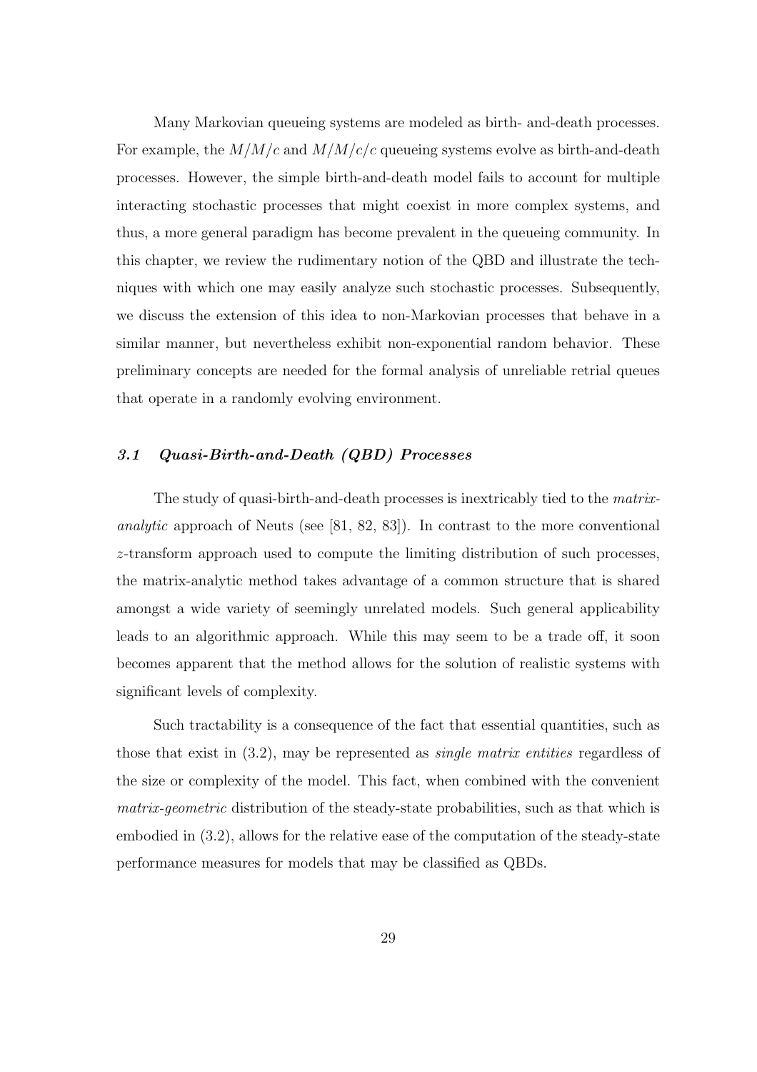Many Markovian queueing systems are modeled as birth- and-death processes. For example, the $M/M/c$ and $M/M/c/c$ queueing systems evolve as birth-and-death processes. However, the simple birth-and-death model fails to account for multiple interacting stochastic processes that might coexist in more complex systems, and thus, a more general paradigm has become prevalent in the queueing community. In this chapter, we review the rudimentary notion of the QBD and illustrate the techniques with which one may easily analyze such stochastic processes. Subsequently, we discuss the extension of this idea to non-Markovian processes that behave in a similar manner, but nevertheless exhibit non-exponential random behavior. These preliminary concepts are needed for the formal analysis of unreliable retrial queues that operate in a randomly evolving environment.

### *3.1 Quasi-Birth-and-Death (QBD) Processes*

The study of quasi-birth-and-death processes is inextricably tied to the *matrix-analytic* approach of Neuts (see [81, 82, 83]). In contrast to the more conventional $z$-transform approach used to compute the limiting distribution of such processes, the matrix-analytic method takes advantage of a common structure that is shared amongst a wide variety of seemingly unrelated models. Such general applicability leads to an algorithmic approach. While this may seem to be a trade off, it soon becomes apparent that the method allows for the solution of realistic systems with significant levels of complexity.

Such tractability is a consequence of the fact that essential quantities, such as those that exist in (3.2), may be represented as *single matrix entities* regardless of the size or complexity of the model. This fact, when combined with the convenient *matrix-geometric* distribution of the steady-state probabilities, such as that which is embodied in (3.2), allows for the relative ease of the computation of the steady-state performance measures for models that may be classified as QBDs.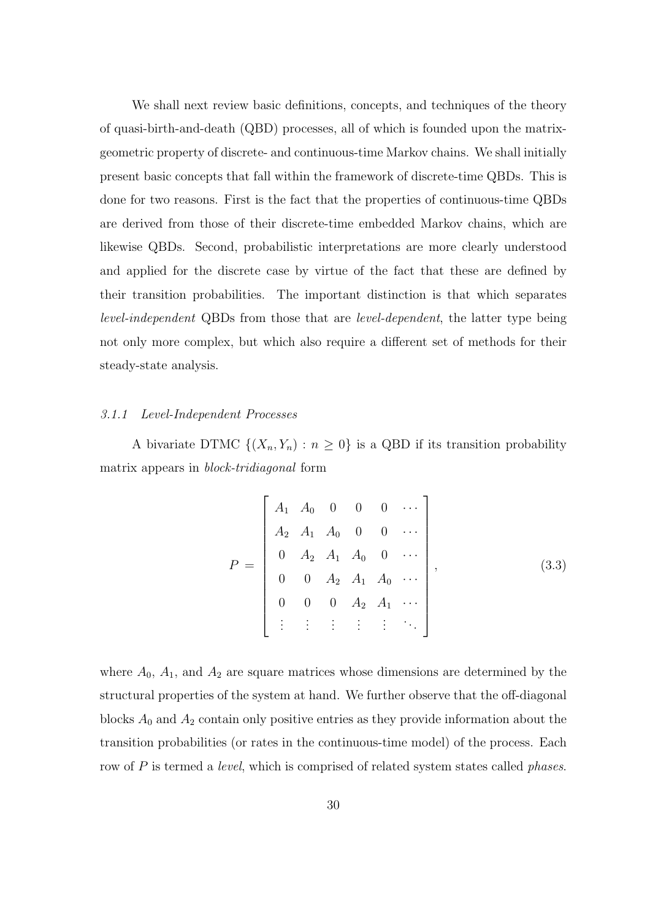We shall next review basic definitions, concepts, and techniques of the theory of quasi-birth-and-death (QBD) processes, all of which is founded upon the matrix-geometric property of discrete- and continuous-time Markov chains. We shall initially present basic concepts that fall within the framework of discrete-time QBDs. This is done for two reasons. First is the fact that the properties of continuous-time QBDs are derived from those of their discrete-time embedded Markov chains, which are likewise QBDs. Second, probabilistic interpretations are more clearly understood and applied for the discrete case by virtue of the fact that these are defined by their transition probabilities. The important distinction is that which separates *level-independent* QBDs from those that are *level-dependent*, the latter type being not only more complex, but which also require a different set of methods for their steady-state analysis.

### *3.1.1 Level-Independent Processes*

A bivariate DTMC $\{(X_n, Y_n) : n \geq 0\}$ is a QBD if its transition probability matrix appears in *block-tridiagonal* form

$$P = \begin{bmatrix} A_1 & A_0 & 0 & 0 & 0 & \cdots \\ A_2 & A_1 & A_0 & 0 & 0 & \cdots \\ 0 & A_2 & A_1 & A_0 & 0 & \cdots \\ 0 & 0 & A_2 & A_1 & A_0 & \cdots \\ 0 & 0 & 0 & A_2 & A_1 & \cdots \\ \vdots & \vdots & \vdots & \vdots & \vdots & \ddots \end{bmatrix}, \tag{3.3}$$

where $A_0$, $A_1$, and $A_2$ are square matrices whose dimensions are determined by the structural properties of the system at hand. We further observe that the off-diagonal blocks $A_0$ and $A_2$ contain only positive entries as they provide information about the transition probabilities (or rates in the continuous-time model) of the process. Each row of $P$ is termed a *level*, which is comprised of related system states called *phases*.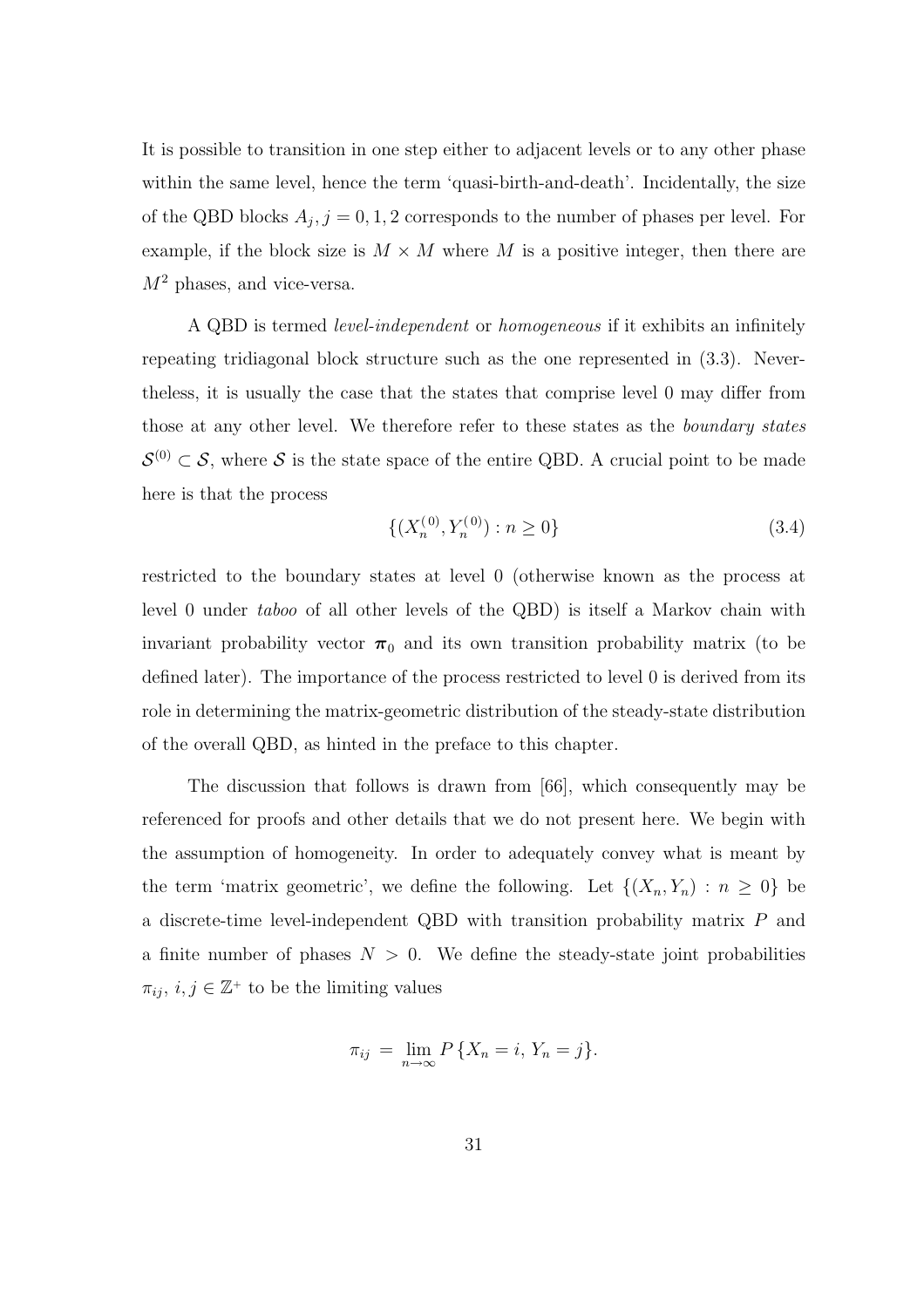It is possible to transition in one step either to adjacent levels or to any other phase within the same level, hence the term 'quasi-birth-and-death'. Incidentally, the size of the QBD blocks $A_j, j = 0, 1, 2$ corresponds to the number of phases per level. For example, if the block size is $M \times M$ where $M$ is a positive integer, then there are $M^2$ phases, and vice-versa.

A QBD is termed *level-independent* or *homogeneous* if it exhibits an infinitely repeating tridiagonal block structure such as the one represented in (3.3). Nevertheless, it is usually the case that the states that comprise level 0 may differ from those at any other level. We therefore refer to these states as the *boundary states* $\mathcal{S}^{(0)} \subset \mathcal{S}$, where $\mathcal{S}$ is the state space of the entire QBD. A crucial point to be made here is that the process

$$\{(X_n^{(0)}, Y_n^{(0)}) : n \geq 0\} \tag{3.4}$$

restricted to the boundary states at level 0 (otherwise known as the process at level 0 under *taboo* of all other levels of the QBD) is itself a Markov chain with invariant probability vector $\boldsymbol{\pi}_0$ and its own transition probability matrix (to be defined later). The importance of the process restricted to level 0 is derived from its role in determining the matrix-geometric distribution of the steady-state distribution of the overall QBD, as hinted in the preface to this chapter.

The discussion that follows is drawn from [66], which consequently may be referenced for proofs and other details that we do not present here. We begin with the assumption of homogeneity. In order to adequately convey what is meant by the term 'matrix geometric', we define the following. Let $\{(X_n, Y_n) : n \geq 0\}$ be a discrete-time level-independent QBD with transition probability matrix $P$ and a finite number of phases $N > 0$. We define the steady-state joint probabilities $\pi_{ij}$, $i, j \in \mathbb{Z}^+$ to be the limiting values

$$\pi_{ij} = \lim_{n \to \infty} P\{X_n = i, Y_n = j\}.$$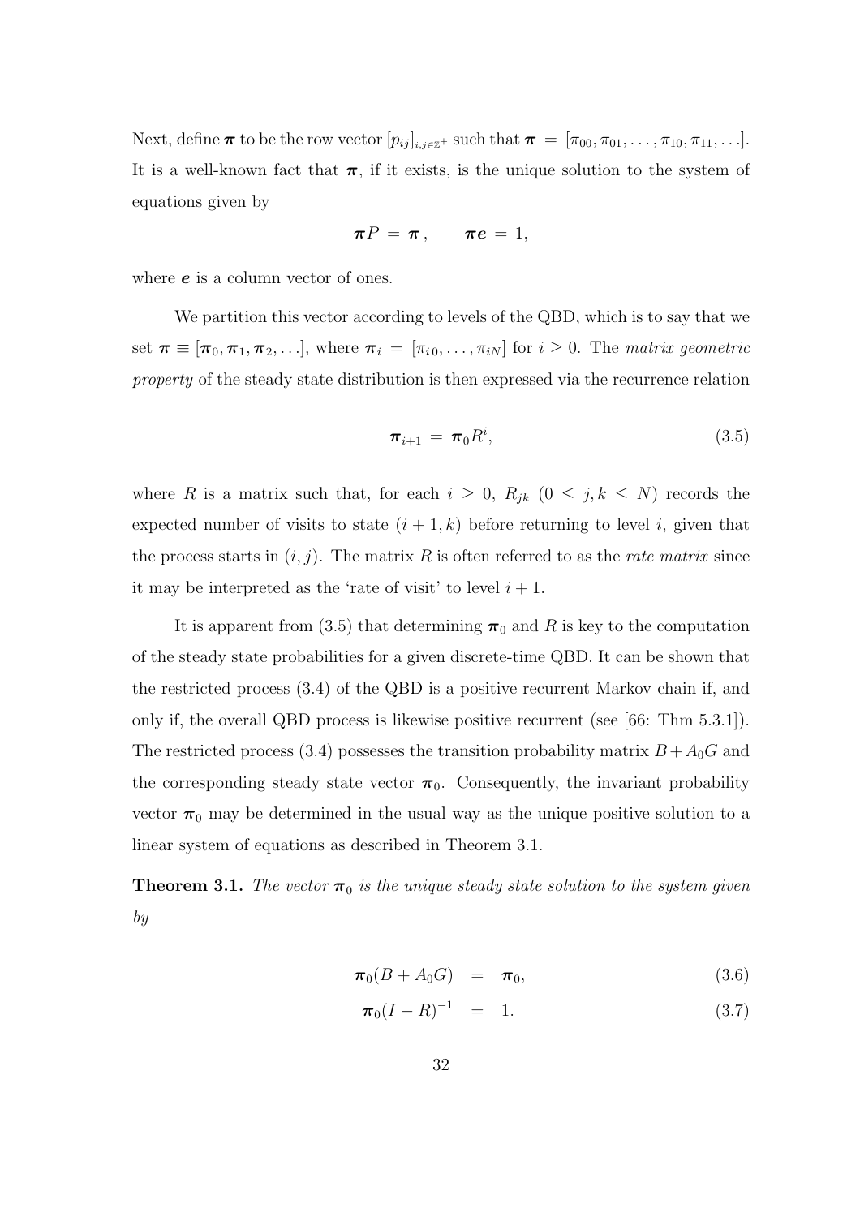Next, define $\boldsymbol{\pi}$ to be the row vector $[p_{ij}]_{i,j\in\mathbb{Z}^+}$ such that $\boldsymbol{\pi} = [\pi_{00}, \pi_{01}, \ldots, \pi_{10}, \pi_{11}, \ldots]$. It is a well-known fact that $\boldsymbol{\pi}$, if it exists, is the unique solution to the system of equations given by

$$\boldsymbol{\pi} P = \boldsymbol{\pi}\,, \qquad \boldsymbol{\pi}\boldsymbol{e} = 1,$$

where $\boldsymbol{e}$ is a column vector of ones.

We partition this vector according to levels of the QBD, which is to say that we set $\boldsymbol{\pi} \equiv [\boldsymbol{\pi}_0, \boldsymbol{\pi}_1, \boldsymbol{\pi}_2, \ldots]$, where $\boldsymbol{\pi}_i = [\pi_{i0}, \ldots, \pi_{iN}]$ for $i \geq 0$. The *matrix geometric property* of the steady state distribution is then expressed via the recurrence relation

$$\boldsymbol{\pi}_{i+1} = \boldsymbol{\pi}_0 R^i, \tag{3.5}$$

where $R$ is a matrix such that, for each $i \geq 0$, $R_{jk}$ $(0 \leq j, k \leq N)$ records the expected number of visits to state $(i+1, k)$ before returning to level $i$, given that the process starts in $(i, j)$. The matrix $R$ is often referred to as the *rate matrix* since it may be interpreted as the 'rate of visit' to level $i+1$.

It is apparent from (3.5) that determining $\boldsymbol{\pi}_0$ and $R$ is key to the computation of the steady state probabilities for a given discrete-time QBD. It can be shown that the restricted process (3.4) of the QBD is a positive recurrent Markov chain if, and only if, the overall QBD process is likewise positive recurrent (see [66: Thm 5.3.1]). The restricted process (3.4) possesses the transition probability matrix $B + A_0 G$ and the corresponding steady state vector $\boldsymbol{\pi}_0$. Consequently, the invariant probability vector $\boldsymbol{\pi}_0$ may be determined in the usual way as the unique positive solution to a linear system of equations as described in Theorem 3.1.

**Theorem 3.1.** *The vector $\boldsymbol{\pi}_0$ is the unique steady state solution to the system given by*

$$\boldsymbol{\pi}_0(B + A_0 G) = \boldsymbol{\pi}_0, \tag{3.6}$$

$$\boldsymbol{\pi}_0(I - R)^{-1} = 1. \tag{3.7}$$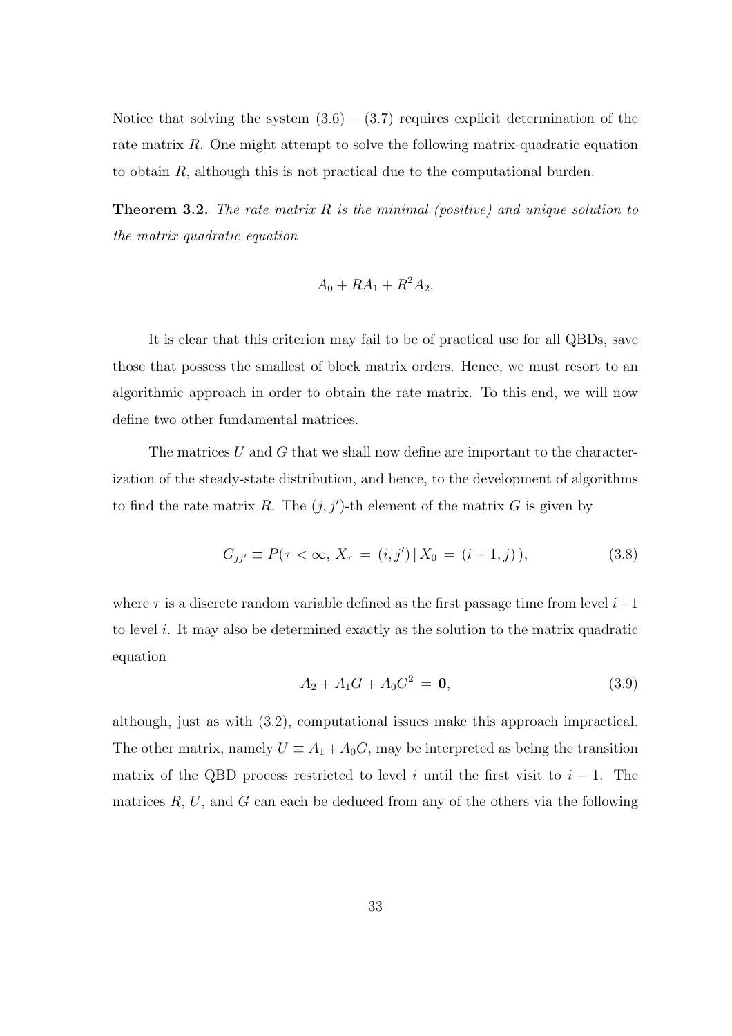Notice that solving the system (3.6) – (3.7) requires explicit determination of the rate matrix $R$. One might attempt to solve the following matrix-quadratic equation to obtain $R$, although this is not practical due to the computational burden.

**Theorem 3.2.** *The rate matrix $R$ is the minimal (positive) and unique solution to the matrix quadratic equation*

$$A_0 + RA_1 + R^2 A_2.$$

It is clear that this criterion may fail to be of practical use for all QBDs, save those that possess the smallest of block matrix orders. Hence, we must resort to an algorithmic approach in order to obtain the rate matrix. To this end, we will now define two other fundamental matrices.

The matrices $U$ and $G$ that we shall now define are important to the characterization of the steady-state distribution, and hence, to the development of algorithms to find the rate matrix $R$. The $(j, j')$-th element of the matrix $G$ is given by

$$G_{jj'} \equiv P(\tau < \infty,\, X_\tau \,=\, (i, j') \,|\, X_0 \,=\, (i+1, j)\,), \tag{3.8}$$

where $\tau$ is a discrete random variable defined as the first passage time from level $i+1$ to level $i$. It may also be determined exactly as the solution to the matrix quadratic equation

$$A_2 + A_1 G + A_0 G^2 \,=\, \mathbf{0}, \tag{3.9}$$

although, just as with (3.2), computational issues make this approach impractical. The other matrix, namely $U \equiv A_1 + A_0 G$, may be interpreted as being the transition matrix of the QBD process restricted to level $i$ until the first visit to $i - 1$. The matrices $R$, $U$, and $G$ can each be deduced from any of the others via the following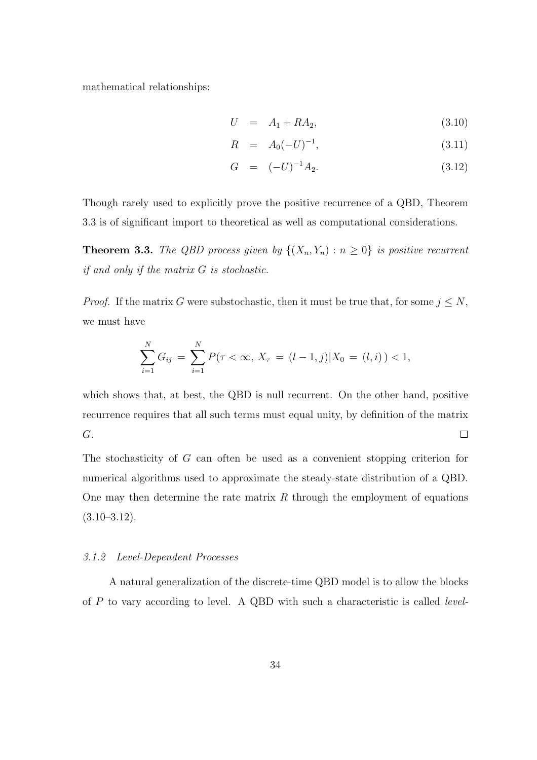mathematical relationships:

$$
\begin{aligned}
U &= A_1 + RA_2, & (3.10)\\
R &= A_0(-U)^{-1}, & (3.11)\\
G &= (-U)^{-1}A_2. & (3.12)
\end{aligned}
$$

Though rarely used to explicitly prove the positive recurrence of a QBD, Theorem 3.3 is of significant import to theoretical as well as computational considerations.

**Theorem 3.3.** *The QBD process given by $\{(X_n, Y_n) : n \geq 0\}$ is positive recurrent if and only if the matrix $G$ is stochastic.*

*Proof.* If the matrix $G$ were substochastic, then it must be true that, for some $j \leq N$, we must have

$$
\sum_{i=1}^{N} G_{ij} = \sum_{i=1}^{N} P(\tau < \infty,\, X_\tau = (l-1, j) | X_0 = (l, i)) < 1,
$$

which shows that, at best, the QBD is null recurrent. On the other hand, positive recurrence requires that all such terms must equal unity, by definition of the matrix $G$. □

The stochasticity of $G$ can often be used as a convenient stopping criterion for numerical algorithms used to approximate the steady-state distribution of a QBD. One may then determine the rate matrix $R$ through the employment of equations (3.10–3.12).

### *3.1.2 Level-Dependent Processes*

A natural generalization of the discrete-time QBD model is to allow the blocks of $P$ to vary according to level. A QBD with such a characteristic is called *level-*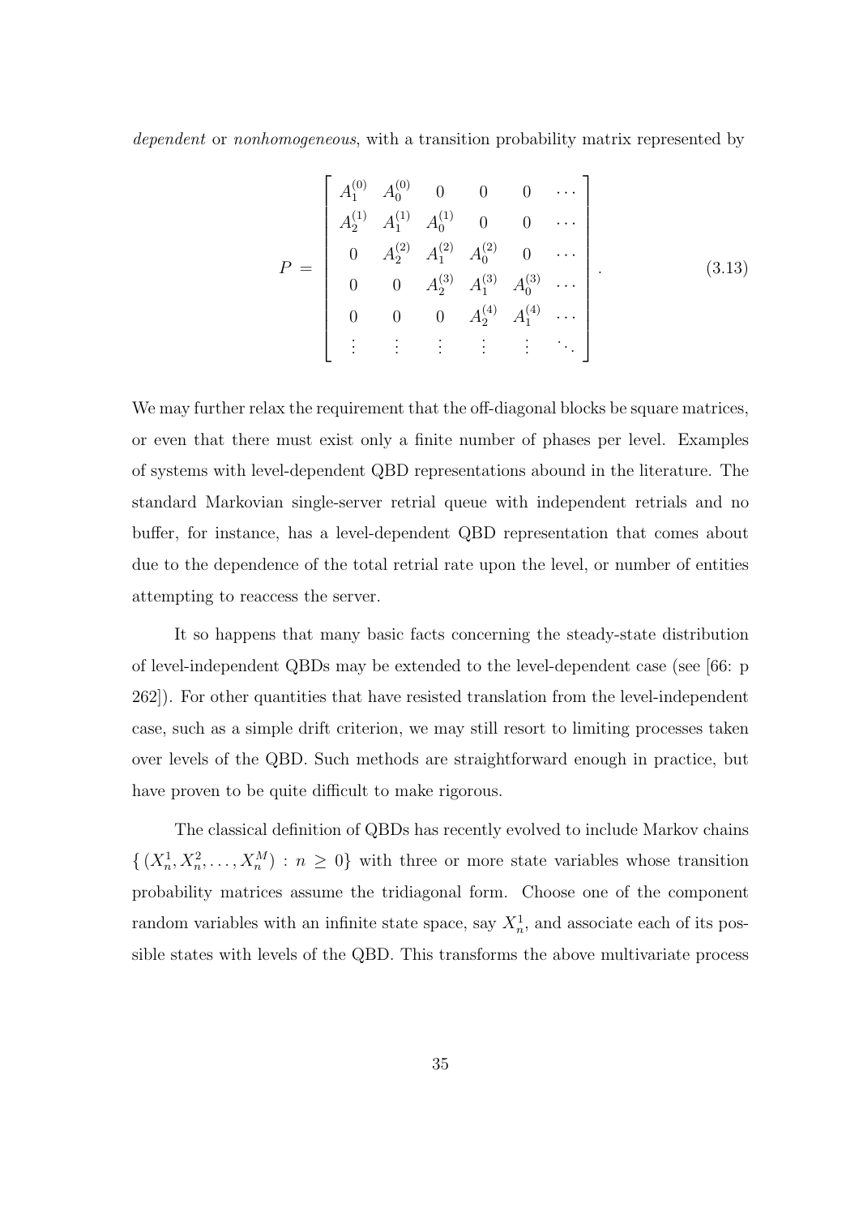*dependent* or *nonhomogeneous*, with a transition probability matrix represented by

$$P = \begin{bmatrix} A_1^{(0)} & A_0^{(0)} & 0 & 0 & 0 & \cdots \\ A_2^{(1)} & A_1^{(1)} & A_0^{(1)} & 0 & 0 & \cdots \\ 0 & A_2^{(2)} & A_1^{(2)} & A_0^{(2)} & 0 & \cdots \\ 0 & 0 & A_2^{(3)} & A_1^{(3)} & A_0^{(3)} & \cdots \\ 0 & 0 & 0 & A_2^{(4)} & A_1^{(4)} & \cdots \\ \vdots & \vdots & \vdots & \vdots & \vdots & \ddots \end{bmatrix}. \tag{3.13}$$

We may further relax the requirement that the off-diagonal blocks be square matrices, or even that there must exist only a finite number of phases per level. Examples of systems with level-dependent QBD representations abound in the literature. The standard Markovian single-server retrial queue with independent retrials and no buffer, for instance, has a level-dependent QBD representation that comes about due to the dependence of the total retrial rate upon the level, or number of entities attempting to reaccess the server.

It so happens that many basic facts concerning the steady-state distribution of level-independent QBDs may be extended to the level-dependent case (see [66: p 262]). For other quantities that have resisted translation from the level-independent case, such as a simple drift criterion, we may still resort to limiting processes taken over levels of the QBD. Such methods are straightforward enough in practice, but have proven to be quite difficult to make rigorous.

The classical definition of QBDs has recently evolved to include Markov chains $\{(X_n^1, X_n^2, \ldots, X_n^M) : n \geq 0\}$ with three or more state variables whose transition probability matrices assume the tridiagonal form. Choose one of the component random variables with an infinite state space, say $X_n^1$, and associate each of its possible states with levels of the QBD. This transforms the above multivariate process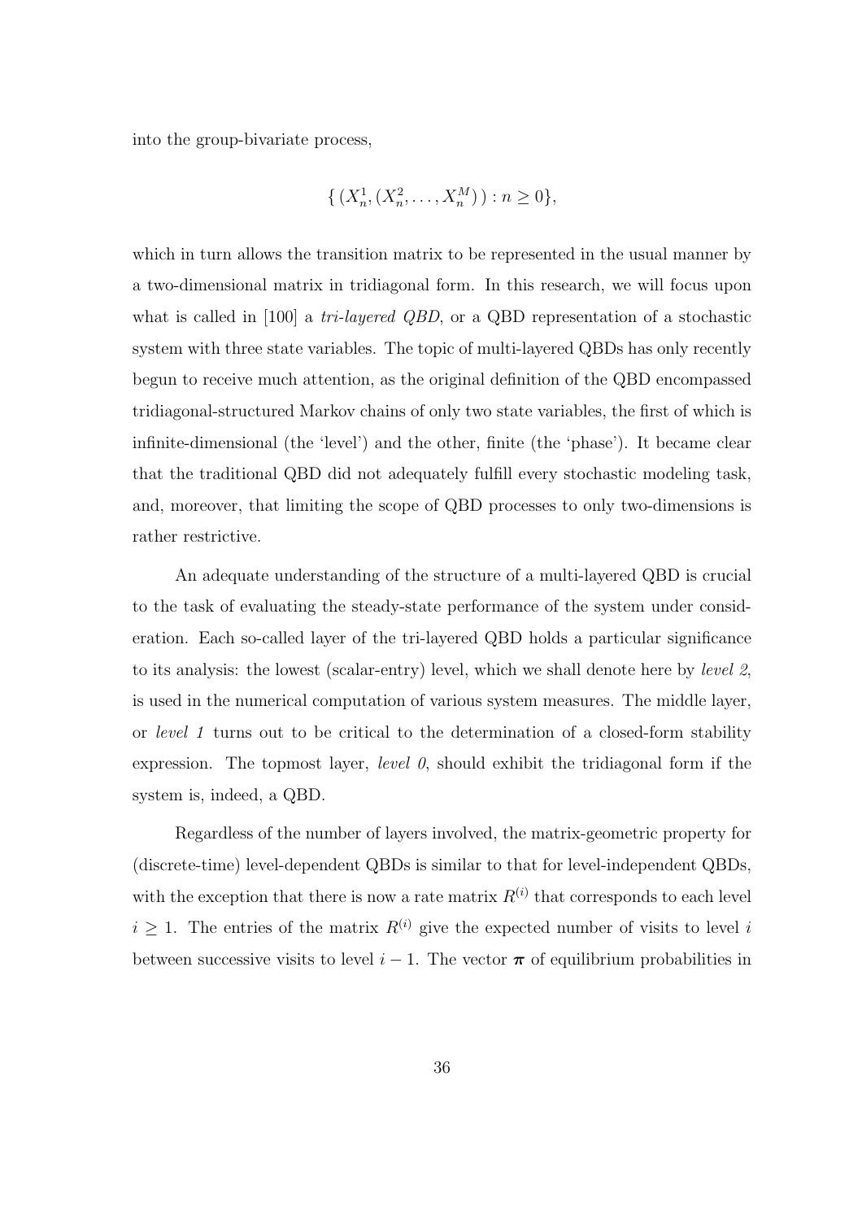into the group-bivariate process,

$$\{ (X_n^1, (X_n^2, \ldots, X_n^M)) : n \geq 0\},$$

which in turn allows the transition matrix to be represented in the usual manner by a two-dimensional matrix in tridiagonal form. In this research, we will focus upon what is called in [100] a *tri-layered QBD*, or a QBD representation of a stochastic system with three state variables. The topic of multi-layered QBDs has only recently begun to receive much attention, as the original definition of the QBD encompassed tridiagonal-structured Markov chains of only two state variables, the first of which is infinite-dimensional (the 'level') and the other, finite (the 'phase'). It became clear that the traditional QBD did not adequately fulfill every stochastic modeling task, and, moreover, that limiting the scope of QBD processes to only two-dimensions is rather restrictive.

An adequate understanding of the structure of a multi-layered QBD is crucial to the task of evaluating the steady-state performance of the system under consideration. Each so-called layer of the tri-layered QBD holds a particular significance to its analysis: the lowest (scalar-entry) level, which we shall denote here by *level 2*, is used in the numerical computation of various system measures. The middle layer, or *level 1* turns out to be critical to the determination of a closed-form stability expression. The topmost layer, *level 0*, should exhibit the tridiagonal form if the system is, indeed, a QBD.

Regardless of the number of layers involved, the matrix-geometric property for (discrete-time) level-dependent QBDs is similar to that for level-independent QBDs, with the exception that there is now a rate matrix $R^{(i)}$ that corresponds to each level $i \geq 1$. The entries of the matrix $R^{(i)}$ give the expected number of visits to level $i$ between successive visits to level $i - 1$. The vector $\boldsymbol{\pi}$ of equilibrium probabilities in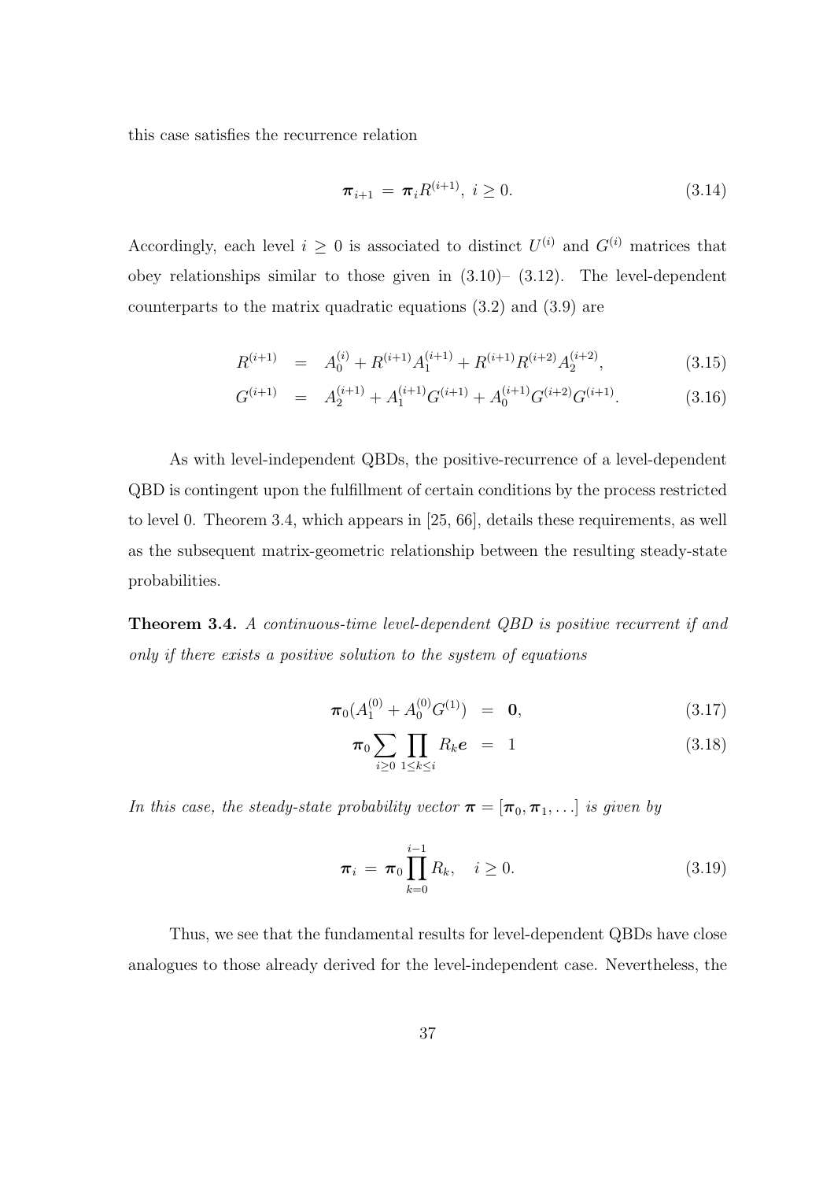this case satisfies the recurrence relation

$$\boldsymbol{\pi}_{i+1} = \boldsymbol{\pi}_i R^{(i+1)}, \; i \geq 0. \tag{3.14}$$

Accordingly, each level $i \geq 0$ is associated to distinct $U^{(i)}$ and $G^{(i)}$ matrices that obey relationships similar to those given in (3.10)– (3.12). The level-dependent counterparts to the matrix quadratic equations (3.2) and (3.9) are

$$R^{(i+1)} = A_0^{(i)} + R^{(i+1)} A_1^{(i+1)} + R^{(i+1)} R^{(i+2)} A_2^{(i+2)}, \tag{3.15}$$

$$G^{(i+1)} = A_2^{(i+1)} + A_1^{(i+1)} G^{(i+1)} + A_0^{(i+1)} G^{(i+2)} G^{(i+1)}. \tag{3.16}$$

As with level-independent QBDs, the positive-recurrence of a level-dependent QBD is contingent upon the fulfillment of certain conditions by the process restricted to level 0. Theorem 3.4, which appears in [25, 66], details these requirements, as well as the subsequent matrix-geometric relationship between the resulting steady-state probabilities.

**Theorem 3.4.** *A continuous-time level-dependent QBD is positive recurrent if and only if there exists a positive solution to the system of equations*

$$\boldsymbol{\pi}_0 (A_1^{(0)} + A_0^{(0)} G^{(1)}) = \mathbf{0}, \tag{3.17}$$

$$\boldsymbol{\pi}_0 \sum_{i \geq 0} \prod_{1 \leq k \leq i} R_k \boldsymbol{e} = 1 \tag{3.18}$$

*In this case, the steady-state probability vector $\boldsymbol{\pi} = [\boldsymbol{\pi}_0, \boldsymbol{\pi}_1, \ldots]$ is given by*

$$\boldsymbol{\pi}_i = \boldsymbol{\pi}_0 \prod_{k=0}^{i-1} R_k, \quad i \geq 0. \tag{3.19}$$

Thus, we see that the fundamental results for level-dependent QBDs have close analogues to those already derived for the level-independent case. Nevertheless, the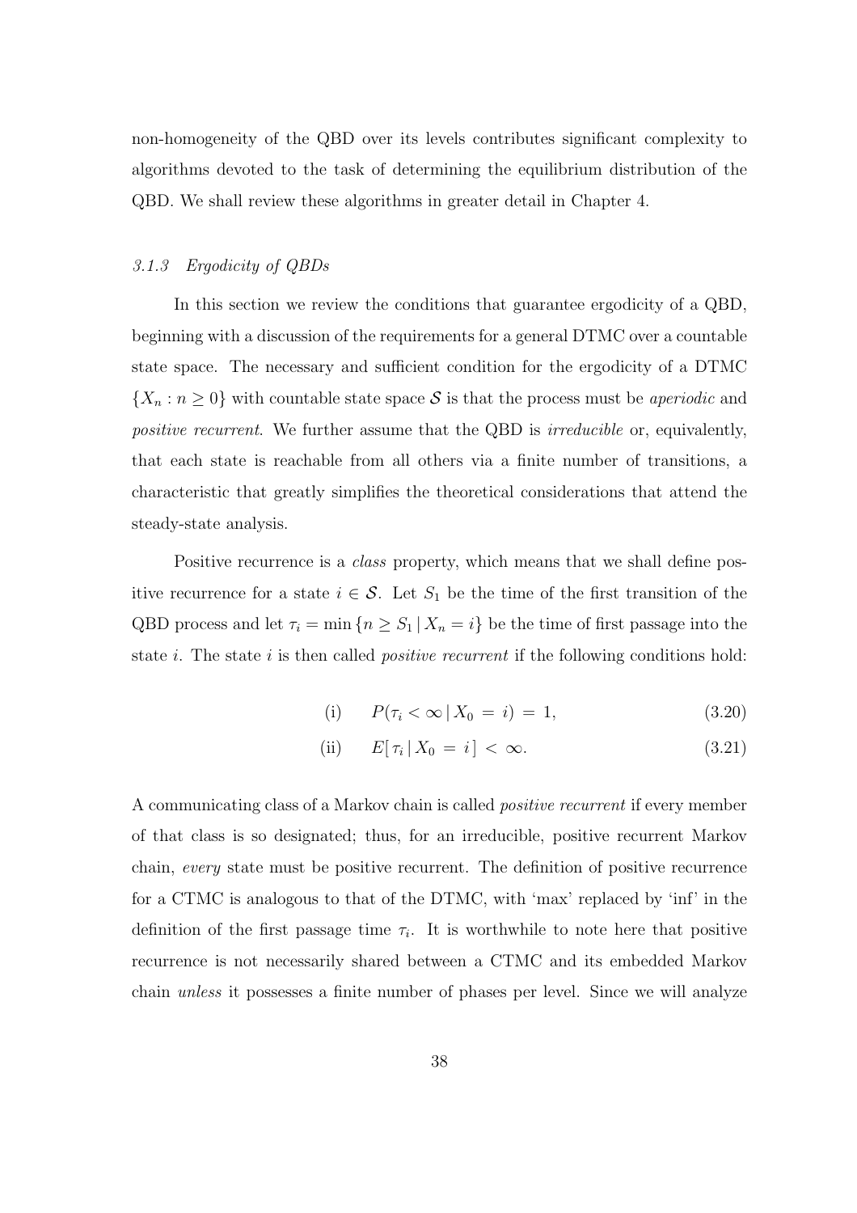non-homogeneity of the QBD over its levels contributes significant complexity to algorithms devoted to the task of determining the equilibrium distribution of the QBD. We shall review these algorithms in greater detail in Chapter 4.

### *3.1.3 Ergodicity of QBDs*

In this section we review the conditions that guarantee ergodicity of a QBD, beginning with a discussion of the requirements for a general DTMC over a countable state space. The necessary and sufficient condition for the ergodicity of a DTMC $\{X_n : n \geq 0\}$ with countable state space $\mathcal{S}$ is that the process must be *aperiodic* and *positive recurrent*. We further assume that the QBD is *irreducible* or, equivalently, that each state is reachable from all others via a finite number of transitions, a characteristic that greatly simplifies the theoretical considerations that attend the steady-state analysis.

Positive recurrence is a *class* property, which means that we shall define positive recurrence for a state $i \in \mathcal{S}$. Let $S_1$ be the time of the first transition of the QBD process and let $\tau_i = \min\{n \geq S_1 \,|\, X_n = i\}$ be the time of first passage into the state $i$. The state $i$ is then called *positive recurrent* if the following conditions hold:

$$\text{(i)} \qquad P(\tau_i < \infty \,|\, X_0 = i) = 1, \tag{3.20}$$

$$\text{(ii)} \qquad E[\,\tau_i \,|\, X_0 = i\,] < \infty. \tag{3.21}$$

A communicating class of a Markov chain is called *positive recurrent* if every member of that class is so designated; thus, for an irreducible, positive recurrent Markov chain, *every* state must be positive recurrent. The definition of positive recurrence for a CTMC is analogous to that of the DTMC, with 'max' replaced by 'inf' in the definition of the first passage time $\tau_i$. It is worthwhile to note here that positive recurrence is not necessarily shared between a CTMC and its embedded Markov chain *unless* it possesses a finite number of phases per level. Since we will analyze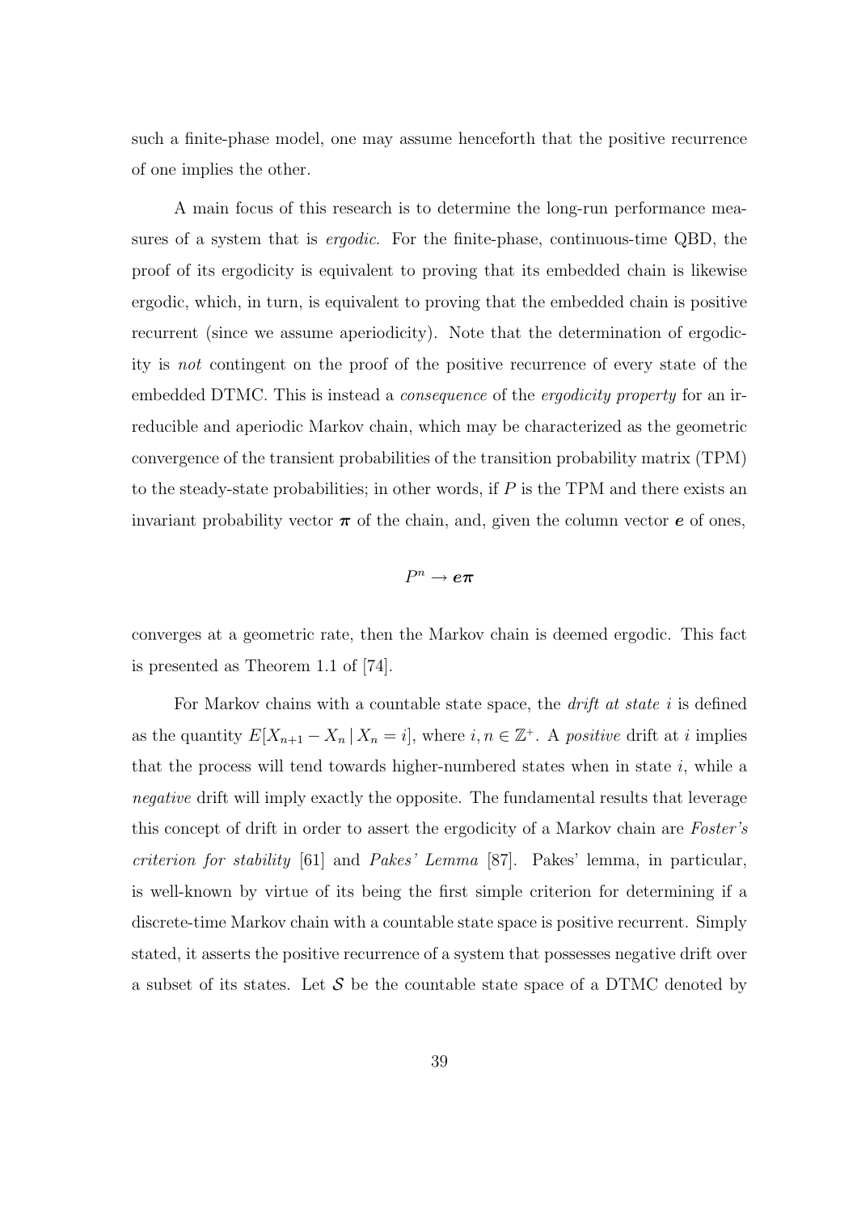such a finite-phase model, one may assume henceforth that the positive recurrence of one implies the other.

A main focus of this research is to determine the long-run performance measures of a system that is *ergodic*. For the finite-phase, continuous-time QBD, the proof of its ergodicity is equivalent to proving that its embedded chain is likewise ergodic, which, in turn, is equivalent to proving that the embedded chain is positive recurrent (since we assume aperiodicity). Note that the determination of ergodicity is *not* contingent on the proof of the positive recurrence of every state of the embedded DTMC. This is instead a *consequence* of the *ergodicity property* for an irreducible and aperiodic Markov chain, which may be characterized as the geometric convergence of the transient probabilities of the transition probability matrix (TPM) to the steady-state probabilities; in other words, if $P$ is the TPM and there exists an invariant probability vector $\boldsymbol{\pi}$ of the chain, and, given the column vector $\boldsymbol{e}$ of ones,

$$P^n \to \boldsymbol{e}\boldsymbol{\pi}$$

converges at a geometric rate, then the Markov chain is deemed ergodic. This fact is presented as Theorem 1.1 of [74].

For Markov chains with a countable state space, the *drift at state $i$* is defined as the quantity $E[X_{n+1} - X_n \,|\, X_n = i]$, where $i, n \in \mathbb{Z}^+$. A *positive* drift at $i$ implies that the process will tend towards higher-numbered states when in state $i$, while a *negative* drift will imply exactly the opposite. The fundamental results that leverage this concept of drift in order to assert the ergodicity of a Markov chain are *Foster's criterion for stability* [61] and *Pakes' Lemma* [87]. Pakes' lemma, in particular, is well-known by virtue of its being the first simple criterion for determining if a discrete-time Markov chain with a countable state space is positive recurrent. Simply stated, it asserts the positive recurrence of a system that possesses negative drift over a subset of its states. Let $\mathcal{S}$ be the countable state space of a DTMC denoted by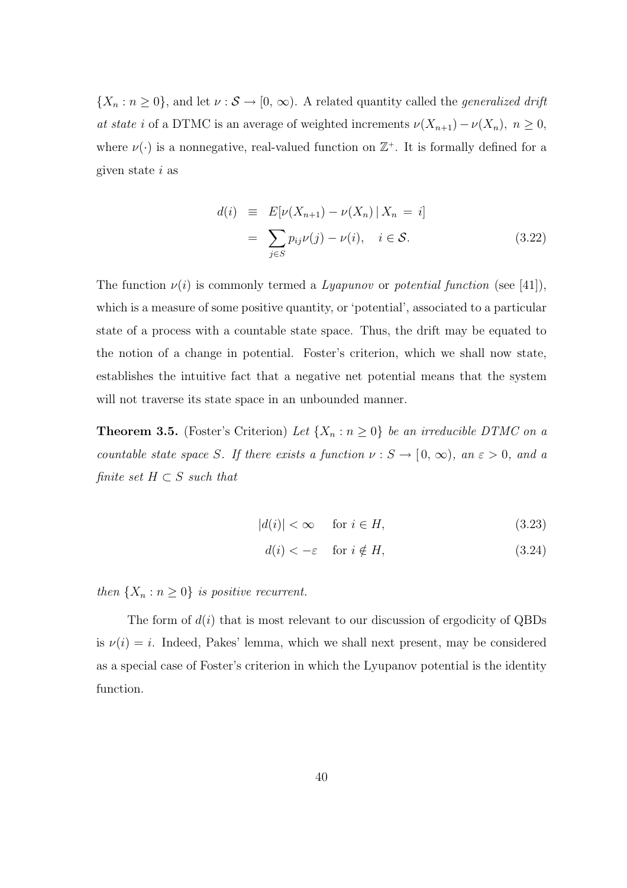$\{X_n : n \geq 0\}$, and let $\nu : \mathcal{S} \to [0, \infty)$. A related quantity called the *generalized drift at state i* of a DTMC is an average of weighted increments $\nu(X_{n+1}) - \nu(X_n),\ n \geq 0$, where $\nu(\cdot)$ is a nonnegative, real-valued function on $\mathbb{Z}^+$. It is formally defined for a given state $i$ as

$$\begin{aligned} d(i) &\equiv E[\nu(X_{n+1}) - \nu(X_n) \,|\, X_n = i] \\ &= \sum_{j \in S} p_{ij}\nu(j) - \nu(i), \quad i \in \mathcal{S}. \end{aligned} \tag{3.22}$$

The function $\nu(i)$ is commonly termed a *Lyapunov* or *potential function* (see [41]), which is a measure of some positive quantity, or 'potential', associated to a particular state of a process with a countable state space. Thus, the drift may be equated to the notion of a change in potential. Foster's criterion, which we shall now state, establishes the intuitive fact that a negative net potential means that the system will not traverse its state space in an unbounded manner.

**Theorem 3.5.** (Foster's Criterion) *Let $\{X_n : n \geq 0\}$ be an irreducible DTMC on a countable state space $S$. If there exists a function $\nu : S \to [0, \infty)$, an $\varepsilon > 0$, and a finite set $H \subset S$ such that*

$$|d(i)| < \infty \quad \text{for } i \in H, \tag{3.23}$$

$$d(i) < -\varepsilon \quad \text{for } i \notin H, \tag{3.24}$$

*then $\{X_n : n \geq 0\}$ is positive recurrent.*

The form of $d(i)$ that is most relevant to our discussion of ergodicity of QBDs is $\nu(i) = i$. Indeed, Pakes' lemma, which we shall next present, may be considered as a special case of Foster's criterion in which the Lyupanov potential is the identity function.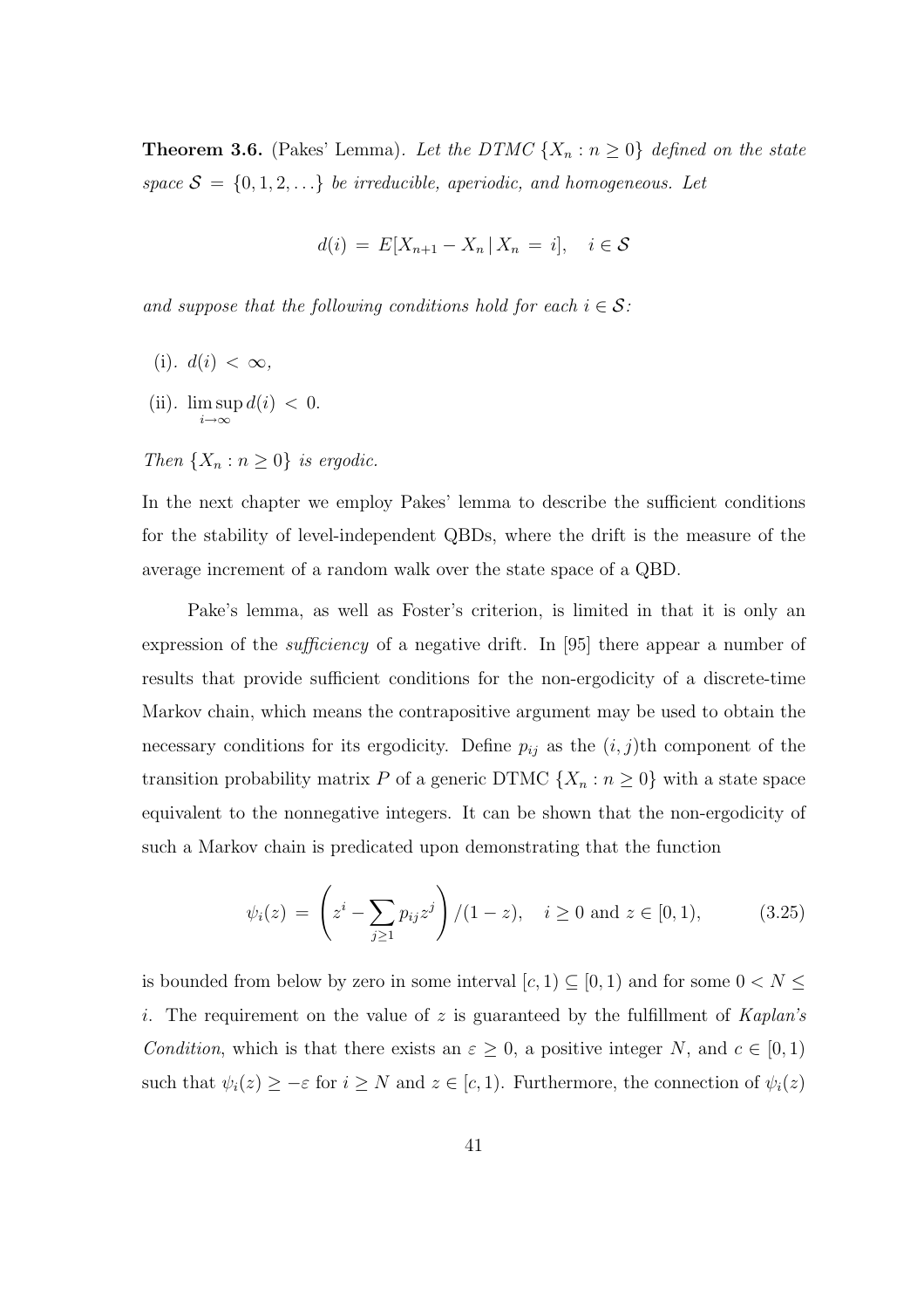**Theorem 3.6.** (Pakes' Lemma). *Let the DTMC $\{X_n : n \geq 0\}$ defined on the state space $\mathcal{S} = \{0, 1, 2, \ldots\}$ be irreducible, aperiodic, and homogeneous. Let*

$$d(i) = E[X_{n+1} - X_n \,|\, X_n = i], \quad i \in \mathcal{S}$$

*and suppose that the following conditions hold for each $i \in \mathcal{S}$:*

(i). $d(i) < \infty$,

(ii). $\limsup_{i \to \infty} d(i) < 0$.

*Then $\{X_n : n \geq 0\}$ is ergodic.*

In the next chapter we employ Pakes' lemma to describe the sufficient conditions for the stability of level-independent QBDs, where the drift is the measure of the average increment of a random walk over the state space of a QBD.

Pake's lemma, as well as Foster's criterion, is limited in that it is only an expression of the *sufficiency* of a negative drift. In [95] there appear a number of results that provide sufficient conditions for the non-ergodicity of a discrete-time Markov chain, which means the contrapositive argument may be used to obtain the necessary conditions for its ergodicity. Define $p_{ij}$ as the $(i, j)$th component of the transition probability matrix $P$ of a generic DTMC $\{X_n : n \geq 0\}$ with a state space equivalent to the nonnegative integers. It can be shown that the non-ergodicity of such a Markov chain is predicated upon demonstrating that the function

$$\psi_i(z) = \left( z^i - \sum_{j \geq 1} p_{ij} z^j \right) / (1 - z), \quad i \geq 0 \text{ and } z \in [0, 1), \tag{3.25}$$

is bounded from below by zero in some interval $[c, 1) \subseteq [0, 1)$ and for some $0 < N \leq i$. The requirement on the value of $z$ is guaranteed by the fulfillment of *Kaplan's Condition*, which is that there exists an $\varepsilon \geq 0$, a positive integer $N$, and $c \in [0, 1)$ such that $\psi_i(z) \geq -\varepsilon$ for $i \geq N$ and $z \in [c, 1)$. Furthermore, the connection of $\psi_i(z)$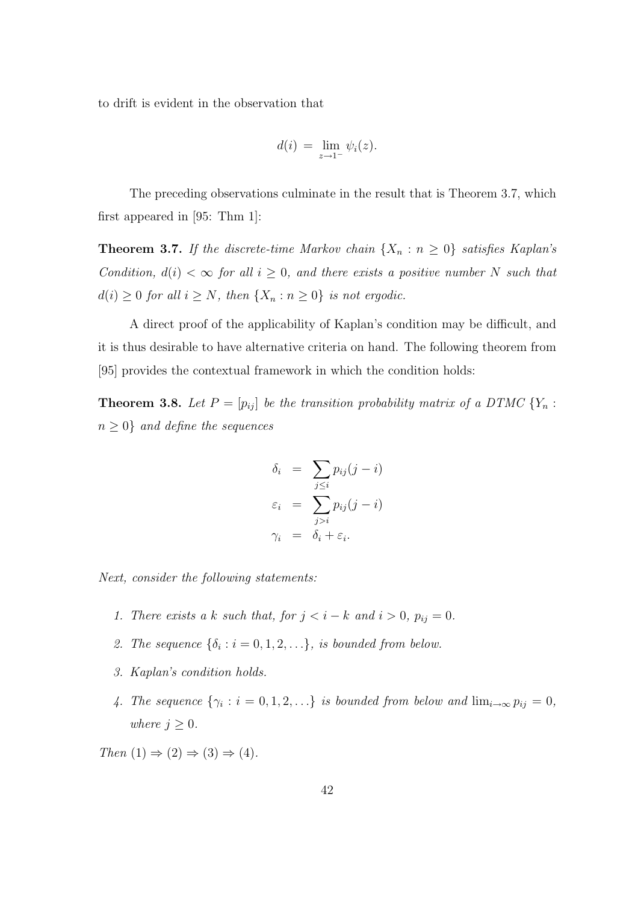to drift is evident in the observation that

$$d(i) \;=\; \lim_{z \to 1^-} \psi_i(z).$$

The preceding observations culminate in the result that is Theorem 3.7, which first appeared in [95: Thm 1]:

**Theorem 3.7.** *If the discrete-time Markov chain $\{X_n : n \geq 0\}$ satisfies Kaplan's Condition, $d(i) < \infty$ for all $i \geq 0$, and there exists a positive number $N$ such that $d(i) \geq 0$ for all $i \geq N$, then $\{X_n : n \geq 0\}$ is not ergodic.*

A direct proof of the applicability of Kaplan's condition may be difficult, and it is thus desirable to have alternative criteria on hand. The following theorem from [95] provides the contextual framework in which the condition holds:

**Theorem 3.8.** *Let $P = [p_{ij}]$ be the transition probability matrix of a DTMC $\{Y_n : n \geq 0\}$ and define the sequences*

$$\begin{aligned}
\delta_i &= \sum_{j \leq i} p_{ij}(j - i) \\
\varepsilon_i &= \sum_{j > i} p_{ij}(j - i) \\
\gamma_i &= \delta_i + \varepsilon_i.
\end{aligned}$$

*Next, consider the following statements:*

1. *There exists a $k$ such that, for $j < i - k$ and $i > 0$, $p_{ij} = 0$.*
2. *The sequence $\{\delta_i : i = 0, 1, 2, \ldots\}$, is bounded from below.*
3. *Kaplan's condition holds.*
4. *The sequence $\{\gamma_i : i = 0, 1, 2, \ldots\}$ is bounded from below and $\lim_{i \to \infty} p_{ij} = 0$, where $j \geq 0$.*

*Then $(1) \Rightarrow (2) \Rightarrow (3) \Rightarrow (4)$.*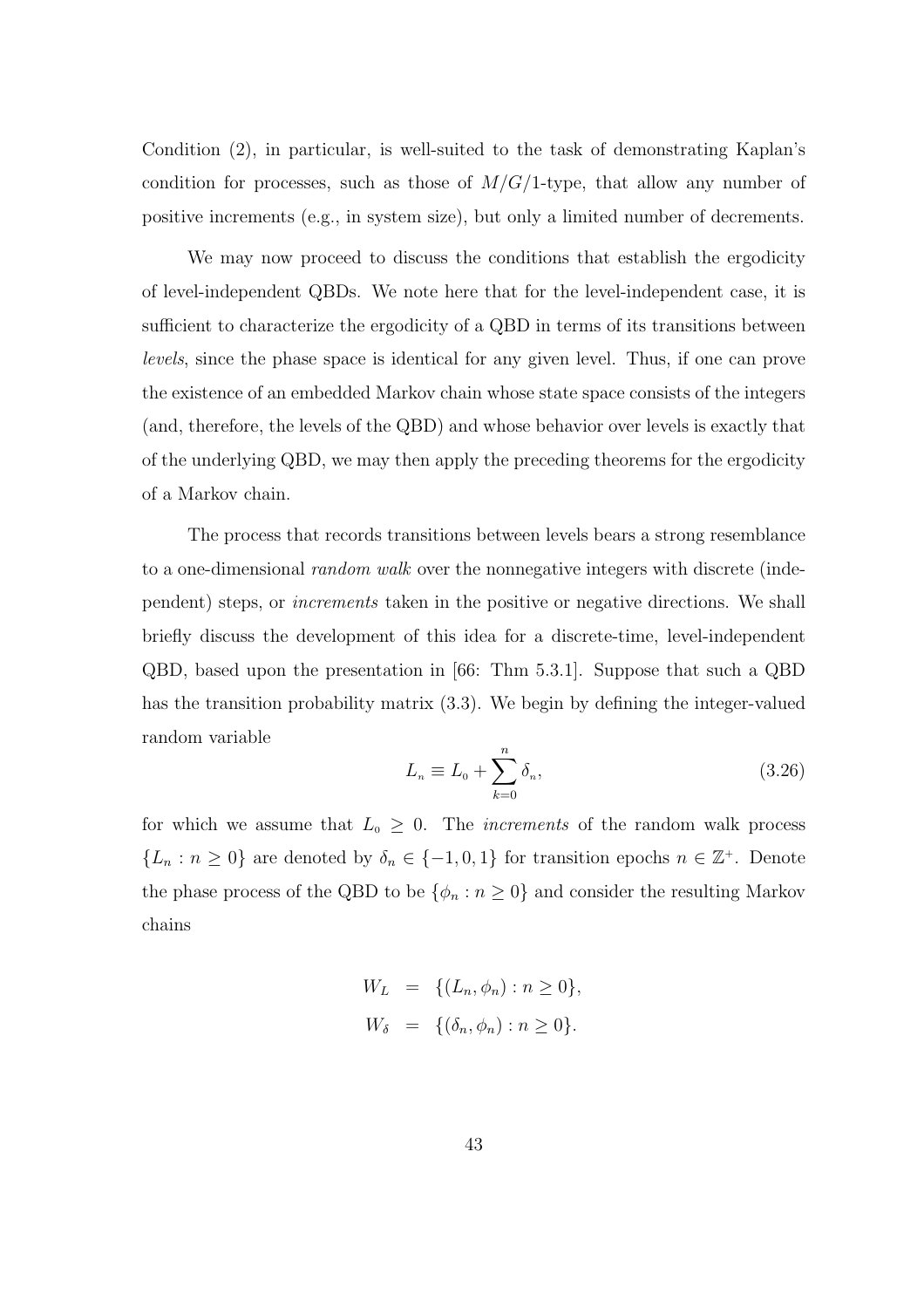Condition (2), in particular, is well-suited to the task of demonstrating Kaplan's condition for processes, such as those of $M/G/1$-type, that allow any number of positive increments (e.g., in system size), but only a limited number of decrements.

We may now proceed to discuss the conditions that establish the ergodicity of level-independent QBDs. We note here that for the level-independent case, it is sufficient to characterize the ergodicity of a QBD in terms of its transitions between *levels*, since the phase space is identical for any given level. Thus, if one can prove the existence of an embedded Markov chain whose state space consists of the integers (and, therefore, the levels of the QBD) and whose behavior over levels is exactly that of the underlying QBD, we may then apply the preceding theorems for the ergodicity of a Markov chain.

The process that records transitions between levels bears a strong resemblance to a one-dimensional *random walk* over the nonnegative integers with discrete (independent) steps, or *increments* taken in the positive or negative directions. We shall briefly discuss the development of this idea for a discrete-time, level-independent QBD, based upon the presentation in [66: Thm 5.3.1]. Suppose that such a QBD has the transition probability matrix (3.3). We begin by defining the integer-valued random variable

$$L_n \equiv L_0 + \sum_{k=0}^{n} \delta_n, \tag{3.26}$$

for which we assume that $L_0 \geq 0$. The *increments* of the random walk process $\{L_n : n \geq 0\}$ are denoted by $\delta_n \in \{-1, 0, 1\}$ for transition epochs $n \in \mathbb{Z}^+$. Denote the phase process of the QBD to be $\{\phi_n : n \geq 0\}$ and consider the resulting Markov chains

$$\begin{aligned} W_L &= \{(L_n, \phi_n) : n \geq 0\}, \\ W_\delta &= \{(\delta_n, \phi_n) : n \geq 0\}. \end{aligned}$$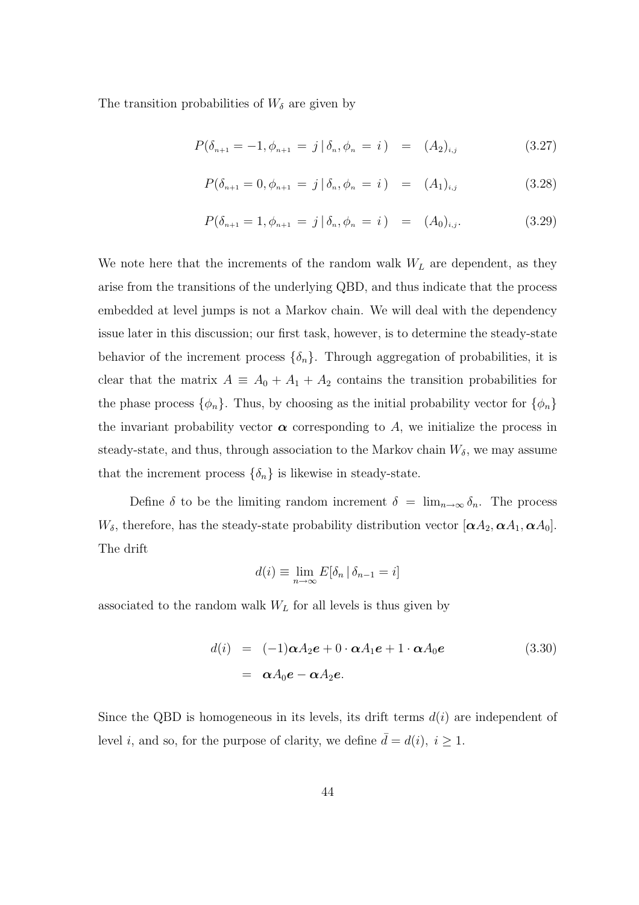The transition probabilities of $W_\delta$ are given by

$$P(\delta_{n+1} = -1, \phi_{n+1} = j \,|\, \delta_n, \phi_n = i) = (A_2)_{i,j} \tag{3.27}$$

$$P(\delta_{n+1} = 0, \phi_{n+1} = j \,|\, \delta_n, \phi_n = i) = (A_1)_{i,j} \tag{3.28}$$

$$P(\delta_{n+1} = 1, \phi_{n+1} = j \,|\, \delta_n, \phi_n = i) = (A_0)_{i,j}. \tag{3.29}$$

We note here that the increments of the random walk $W_L$ are dependent, as they arise from the transitions of the underlying QBD, and thus indicate that the process embedded at level jumps is not a Markov chain. We will deal with the dependency issue later in this discussion; our first task, however, is to determine the steady-state behavior of the increment process $\{\delta_n\}$. Through aggregation of probabilities, it is clear that the matrix $A \equiv A_0 + A_1 + A_2$ contains the transition probabilities for the phase process $\{\phi_n\}$. Thus, by choosing as the initial probability vector for $\{\phi_n\}$ the invariant probability vector $\boldsymbol{\alpha}$ corresponding to $A$, we initialize the process in steady-state, and thus, through association to the Markov chain $W_\delta$, we may assume that the increment process $\{\delta_n\}$ is likewise in steady-state.

Define $\delta$ to be the limiting random increment $\delta = \lim_{n\to\infty} \delta_n$. The process $W_\delta$, therefore, has the steady-state probability distribution vector $[\boldsymbol{\alpha}A_2, \boldsymbol{\alpha}A_1, \boldsymbol{\alpha}A_0]$. The drift

$$d(i) \equiv \lim_{n\to\infty} E[\delta_n \,|\, \delta_{n-1} = i]$$

associated to the random walk $W_L$ for all levels is thus given by

$$\begin{aligned} d(i) &= (-1)\boldsymbol{\alpha}A_2\boldsymbol{e} + 0 \cdot \boldsymbol{\alpha}A_1\boldsymbol{e} + 1 \cdot \boldsymbol{\alpha}A_0\boldsymbol{e} \\ &= \boldsymbol{\alpha}A_0\boldsymbol{e} - \boldsymbol{\alpha}A_2\boldsymbol{e}. \end{aligned} \tag{3.30}$$

Since the QBD is homogeneous in its levels, its drift terms $d(i)$ are independent of level $i$, and so, for the purpose of clarity, we define $\bar{d} = d(i),\ i \geq 1$.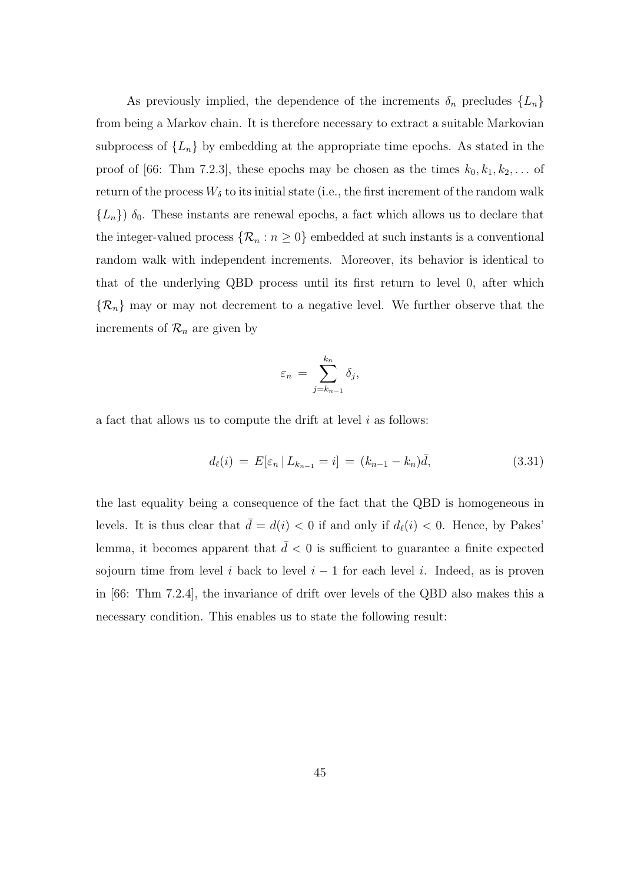As previously implied, the dependence of the increments $\delta_n$ precludes $\{L_n\}$ from being a Markov chain. It is therefore necessary to extract a suitable Markovian subprocess of $\{L_n\}$ by embedding at the appropriate time epochs. As stated in the proof of [66: Thm 7.2.3], these epochs may be chosen as the times $k_0, k_1, k_2, \dots$ of return of the process $W_\delta$ to its initial state (i.e., the first increment of the random walk $\{L_n\}$) $\delta_0$. These instants are renewal epochs, a fact which allows us to declare that the integer-valued process $\{\mathcal{R}_n : n \geq 0\}$ embedded at such instants is a conventional random walk with independent increments. Moreover, its behavior is identical to that of the underlying QBD process until its first return to level 0, after which $\{\mathcal{R}_n\}$ may or may not decrement to a negative level. We further observe that the increments of $\mathcal{R}_n$ are given by

$$\varepsilon_n \,=\, \sum_{j=k_{n-1}}^{k_n} \delta_j,$$

a fact that allows us to compute the drift at level $i$ as follows:

$$d_\ell(i) \,=\, E[\varepsilon_n \,|\, L_{k_{n-1}} = i] \,=\, (k_{n-1} - k_n)\bar{d}, \tag{3.31}$$

the last equality being a consequence of the fact that the QBD is homogeneous in levels. It is thus clear that $\bar{d} = d(i) < 0$ if and only if $d_\ell(i) < 0$. Hence, by Pakes' lemma, it becomes apparent that $\bar{d} < 0$ is sufficient to guarantee a finite expected sojourn time from level $i$ back to level $i-1$ for each level $i$. Indeed, as is proven in [66: Thm 7.2.4], the invariance of drift over levels of the QBD also makes this a necessary condition. This enables us to state the following result: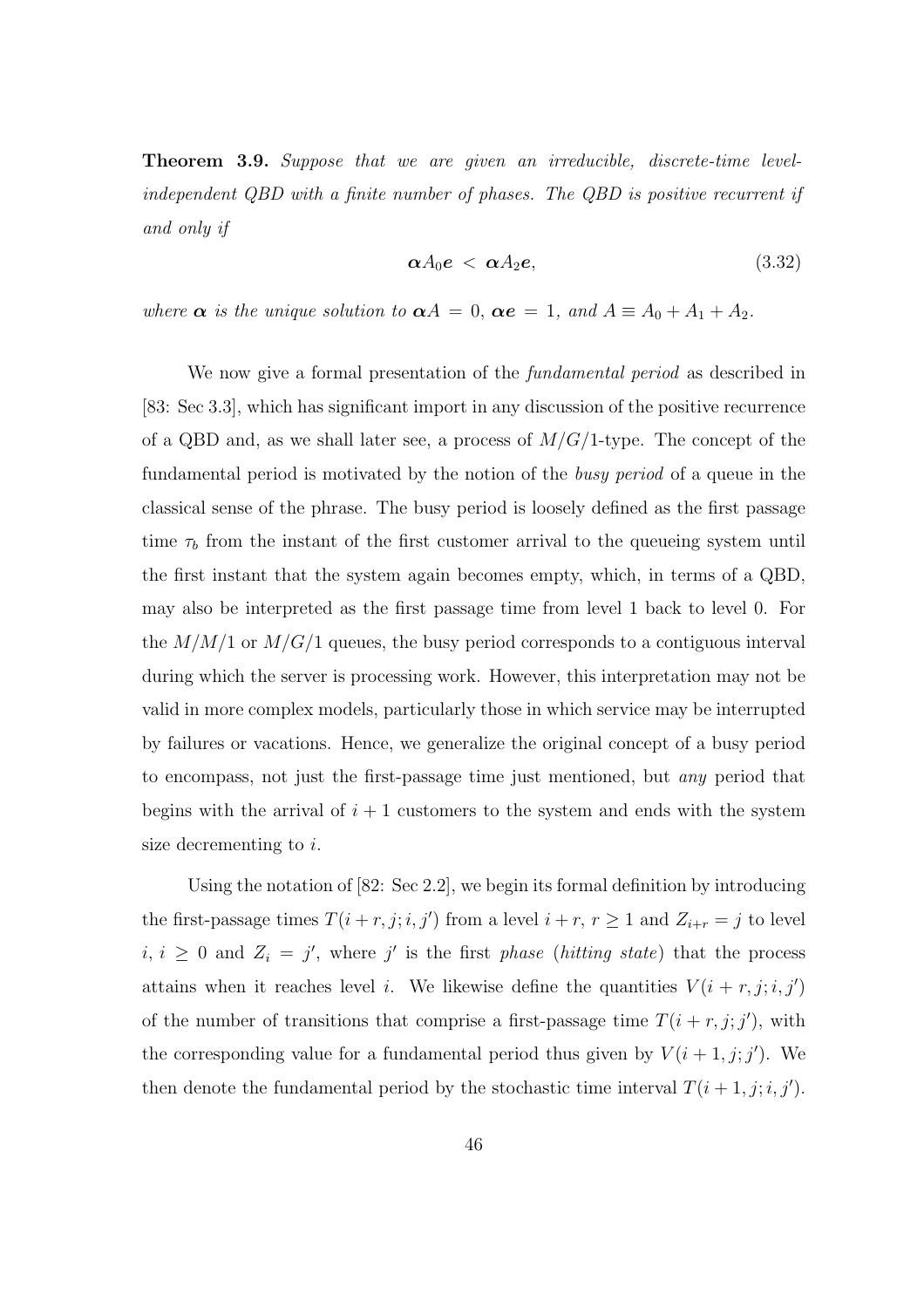**Theorem 3.9.** *Suppose that we are given an irreducible, discrete-time level-independent QBD with a finite number of phases. The QBD is positive recurrent if and only if*

$$\boldsymbol{\alpha} A_0 \boldsymbol{e} \; < \; \boldsymbol{\alpha} A_2 \boldsymbol{e}, \tag{3.32}$$

*where $\boldsymbol{\alpha}$ is the unique solution to $\boldsymbol{\alpha} A = 0$, $\boldsymbol{\alpha}\boldsymbol{e} = 1$, and $A \equiv A_0 + A_1 + A_2$.*

We now give a formal presentation of the *fundamental period* as described in [83: Sec 3.3], which has significant import in any discussion of the positive recurrence of a QBD and, as we shall later see, a process of $M/G/1$-type. The concept of the fundamental period is motivated by the notion of the *busy period* of a queue in the classical sense of the phrase. The busy period is loosely defined as the first passage time $\tau_b$ from the instant of the first customer arrival to the queueing system until the first instant that the system again becomes empty, which, in terms of a QBD, may also be interpreted as the first passage time from level 1 back to level 0. For the $M/M/1$ or $M/G/1$ queues, the busy period corresponds to a contiguous interval during which the server is processing work. However, this interpretation may not be valid in more complex models, particularly those in which service may be interrupted by failures or vacations. Hence, we generalize the original concept of a busy period to encompass, not just the first-passage time just mentioned, but *any* period that begins with the arrival of $i+1$ customers to the system and ends with the system size decrementing to $i$.

Using the notation of [82: Sec 2.2], we begin its formal definition by introducing the first-passage times $T(i+r, j; i, j')$ from a level $i+r$, $r \geq 1$ and $Z_{i+r} = j$ to level $i$, $i \geq 0$ and $Z_i = j'$, where $j'$ is the first *phase* (*hitting state*) that the process attains when it reaches level $i$. We likewise define the quantities $V(i+r, j; i, j')$ of the number of transitions that comprise a first-passage time $T(i+r, j; j')$, with the corresponding value for a fundamental period thus given by $V(i+1, j; j')$. We then denote the fundamental period by the stochastic time interval $T(i+1, j; i, j')$.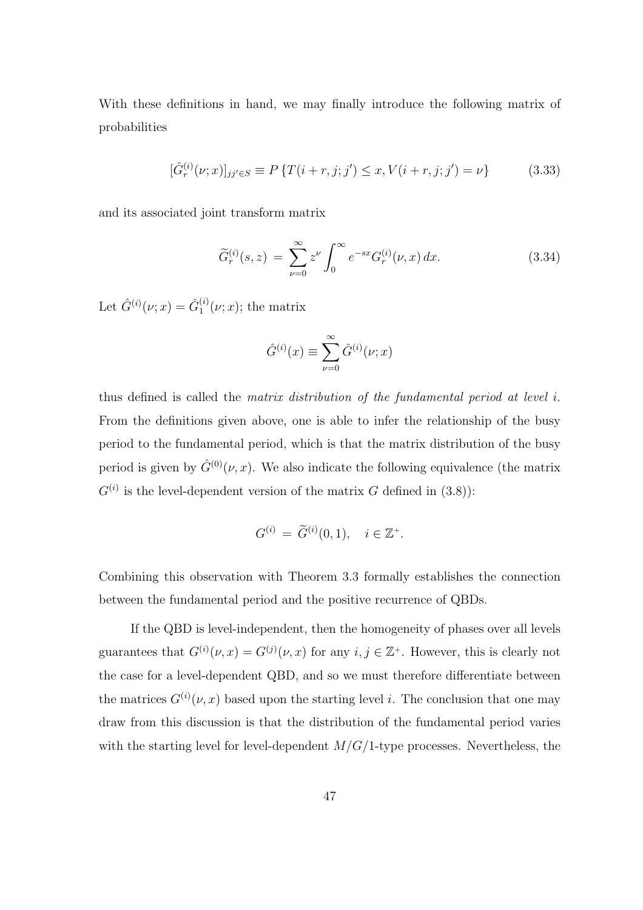With these definitions in hand, we may finally introduce the following matrix of probabilities

$$[\hat{G}_r^{(i)}(\nu;x)]_{jj'\in S} \equiv P\left\{T(i+r,j;j') \leq x, V(i+r,j;j') = \nu\right\} \tag{3.33}$$

and its associated joint transform matrix

$$\widetilde{G}_r^{(i)}(s,z) \;=\; \sum_{\nu=0}^{\infty} z^{\nu} \int_0^{\infty} e^{-sx} G_r^{(i)}(\nu,x)\,dx. \tag{3.34}$$

Let $\hat{G}^{(i)}(\nu;x) = \hat{G}_1^{(i)}(\nu;x)$; the matrix

$$\hat{G}^{(i)}(x) \equiv \sum_{\nu=0}^{\infty} \hat{G}^{(i)}(\nu;x)$$

thus defined is called the *matrix distribution of the fundamental period at level $i$*. From the definitions given above, one is able to infer the relationship of the busy period to the fundamental period, which is that the matrix distribution of the busy period is given by $\hat{G}^{(0)}(\nu,x)$. We also indicate the following equivalence (the matrix $G^{(i)}$ is the level-dependent version of the matrix $G$ defined in (3.8)):

$$G^{(i)} \;=\; \widetilde{G}^{(i)}(0,1), \quad i \in \mathbb{Z}^+.$$

Combining this observation with Theorem 3.3 formally establishes the connection between the fundamental period and the positive recurrence of QBDs.

If the QBD is level-independent, then the homogeneity of phases over all levels guarantees that $G^{(i)}(\nu,x) = G^{(j)}(\nu,x)$ for any $i,j \in \mathbb{Z}^+$. However, this is clearly not the case for a level-dependent QBD, and so we must therefore differentiate between the matrices $G^{(i)}(\nu,x)$ based upon the starting level $i$. The conclusion that one may draw from this discussion is that the distribution of the fundamental period varies with the starting level for level-dependent $M/G/1$-type processes. Nevertheless, the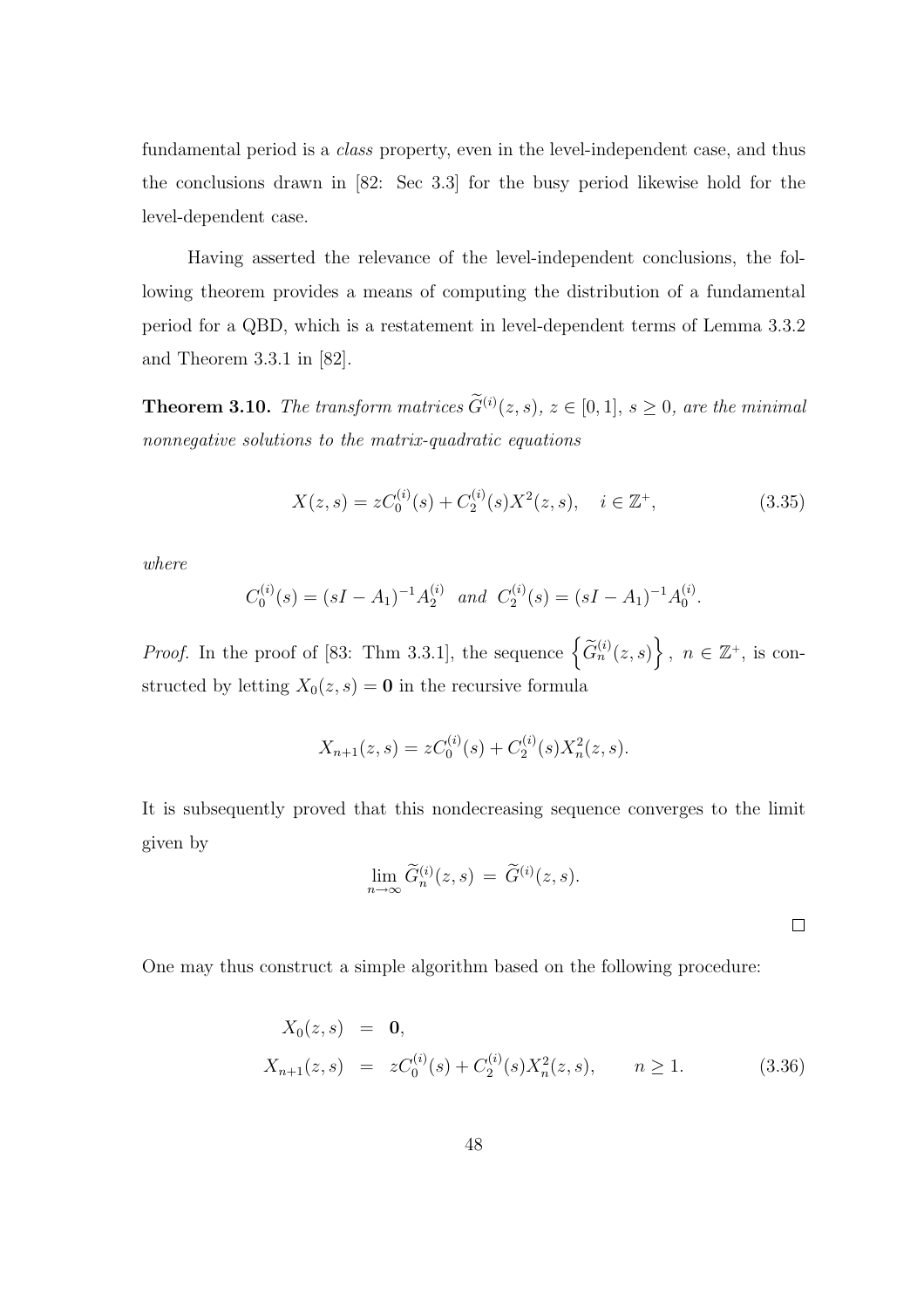fundamental period is a *class* property, even in the level-independent case, and thus the conclusions drawn in [82: Sec 3.3] for the busy period likewise hold for the level-dependent case.

Having asserted the relevance of the level-independent conclusions, the following theorem provides a means of computing the distribution of a fundamental period for a QBD, which is a restatement in level-dependent terms of Lemma 3.3.2 and Theorem 3.3.1 in [82].

**Theorem 3.10.** *The transform matrices $\widetilde{G}^{(i)}(z,s)$, $z \in [0,1]$, $s \geq 0$, are the minimal nonnegative solutions to the matrix-quadratic equations*

$$X(z,s) = zC_0^{(i)}(s) + C_2^{(i)}(s)X^2(z,s), \quad i \in \mathbb{Z}^+, \tag{3.35}$$

*where*

$$C_0^{(i)}(s) = (sI - A_1)^{-1}A_2^{(i)} \quad \text{and} \quad C_2^{(i)}(s) = (sI - A_1)^{-1}A_0^{(i)}.$$

*Proof.* In the proof of [83: Thm 3.3.1], the sequence $\left\{\widetilde{G}_n^{(i)}(z,s)\right\}$, $n \in \mathbb{Z}^+$, is constructed by letting $X_0(z,s) = \mathbf{0}$ in the recursive formula

$$X_{n+1}(z,s) = zC_0^{(i)}(s) + C_2^{(i)}(s)X_n^2(z,s).$$

It is subsequently proved that this nondecreasing sequence converges to the limit given by

$$\lim_{n\to\infty} \widetilde{G}_n^{(i)}(z,s) \; = \; \widetilde{G}^{(i)}(z,s).$$

□

One may thus construct a simple algorithm based on the following procedure:

$$\begin{aligned} X_0(z,s) &= \mathbf{0}, \\ X_{n+1}(z,s) &= zC_0^{(i)}(s) + C_2^{(i)}(s)X_n^2(z,s), \qquad n \geq 1. \end{aligned} \tag{3.36}$$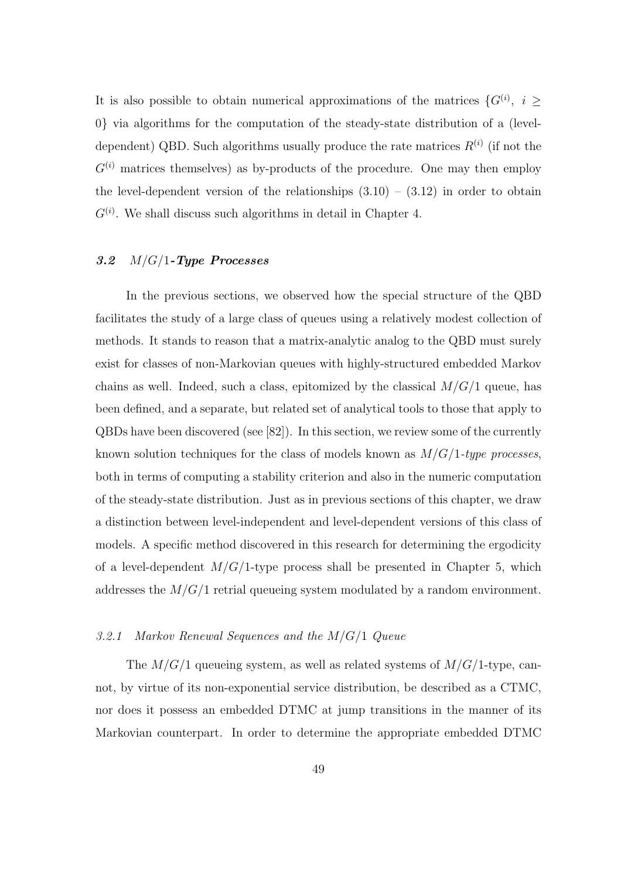It is also possible to obtain numerical approximations of the matrices $\{G^{(i)},\ i \geq 0\}$ via algorithms for the computation of the steady-state distribution of a (level-dependent) QBD. Such algorithms usually produce the rate matrices $R^{(i)}$ (if not the $G^{(i)}$ matrices themselves) as by-products of the procedure. One may then employ the level-dependent version of the relationships (3.10) – (3.12) in order to obtain $G^{(i)}$. We shall discuss such algorithms in detail in Chapter 4.

## *3.2 $M/G/1$-Type Processes*

In the previous sections, we observed how the special structure of the QBD facilitates the study of a large class of queues using a relatively modest collection of methods. It stands to reason that a matrix-analytic analog to the QBD must surely exist for classes of non-Markovian queues with highly-structured embedded Markov chains as well. Indeed, such a class, epitomized by the classical $M/G/1$ queue, has been defined, and a separate, but related set of analytical tools to those that apply to QBDs have been discovered (see [82]). In this section, we review some of the currently known solution techniques for the class of models known as *$M/G/1$-type processes*, both in terms of computing a stability criterion and also in the numeric computation of the steady-state distribution. Just as in previous sections of this chapter, we draw a distinction between level-independent and level-dependent versions of this class of models. A specific method discovered in this research for determining the ergodicity of a level-dependent $M/G/1$-type process shall be presented in Chapter 5, which addresses the $M/G/1$ retrial queueing system modulated by a random environment.

### *3.2.1 Markov Renewal Sequences and the $M/G/1$ Queue*

The $M/G/1$ queueing system, as well as related systems of $M/G/1$-type, cannot, by virtue of its non-exponential service distribution, be described as a CTMC, nor does it possess an embedded DTMC at jump transitions in the manner of its Markovian counterpart. In order to determine the appropriate embedded DTMC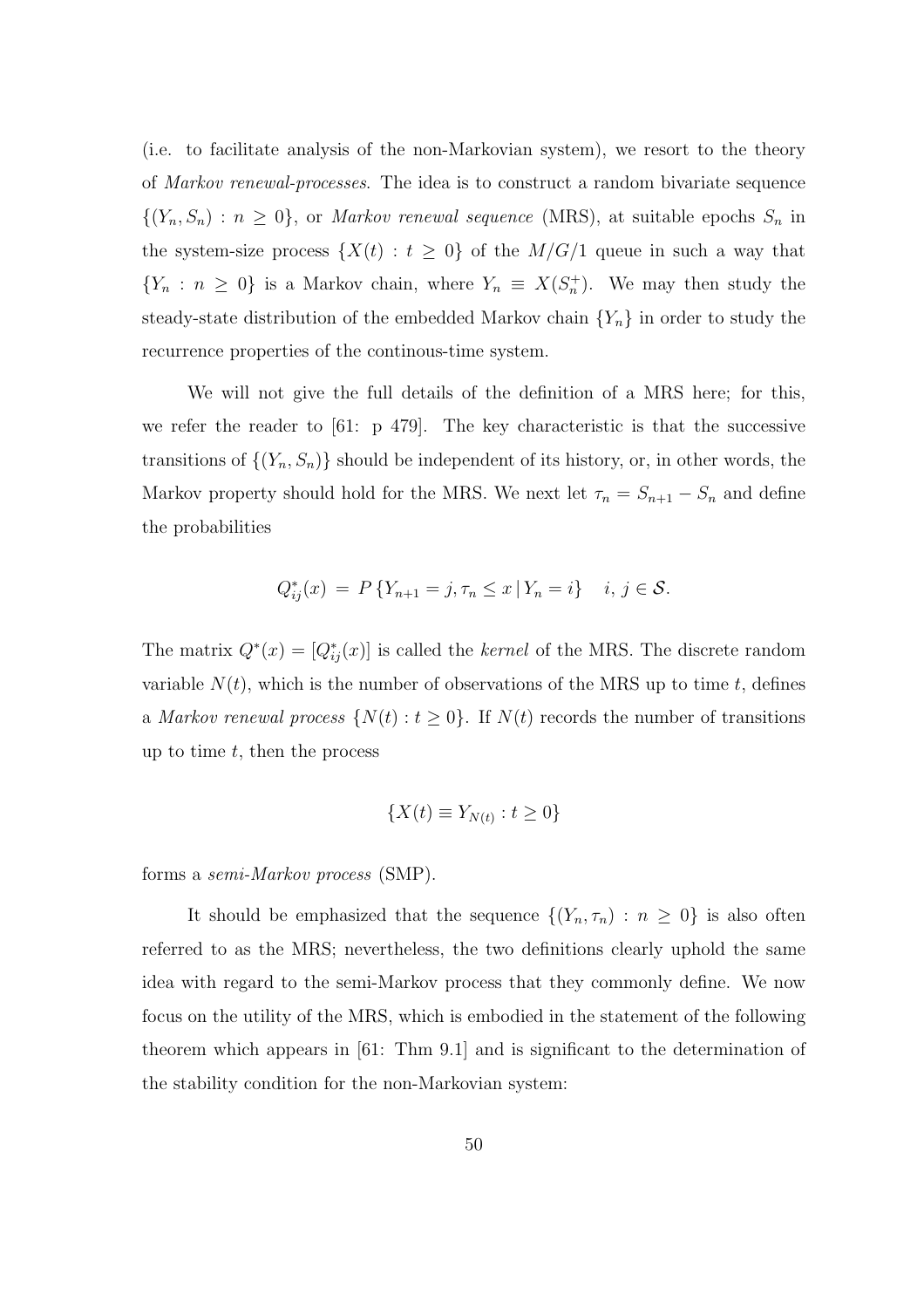(i.e. to facilitate analysis of the non-Markovian system), we resort to the theory of *Markov renewal-processes*. The idea is to construct a random bivariate sequence $\{(Y_n, S_n) : n \geq 0\}$, or *Markov renewal sequence* (MRS), at suitable epochs $S_n$ in the system-size process $\{X(t) : t \geq 0\}$ of the $M/G/1$ queue in such a way that $\{Y_n : n \geq 0\}$ is a Markov chain, where $Y_n \equiv X(S_n^+)$. We may then study the steady-state distribution of the embedded Markov chain $\{Y_n\}$ in order to study the recurrence properties of the continous-time system.

We will not give the full details of the definition of a MRS here; for this, we refer the reader to [61: p 479]. The key characteristic is that the successive transitions of $\{(Y_n, S_n)\}$ should be independent of its history, or, in other words, the Markov property should hold for the MRS. We next let $\tau_n = S_{n+1} - S_n$ and define the probabilities

$$Q^*_{ij}(x) \;=\; P\{Y_{n+1} = j, \tau_n \leq x \,|\, Y_n = i\} \quad i, j \in \mathcal{S}.$$

The matrix $Q^*(x) = [Q^*_{ij}(x)]$ is called the *kernel* of the MRS. The discrete random variable $N(t)$, which is the number of observations of the MRS up to time $t$, defines a *Markov renewal process* $\{N(t) : t \geq 0\}$. If $N(t)$ records the number of transitions up to time $t$, then the process

$$\{X(t) \equiv Y_{N(t)} : t \geq 0\}$$

forms a *semi-Markov process* (SMP).

It should be emphasized that the sequence $\{(Y_n, \tau_n) : n \geq 0\}$ is also often referred to as the MRS; nevertheless, the two definitions clearly uphold the same idea with regard to the semi-Markov process that they commonly define. We now focus on the utility of the MRS, which is embodied in the statement of the following theorem which appears in [61: Thm 9.1] and is significant to the determination of the stability condition for the non-Markovian system: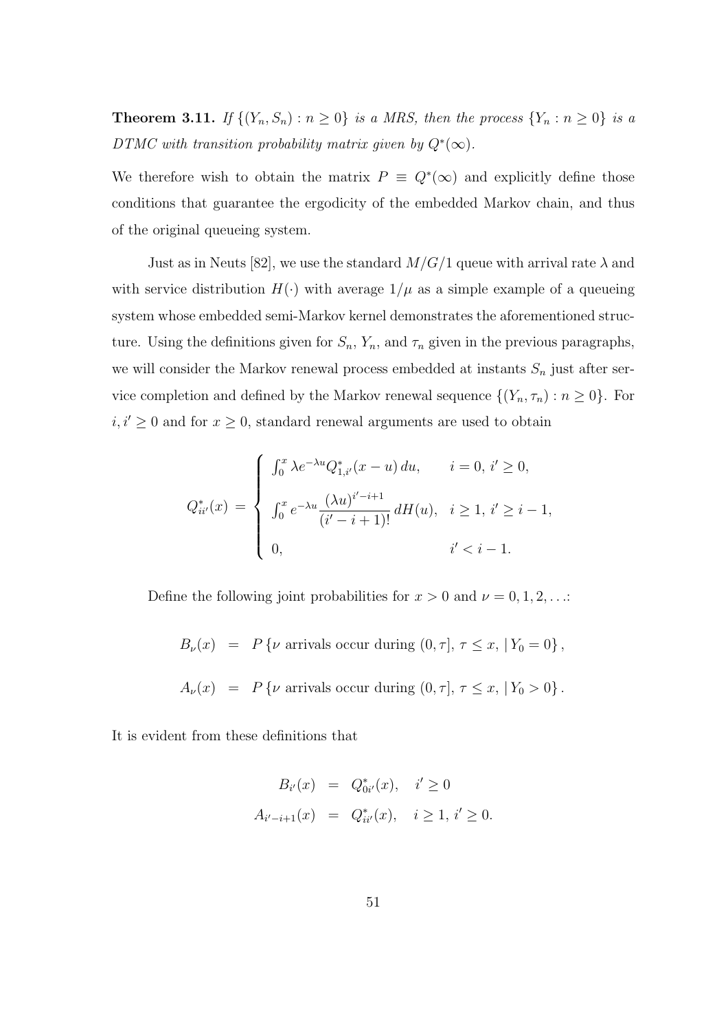**Theorem 3.11.** *If $\{(Y_n, S_n) : n \geq 0\}$ is a MRS, then the process $\{Y_n : n \geq 0\}$ is a DTMC with transition probability matrix given by $Q^*(\infty)$.*

We therefore wish to obtain the matrix $P \equiv Q^*(\infty)$ and explicitly define those conditions that guarantee the ergodicity of the embedded Markov chain, and thus of the original queueing system.

Just as in Neuts [82], we use the standard $M/G/1$ queue with arrival rate $\lambda$ and with service distribution $H(\cdot)$ with average $1/\mu$ as a simple example of a queueing system whose embedded semi-Markov kernel demonstrates the aforementioned structure. Using the definitions given for $S_n$, $Y_n$, and $\tau_n$ given in the previous paragraphs, we will consider the Markov renewal process embedded at instants $S_n$ just after service completion and defined by the Markov renewal sequence $\{(Y_n, \tau_n) : n \geq 0\}$. For $i, i' \geq 0$ and for $x \geq 0$, standard renewal arguments are used to obtain

$$
Q^*_{ii'}(x) \;=\; \begin{cases} \int_0^x \lambda e^{-\lambda u} Q^*_{1,i'}(x-u)\, du, & i = 0,\ i' \geq 0, \\[2ex] \int_0^x e^{-\lambda u} \dfrac{(\lambda u)^{i'-i+1}}{(i'-i+1)!}\, dH(u), & i \geq 1,\ i' \geq i-1, \\[2ex] 0, & i' < i-1. \end{cases}
$$

Define the following joint probabilities for $x > 0$ and $\nu = 0, 1, 2, \ldots$:

$$
\begin{aligned}
B_\nu(x) &= P\left\{\nu \text{ arrivals occur during } (0,\tau],\ \tau \leq x,\ |\, Y_0 = 0\right\}, \\
A_\nu(x) &= P\left\{\nu \text{ arrivals occur during } (0,\tau],\ \tau \leq x,\ |\, Y_0 > 0\right\}.
\end{aligned}
$$

It is evident from these definitions that

$$
\begin{aligned}
B_{i'}(x) &= Q^*_{0i'}(x), \quad i' \geq 0 \\
A_{i'-i+1}(x) &= Q^*_{ii'}(x), \quad i \geq 1,\ i' \geq 0.
\end{aligned}
$$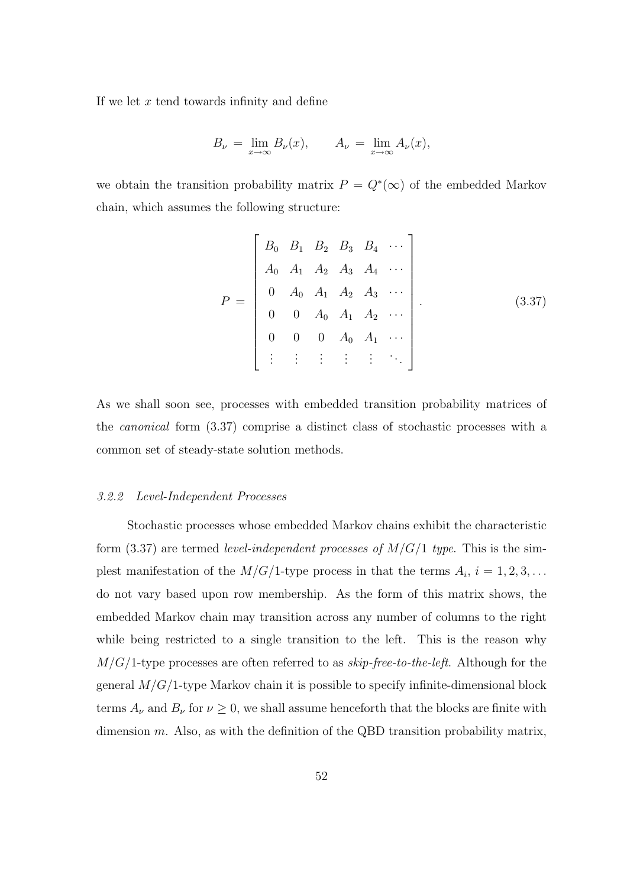If we let $x$ tend towards infinity and define

$$B_\nu \;=\; \lim_{x\to\infty} B_\nu(x), \qquad A_\nu \;=\; \lim_{x\to\infty} A_\nu(x),$$

we obtain the transition probability matrix $P = Q^*(\infty)$ of the embedded Markov chain, which assumes the following structure:

$$P \;=\; \begin{bmatrix} B_0 & B_1 & B_2 & B_3 & B_4 & \cdots \\ A_0 & A_1 & A_2 & A_3 & A_4 & \cdots \\ 0 & A_0 & A_1 & A_2 & A_3 & \cdots \\ 0 & 0 & A_0 & A_1 & A_2 & \cdots \\ 0 & 0 & 0 & A_0 & A_1 & \cdots \\ \vdots & \vdots & \vdots & \vdots & \vdots & \ddots \end{bmatrix}. \tag{3.37}$$

As we shall soon see, processes with embedded transition probability matrices of the *canonical* form (3.37) comprise a distinct class of stochastic processes with a common set of steady-state solution methods.

### 3.2.2 Level-Independent Processes

Stochastic processes whose embedded Markov chains exhibit the characteristic form (3.37) are termed *level-independent processes of $M/G/1$ type*. This is the simplest manifestation of the $M/G/1$-type process in that the terms $A_i$, $i = 1, 2, 3, \ldots$ do not vary based upon row membership. As the form of this matrix shows, the embedded Markov chain may transition across any number of columns to the right while being restricted to a single transition to the left. This is the reason why $M/G/1$-type processes are often referred to as *skip-free-to-the-left*. Although for the general $M/G/1$-type Markov chain it is possible to specify infinite-dimensional block terms $A_\nu$ and $B_\nu$ for $\nu \geq 0$, we shall assume henceforth that the blocks are finite with dimension $m$. Also, as with the definition of the QBD transition probability matrix,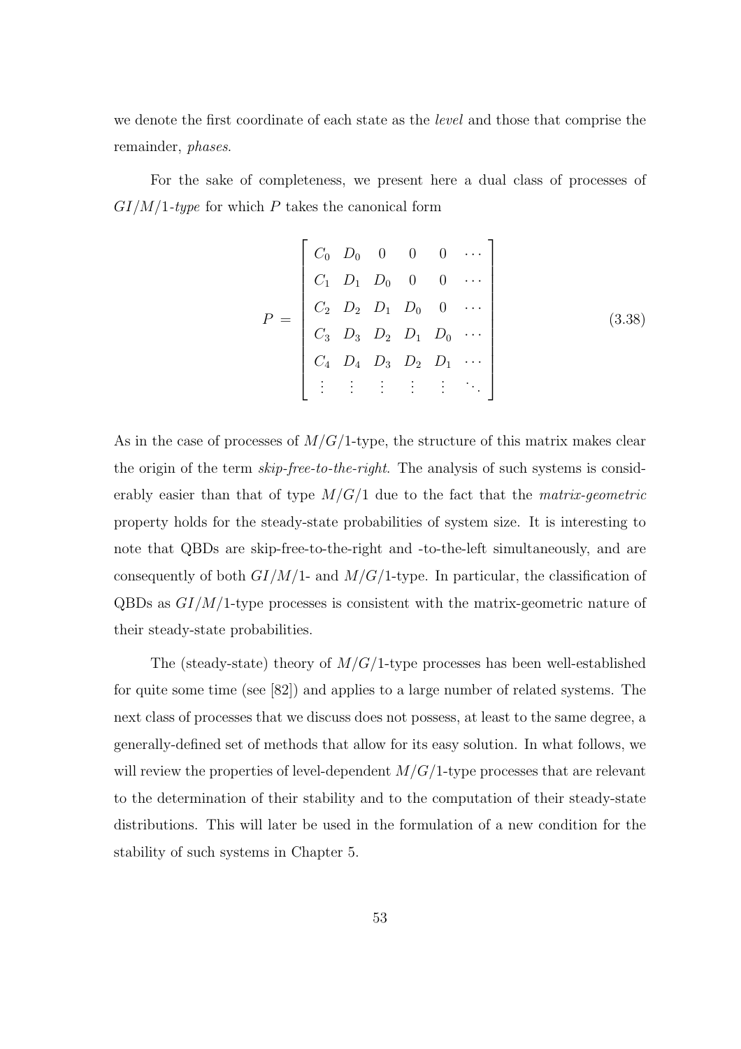we denote the first coordinate of each state as the *level* and those that comprise the remainder, *phases*.

For the sake of completeness, we present here a dual class of processes of $GI/M/1$*-type* for which $P$ takes the canonical form

$$
P = \begin{bmatrix} C_0 & D_0 & 0 & 0 & 0 & \cdots \\ C_1 & D_1 & D_0 & 0 & 0 & \cdots \\ C_2 & D_2 & D_1 & D_0 & 0 & \cdots \\ C_3 & D_3 & D_2 & D_1 & D_0 & \cdots \\ C_4 & D_4 & D_3 & D_2 & D_1 & \cdots \\ \vdots & \vdots & \vdots & \vdots & \vdots & \ddots \end{bmatrix} \tag{3.38}
$$

As in the case of processes of $M/G/1$-type, the structure of this matrix makes clear the origin of the term *skip-free-to-the-right*. The analysis of such systems is considerably easier than that of type $M/G/1$ due to the fact that the *matrix-geometric* property holds for the steady-state probabilities of system size. It is interesting to note that QBDs are skip-free-to-the-right and -to-the-left simultaneously, and are consequently of both $GI/M/1$- and $M/G/1$-type. In particular, the classification of QBDs as $GI/M/1$-type processes is consistent with the matrix-geometric nature of their steady-state probabilities.

The (steady-state) theory of $M/G/1$-type processes has been well-established for quite some time (see [82]) and applies to a large number of related systems. The next class of processes that we discuss does not possess, at least to the same degree, a generally-defined set of methods that allow for its easy solution. In what follows, we will review the properties of level-dependent $M/G/1$-type processes that are relevant to the determination of their stability and to the computation of their steady-state distributions. This will later be used in the formulation of a new condition for the stability of such systems in Chapter 5.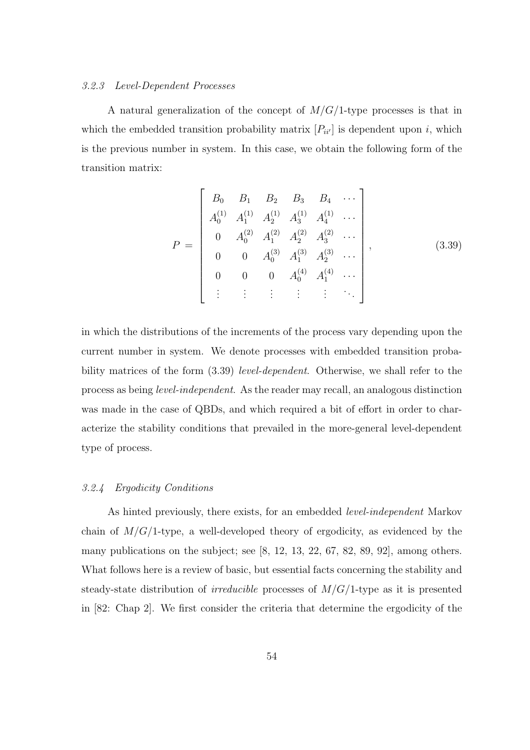### *3.2.3 Level-Dependent Processes*

A natural generalization of the concept of $M/G/1$-type processes is that in which the embedded transition probability matrix $[P_{ii'}]$ is dependent upon $i$, which is the previous number in system. In this case, we obtain the following form of the transition matrix:

$$P = \begin{bmatrix} B_0 & B_1 & B_2 & B_3 & B_4 & \cdots \\ A_0^{(1)} & A_1^{(1)} & A_2^{(1)} & A_3^{(1)} & A_4^{(1)} & \cdots \\ 0 & A_0^{(2)} & A_1^{(2)} & A_2^{(2)} & A_3^{(2)} & \cdots \\ 0 & 0 & A_0^{(3)} & A_1^{(3)} & A_2^{(3)} & \cdots \\ 0 & 0 & 0 & A_0^{(4)} & A_1^{(4)} & \cdots \\ \vdots & \vdots & \vdots & \vdots & \vdots & \ddots \end{bmatrix}, \tag{3.39}$$

in which the distributions of the increments of the process vary depending upon the current number in system. We denote processes with embedded transition probability matrices of the form (3.39) *level-dependent*. Otherwise, we shall refer to the process as being *level-independent*. As the reader may recall, an analogous distinction was made in the case of QBDs, and which required a bit of effort in order to characterize the stability conditions that prevailed in the more-general level-dependent type of process.

### *3.2.4 Ergodicity Conditions*

As hinted previously, there exists, for an embedded *level-independent* Markov chain of $M/G/1$-type, a well-developed theory of ergodicity, as evidenced by the many publications on the subject; see [8, 12, 13, 22, 67, 82, 89, 92], among others. What follows here is a review of basic, but essential facts concerning the stability and steady-state distribution of *irreducible* processes of $M/G/1$-type as it is presented in [82: Chap 2]. We first consider the criteria that determine the ergodicity of the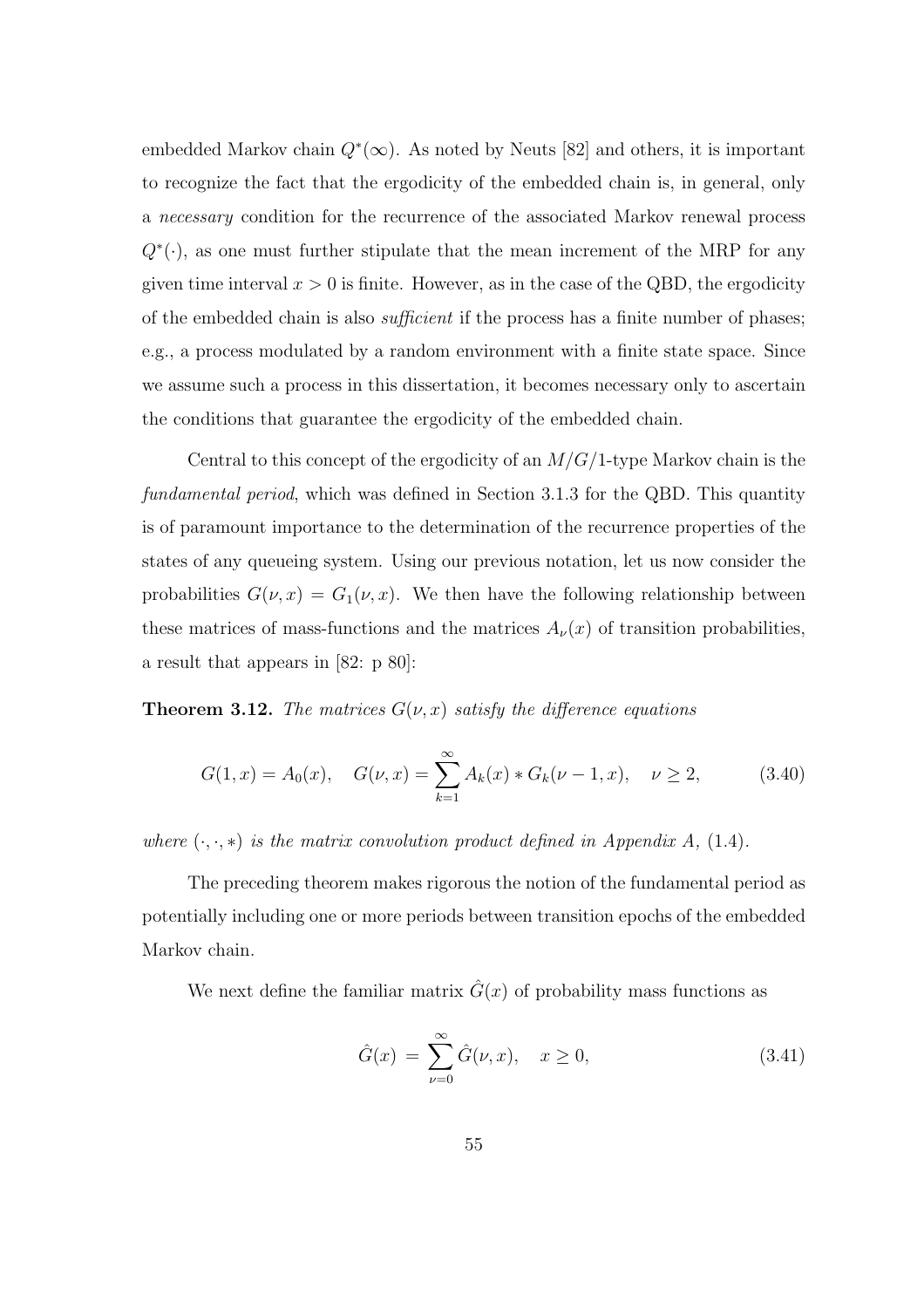embedded Markov chain $Q^*(\infty)$. As noted by Neuts [82] and others, it is important to recognize the fact that the ergodicity of the embedded chain is, in general, only a *necessary* condition for the recurrence of the associated Markov renewal process $Q^*(\cdot)$, as one must further stipulate that the mean increment of the MRP for any given time interval $x > 0$ is finite. However, as in the case of the QBD, the ergodicity of the embedded chain is also *sufficient* if the process has a finite number of phases; e.g., a process modulated by a random environment with a finite state space. Since we assume such a process in this dissertation, it becomes necessary only to ascertain the conditions that guarantee the ergodicity of the embedded chain.

Central to this concept of the ergodicity of an $M/G/1$-type Markov chain is the *fundamental period*, which was defined in Section 3.1.3 for the QBD. This quantity is of paramount importance to the determination of the recurrence properties of the states of any queueing system. Using our previous notation, let us now consider the probabilities $G(\nu, x) = G_1(\nu, x)$. We then have the following relationship between these matrices of mass-functions and the matrices $A_\nu(x)$ of transition probabilities, a result that appears in [82: p 80]:

**Theorem 3.12.** *The matrices $G(\nu, x)$ satisfy the difference equations*

$$G(1, x) = A_0(x), \quad G(\nu, x) = \sum_{k=1}^{\infty} A_k(x) * G_k(\nu - 1, x), \quad \nu \geq 2, \tag{3.40}$$

*where $(\cdot, \cdot, *)$ is the matrix convolution product defined in Appendix A, (1.4).*

The preceding theorem makes rigorous the notion of the fundamental period as potentially including one or more periods between transition epochs of the embedded Markov chain.

We next define the familiar matrix $\hat{G}(x)$ of probability mass functions as

$$\hat{G}(x) = \sum_{\nu=0}^{\infty} \hat{G}(\nu, x), \quad x \geq 0, \tag{3.41}$$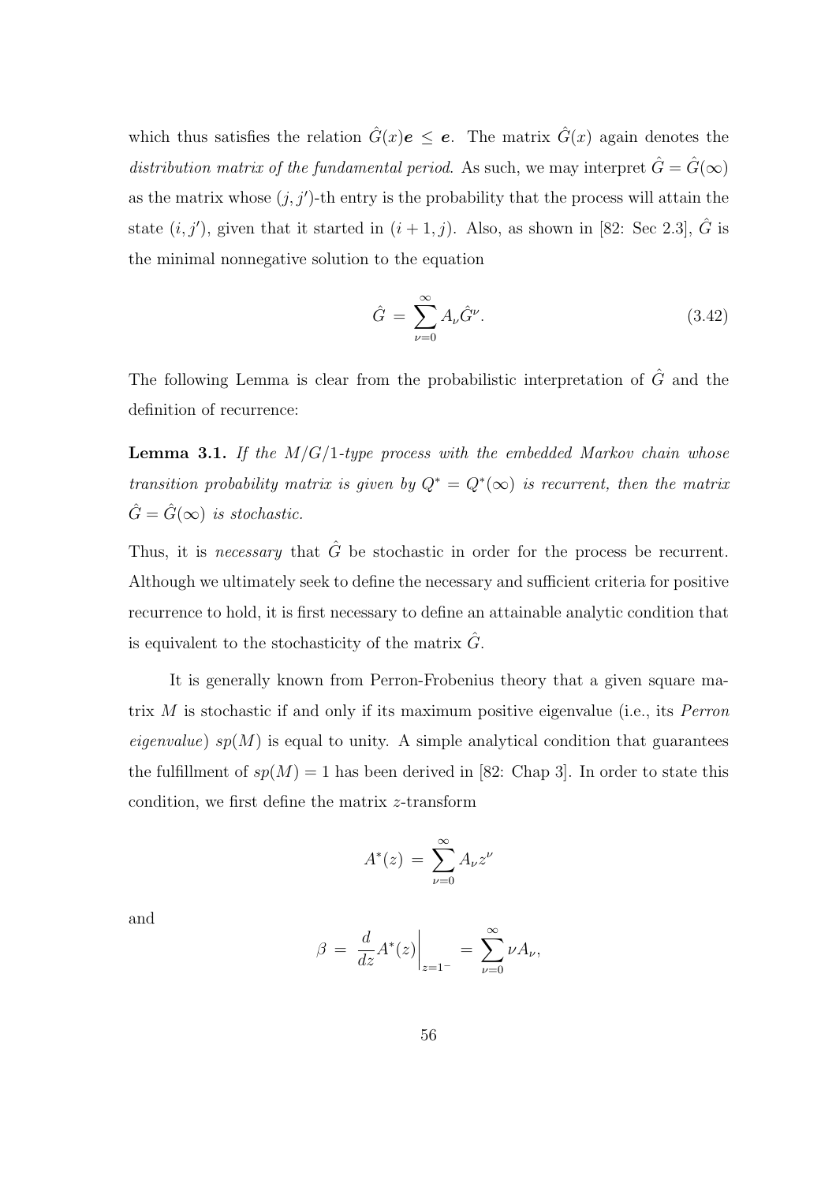which thus satisfies the relation $\hat{G}(x)\boldsymbol{e} \leq \boldsymbol{e}$. The matrix $\hat{G}(x)$ again denotes the *distribution matrix of the fundamental period.* As such, we may interpret $\hat{G} = \hat{G}(\infty)$ as the matrix whose $(j, j')$-th entry is the probability that the process will attain the state $(i, j')$, given that it started in $(i + 1, j)$. Also, as shown in [82: Sec 2.3], $\hat{G}$ is the minimal nonnegative solution to the equation

$$\hat{G} = \sum_{\nu=0}^{\infty} A_{\nu} \hat{G}^{\nu}. \tag{3.42}$$

The following Lemma is clear from the probabilistic interpretation of $\hat{G}$ and the definition of recurrence:

**Lemma 3.1.** *If the $M/G/1$-type process with the embedded Markov chain whose transition probability matrix is given by $Q^* = Q^*(\infty)$ is recurrent, then the matrix $\hat{G} = \hat{G}(\infty)$ is stochastic.*

Thus, it is *necessary* that $\hat{G}$ be stochastic in order for the process be recurrent. Although we ultimately seek to define the necessary and sufficient criteria for positive recurrence to hold, it is first necessary to define an attainable analytic condition that is equivalent to the stochasticity of the matrix $\hat{G}$.

It is generally known from Perron-Frobenius theory that a given square matrix $M$ is stochastic if and only if its maximum positive eigenvalue (i.e., its *Perron eigenvalue*) $sp(M)$ is equal to unity. A simple analytical condition that guarantees the fulfillment of $sp(M) = 1$ has been derived in [82: Chap 3]. In order to state this condition, we first define the matrix $z$-transform

$$A^*(z) = \sum_{\nu=0}^{\infty} A_{\nu} z^{\nu}$$

and

$$\beta = \left. \frac{d}{dz} A^*(z) \right|_{z=1^-} = \sum_{\nu=0}^{\infty} \nu A_{\nu},$$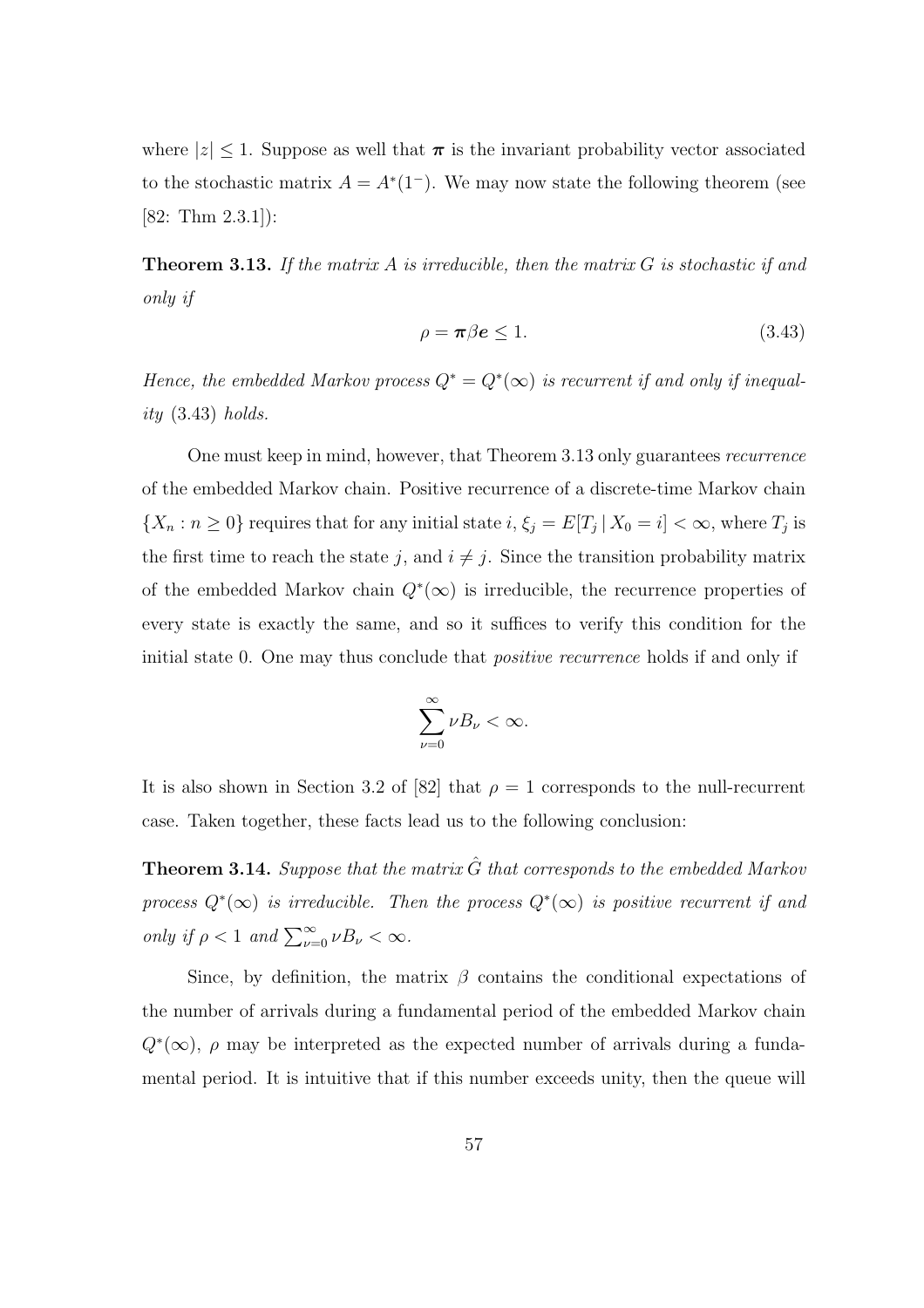where $|z| \leq 1$. Suppose as well that $\boldsymbol{\pi}$ is the invariant probability vector associated to the stochastic matrix $A = A^*(1^-)$. We may now state the following theorem (see [82: Thm 2.3.1]):

**Theorem 3.13.** *If the matrix $A$ is irreducible, then the matrix $G$ is stochastic if and only if*

$$\rho = \boldsymbol{\pi}\beta\boldsymbol{e} \leq 1. \tag{3.43}$$

*Hence, the embedded Markov process $Q^* = Q^*(\infty)$ is recurrent if and only if inequality* (3.43) *holds.*

One must keep in mind, however, that Theorem 3.13 only guarantees *recurrence* of the embedded Markov chain. Positive recurrence of a discrete-time Markov chain $\{X_n : n \geq 0\}$ requires that for any initial state $i$, $\xi_j = E[T_j \mid X_0 = i] < \infty$, where $T_j$ is the first time to reach the state $j$, and $i \neq j$. Since the transition probability matrix of the embedded Markov chain $Q^*(\infty)$ is irreducible, the recurrence properties of every state is exactly the same, and so it suffices to verify this condition for the initial state 0. One may thus conclude that *positive recurrence* holds if and only if

$$\sum_{\nu=0}^{\infty} \nu B_\nu < \infty.$$

It is also shown in Section 3.2 of [82] that $\rho = 1$ corresponds to the null-recurrent case. Taken together, these facts lead us to the following conclusion:

**Theorem 3.14.** *Suppose that the matrix $\hat{G}$ that corresponds to the embedded Markov process $Q^*(\infty)$ is irreducible. Then the process $Q^*(\infty)$ is positive recurrent if and only if $\rho < 1$ and $\sum_{\nu=0}^{\infty} \nu B_\nu < \infty$.*

Since, by definition, the matrix $\beta$ contains the conditional expectations of the number of arrivals during a fundamental period of the embedded Markov chain $Q^*(\infty)$, $\rho$ may be interpreted as the expected number of arrivals during a fundamental period. It is intuitive that if this number exceeds unity, then the queue will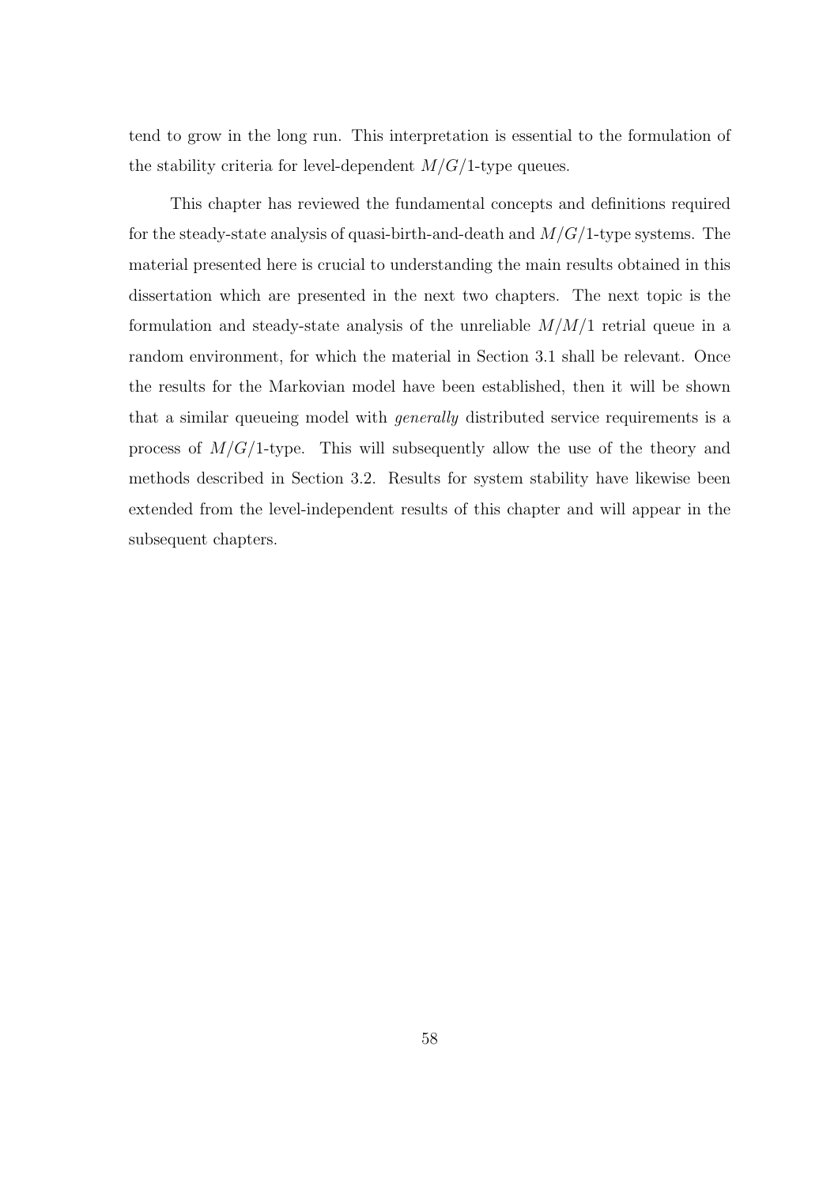tend to grow in the long run. This interpretation is essential to the formulation of the stability criteria for level-dependent $M/G/1$-type queues.

This chapter has reviewed the fundamental concepts and definitions required for the steady-state analysis of quasi-birth-and-death and $M/G/1$-type systems. The material presented here is crucial to understanding the main results obtained in this dissertation which are presented in the next two chapters. The next topic is the formulation and steady-state analysis of the unreliable $M/M/1$ retrial queue in a random environment, for which the material in Section 3.1 shall be relevant. Once the results for the Markovian model have been established, then it will be shown that a similar queueing model with *generally* distributed service requirements is a process of $M/G/1$-type. This will subsequently allow the use of the theory and methods described in Section 3.2. Results for system stability have likewise been extended from the level-independent results of this chapter and will appear in the subsequent chapters.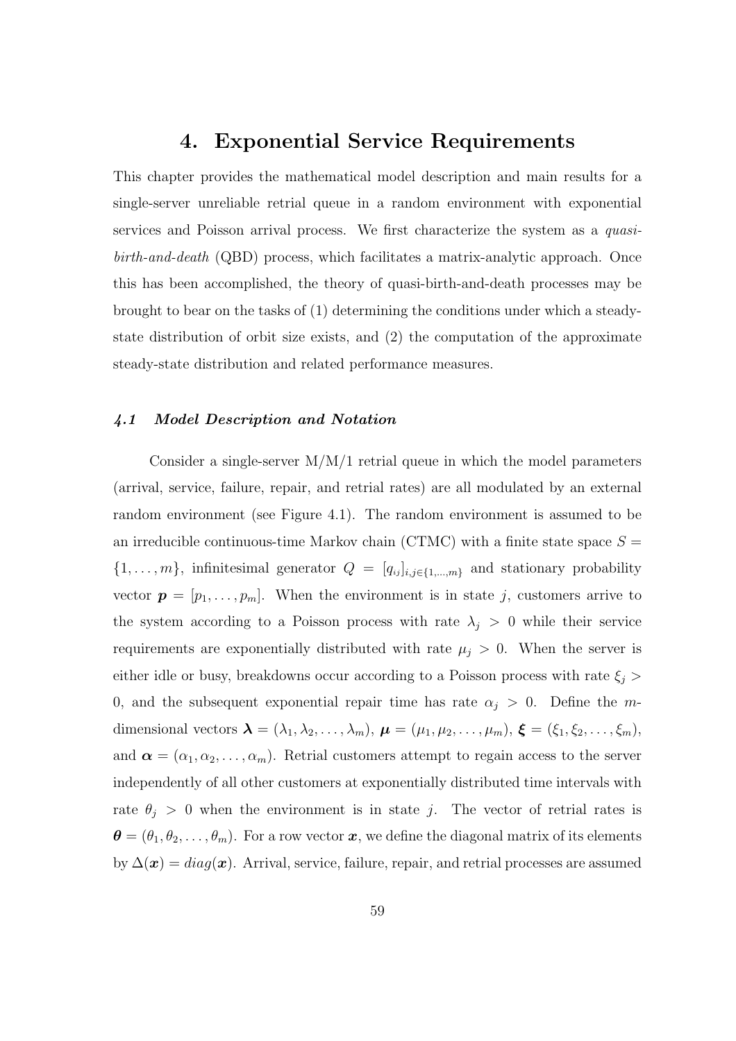# 4. Exponential Service Requirements

This chapter provides the mathematical model description and main results for a single-server unreliable retrial queue in a random environment with exponential services and Poisson arrival process. We first characterize the system as a *quasi-birth-and-death* (QBD) process, which facilitates a matrix-analytic approach. Once this has been accomplished, the theory of quasi-birth-and-death processes may be brought to bear on the tasks of (1) determining the conditions under which a steady-state distribution of orbit size exists, and (2) the computation of the approximate steady-state distribution and related performance measures.

### *4.1 Model Description and Notation*

Consider a single-server M/M/1 retrial queue in which the model parameters (arrival, service, failure, repair, and retrial rates) are all modulated by an external random environment (see Figure 4.1). The random environment is assumed to be an irreducible continuous-time Markov chain (CTMC) with a finite state space $S = \{1, \ldots, m\}$, infinitesimal generator $Q = [q_{ij}]_{i,j \in \{1,\ldots,m\}}$ and stationary probability vector $\boldsymbol{p} = [p_1, \ldots, p_m]$. When the environment is in state $j$, customers arrive to the system according to a Poisson process with rate $\lambda_j > 0$ while their service requirements are exponentially distributed with rate $\mu_j > 0$. When the server is either idle or busy, breakdowns occur according to a Poisson process with rate $\xi_j > 0$, and the subsequent exponential repair time has rate $\alpha_j > 0$. Define the $m$-dimensional vectors $\boldsymbol{\lambda} = (\lambda_1, \lambda_2, \ldots, \lambda_m)$, $\boldsymbol{\mu} = (\mu_1, \mu_2, \ldots, \mu_m)$, $\boldsymbol{\xi} = (\xi_1, \xi_2, \ldots, \xi_m)$, and $\boldsymbol{\alpha} = (\alpha_1, \alpha_2, \ldots, \alpha_m)$. Retrial customers attempt to regain access to the server independently of all other customers at exponentially distributed time intervals with rate $\theta_j > 0$ when the environment is in state $j$. The vector of retrial rates is $\boldsymbol{\theta} = (\theta_1, \theta_2, \ldots, \theta_m)$. For a row vector $\boldsymbol{x}$, we define the diagonal matrix of its elements by $\Delta(\boldsymbol{x}) = diag(\boldsymbol{x})$. Arrival, service, failure, repair, and retrial processes are assumed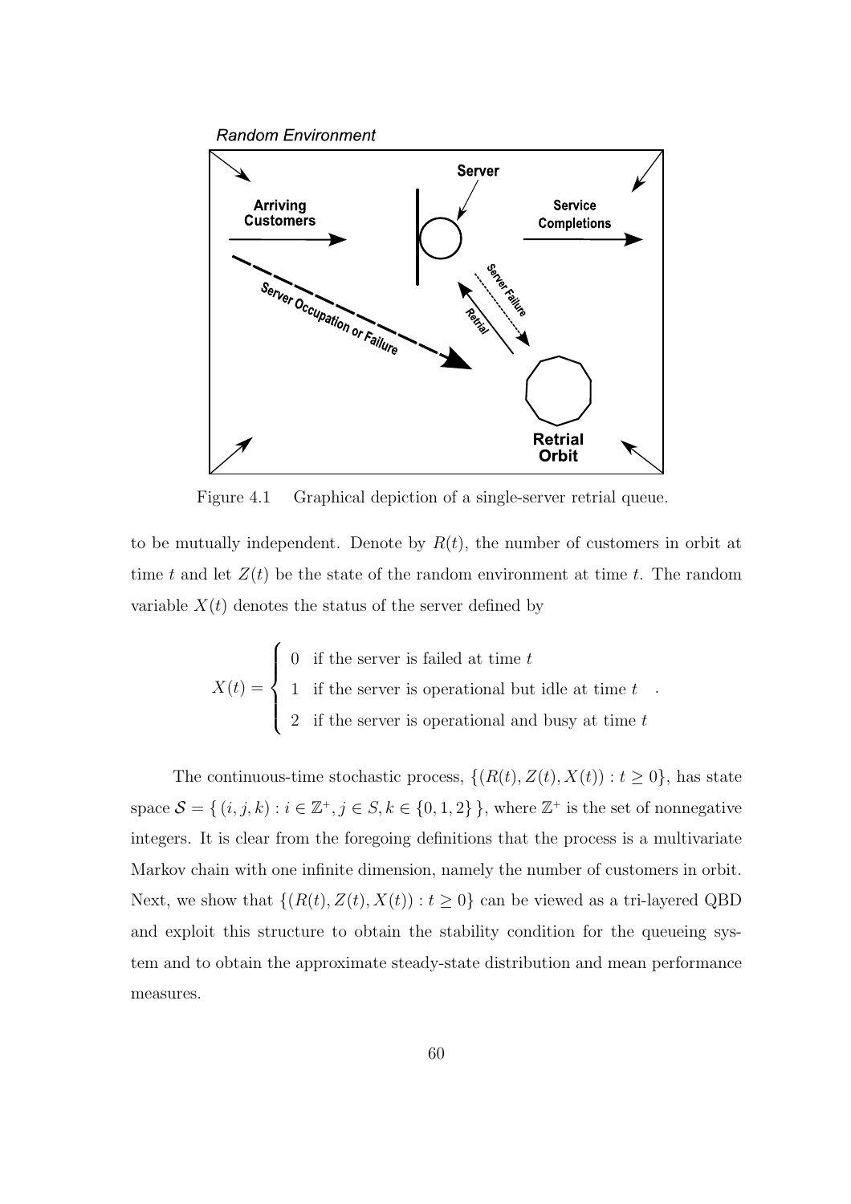Figure 4.1 Graphical depiction of a single-server retrial queue.

to be mutually independent. Denote by $R(t)$, the number of customers in orbit at time $t$ and let $Z(t)$ be the state of the random environment at time $t$. The random variable $X(t)$ denotes the status of the server defined by

$$X(t) = \begin{cases} 0 & \text{if the server is failed at time } t \\ 1 & \text{if the server is operational but idle at time } t \\ 2 & \text{if the server is operational and busy at time } t \end{cases}.$$

The continuous-time stochastic process, $\{(R(t), Z(t), X(t)) : t \geq 0\}$, has state space $\mathcal{S} = \{\, (i, j, k) : i \in \mathbb{Z}^{+}, j \in S, k \in \{0, 1, 2\}\,\}$, where $\mathbb{Z}^{+}$ is the set of nonnegative integers. It is clear from the foregoing definitions that the process is a multivariate Markov chain with one infinite dimension, namely the number of customers in orbit. Next, we show that $\{(R(t), Z(t), X(t)) : t \geq 0\}$ can be viewed as a tri-layered QBD and exploit this structure to obtain the stability condition for the queueing system and to obtain the approximate steady-state distribution and mean performance measures.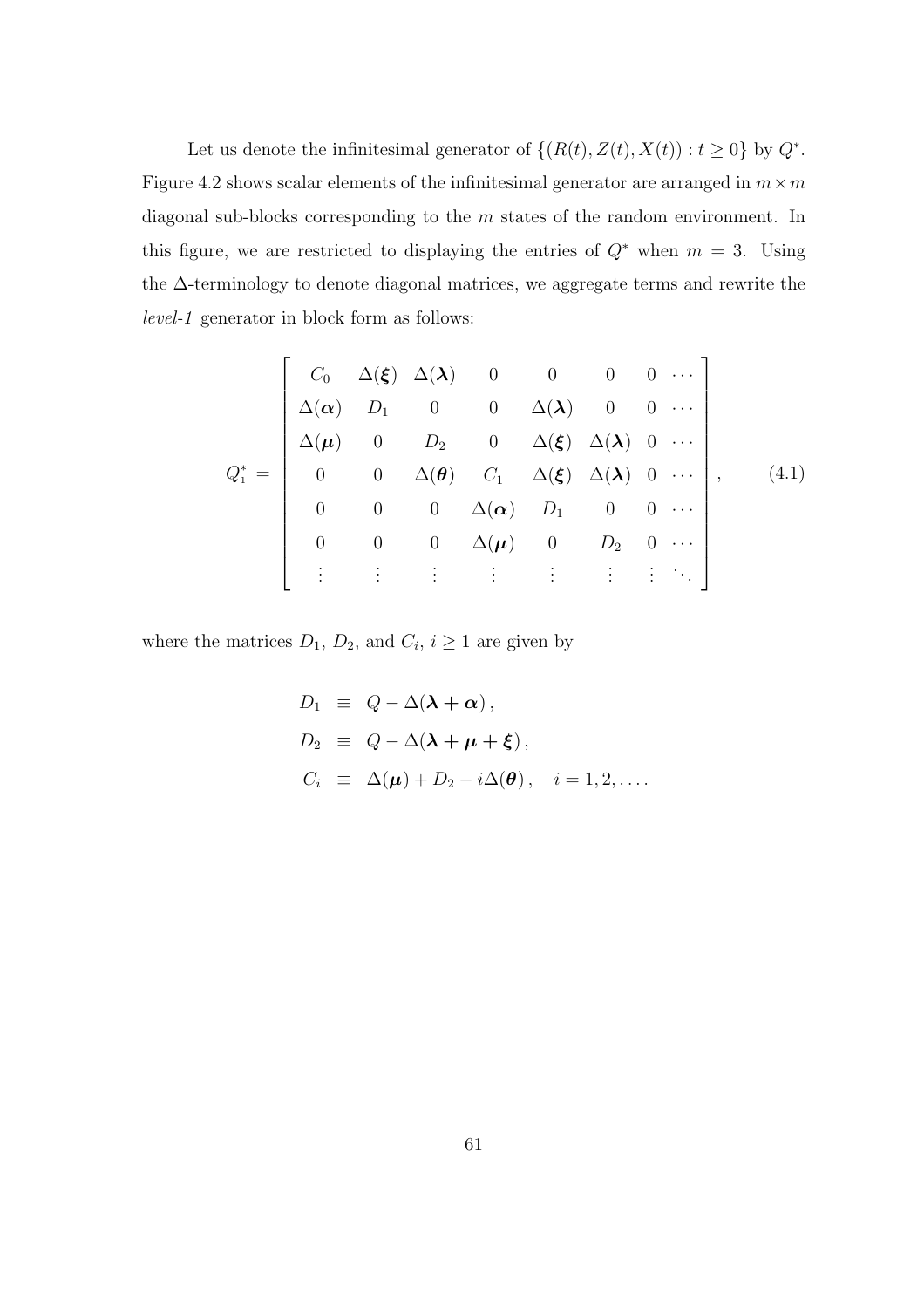Let us denote the infinitesimal generator of $\{(R(t), Z(t), X(t)) : t \geq 0\}$ by $Q^*$. Figure 4.2 shows scalar elements of the infinitesimal generator are arranged in $m \times m$ diagonal sub-blocks corresponding to the $m$ states of the random environment. In this figure, we are restricted to displaying the entries of $Q^*$ when $m = 3$. Using the $\Delta$-terminology to denote diagonal matrices, we aggregate terms and rewrite the *level-1* generator in block form as follows:

$$
Q_1^* = \begin{bmatrix}
C_0 & \Delta(\boldsymbol{\xi}) & \Delta(\boldsymbol{\lambda}) & 0 & 0 & 0 & 0 & \cdots \\
\Delta(\boldsymbol{\alpha}) & D_1 & 0 & 0 & \Delta(\boldsymbol{\lambda}) & 0 & 0 & \cdots \\
\Delta(\boldsymbol{\mu}) & 0 & D_2 & 0 & \Delta(\boldsymbol{\xi}) & \Delta(\boldsymbol{\lambda}) & 0 & \cdots \\
0 & 0 & \Delta(\boldsymbol{\theta}) & C_1 & \Delta(\boldsymbol{\xi}) & \Delta(\boldsymbol{\lambda}) & 0 & \cdots \\
0 & 0 & 0 & \Delta(\boldsymbol{\alpha}) & D_1 & 0 & 0 & \cdots \\
0 & 0 & 0 & \Delta(\boldsymbol{\mu}) & 0 & D_2 & 0 & \cdots \\
\vdots & \vdots & \vdots & \vdots & \vdots & \vdots & \vdots & \ddots
\end{bmatrix}, \tag{4.1}
$$

where the matrices $D_1$, $D_2$, and $C_i$, $i \geq 1$ are given by

$$
\begin{aligned}
D_1 &\equiv Q - \Delta(\boldsymbol{\lambda} + \boldsymbol{\alpha}), \\
D_2 &\equiv Q - \Delta(\boldsymbol{\lambda} + \boldsymbol{\mu} + \boldsymbol{\xi}), \\
C_i &\equiv \Delta(\boldsymbol{\mu}) + D_2 - i\Delta(\boldsymbol{\theta}), \quad i = 1, 2, \ldots.
\end{aligned}
$$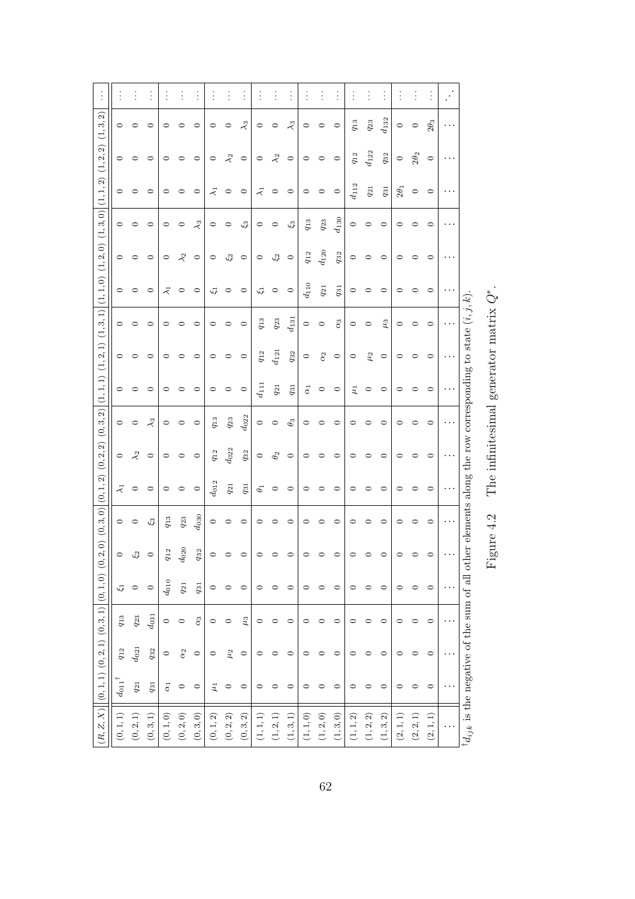| $(R,Z,X)$ | $(0,1,1)$ | $(0,2,1)$ | $(0,3,1)$ | $(0,1,0)$ | $(0,2,0)$ | $(0,3,0)$ | $(0,1,2)$ | $(0,2,2)$ | $(0,3,2)$ | $(1,1,1)$ | $(1,2,1)$ | $(1,3,1)$ | $(1,1,0)$ | $(1,2,0)$ | $(1,3,0)$ | $(1,1,2)$ | $(1,2,2)$ | $(1,3,2)$ | $\cdots$ |
|---|---|---|---|---|---|---|---|---|---|---|---|---|---|---|---|---|---|---|---|
| $(0,1,1)$ | $d_{011}$† | $q_{12}$ | $q_{13}$ | $\xi_1$ | 0 | 0 | $\lambda_1$ | 0 | 0 | 0 | 0 | 0 | 0 | 0 | 0 | 0 | 0 | 0 | $\vdots$ |
| $(0,2,1)$ | $q_{21}$ | $d_{021}$ | $q_{23}$ | 0 | $\xi_2$ | 0 | 0 | $\lambda_2$ | 0 | 0 | 0 | 0 | 0 | 0 | 0 | 0 | 0 | 0 | $\vdots$ |
| $(0,3,1)$ | $q_{31}$ | $q_{32}$ | $d_{031}$ | 0 | 0 | $\xi_3$ | 0 | 0 | $\lambda_3$ | 0 | 0 | 0 | 0 | 0 | 0 | 0 | 0 | 0 | $\vdots$ |
| $(0,1,0)$ | $\alpha_1$ | 0 | 0 | $d_{010}$ | $q_{12}$ | $q_{13}$ | 0 | 0 | 0 | 0 | 0 | 0 | $\lambda_1$ | 0 | 0 | 0 | 0 | 0 | $\vdots$ |
| $(0,2,0)$ | 0 | $\alpha_2$ | 0 | $q_{21}$ | $d_{020}$ | $q_{23}$ | 0 | 0 | 0 | 0 | 0 | 0 | 0 | $\lambda_2$ | 0 | 0 | 0 | 0 | $\vdots$ |
| $(0,3,0)$ | 0 | 0 | $\alpha_3$ | $q_{31}$ | $q_{32}$ | $d_{030}$ | 0 | 0 | 0 | 0 | 0 | 0 | 0 | 0 | $\lambda_3$ | 0 | 0 | 0 | $\vdots$ |
| $(0,1,2)$ | $\mu_1$ | 0 | 0 | 0 | 0 | 0 | $d_{012}$ | $q_{12}$ | $q_{13}$ | 0 | 0 | 0 | $\xi_1$ | 0 | 0 | $\lambda_1$ | 0 | 0 | $\vdots$ |
| $(0,2,2)$ | 0 | $\mu_2$ | 0 | 0 | 0 | 0 | $q_{21}$ | $d_{022}$ | $q_{23}$ | 0 | 0 | 0 | 0 | $\xi_2$ | 0 | 0 | $\lambda_2$ | 0 | $\vdots$ |
| $(0,3,2)$ | 0 | 0 | $\mu_3$ | 0 | 0 | 0 | $q_{31}$ | $q_{32}$ | $d_{022}$ | 0 | 0 | 0 | 0 | 0 | $\xi_3$ | 0 | 0 | $\lambda_3$ | $\vdots$ |
| $(1,1,1)$ | 0 | 0 | 0 | 0 | 0 | 0 | $\theta_1$ | 0 | 0 | $d_{111}$ | $q_{12}$ | $q_{13}$ | $\xi_1$ | 0 | 0 | $\lambda_1$ | 0 | 0 | $\vdots$ |
| $(1,2,1)$ | 0 | 0 | 0 | 0 | 0 | 0 | 0 | $\theta_2$ | 0 | $q_{21}$ | $d_{121}$ | $q_{23}$ | 0 | $\xi_2$ | 0 | 0 | $\lambda_2$ | 0 | $\vdots$ |
| $(1,3,1)$ | 0 | 0 | 0 | 0 | 0 | 0 | 0 | 0 | $\theta_3$ | $q_{31}$ | $q_{32}$ | $d_{131}$ | 0 | 0 | $\xi_3$ | 0 | 0 | $\lambda_3$ | $\vdots$ |
| $(1,1,0)$ | 0 | 0 | 0 | 0 | 0 | 0 | 0 | 0 | 0 | $\alpha_1$ | 0 | 0 | $d_{110}$ | $q_{12}$ | $q_{13}$ | 0 | 0 | 0 | $\vdots$ |
| $(1,2,0)$ | 0 | 0 | 0 | 0 | 0 | 0 | 0 | 0 | 0 | 0 | $\alpha_2$ | 0 | $q_{21}$ | $d_{120}$ | $q_{23}$ | 0 | 0 | 0 | $\vdots$ |
| $(1,3,0)$ | 0 | 0 | 0 | 0 | 0 | 0 | 0 | 0 | 0 | 0 | 0 | $\alpha_3$ | $q_{31}$ | $q_{32}$ | $d_{130}$ | 0 | 0 | 0 | $\vdots$ |
| $(1,1,2)$ | 0 | 0 | 0 | 0 | 0 | 0 | 0 | 0 | 0 | $\mu_1$ | 0 | 0 | 0 | 0 | 0 | $d_{112}$ | $q_{12}$ | $q_{13}$ | $\vdots$ |
| $(1,2,2)$ | 0 | 0 | 0 | 0 | 0 | 0 | 0 | 0 | 0 | 0 | $\mu_2$ | 0 | 0 | 0 | 0 | $q_{21}$ | $d_{122}$ | $q_{23}$ | $\vdots$ |
| $(1,3,2)$ | 0 | 0 | 0 | 0 | 0 | 0 | 0 | 0 | 0 | 0 | 0 | $\mu_3$ | 0 | 0 | 0 | $q_{31}$ | $q_{32}$ | $d_{132}$ | $\vdots$ |
| $(2,1,1)$ | 0 | 0 | 0 | 0 | 0 | 0 | 0 | 0 | 0 | 0 | 0 | 0 | 0 | 0 | 0 | $2\theta_1$ | 0 | 0 | $\vdots$ |
| $(2,2,1)$ | 0 | 0 | 0 | 0 | 0 | 0 | 0 | 0 | 0 | 0 | 0 | 0 | 0 | 0 | 0 | 0 | $2\theta_2$ | 0 | $\vdots$ |
| $(2,1,1)$ | 0 | 0 | 0 | 0 | 0 | 0 | 0 | 0 | 0 | 0 | 0 | 0 | 0 | 0 | 0 | 0 | 0 | $2\theta_3$ | $\vdots$ |
| $\cdots$ | $\cdots$ | $\cdots$ | $\cdots$ | $\cdots$ | $\cdots$ | $\cdots$ | $\cdots$ | $\cdots$ | $\cdots$ | $\cdots$ | $\cdots$ | $\cdots$ | $\cdots$ | $\cdots$ | $\cdots$ | $\cdots$ | $\cdots$ | $\cdots$ | $\ddots$ |

† $d_{ijk}$ is the negative of the sum of all other elements along the row corresponding to state $(i,j,k)$.

Figure 4.2 The infinitesimal generator matrix $Q^*$.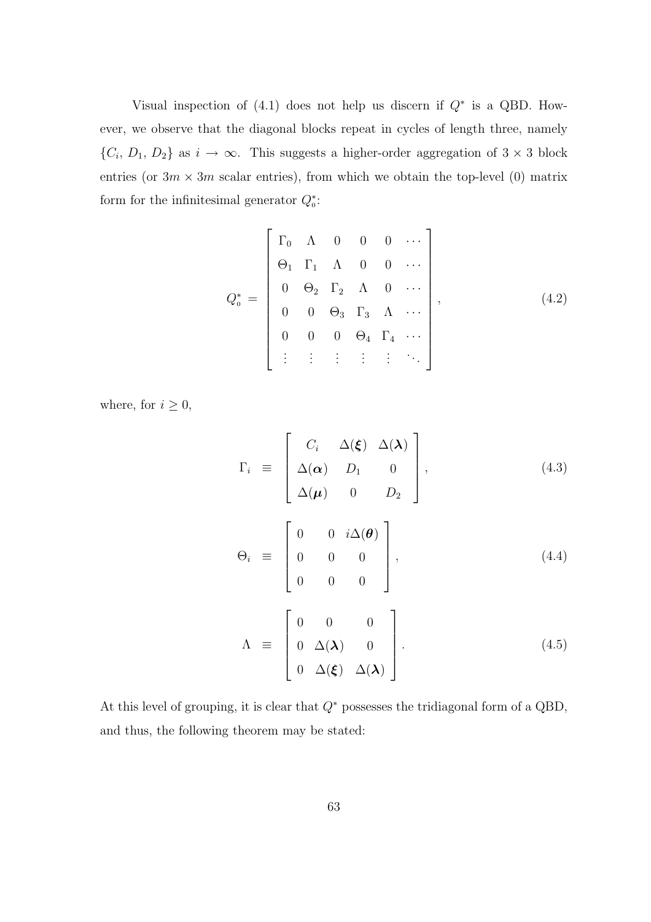Visual inspection of (4.1) does not help us discern if $Q^*$ is a QBD. However, we observe that the diagonal blocks repeat in cycles of length three, namely $\{C_i, D_1, D_2\}$ as $i \to \infty$. This suggests a higher-order aggregation of $3 \times 3$ block entries (or $3m \times 3m$ scalar entries), from which we obtain the top-level (0) matrix form for the infinitesimal generator $Q_0^*$:

$$
Q_0^* = \begin{bmatrix} \Gamma_0 & \Lambda & 0 & 0 & 0 & \cdots \\ \Theta_1 & \Gamma_1 & \Lambda & 0 & 0 & \cdots \\ 0 & \Theta_2 & \Gamma_2 & \Lambda & 0 & \cdots \\ 0 & 0 & \Theta_3 & \Gamma_3 & \Lambda & \cdots \\ 0 & 0 & 0 & \Theta_4 & \Gamma_4 & \cdots \\ \vdots & \vdots & \vdots & \vdots & \vdots & \ddots \end{bmatrix}, \tag{4.2}
$$

where, for $i \geq 0$,

$$
\Gamma_i \equiv \begin{bmatrix} C_i & \Delta(\boldsymbol{\xi}) & \Delta(\boldsymbol{\lambda}) \\ \Delta(\boldsymbol{\alpha}) & D_1 & 0 \\ \Delta(\boldsymbol{\mu}) & 0 & D_2 \end{bmatrix}, \tag{4.3}
$$

$$
\Theta_i \equiv \begin{bmatrix} 0 & 0 & i\Delta(\boldsymbol{\theta}) \\ 0 & 0 & 0 \\ 0 & 0 & 0 \end{bmatrix}, \tag{4.4}
$$

$$
\Lambda \equiv \begin{bmatrix} 0 & 0 & 0 \\ 0 & \Delta(\boldsymbol{\lambda}) & 0 \\ 0 & \Delta(\boldsymbol{\xi}) & \Delta(\boldsymbol{\lambda}) \end{bmatrix}. \tag{4.5}
$$

At this level of grouping, it is clear that $Q^*$ possesses the tridiagonal form of a QBD, and thus, the following theorem may be stated: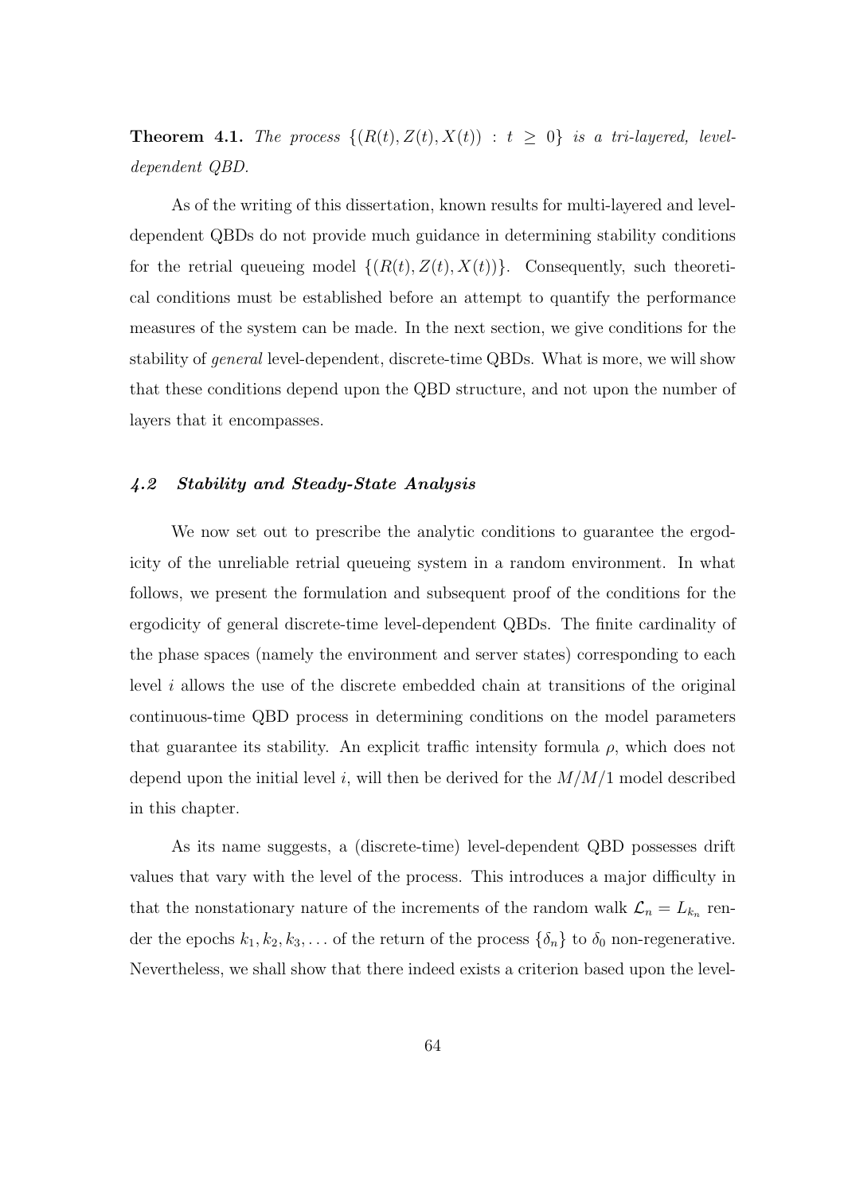**Theorem 4.1.** *The process $\{(R(t), Z(t), X(t)) : t \geq 0\}$ is a tri-layered, level-dependent QBD.*

As of the writing of this dissertation, known results for multi-layered and level-dependent QBDs do not provide much guidance in determining stability conditions for the retrial queueing model $\{(R(t), Z(t), X(t))\}$. Consequently, such theoretical conditions must be established before an attempt to quantify the performance measures of the system can be made. In the next section, we give conditions for the stability of *general* level-dependent, discrete-time QBDs. What is more, we will show that these conditions depend upon the QBD structure, and not upon the number of layers that it encompasses.

### *4.2 Stability and Steady-State Analysis*

We now set out to prescribe the analytic conditions to guarantee the ergodicity of the unreliable retrial queueing system in a random environment. In what follows, we present the formulation and subsequent proof of the conditions for the ergodicity of general discrete-time level-dependent QBDs. The finite cardinality of the phase spaces (namely the environment and server states) corresponding to each level $i$ allows the use of the discrete embedded chain at transitions of the original continuous-time QBD process in determining conditions on the model parameters that guarantee its stability. An explicit traffic intensity formula $\rho$, which does not depend upon the initial level $i$, will then be derived for the $M/M/1$ model described in this chapter.

As its name suggests, a (discrete-time) level-dependent QBD possesses drift values that vary with the level of the process. This introduces a major difficulty in that the nonstationary nature of the increments of the random walk $\mathcal{L}_n = L_{k_n}$ render the epochs $k_1, k_2, k_3, \ldots$ of the return of the process $\{\delta_n\}$ to $\delta_0$ non-regenerative. Nevertheless, we shall show that there indeed exists a criterion based upon the level-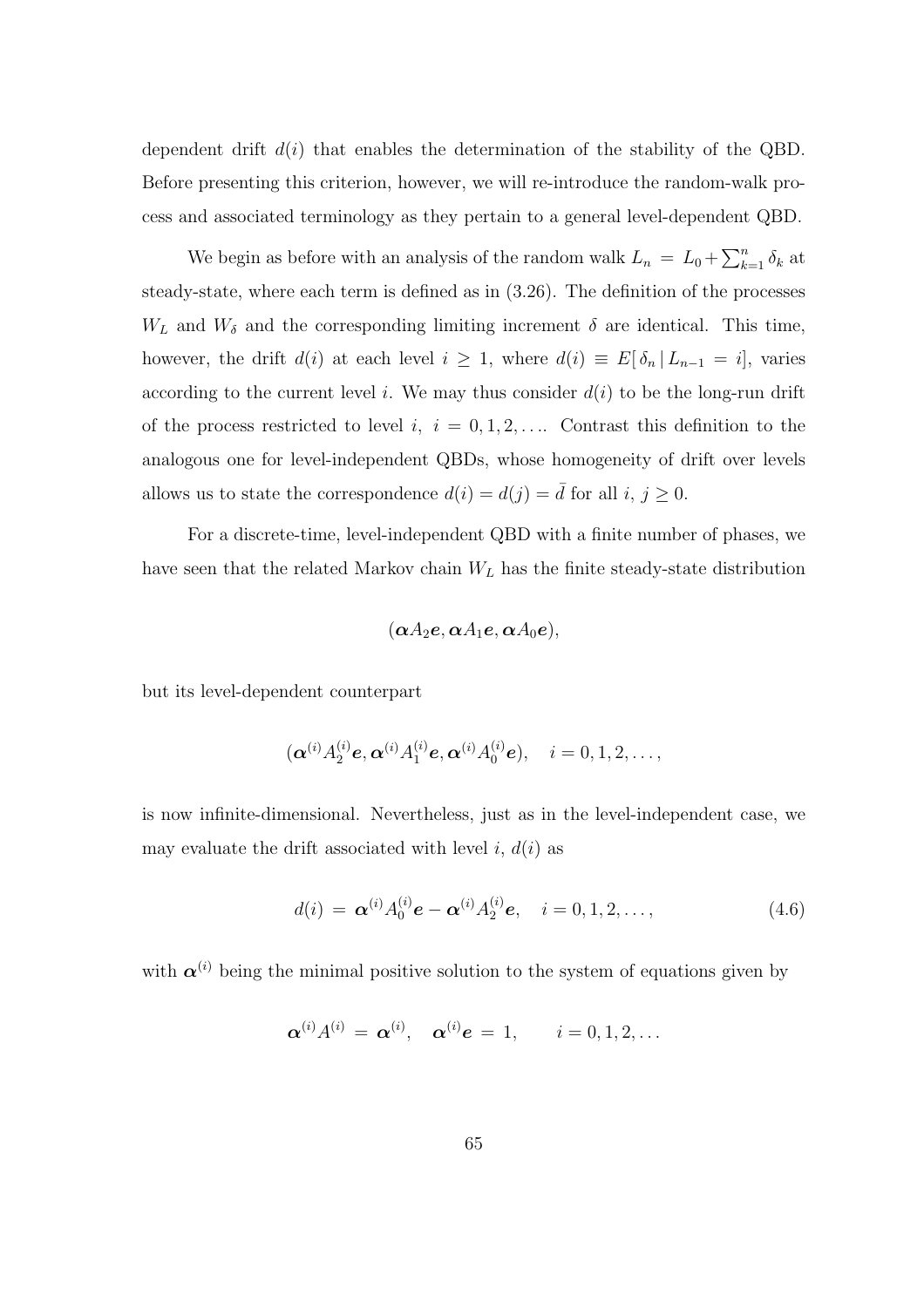dependent drift $d(i)$ that enables the determination of the stability of the QBD. Before presenting this criterion, however, we will re-introduce the random-walk process and associated terminology as they pertain to a general level-dependent QBD.

We begin as before with an analysis of the random walk $L_n = L_0 + \sum_{k=1}^{n} \delta_k$ at steady-state, where each term is defined as in (3.26). The definition of the processes $W_L$ and $W_\delta$ and the corresponding limiting increment $\delta$ are identical. This time, however, the drift $d(i)$ at each level $i \geq 1$, where $d(i) \equiv E[\,\delta_n \,|\, L_{n-1} = i]$, varies according to the current level $i$. We may thus consider $d(i)$ to be the long-run drift of the process restricted to level $i$, $i = 0, 1, 2, \ldots$. Contrast this definition to the analogous one for level-independent QBDs, whose homogeneity of drift over levels allows us to state the correspondence $d(i) = d(j) = \bar{d}$ for all $i,\, j \geq 0$.

For a discrete-time, level-independent QBD with a finite number of phases, we have seen that the related Markov chain $W_L$ has the finite steady-state distribution

$$(\boldsymbol{\alpha} A_2 \boldsymbol{e}, \boldsymbol{\alpha} A_1 \boldsymbol{e}, \boldsymbol{\alpha} A_0 \boldsymbol{e}),$$

but its level-dependent counterpart

$$(\boldsymbol{\alpha}^{(i)} A_2^{(i)} \boldsymbol{e}, \boldsymbol{\alpha}^{(i)} A_1^{(i)} \boldsymbol{e}, \boldsymbol{\alpha}^{(i)} A_0^{(i)} \boldsymbol{e}), \quad i = 0, 1, 2, \ldots,$$

is now infinite-dimensional. Nevertheless, just as in the level-independent case, we may evaluate the drift associated with level $i$, $d(i)$ as

$$d(i) \,=\, \boldsymbol{\alpha}^{(i)} A_0^{(i)} \boldsymbol{e} - \boldsymbol{\alpha}^{(i)} A_2^{(i)} \boldsymbol{e}, \quad i = 0, 1, 2, \ldots, \tag{4.6}$$

with $\boldsymbol{\alpha}^{(i)}$ being the minimal positive solution to the system of equations given by

$$\boldsymbol{\alpha}^{(i)} A^{(i)} \,=\, \boldsymbol{\alpha}^{(i)}, \quad \boldsymbol{\alpha}^{(i)} \boldsymbol{e} \,=\, 1, \qquad i = 0, 1, 2, \ldots$$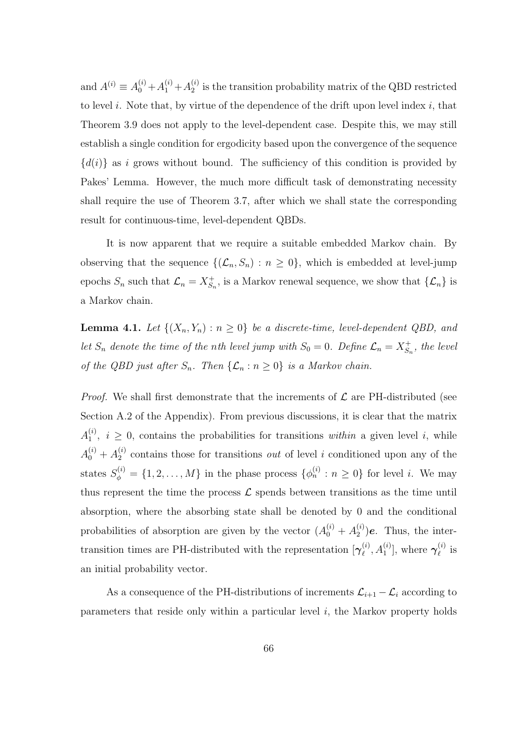and $A^{(i)} \equiv A_0^{(i)} + A_1^{(i)} + A_2^{(i)}$ is the transition probability matrix of the QBD restricted to level $i$. Note that, by virtue of the dependence of the drift upon level index $i$, that Theorem 3.9 does not apply to the level-dependent case. Despite this, we may still establish a single condition for ergodicity based upon the convergence of the sequence $\{d(i)\}$ as $i$ grows without bound. The sufficiency of this condition is provided by Pakes' Lemma. However, the much more difficult task of demonstrating necessity shall require the use of Theorem 3.7, after which we shall state the corresponding result for continuous-time, level-dependent QBDs.

It is now apparent that we require a suitable embedded Markov chain. By observing that the sequence $\{(\mathcal{L}_n, S_n) : n \geq 0\}$, which is embedded at level-jump epochs $S_n$ such that $\mathcal{L}_n = X_{S_n}^+$, is a Markov renewal sequence, we show that $\{\mathcal{L}_n\}$ is a Markov chain.

**Lemma 4.1.** *Let $\{(X_n, Y_n) : n \geq 0\}$ be a discrete-time, level-dependent QBD, and let $S_n$ denote the time of the $n$th level jump with $S_0 = 0$. Define $\mathcal{L}_n = X_{S_n}^+$, the level of the QBD just after $S_n$. Then $\{\mathcal{L}_n : n \geq 0\}$ is a Markov chain.*

*Proof.* We shall first demonstrate that the increments of $\mathcal{L}$ are PH-distributed (see Section A.2 of the Appendix). From previous discussions, it is clear that the matrix $A_1^{(i)},\ i \geq 0$, contains the probabilities for transitions *within* a given level $i$, while $A_0^{(i)} + A_2^{(i)}$ contains those for transitions *out* of level $i$ conditioned upon any of the states $S_\phi^{(i)} = \{1, 2, \ldots, M\}$ in the phase process $\{\phi_n^{(i)} : n \geq 0\}$ for level $i$. We may thus represent the time the process $\mathcal{L}$ spends between transitions as the time until absorption, where the absorbing state shall be denoted by 0 and the conditional probabilities of absorption are given by the vector $(A_0^{(i)} + A_2^{(i)})\boldsymbol{e}$. Thus, the inter-transition times are PH-distributed with the representation $[\boldsymbol{\gamma}_\ell^{(i)}, A_1^{(i)}]$, where $\boldsymbol{\gamma}_\ell^{(i)}$ is an initial probability vector.

As a consequence of the PH-distributions of increments $\mathcal{L}_{i+1} - \mathcal{L}_i$ according to parameters that reside only within a particular level $i$, the Markov property holds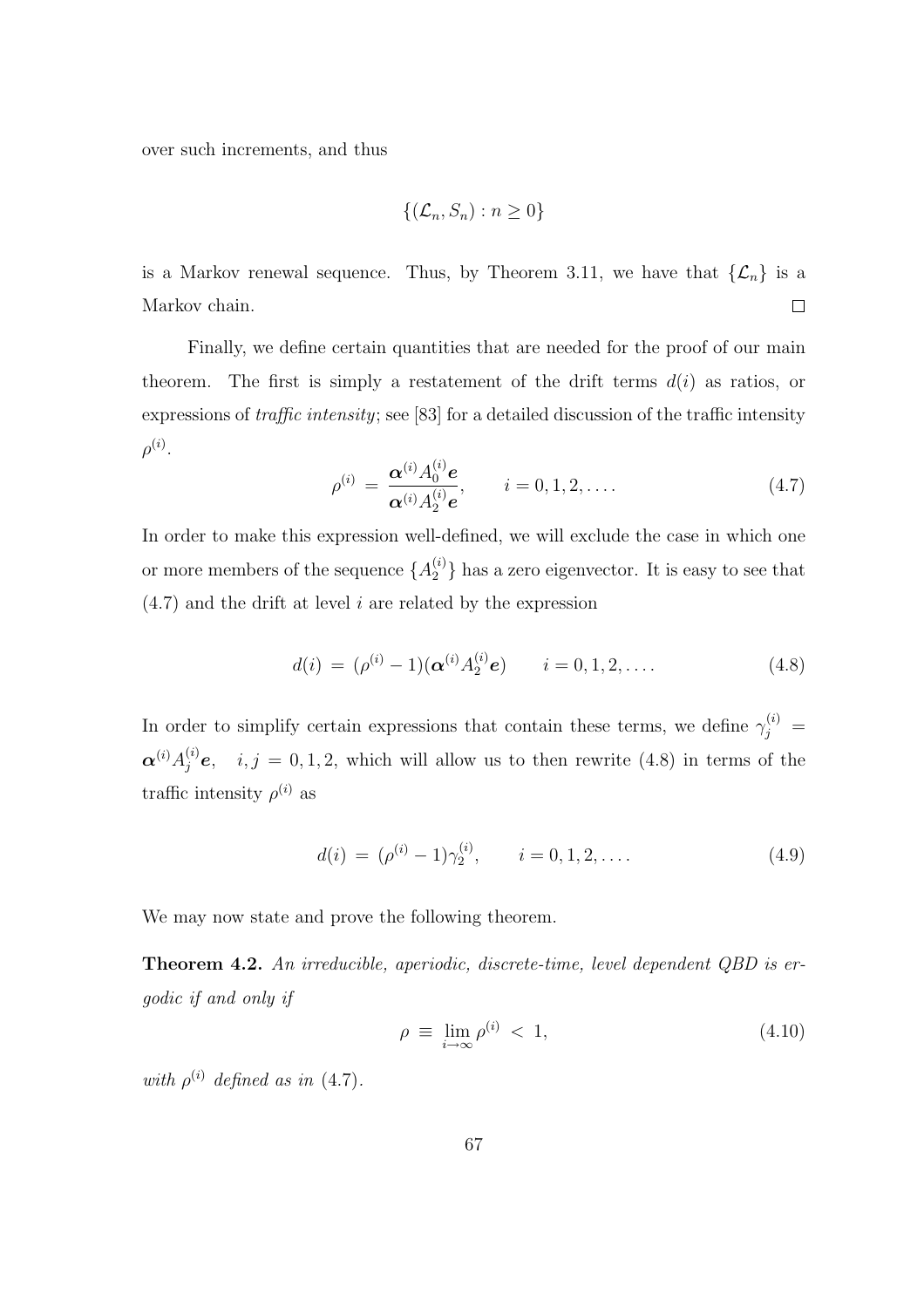over such increments, and thus

$$\{(\mathcal{L}_n, S_n) : n \geq 0\}$$

is a Markov renewal sequence. Thus, by Theorem 3.11, we have that $\{\mathcal{L}_n\}$ is a Markov chain. $\square$

Finally, we define certain quantities that are needed for the proof of our main theorem. The first is simply a restatement of the drift terms $d(i)$ as ratios, or expressions of *traffic intensity*; see [83] for a detailed discussion of the traffic intensity $\rho^{(i)}$.

$$\rho^{(i)} \, = \, \frac{\boldsymbol{\alpha}^{(i)} A_0^{(i)} \boldsymbol{e}}{\boldsymbol{\alpha}^{(i)} A_2^{(i)} \boldsymbol{e}}, \qquad i = 0, 1, 2, \ldots. \tag{4.7}$$

In order to make this expression well-defined, we will exclude the case in which one or more members of the sequence $\{A_2^{(i)}\}$ has a zero eigenvector. It is easy to see that (4.7) and the drift at level $i$ are related by the expression

$$d(i) \, = \, (\rho^{(i)} - 1)(\boldsymbol{\alpha}^{(i)} A_2^{(i)} \boldsymbol{e}) \qquad i = 0, 1, 2, \ldots. \tag{4.8}$$

In order to simplify certain expressions that contain these terms, we define $\gamma_j^{(i)} = \boldsymbol{\alpha}^{(i)} A_j^{(i)} \boldsymbol{e}, \quad i, j = 0, 1, 2,$ which will allow us to then rewrite (4.8) in terms of the traffic intensity $\rho^{(i)}$ as

$$d(i) \, = \, (\rho^{(i)} - 1)\gamma_2^{(i)}, \qquad i = 0, 1, 2, \ldots. \tag{4.9}$$

We may now state and prove the following theorem.

**Theorem 4.2.** *An irreducible, aperiodic, discrete-time, level dependent QBD is ergodic if and only if*

$$\rho \, \equiv \, \lim_{i \to \infty} \rho^{(i)} \, < \, 1, \tag{4.10}$$

*with* $\rho^{(i)}$ *defined as in* (4.7).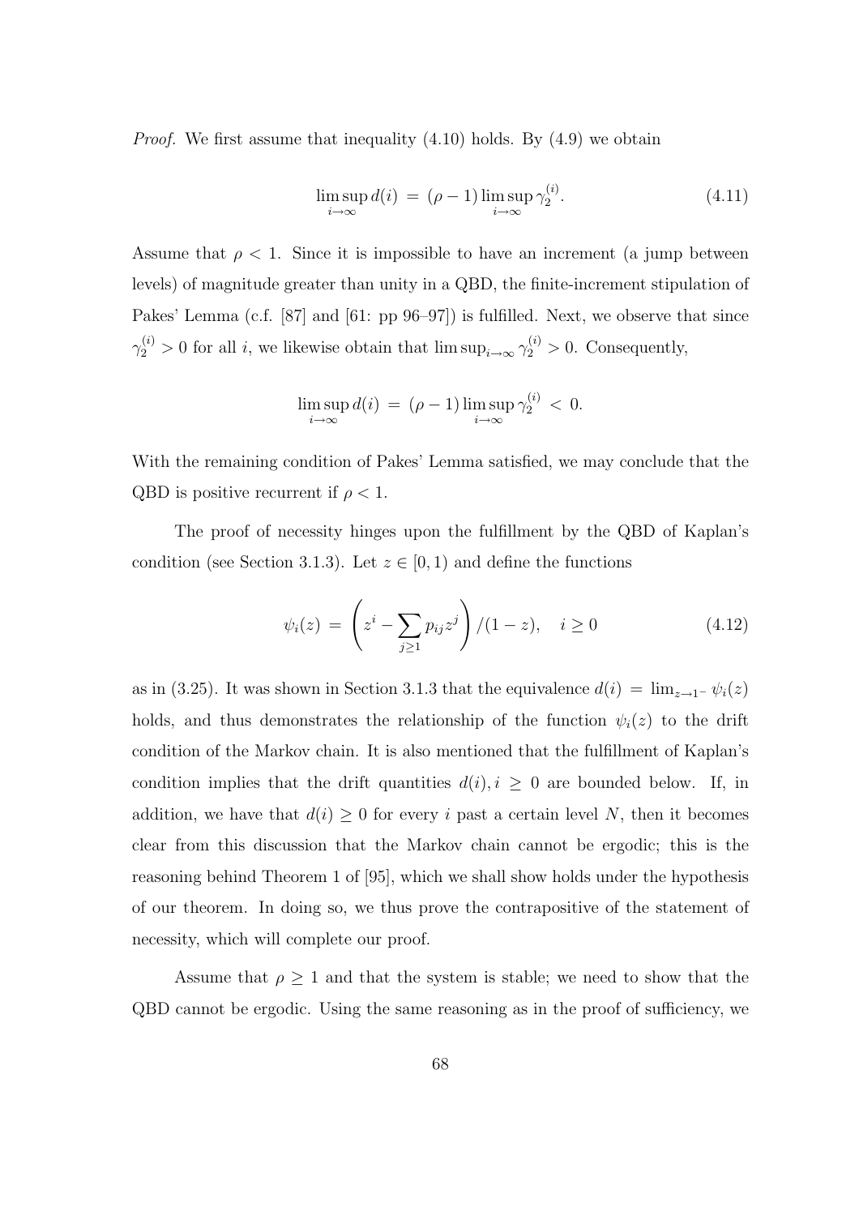*Proof.* We first assume that inequality (4.10) holds. By (4.9) we obtain

$$\limsup_{i\to\infty} d(i) \;=\; (\rho - 1)\limsup_{i\to\infty} \gamma_2^{(i)}. \tag{4.11}$$

Assume that $\rho < 1$. Since it is impossible to have an increment (a jump between levels) of magnitude greater than unity in a QBD, the finite-increment stipulation of Pakes' Lemma (c.f. [87] and [61: pp 96–97]) is fulfilled. Next, we observe that since $\gamma_2^{(i)} > 0$ for all $i$, we likewise obtain that $\limsup_{i\to\infty} \gamma_2^{(i)} > 0$. Consequently,

$$\limsup_{i\to\infty} d(i) \;=\; (\rho - 1)\limsup_{i\to\infty} \gamma_2^{(i)} \;<\; 0.$$

With the remaining condition of Pakes' Lemma satisfied, we may conclude that the QBD is positive recurrent if $\rho < 1$.

The proof of necessity hinges upon the fulfillment by the QBD of Kaplan's condition (see Section 3.1.3). Let $z \in [0, 1)$ and define the functions

$$\psi_i(z) \;=\; \left(z^i - \sum_{j\geq 1} p_{ij} z^j\right) / (1 - z), \quad i \geq 0 \tag{4.12}$$

as in (3.25). It was shown in Section 3.1.3 that the equivalence $d(i) \;=\; \lim_{z\to 1^-} \psi_i(z)$ holds, and thus demonstrates the relationship of the function $\psi_i(z)$ to the drift condition of the Markov chain. It is also mentioned that the fulfillment of Kaplan's condition implies that the drift quantities $d(i), i \geq 0$ are bounded below. If, in addition, we have that $d(i) \geq 0$ for every $i$ past a certain level $N$, then it becomes clear from this discussion that the Markov chain cannot be ergodic; this is the reasoning behind Theorem 1 of [95], which we shall show holds under the hypothesis of our theorem. In doing so, we thus prove the contrapositive of the statement of necessity, which will complete our proof.

Assume that $\rho \geq 1$ and that the system is stable; we need to show that the QBD cannot be ergodic. Using the same reasoning as in the proof of sufficiency, we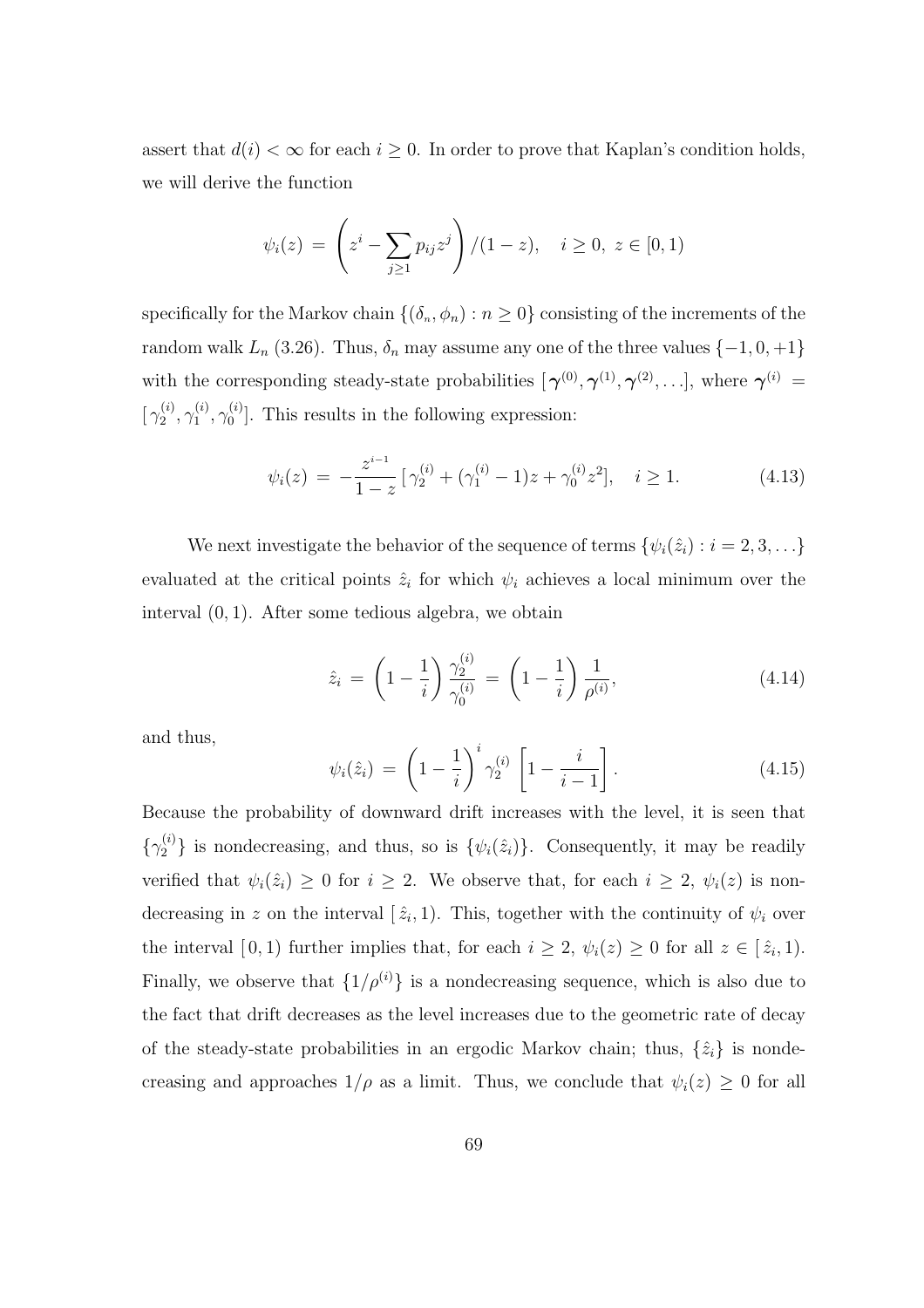assert that $d(i) < \infty$ for each $i \geq 0$. In order to prove that Kaplan's condition holds, we will derive the function

$$\psi_i(z) \;=\; \left( z^i - \sum_{j \geq 1} p_{ij} z^j \right) / (1-z), \quad i \geq 0,\; z \in [0,1)$$

specifically for the Markov chain $\{(\delta_n, \phi_n) : n \geq 0\}$ consisting of the increments of the random walk $L_n$ (3.26). Thus, $\delta_n$ may assume any one of the three values $\{-1, 0, +1\}$ with the corresponding steady-state probabilities $[\,\boldsymbol{\gamma}^{(0)}, \boldsymbol{\gamma}^{(1)}, \boldsymbol{\gamma}^{(2)}, \ldots]$, where $\boldsymbol{\gamma}^{(i)} = [\,\gamma_2^{(i)}, \gamma_1^{(i)}, \gamma_0^{(i)}]$. This results in the following expression:

$$\psi_i(z) \;=\; -\frac{z^{i-1}}{1-z}\,[\,\gamma_2^{(i)} + (\gamma_1^{(i)} - 1)z + \gamma_0^{(i)} z^2], \quad i \geq 1. \tag{4.13}$$

We next investigate the behavior of the sequence of terms $\{\psi_i(\hat{z}_i) : i = 2, 3, \ldots\}$ evaluated at the critical points $\hat{z}_i$ for which $\psi_i$ achieves a local minimum over the interval $(0,1)$. After some tedious algebra, we obtain

$$\hat{z}_i \;=\; \left(1 - \frac{1}{i}\right) \frac{\gamma_2^{(i)}}{\gamma_0^{(i)}} \;=\; \left(1 - \frac{1}{i}\right) \frac{1}{\rho^{(i)}}, \tag{4.14}$$

and thus,

$$\psi_i(\hat{z}_i) \;=\; \left(1 - \frac{1}{i}\right)^i \gamma_2^{(i)} \left[1 - \frac{i}{i-1}\right]. \tag{4.15}$$

Because the probability of downward drift increases with the level, it is seen that $\{\gamma_2^{(i)}\}$ is nondecreasing, and thus, so is $\{\psi_i(\hat{z}_i)\}$. Consequently, it may be readily verified that $\psi_i(\hat{z}_i) \geq 0$ for $i \geq 2$. We observe that, for each $i \geq 2$, $\psi_i(z)$ is nondecreasing in $z$ on the interval $[\,\hat{z}_i, 1)$. This, together with the continuity of $\psi_i$ over the interval $[\,0,1)$ further implies that, for each $i \geq 2$, $\psi_i(z) \geq 0$ for all $z \in [\,\hat{z}_i, 1)$. Finally, we observe that $\{1/\rho^{(i)}\}$ is a nondecreasing sequence, which is also due to the fact that drift decreases as the level increases due to the geometric rate of decay of the steady-state probabilities in an ergodic Markov chain; thus, $\{\hat{z}_i\}$ is nondecreasing and approaches $1/\rho$ as a limit. Thus, we conclude that $\psi_i(z) \geq 0$ for all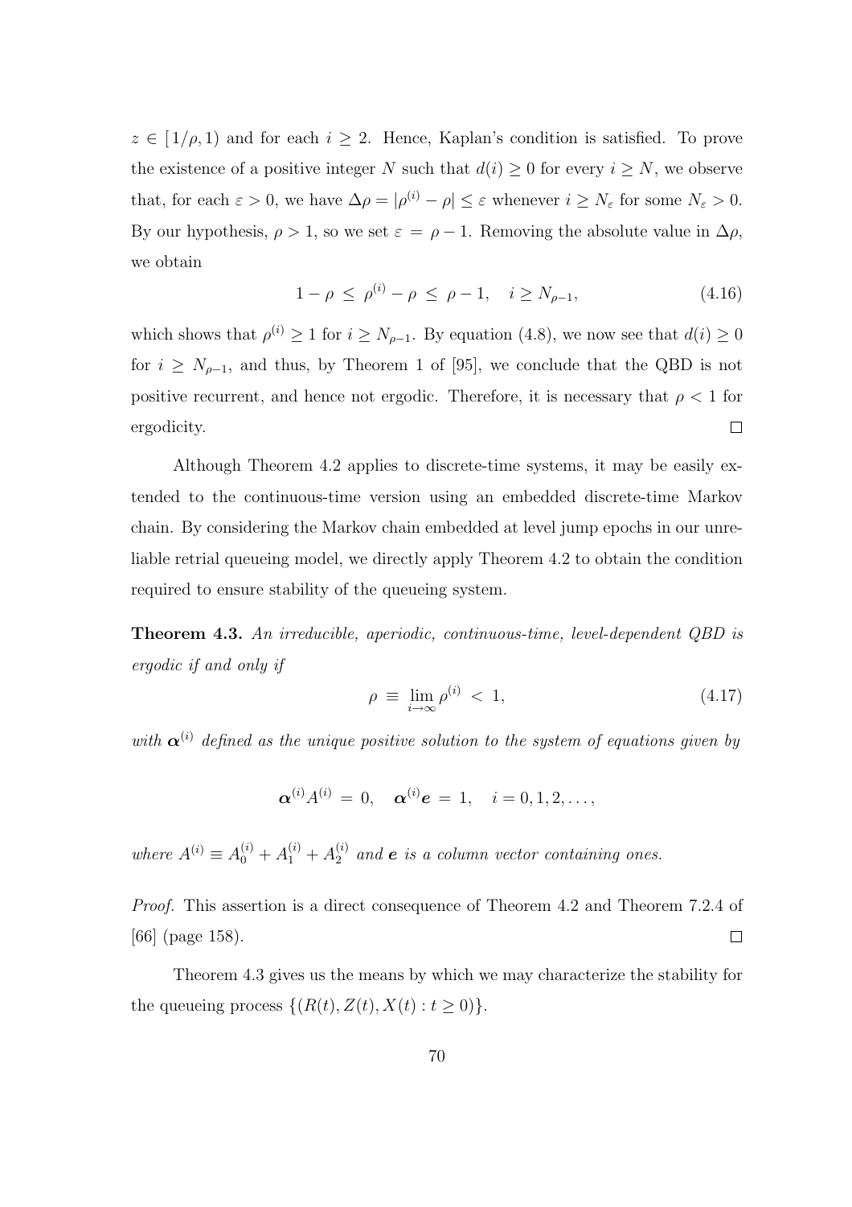$z \in [1/\rho, 1)$ and for each $i \geq 2$. Hence, Kaplan's condition is satisfied. To prove the existence of a positive integer $N$ such that $d(i) \geq 0$ for every $i \geq N$, we observe that, for each $\varepsilon > 0$, we have $\Delta\rho = |\rho^{(i)} - \rho| \leq \varepsilon$ whenever $i \geq N_\varepsilon$ for some $N_\varepsilon > 0$. By our hypothesis, $\rho > 1$, so we set $\varepsilon = \rho - 1$. Removing the absolute value in $\Delta\rho$, we obtain

$$1 - \rho \ \leq \ \rho^{(i)} - \rho \ \leq \ \rho - 1, \quad i \geq N_{\rho-1}, \tag{4.16}$$

which shows that $\rho^{(i)} \geq 1$ for $i \geq N_{\rho-1}$. By equation (4.8), we now see that $d(i) \geq 0$ for $i \geq N_{\rho-1}$, and thus, by Theorem 1 of [95], we conclude that the QBD is not positive recurrent, and hence not ergodic. Therefore, it is necessary that $\rho < 1$ for ergodicity. $\square$

Although Theorem 4.2 applies to discrete-time systems, it may be easily extended to the continuous-time version using an embedded discrete-time Markov chain. By considering the Markov chain embedded at level jump epochs in our unreliable retrial queueing model, we directly apply Theorem 4.2 to obtain the condition required to ensure stability of the queueing system.

**Theorem 4.3.** *An irreducible, aperiodic, continuous-time, level-dependent QBD is ergodic if and only if*

$$\rho \ \equiv \ \lim_{i\to\infty} \rho^{(i)} \ < \ 1, \tag{4.17}$$

*with* $\boldsymbol{\alpha}^{(i)}$ *defined as the unique positive solution to the system of equations given by*

$$\boldsymbol{\alpha}^{(i)} A^{(i)} \ = \ 0, \quad \boldsymbol{\alpha}^{(i)} \boldsymbol{e} \ = \ 1, \quad i = 0, 1, 2, \ldots,$$

*where* $A^{(i)} \equiv A_0^{(i)} + A_1^{(i)} + A_2^{(i)}$ *and* $\boldsymbol{e}$ *is a column vector containing ones.*

*Proof.* This assertion is a direct consequence of Theorem 4.2 and Theorem 7.2.4 of [66] (page 158). $\square$

Theorem 4.3 gives us the means by which we may characterize the stability for the queueing process $\{(R(t), Z(t), X(t) : t \geq 0)\}$.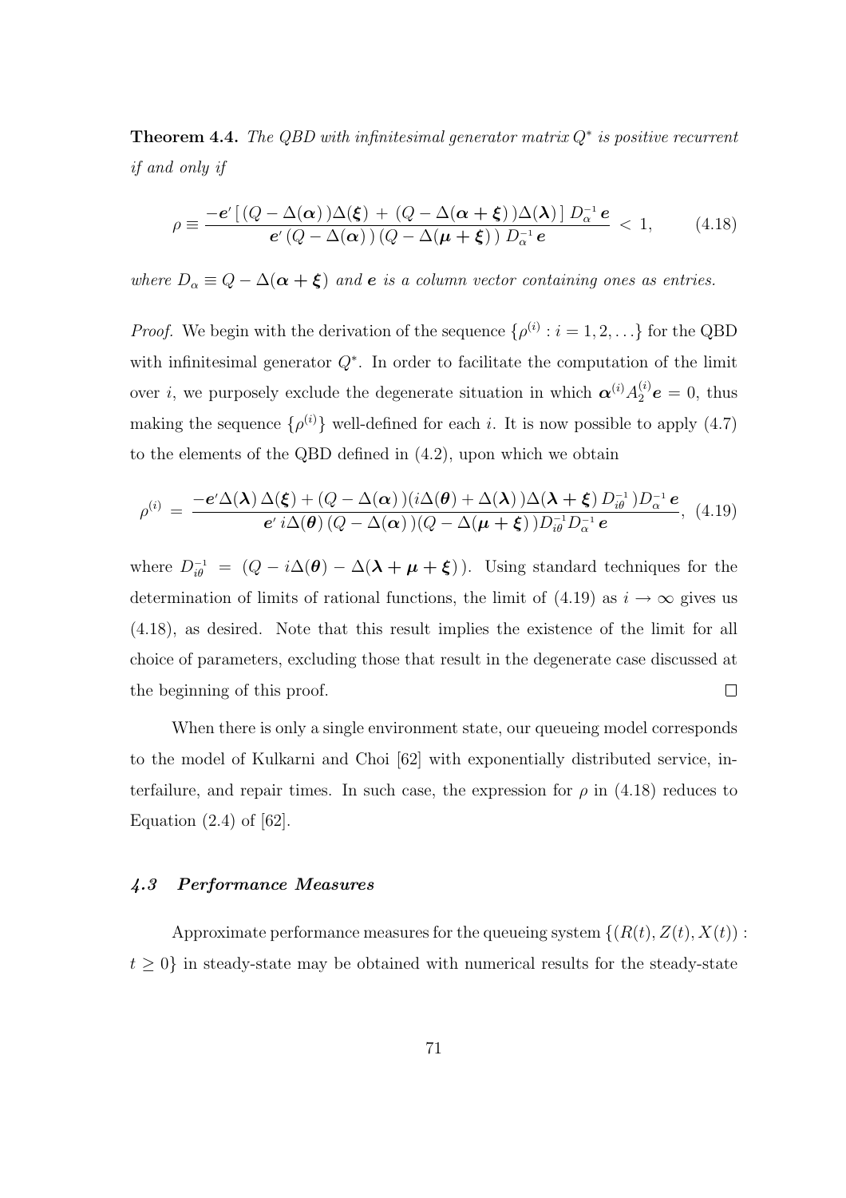**Theorem 4.4.** *The QBD with infinitesimal generator matrix $Q^*$ is positive recurrent if and only if*

$$\rho \equiv \frac{-\boldsymbol{e}'\,[\,(Q-\Delta(\boldsymbol{\alpha})\,)\Delta(\boldsymbol{\xi})\,+\,(Q-\Delta(\boldsymbol{\alpha}+\boldsymbol{\xi})\,)\Delta(\boldsymbol{\lambda})\,]\;D_\alpha^{-1}\,\boldsymbol{e}}{\boldsymbol{e}'\,(Q-\Delta(\boldsymbol{\alpha})\,)\,(Q-\Delta(\boldsymbol{\mu}+\boldsymbol{\xi})\,)\;D_\alpha^{-1}\,\boldsymbol{e}} \;<\; 1, \tag{4.18}$$

*where $D_\alpha \equiv Q - \Delta(\boldsymbol{\alpha}+\boldsymbol{\xi})$ and $\boldsymbol{e}$ is a column vector containing ones as entries.*

*Proof.* We begin with the derivation of the sequence $\{\rho^{(i)} : i = 1, 2, \ldots\}$ for the QBD with infinitesimal generator $Q^*$. In order to facilitate the computation of the limit over $i$, we purposely exclude the degenerate situation in which $\boldsymbol{\alpha}^{(i)} A_2^{(i)} \boldsymbol{e} = 0$, thus making the sequence $\{\rho^{(i)}\}$ well-defined for each $i$. It is now possible to apply (4.7) to the elements of the QBD defined in (4.2), upon which we obtain

$$\rho^{(i)} \;=\; \frac{-\boldsymbol{e}'\Delta(\boldsymbol{\lambda})\,\Delta(\boldsymbol{\xi}) + (Q-\Delta(\boldsymbol{\alpha})\,)(i\Delta(\boldsymbol{\theta})+\Delta(\boldsymbol{\lambda})\,)\Delta(\boldsymbol{\lambda}+\boldsymbol{\xi})\,D_{i\theta}^{-1}\,)D_\alpha^{-1}\,\boldsymbol{e}}{\boldsymbol{e}'\,i\Delta(\boldsymbol{\theta})\,(Q-\Delta(\boldsymbol{\alpha})\,)(Q-\Delta(\boldsymbol{\mu}+\boldsymbol{\xi})\,)D_{i\theta}^{-1}D_\alpha^{-1}\,\boldsymbol{e}}, \tag{4.19}$$

where $D_{i\theta}^{-1} = (Q - i\Delta(\boldsymbol{\theta}) - \Delta(\boldsymbol{\lambda}+\boldsymbol{\mu}+\boldsymbol{\xi})\,)$. Using standard techniques for the determination of limits of rational functions, the limit of (4.19) as $i \to \infty$ gives us (4.18), as desired. Note that this result implies the existence of the limit for all choice of parameters, excluding those that result in the degenerate case discussed at the beginning of this proof. $\square$

When there is only a single environment state, our queueing model corresponds to the model of Kulkarni and Choi [62] with exponentially distributed service, interfailure, and repair times. In such case, the expression for $\rho$ in (4.18) reduces to Equation (2.4) of [62].

### *4.3 Performance Measures*

Approximate performance measures for the queueing system $\{(R(t), Z(t), X(t)) : t \geq 0\}$ in steady-state may be obtained with numerical results for the steady-state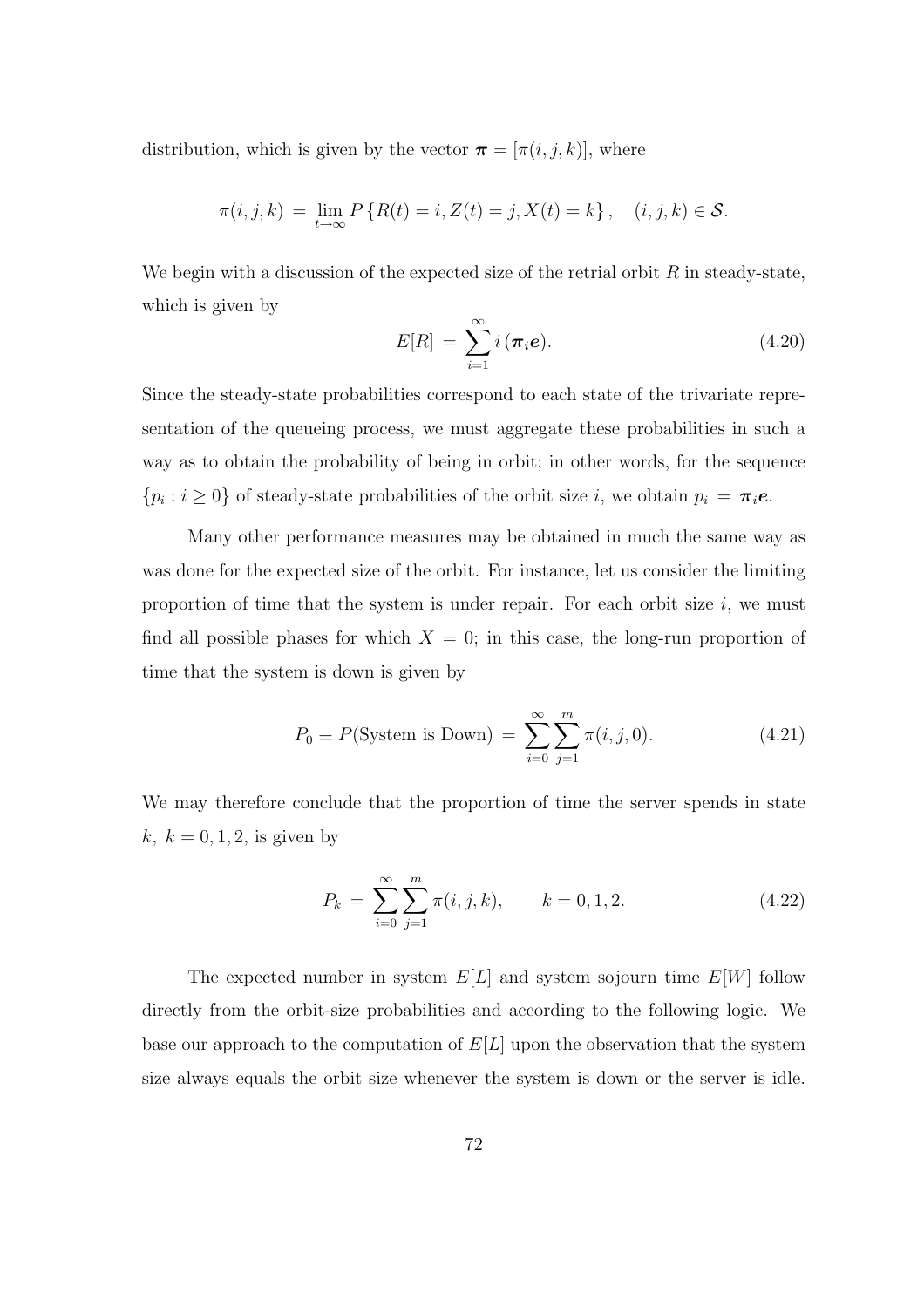distribution, which is given by the vector $\boldsymbol{\pi} = [\pi(i,j,k)]$, where

$$\pi(i,j,k) \;=\; \lim_{t\to\infty} P\left\{R(t) = i, Z(t) = j, X(t) = k\right\}, \quad (i,j,k) \in \mathcal{S}.$$

We begin with a discussion of the expected size of the retrial orbit $R$ in steady-state, which is given by

$$E[R] \;=\; \sum_{i=1}^{\infty} i\,(\boldsymbol{\pi}_i \boldsymbol{e}). \tag{4.20}$$

Since the steady-state probabilities correspond to each state of the trivariate representation of the queueing process, we must aggregate these probabilities in such a way as to obtain the probability of being in orbit; in other words, for the sequence $\{p_i : i \geq 0\}$ of steady-state probabilities of the orbit size $i$, we obtain $p_i \;=\; \boldsymbol{\pi}_i \boldsymbol{e}$.

Many other performance measures may be obtained in much the same way as was done for the expected size of the orbit. For instance, let us consider the limiting proportion of time that the system is under repair. For each orbit size $i$, we must find all possible phases for which $X = 0$; in this case, the long-run proportion of time that the system is down is given by

$$P_0 \equiv P(\text{System is Down}) \;=\; \sum_{i=0}^{\infty} \sum_{j=1}^{m} \pi(i,j,0). \tag{4.21}$$

We may therefore conclude that the proportion of time the server spends in state $k,\ k = 0,1,2$, is given by

$$P_k \;=\; \sum_{i=0}^{\infty} \sum_{j=1}^{m} \pi(i,j,k), \qquad k = 0,1,2. \tag{4.22}$$

The expected number in system $E[L]$ and system sojourn time $E[W]$ follow directly from the orbit-size probabilities and according to the following logic. We base our approach to the computation of $E[L]$ upon the observation that the system size always equals the orbit size whenever the system is down or the server is idle.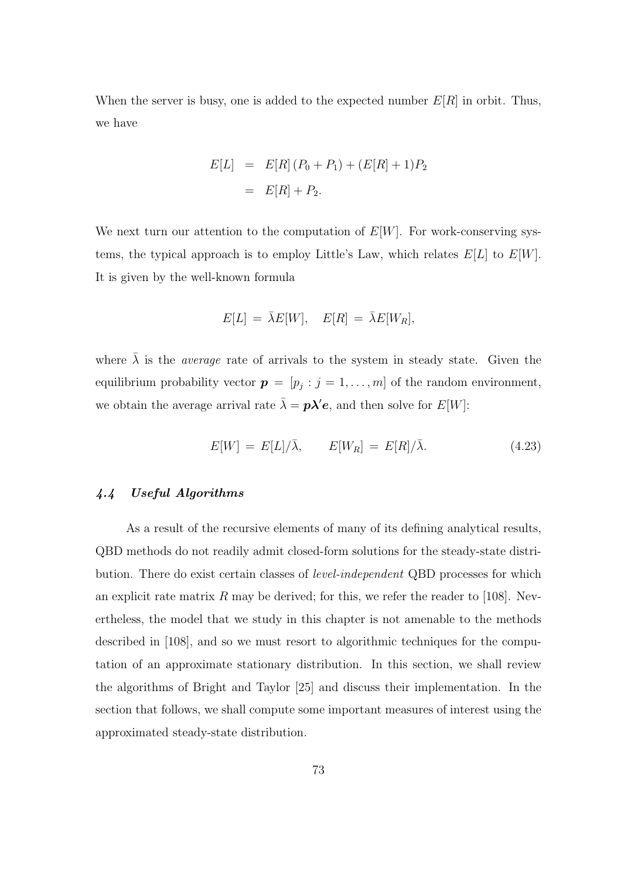When the server is busy, one is added to the expected number $E[R]$ in orbit. Thus, we have

$$
\begin{aligned}
E[L] &= E[R]\,(P_0 + P_1) + (E[R] + 1)P_2 \\
&= E[R] + P_2.
\end{aligned}
$$

We next turn our attention to the computation of $E[W]$. For work-conserving systems, the typical approach is to employ Little's Law, which relates $E[L]$ to $E[W]$. It is given by the well-known formula

$$
E[L] \,=\, \bar{\lambda} E[W], \quad E[R] \,=\, \bar{\lambda} E[W_R],
$$

where $\bar{\lambda}$ is the *average* rate of arrivals to the system in steady state. Given the equilibrium probability vector $\boldsymbol{p} = [p_j : j = 1, \ldots, m]$ of the random environment, we obtain the average arrival rate $\bar{\lambda} = \boldsymbol{p}\boldsymbol{\lambda}'\boldsymbol{e}$, and then solve for $E[W]$:

$$
E[W] \,=\, E[L]/\bar{\lambda}, \qquad E[W_R] \,=\, E[R]/\bar{\lambda}. \tag{4.23}
$$

### *4.4 Useful Algorithms*

As a result of the recursive elements of many of its defining analytical results, QBD methods do not readily admit closed-form solutions for the steady-state distribution. There do exist certain classes of *level-independent* QBD processes for which an explicit rate matrix $R$ may be derived; for this, we refer the reader to [108]. Nevertheless, the model that we study in this chapter is not amenable to the methods described in [108], and so we must resort to algorithmic techniques for the computation of an approximate stationary distribution. In this section, we shall review the algorithms of Bright and Taylor [25] and discuss their implementation. In the section that follows, we shall compute some important measures of interest using the approximated steady-state distribution.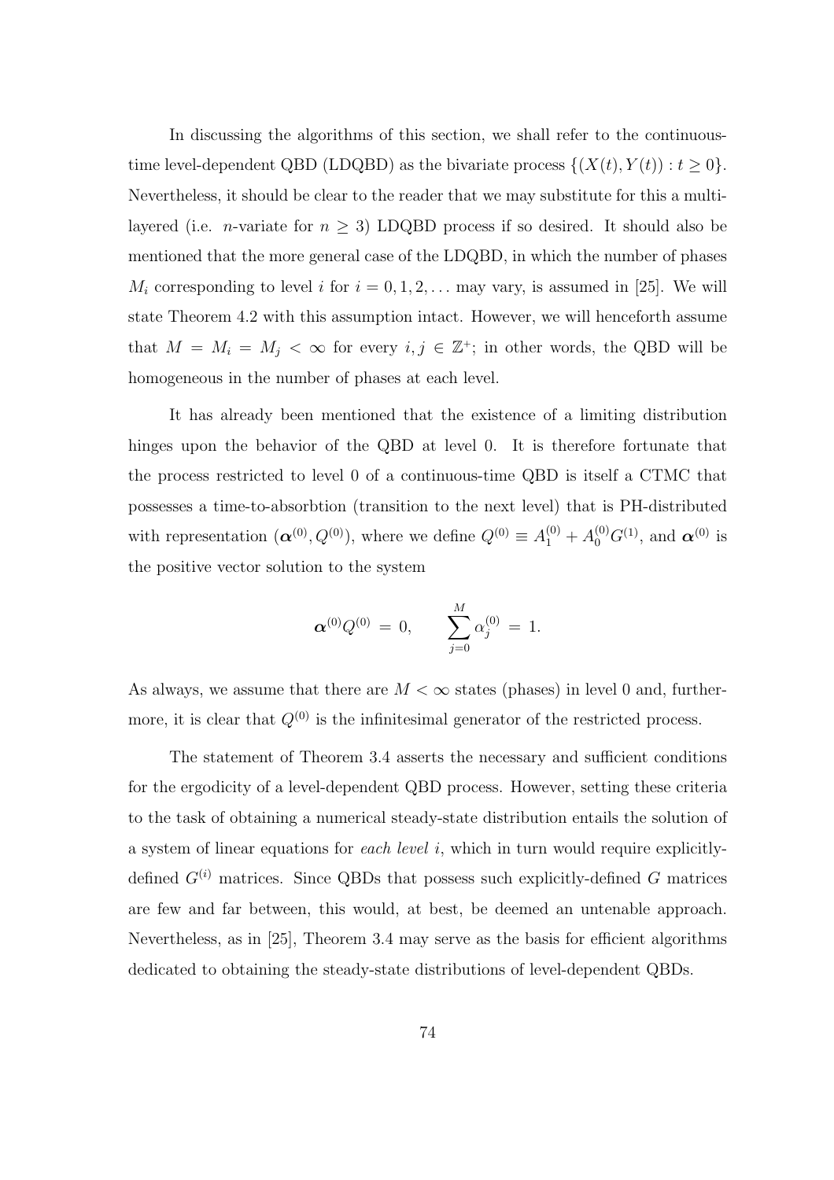In discussing the algorithms of this section, we shall refer to the continuous-time level-dependent QBD (LDQBD) as the bivariate process $\{(X(t), Y(t)) : t \geq 0\}$. Nevertheless, it should be clear to the reader that we may substitute for this a multi-layered (i.e. $n$-variate for $n \geq 3$) LDQBD process if so desired. It should also be mentioned that the more general case of the LDQBD, in which the number of phases $M_i$ corresponding to level $i$ for $i = 0, 1, 2, \ldots$ may vary, is assumed in [25]. We will state Theorem 4.2 with this assumption intact. However, we will henceforth assume that $M = M_i = M_j < \infty$ for every $i, j \in \mathbb{Z}^+$; in other words, the QBD will be homogeneous in the number of phases at each level.

It has already been mentioned that the existence of a limiting distribution hinges upon the behavior of the QBD at level 0. It is therefore fortunate that the process restricted to level 0 of a continuous-time QBD is itself a CTMC that possesses a time-to-absorbtion (transition to the next level) that is PH-distributed with representation $(\boldsymbol{\alpha}^{(0)}, Q^{(0)})$, where we define $Q^{(0)} \equiv A_1^{(0)} + A_0^{(0)} G^{(1)}$, and $\boldsymbol{\alpha}^{(0)}$ is the positive vector solution to the system

$$\boldsymbol{\alpha}^{(0)} Q^{(0)} = 0, \qquad \sum_{j=0}^{M} \alpha_j^{(0)} = 1.$$

As always, we assume that there are $M < \infty$ states (phases) in level 0 and, furthermore, it is clear that $Q^{(0)}$ is the infinitesimal generator of the restricted process.

The statement of Theorem 3.4 asserts the necessary and sufficient conditions for the ergodicity of a level-dependent QBD process. However, setting these criteria to the task of obtaining a numerical steady-state distribution entails the solution of a system of linear equations for *each level* $i$, which in turn would require explicitly-defined $G^{(i)}$ matrices. Since QBDs that possess such explicitly-defined $G$ matrices are few and far between, this would, at best, be deemed an untenable approach. Nevertheless, as in [25], Theorem 3.4 may serve as the basis for efficient algorithms dedicated to obtaining the steady-state distributions of level-dependent QBDs.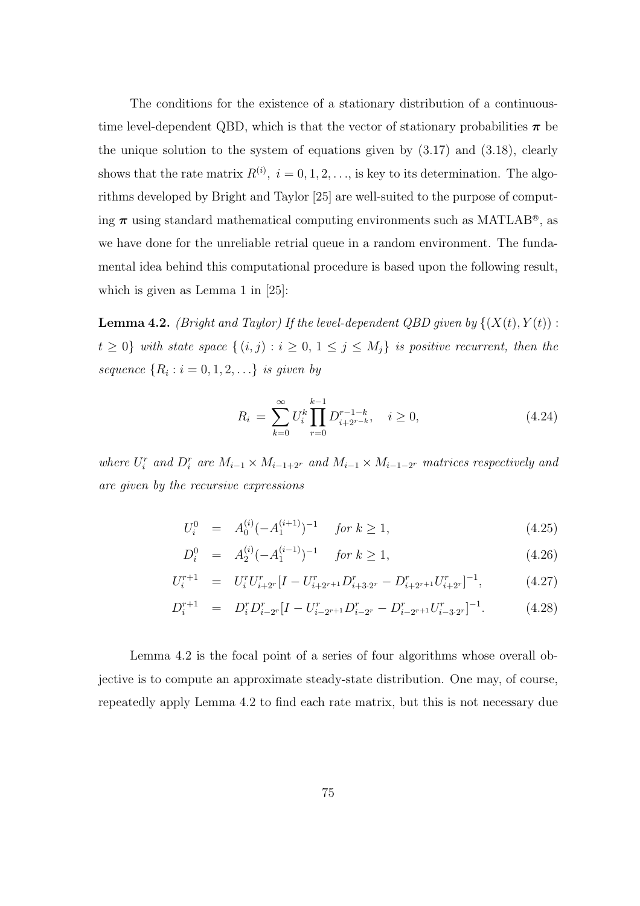The conditions for the existence of a stationary distribution of a continuous-time level-dependent QBD, which is that the vector of stationary probabilities $\boldsymbol{\pi}$ be the unique solution to the system of equations given by (3.17) and (3.18), clearly shows that the rate matrix $R^{(i)},\ i = 0, 1, 2, \ldots$, is key to its determination. The algorithms developed by Bright and Taylor [25] are well-suited to the purpose of computing $\boldsymbol{\pi}$ using standard mathematical computing environments such as MATLAB®, as we have done for the unreliable retrial queue in a random environment. The fundamental idea behind this computational procedure is based upon the following result, which is given as Lemma 1 in [25]:

**Lemma 4.2.** *(Bright and Taylor) If the level-dependent QBD given by* $\{(X(t), Y(t)) : t \geq 0\}$ *with state space* $\{(i, j) : i \geq 0,\ 1 \leq j \leq M_j\}$ *is positive recurrent, then the sequence* $\{R_i : i = 0, 1, 2, \ldots\}$ *is given by*

$$R_i = \sum_{k=0}^{\infty} U_i^k \prod_{r=0}^{k-1} D_{i+2^{r-k}}^{r-1-k}, \quad i \geq 0, \tag{4.24}$$

*where* $U_i^r$ *and* $D_i^r$ *are* $M_{i-1} \times M_{i-1+2^r}$ *and* $M_{i-1} \times M_{i-1-2^r}$ *matrices respectively and are given by the recursive expressions*

$$U_i^0 = A_0^{(i)}(-A_1^{(i+1)})^{-1} \quad \text{for } k \geq 1, \tag{4.25}$$

$$D_i^0 = A_2^{(i)}(-A_1^{(i-1)})^{-1} \quad \text{for } k \geq 1, \tag{4.26}$$

$$U_i^{r+1} = U_i^r U_{i+2^r}^r [I - U_{i+2^{r+1}}^r D_{i+3\cdot 2^r}^r - D_{i+2^{r+1}}^r U_{i+2^r}^r]^{-1}, \tag{4.27}$$

$$D_i^{r+1} = D_i^r D_{i-2^r}^r [I - U_{i-2^{r+1}}^r D_{i-2^r}^r - D_{i-2^{r+1}}^r U_{i-3\cdot 2^r}^r]^{-1}. \tag{4.28}$$

Lemma 4.2 is the focal point of a series of four algorithms whose overall objective is to compute an approximate steady-state distribution. One may, of course, repeatedly apply Lemma 4.2 to find each rate matrix, but this is not necessary due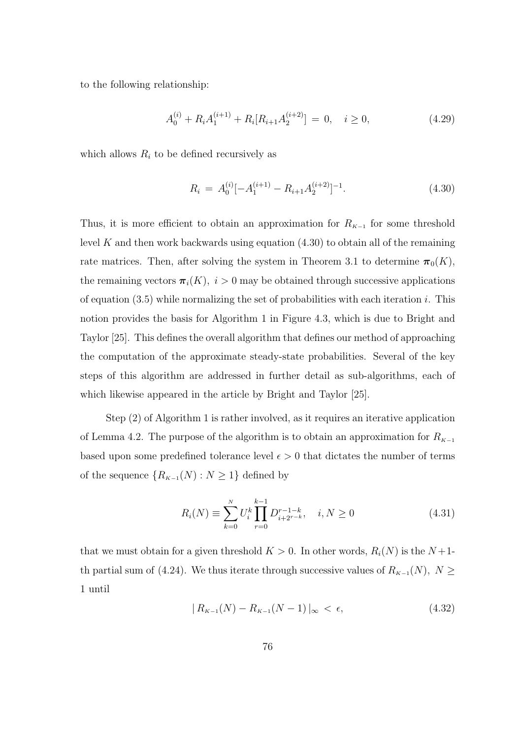to the following relationship:

$$A_0^{(i)} + R_i A_1^{(i+1)} + R_i[R_{i+1} A_2^{(i+2)}] \, = \, 0, \quad i \geq 0, \tag{4.29}$$

which allows $R_i$ to be defined recursively as

$$R_i \, = \, A_0^{(i)}[-A_1^{(i+1)} - R_{i+1} A_2^{(i+2)}]^{-1}. \tag{4.30}$$

Thus, it is more efficient to obtain an approximation for $R_{K-1}$ for some threshold level $K$ and then work backwards using equation (4.30) to obtain all of the remaining rate matrices. Then, after solving the system in Theorem 3.1 to determine $\boldsymbol{\pi}_0(K)$, the remaining vectors $\boldsymbol{\pi}_i(K), \ i > 0$ may be obtained through successive applications of equation (3.5) while normalizing the set of probabilities with each iteration $i$. This notion provides the basis for Algorithm 1 in Figure 4.3, which is due to Bright and Taylor [25]. This defines the overall algorithm that defines our method of approaching the computation of the approximate steady-state probabilities. Several of the key steps of this algorithm are addressed in further detail as sub-algorithms, each of which likewise appeared in the article by Bright and Taylor [25].

Step (2) of Algorithm 1 is rather involved, as it requires an iterative application of Lemma 4.2. The purpose of the algorithm is to obtain an approximation for $R_{K-1}$ based upon some predefined tolerance level $\epsilon > 0$ that dictates the number of terms of the sequence $\{R_{K-1}(N) : N \geq 1\}$ defined by

$$R_i(N) \equiv \sum_{k=0}^{N} U_i^k \prod_{r=0}^{k-1} D_{i+2^{r-k}}^{r-1-k}, \quad i, N \geq 0 \tag{4.31}$$

that we must obtain for a given threshold $K > 0$. In other words, $R_i(N)$ is the $N+1$-th partial sum of (4.24). We thus iterate through successive values of $R_{K-1}(N), \ N \geq 1$ until

$$|\, R_{K-1}(N) - R_{K-1}(N-1)\,|_\infty \, < \, \epsilon, \tag{4.32}$$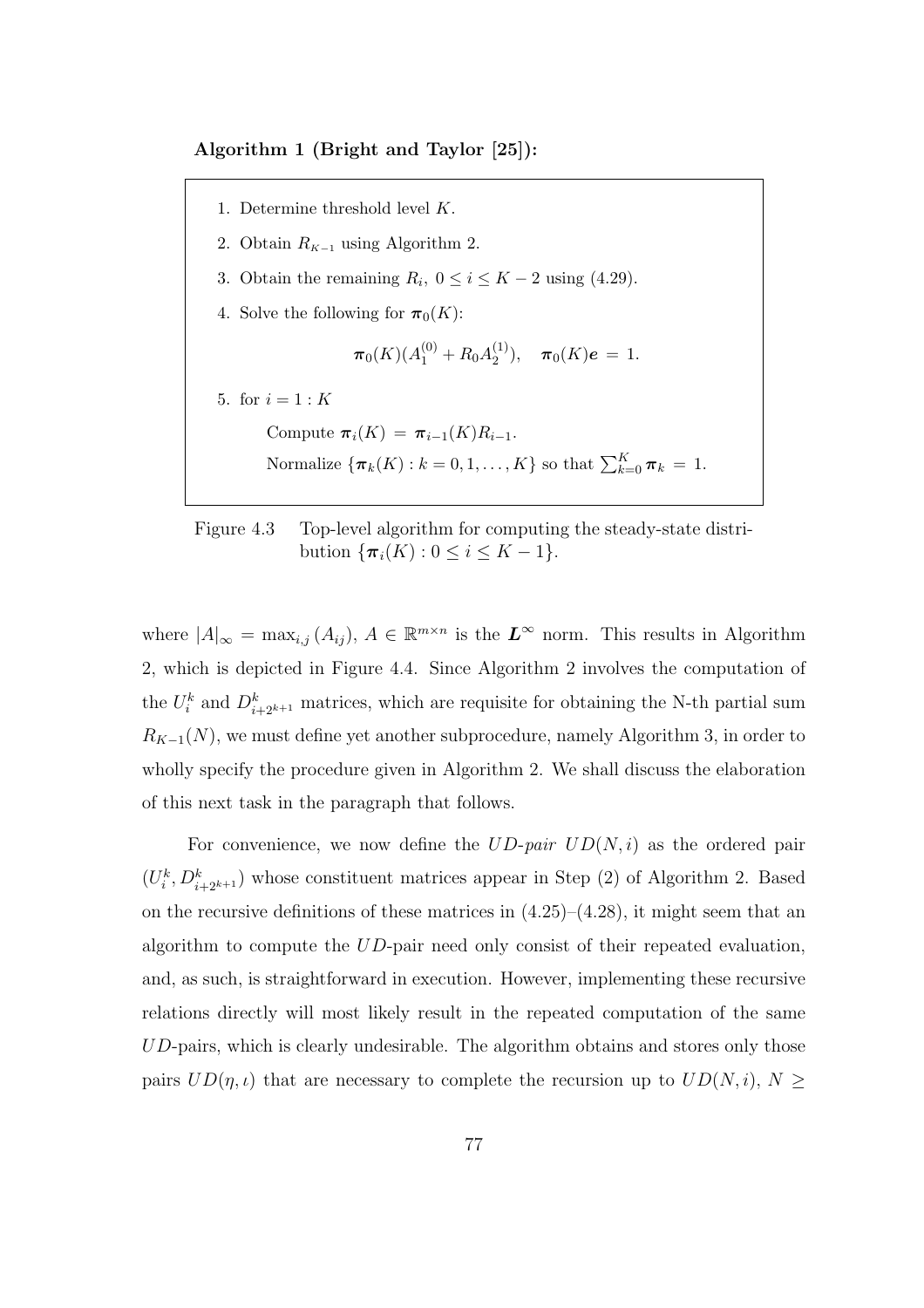**Algorithm 1 (Bright and Taylor [25]):**

1. Determine threshold level $K$.
2. Obtain $R_{K-1}$ using Algorithm 2.
3. Obtain the remaining $R_i,\ 0 \leq i \leq K-2$ using (4.29).
4. Solve the following for $\boldsymbol{\pi}_0(K)$:

$$\boldsymbol{\pi}_0(K)(A_1^{(0)} + R_0 A_2^{(1)}), \quad \boldsymbol{\pi}_0(K)\boldsymbol{e} \,=\, 1.$$

5. for $i = 1 : K$

   Compute $\boldsymbol{\pi}_i(K) \,=\, \boldsymbol{\pi}_{i-1}(K) R_{i-1}$.

   Normalize $\{\boldsymbol{\pi}_k(K) : k = 0, 1, \ldots, K\}$ so that $\sum_{k=0}^{K} \boldsymbol{\pi}_k \,=\, 1$.

Figure 4.3 Top-level algorithm for computing the steady-state distribution $\{\boldsymbol{\pi}_i(K) : 0 \leq i \leq K-1\}$.

where $|A|_\infty = \max_{i,j}(A_{ij}),\ A \in \mathbb{R}^{m \times n}$ is the $\boldsymbol{L}^\infty$ norm. This results in Algorithm 2, which is depicted in Figure 4.4. Since Algorithm 2 involves the computation of the $U_i^k$ and $D_{i+2^{k+1}}^k$ matrices, which are requisite for obtaining the N-th partial sum $R_{K-1}(N)$, we must define yet another subprocedure, namely Algorithm 3, in order to wholly specify the procedure given in Algorithm 2. We shall discuss the elaboration of this next task in the paragraph that follows.

For convenience, we now define the *UD-pair* $UD(N,i)$ as the ordered pair $(U_i^k, D_{i+2^{k+1}}^k)$ whose constituent matrices appear in Step (2) of Algorithm 2. Based on the recursive definitions of these matrices in (4.25)–(4.28), it might seem that an algorithm to compute the $UD$-pair need only consist of their repeated evaluation, and, as such, is straightforward in execution. However, implementing these recursive relations directly will most likely result in the repeated computation of the same $UD$-pairs, which is clearly undesirable. The algorithm obtains and stores only those pairs $UD(\eta, \iota)$ that are necessary to complete the recursion up to $UD(N,i)$, $N \geq$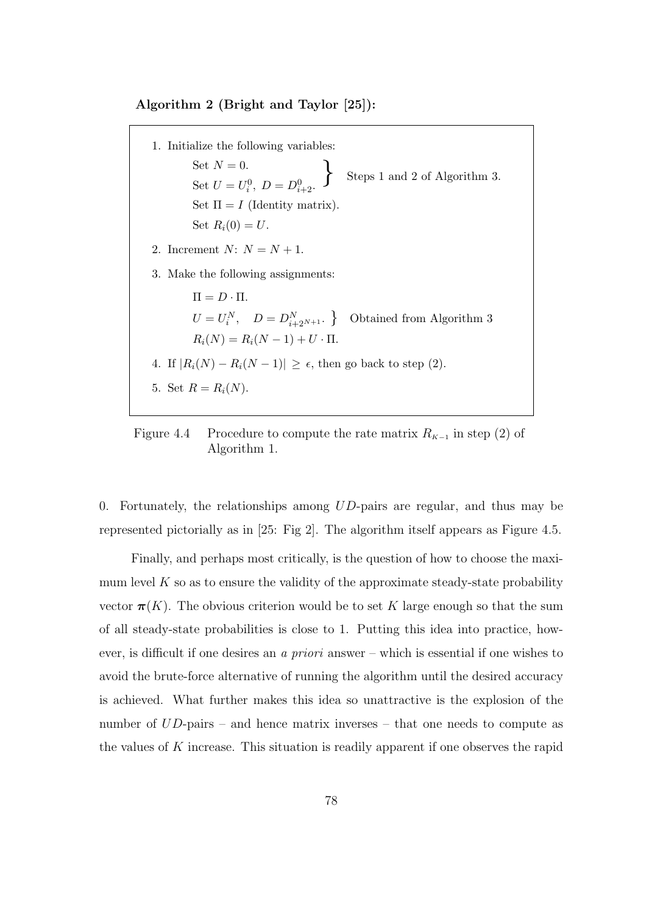**Algorithm 2 (Bright and Taylor [25]):**

1. Initialize the following variables:
   - Set $N = 0$.
   - Set $U = U_i^0,\ D = D_{i+2}^0$. } Steps 1 and 2 of Algorithm 3.
   - Set $\Pi = I$ (Identity matrix).
   - Set $R_i(0) = U$.
2. Increment $N$: $N = N + 1$.
3. Make the following assignments:
   - $\Pi = D \cdot \Pi$.
   - $U = U_i^N, \quad D = D_{i+2^{N+1}}^N$. } Obtained from Algorithm 3
   - $R_i(N) = R_i(N-1) + U \cdot \Pi$.
4. If $|R_i(N) - R_i(N-1)| \geq \epsilon$, then go back to step (2).
5. Set $R = R_i(N)$.

Figure 4.4 Procedure to compute the rate matrix $R_{K-1}$ in step (2) of Algorithm 1.

0. Fortunately, the relationships among $UD$-pairs are regular, and thus may be represented pictorially as in [25: Fig 2]. The algorithm itself appears as Figure 4.5.

Finally, and perhaps most critically, is the question of how to choose the maximum level $K$ so as to ensure the validity of the approximate steady-state probability vector $\boldsymbol{\pi}(K)$. The obvious criterion would be to set $K$ large enough so that the sum of all steady-state probabilities is close to 1. Putting this idea into practice, however, is difficult if one desires an *a priori* answer – which is essential if one wishes to avoid the brute-force alternative of running the algorithm until the desired accuracy is achieved. What further makes this idea so unattractive is the explosion of the number of $UD$-pairs – and hence matrix inverses – that one needs to compute as the values of $K$ increase. This situation is readily apparent if one observes the rapid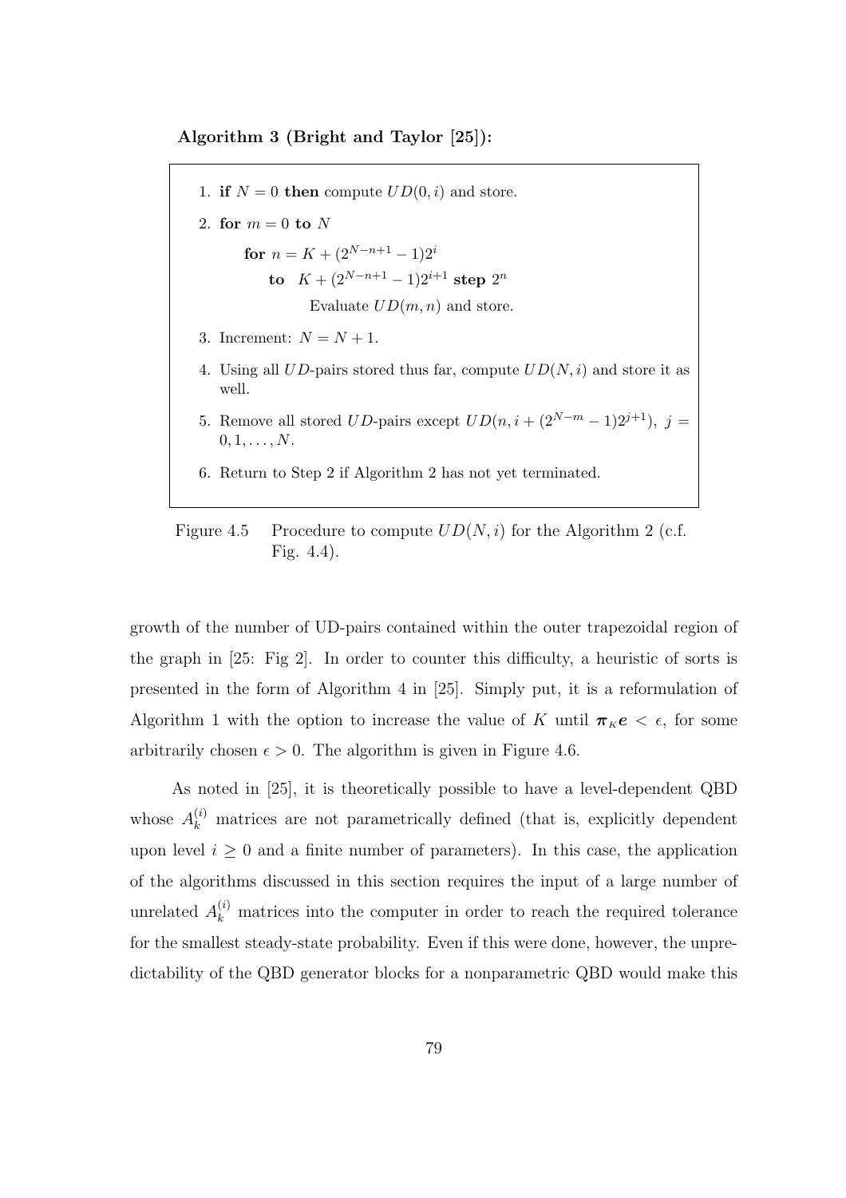**Algorithm 3 (Bright and Taylor [25]):**

1. **if** $N = 0$ **then** compute $UD(0, i)$ and store.
2. **for** $m = 0$ **to** $N$

   **for** $n = K + (2^{N-n+1} - 1)2^i$

   **to** $K + (2^{N-n+1} - 1)2^{i+1}$ **step** $2^n$

   Evaluate $UD(m, n)$ and store.
3. Increment: $N = N + 1$.
4. Using all $UD$-pairs stored thus far, compute $UD(N, i)$ and store it as well.
5. Remove all stored $UD$-pairs except $UD(n, i + (2^{N-m} - 1)2^{j+1})$, $j = 0, 1, \ldots, N$.
6. Return to Step 2 if Algorithm 2 has not yet terminated.

Figure 4.5 Procedure to compute $UD(N, i)$ for the Algorithm 2 (c.f. Fig. 4.4).

growth of the number of UD-pairs contained within the outer trapezoidal region of the graph in [25: Fig 2]. In order to counter this difficulty, a heuristic of sorts is presented in the form of Algorithm 4 in [25]. Simply put, it is a reformulation of Algorithm 1 with the option to increase the value of $K$ until $\boldsymbol{\pi}_K \boldsymbol{e} < \epsilon$, for some arbitrarily chosen $\epsilon > 0$. The algorithm is given in Figure 4.6.

As noted in [25], it is theoretically possible to have a level-dependent QBD whose $A_k^{(i)}$ matrices are not parametrically defined (that is, explicitly dependent upon level $i \geq 0$ and a finite number of parameters). In this case, the application of the algorithms discussed in this section requires the input of a large number of unrelated $A_k^{(i)}$ matrices into the computer in order to reach the required tolerance for the smallest steady-state probability. Even if this were done, however, the unpredictability of the QBD generator blocks for a nonparametric QBD would make this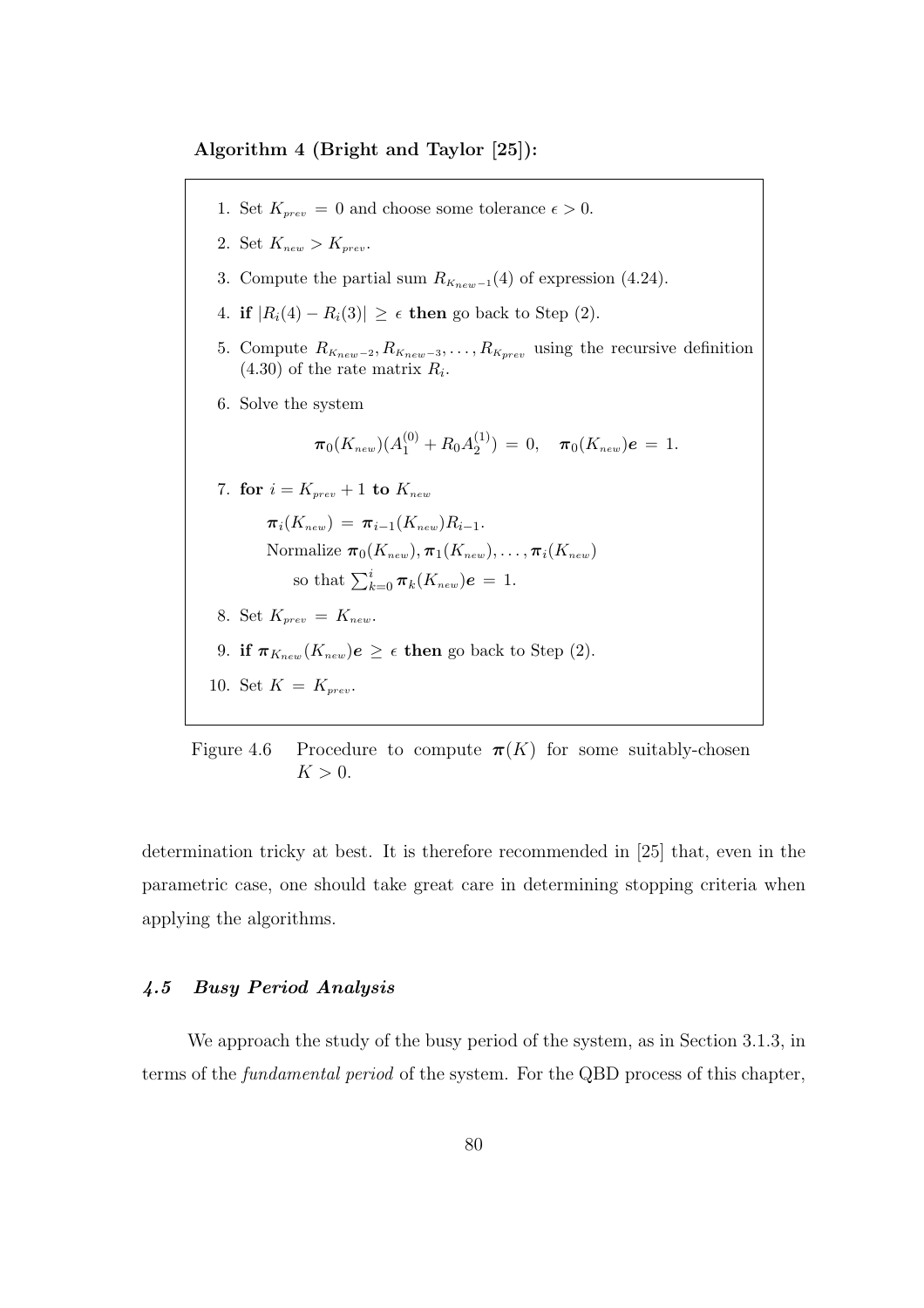**Algorithm 4 (Bright and Taylor [25]):**

1. Set $K_{prev} = 0$ and choose some tolerance $\epsilon > 0$.
2. Set $K_{new} > K_{prev}$.
3. Compute the partial sum $R_{K_{new}-1}(4)$ of expression (4.24).
4. **if** $|R_i(4) - R_i(3)| \geq \epsilon$ **then** go back to Step (2).
5. Compute $R_{K_{new}-2}, R_{K_{new}-3}, \ldots, R_{K_{prev}}$ using the recursive definition (4.30) of the rate matrix $R_i$.
6. Solve the system

$$\boldsymbol{\pi}_0(K_{new})(A_1^{(0)} + R_0 A_2^{(1)}) = 0, \quad \boldsymbol{\pi}_0(K_{new})\boldsymbol{e} = 1.$$

7. **for** $i = K_{prev} + 1$ **to** $K_{new}$

    $\boldsymbol{\pi}_i(K_{new}) = \boldsymbol{\pi}_{i-1}(K_{new})R_{i-1}$.

    Normalize $\boldsymbol{\pi}_0(K_{new}), \boldsymbol{\pi}_1(K_{new}), \ldots, \boldsymbol{\pi}_i(K_{new})$

    so that $\sum_{k=0}^{i} \boldsymbol{\pi}_k(K_{new})\boldsymbol{e} = 1$.

8. Set $K_{prev} = K_{new}$.
9. **if** $\boldsymbol{\pi}_{K_{new}}(K_{new})\boldsymbol{e} \geq \epsilon$ **then** go back to Step (2).
10. Set $K = K_{prev}$.

Figure 4.6 Procedure to compute $\boldsymbol{\pi}(K)$ for some suitably-chosen $K > 0$.

determination tricky at best. It is therefore recommended in [25] that, even in the parametric case, one should take great care in determining stopping criteria when applying the algorithms.

### *4.5 Busy Period Analysis*

We approach the study of the busy period of the system, as in Section 3.1.3, in terms of the *fundamental period* of the system. For the QBD process of this chapter,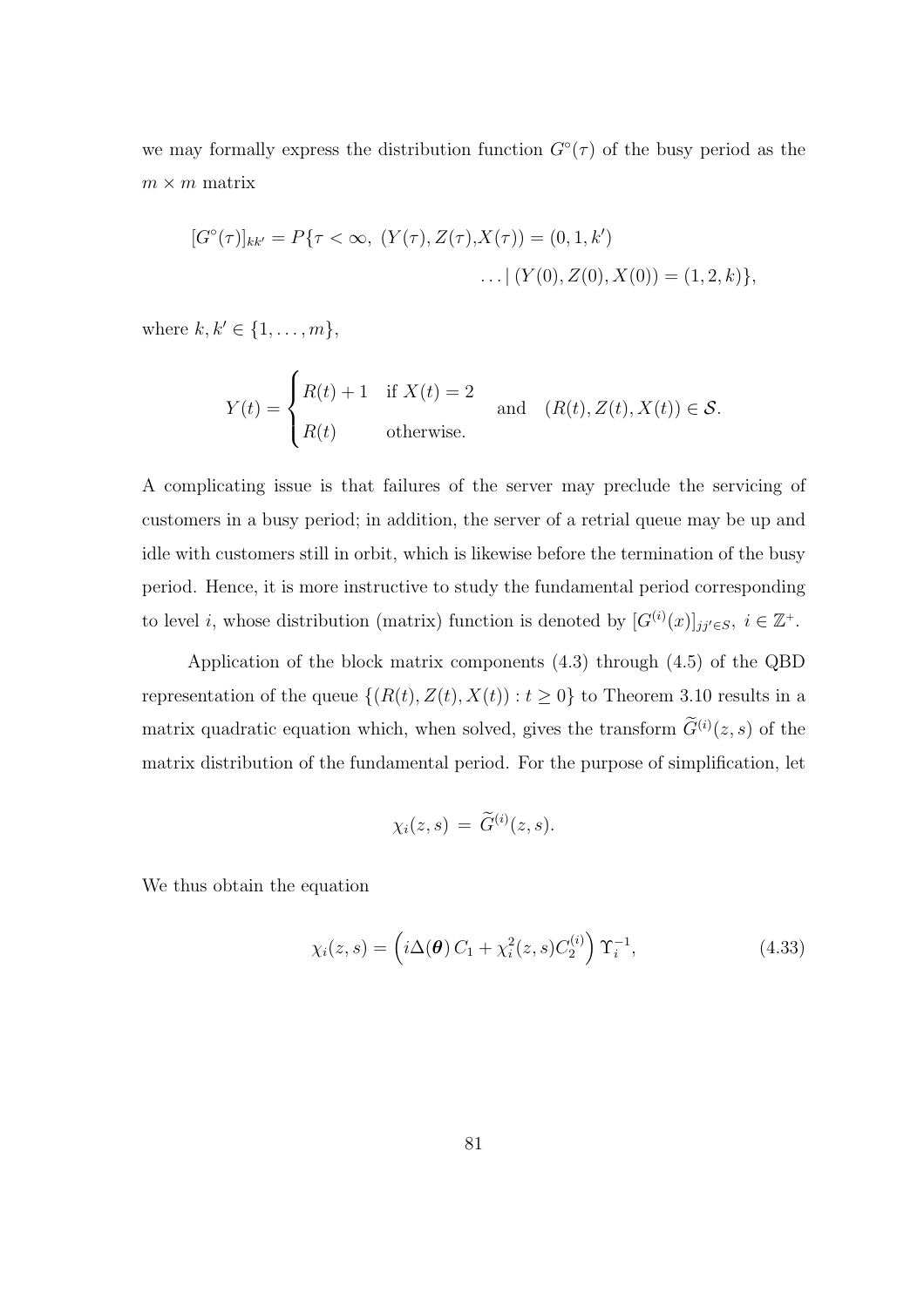we may formally express the distribution function $G^{\circ}(\tau)$ of the busy period as the $m \times m$ matrix

$$
\begin{aligned}
[G^{\circ}(\tau)]_{kk'} = P\{\tau < \infty,\ (Y(\tau), Z(\tau), &X(\tau)) = (0, 1, k') \\
&\ldots |\, (Y(0), Z(0), X(0)) = (1, 2, k)\},
\end{aligned}
$$

where $k, k' \in \{1, \ldots, m\}$,

$$
Y(t) = \begin{cases} R(t) + 1 & \text{if } X(t) = 2 \\ R(t) & \text{otherwise.} \end{cases} \quad \text{and} \quad (R(t), Z(t), X(t)) \in \mathcal{S}.
$$

A complicating issue is that failures of the server may preclude the servicing of customers in a busy period; in addition, the server of a retrial queue may be up and idle with customers still in orbit, which is likewise before the termination of the busy period. Hence, it is more instructive to study the fundamental period corresponding to level $i$, whose distribution (matrix) function is denoted by $[G^{(i)}(x)]_{jj' \in S},\ i \in \mathbb{Z}^{+}$.

Application of the block matrix components (4.3) through (4.5) of the QBD representation of the queue $\{(R(t), Z(t), X(t)) : t \geq 0\}$ to Theorem 3.10 results in a matrix quadratic equation which, when solved, gives the transform $\widetilde{G}^{(i)}(z, s)$ of the matrix distribution of the fundamental period. For the purpose of simplification, let

$$
\chi_i(z, s) \,=\, \widetilde{G}^{(i)}(z, s).
$$

We thus obtain the equation

$$
\chi_i(z, s) = \left( i\Delta(\boldsymbol{\theta})\, C_1 + \chi_i^2(z, s) C_2^{(i)} \right) \Upsilon_i^{-1}, \tag{4.33}
$$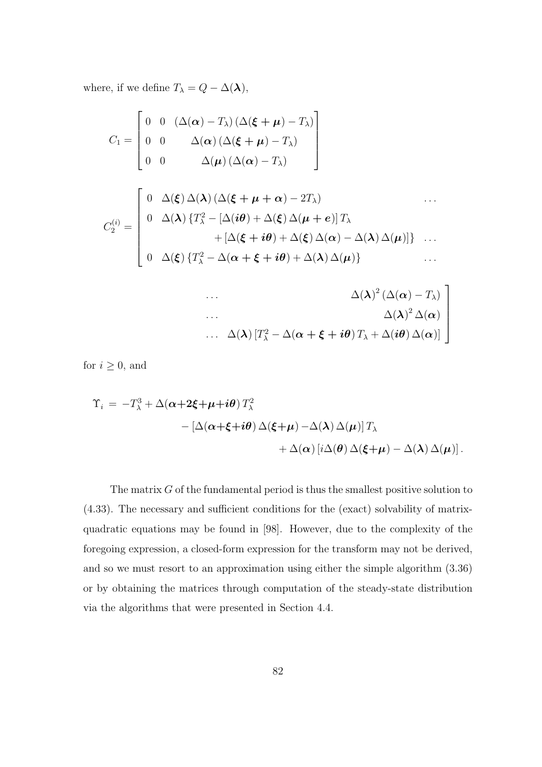where, if we define $T_\lambda = Q - \Delta(\boldsymbol{\lambda})$,

$$C_1 = \begin{bmatrix} 0 & 0 & (\Delta(\boldsymbol{\alpha}) - T_\lambda)\,(\Delta(\boldsymbol{\xi} + \boldsymbol{\mu}) - T_\lambda) \\ 0 & 0 & \Delta(\boldsymbol{\alpha})\,(\Delta(\boldsymbol{\xi} + \boldsymbol{\mu}) - T_\lambda) \\ 0 & 0 & \Delta(\boldsymbol{\mu})\,(\Delta(\boldsymbol{\alpha}) - T_\lambda) \end{bmatrix}$$

$$C_2^{(i)} = \left[\begin{array}{ll} 0 & \Delta(\boldsymbol{\xi})\,\Delta(\boldsymbol{\lambda})\,(\Delta(\boldsymbol{\xi} + \boldsymbol{\mu} + \boldsymbol{\alpha}) - 2T_\lambda) \quad \dots \\ 0 & \Delta(\boldsymbol{\lambda})\,\{T_\lambda^2 - [\Delta(\boldsymbol{i\theta}) + \Delta(\boldsymbol{\xi})\,\Delta(\boldsymbol{\mu} + \boldsymbol{e})]\,T_\lambda \\ & \qquad + [\Delta(\boldsymbol{\xi} + \boldsymbol{i\theta}) + \Delta(\boldsymbol{\xi})\,\Delta(\boldsymbol{\alpha}) - \Delta(\boldsymbol{\lambda})\,\Delta(\boldsymbol{\mu})]\} \quad \dots \\ 0 & \Delta(\boldsymbol{\xi})\,\{T_\lambda^2 - \Delta(\boldsymbol{\alpha} + \boldsymbol{\xi} + \boldsymbol{i\theta}) + \Delta(\boldsymbol{\lambda})\,\Delta(\boldsymbol{\mu})\} \quad \dots \end{array}\right.$$

$$\left.\begin{array}{lr} \dots & \Delta(\boldsymbol{\lambda})^2\,(\Delta(\boldsymbol{\alpha}) - T_\lambda) \\ \dots & \Delta(\boldsymbol{\lambda})^2\,\Delta(\boldsymbol{\alpha}) \\ \dots & \Delta(\boldsymbol{\lambda})\,[T_\lambda^2 - \Delta(\boldsymbol{\alpha} + \boldsymbol{\xi} + \boldsymbol{i\theta})\,T_\lambda + \Delta(\boldsymbol{i\theta})\,\Delta(\boldsymbol{\alpha})] \end{array}\right]$$

for $i \geq 0$, and

$$\begin{aligned} \Upsilon_i \;=\; & -T_\lambda^3 + \Delta(\boldsymbol{\alpha} + \boldsymbol{2\xi} + \boldsymbol{\mu} + \boldsymbol{i\theta})\,T_\lambda^2 \\ & \qquad - [\Delta(\boldsymbol{\alpha} + \boldsymbol{\xi} + \boldsymbol{i\theta})\,\Delta(\boldsymbol{\xi} + \boldsymbol{\mu}) - \Delta(\boldsymbol{\lambda})\,\Delta(\boldsymbol{\mu})]\,T_\lambda \\ & \qquad\qquad + \Delta(\boldsymbol{\alpha})\,[i\Delta(\boldsymbol{\theta})\,\Delta(\boldsymbol{\xi} + \boldsymbol{\mu}) - \Delta(\boldsymbol{\lambda})\,\Delta(\boldsymbol{\mu})]\,. \end{aligned}$$

The matrix $G$ of the fundamental period is thus the smallest positive solution to (4.33). The necessary and sufficient conditions for the (exact) solvability of matrix-quadratic equations may be found in [98]. However, due to the complexity of the foregoing expression, a closed-form expression for the transform may not be derived, and so we must resort to an approximation using either the simple algorithm (3.36) or by obtaining the matrices through computation of the steady-state distribution via the algorithms that were presented in Section 4.4.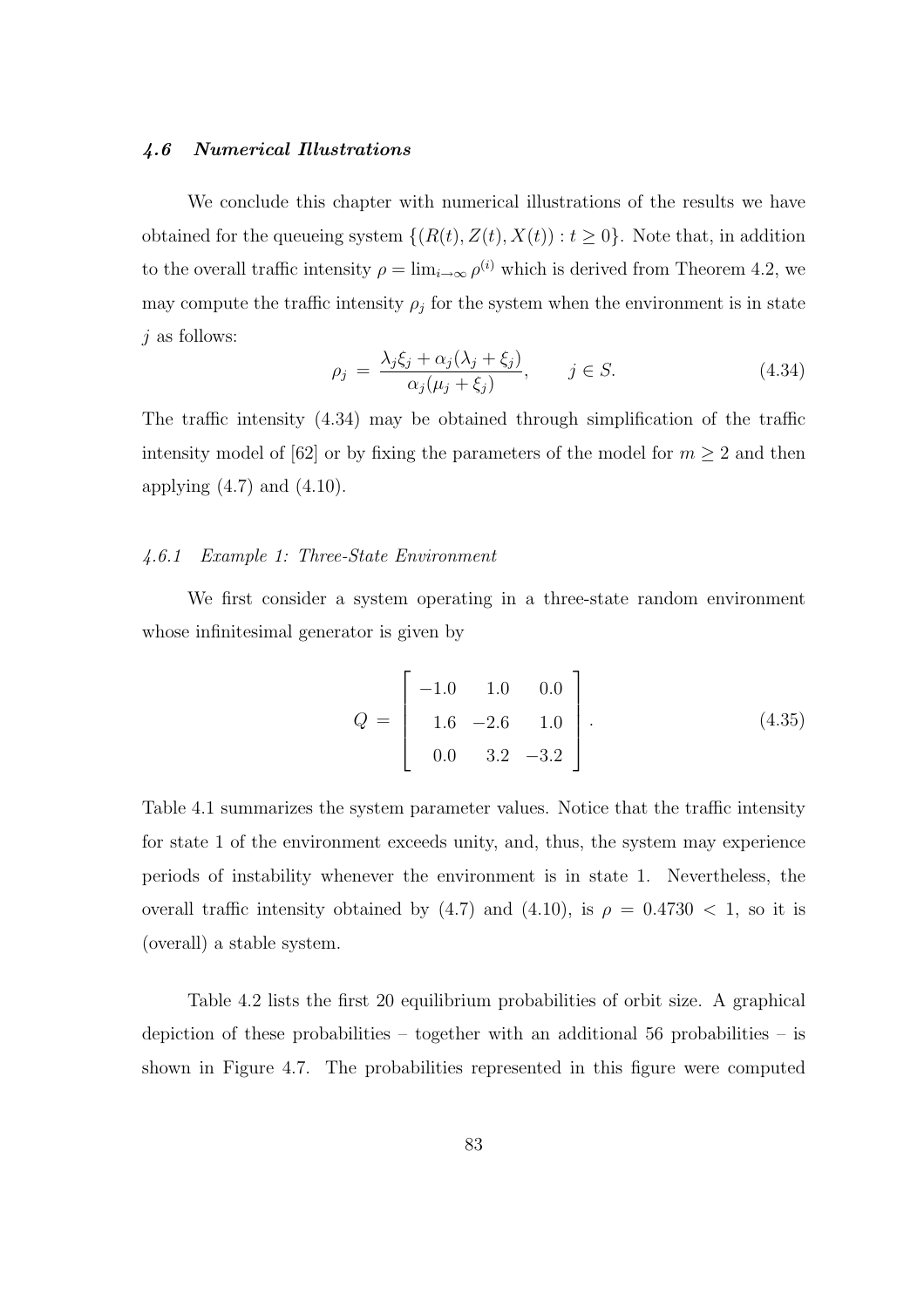### 4.6 Numerical Illustrations

We conclude this chapter with numerical illustrations of the results we have obtained for the queueing system $\{(R(t), Z(t), X(t)) : t \geq 0\}$. Note that, in addition to the overall traffic intensity $\rho = \lim_{i \to \infty} \rho^{(i)}$ which is derived from Theorem 4.2, we may compute the traffic intensity $\rho_j$ for the system when the environment is in state $j$ as follows:

$$\rho_j = \frac{\lambda_j \xi_j + \alpha_j(\lambda_j + \xi_j)}{\alpha_j(\mu_j + \xi_j)}, \qquad j \in S. \tag{4.34}$$

The traffic intensity (4.34) may be obtained through simplification of the traffic intensity model of [62] or by fixing the parameters of the model for $m \geq 2$ and then applying (4.7) and (4.10).

#### 4.6.1 Example 1: Three-State Environment

We first consider a system operating in a three-state random environment whose infinitesimal generator is given by

$$Q = \begin{bmatrix} -1.0 & 1.0 & 0.0 \\ 1.6 & -2.6 & 1.0 \\ 0.0 & 3.2 & -3.2 \end{bmatrix}. \tag{4.35}$$

Table 4.1 summarizes the system parameter values. Notice that the traffic intensity for state 1 of the environment exceeds unity, and, thus, the system may experience periods of instability whenever the environment is in state 1. Nevertheless, the overall traffic intensity obtained by (4.7) and (4.10), is $\rho = 0.4730 < 1$, so it is (overall) a stable system.

Table 4.2 lists the first 20 equilibrium probabilities of orbit size. A graphical depiction of these probabilities – together with an additional 56 probabilities – is shown in Figure 4.7. The probabilities represented in this figure were computed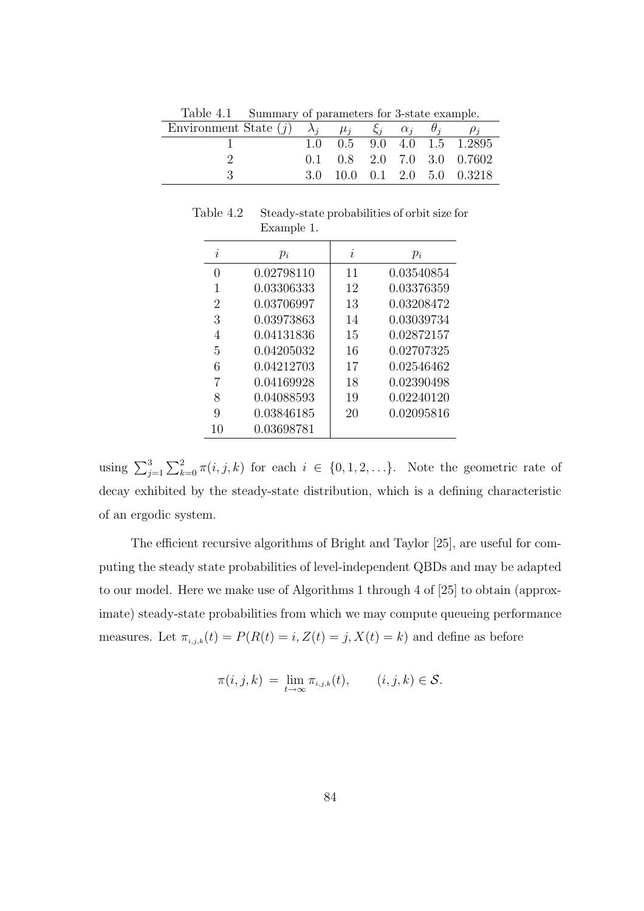Table 4.1 Summary of parameters for 3-state example.

| Environment State ($j$) | $\lambda_j$ | $\mu_j$ | $\xi_j$ | $\alpha_j$ | $\theta_j$ | $\rho_j$ |
|---|---|---|---|---|---|---|
| 1 | 1.0 | 0.5 | 9.0 | 4.0 | 1.5 | 1.2895 |
| 2 | 0.1 | 0.8 | 2.0 | 7.0 | 3.0 | 0.7602 |
| 3 | 3.0 | 10.0 | 0.1 | 2.0 | 5.0 | 0.3218 |

Table 4.2 Steady-state probabilities of orbit size for Example 1.

| $i$ | $p_i$ | $i$ | $p_i$ |
|---|---|---|---|
| 0 | 0.02798110 | 11 | 0.03540854 |
| 1 | 0.03306333 | 12 | 0.03376359 |
| 2 | 0.03706997 | 13 | 0.03208472 |
| 3 | 0.03973863 | 14 | 0.03039734 |
| 4 | 0.04131836 | 15 | 0.02872157 |
| 5 | 0.04205032 | 16 | 0.02707325 |
| 6 | 0.04212703 | 17 | 0.02546462 |
| 7 | 0.04169928 | 18 | 0.02390498 |
| 8 | 0.04088593 | 19 | 0.02240120 |
| 9 | 0.03846185 | 20 | 0.02095816 |
| 10 | 0.03698781 | | |

using $\sum_{j=1}^{3}\sum_{k=0}^{2}\pi(i,j,k)$ for each $i \in \{0,1,2,\ldots\}$. Note the geometric rate of decay exhibited by the steady-state distribution, which is a defining characteristic of an ergodic system.

The efficient recursive algorithms of Bright and Taylor [25], are useful for computing the steady state probabilities of level-independent QBDs and may be adapted to our model. Here we make use of Algorithms 1 through 4 of [25] to obtain (approximate) steady-state probabilities from which we may compute queueing performance measures. Let $\pi_{i,j,k}(t) = P(R(t) = i, Z(t) = j, X(t) = k)$ and define as before

$$\pi(i,j,k) \;=\; \lim_{t\to\infty} \pi_{i,j,k}(t), \qquad (i,j,k) \in \mathcal{S}.$$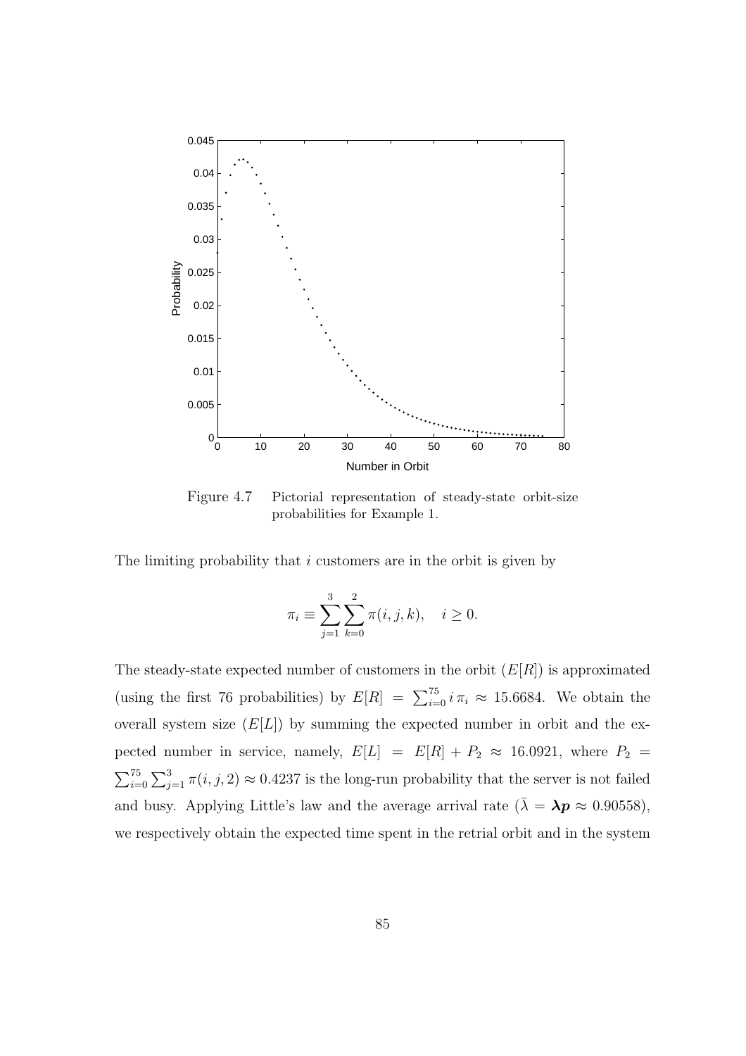Figure 4.7 Pictorial representation of steady-state orbit-size probabilities for Example 1.

The limiting probability that $i$ customers are in the orbit is given by

$$\pi_i \equiv \sum_{j=1}^{3} \sum_{k=0}^{2} \pi(i, j, k), \quad i \geq 0.$$

The steady-state expected number of customers in the orbit ($E[R]$) is approximated (using the first 76 probabilities) by $E[R] = \sum_{i=0}^{75} i\,\pi_i \approx 15.6684$. We obtain the overall system size ($E[L]$) by summing the expected number in orbit and the expected number in service, namely, $E[L] = E[R] + P_2 \approx 16.0921$, where $P_2 = \sum_{i=0}^{75} \sum_{j=1}^{3} \pi(i, j, 2) \approx 0.4237$ is the long-run probability that the server is not failed and busy. Applying Little's law and the average arrival rate ($\bar{\lambda} = \boldsymbol{\lambda p} \approx 0.90558$), we respectively obtain the expected time spent in the retrial orbit and in the system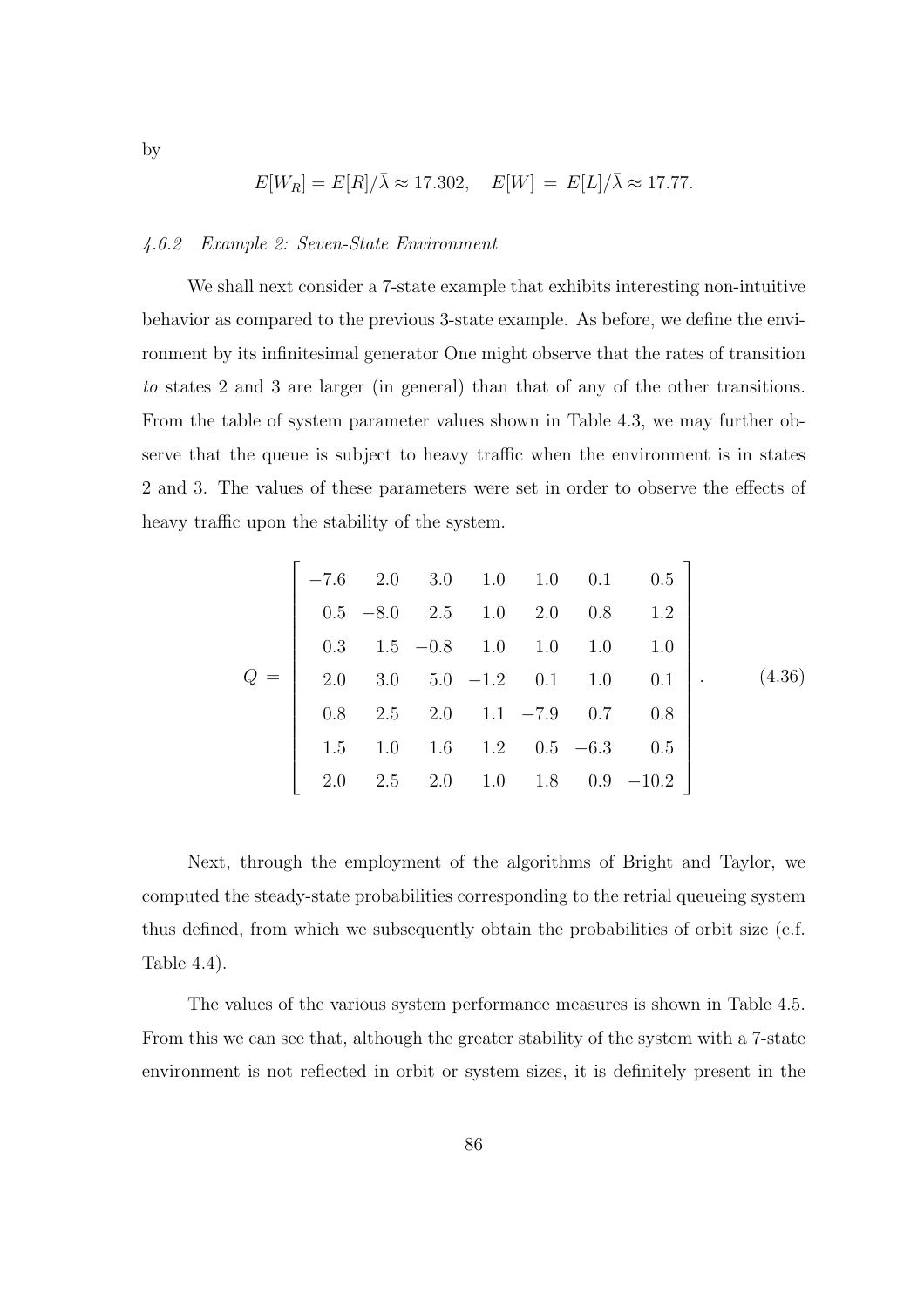by

$$E[W_R] = E[R]/\bar{\lambda} \approx 17.302, \quad E[W] \, = \, E[L]/\bar{\lambda} \approx 17.77.$$

### *4.6.2 Example 2: Seven-State Environment*

We shall next consider a 7-state example that exhibits interesting non-intuitive behavior as compared to the previous 3-state example. As before, we define the environment by its infinitesimal generator One might observe that the rates of transition *to* states 2 and 3 are larger (in general) than that of any of the other transitions. From the table of system parameter values shown in Table 4.3, we may further observe that the queue is subject to heavy traffic when the environment is in states 2 and 3. The values of these parameters were set in order to observe the effects of heavy traffic upon the stability of the system.

$$Q = \begin{bmatrix} -7.6 & 2.0 & 3.0 & 1.0 & 1.0 & 0.1 & 0.5 \\ 0.5 & -8.0 & 2.5 & 1.0 & 2.0 & 0.8 & 1.2 \\ 0.3 & 1.5 & -0.8 & 1.0 & 1.0 & 1.0 & 1.0 \\ 2.0 & 3.0 & 5.0 & -1.2 & 0.1 & 1.0 & 0.1 \\ 0.8 & 2.5 & 2.0 & 1.1 & -7.9 & 0.7 & 0.8 \\ 1.5 & 1.0 & 1.6 & 1.2 & 0.5 & -6.3 & 0.5 \\ 2.0 & 2.5 & 2.0 & 1.0 & 1.8 & 0.9 & -10.2 \end{bmatrix}. \tag{4.36}$$

Next, through the employment of the algorithms of Bright and Taylor, we computed the steady-state probabilities corresponding to the retrial queueing system thus defined, from which we subsequently obtain the probabilities of orbit size (c.f. Table 4.4).

The values of the various system performance measures is shown in Table 4.5. From this we can see that, although the greater stability of the system with a 7-state environment is not reflected in orbit or system sizes, it is definitely present in the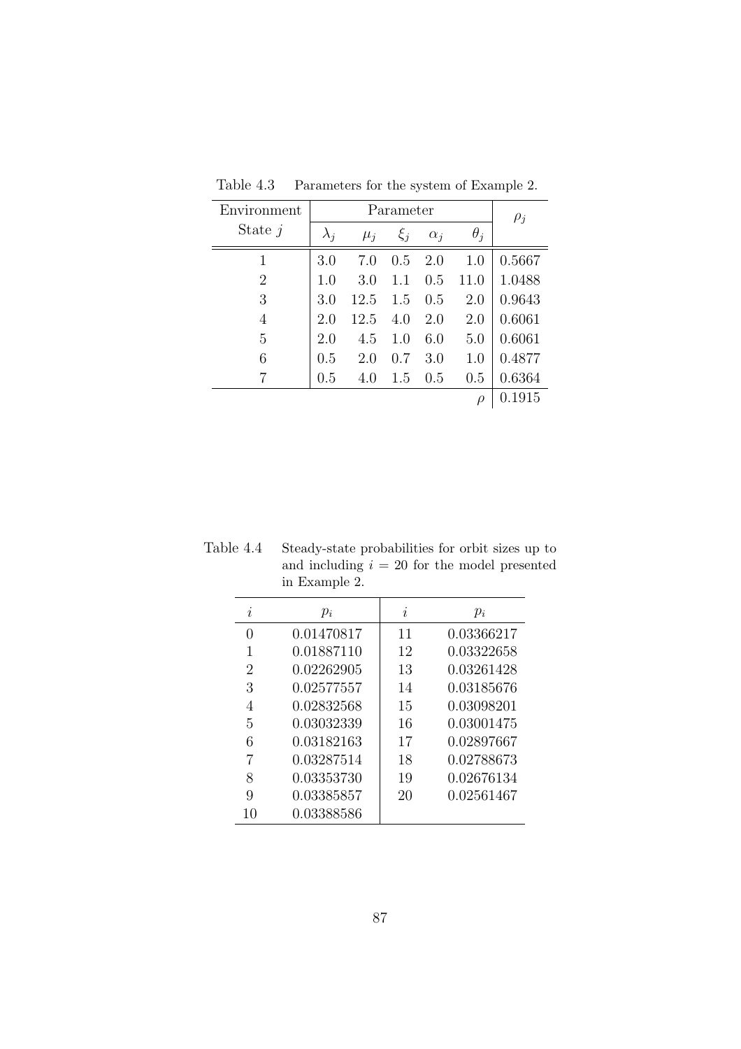Table 4.3 Parameters for the system of Example 2.

| Environment State $j$ | Parameter | | | | | $\rho_j$ |
|---|---|---|---|---|---|---|
| | $\lambda_j$ | $\mu_j$ | $\xi_j$ | $\alpha_j$ | $\theta_j$ | |
| 1 | 3.0 | 7.0 | 0.5 | 2.0 | 1.0 | 0.5667 |
| 2 | 1.0 | 3.0 | 1.1 | 0.5 | 11.0 | 1.0488 |
| 3 | 3.0 | 12.5 | 1.5 | 0.5 | 2.0 | 0.9643 |
| 4 | 2.0 | 12.5 | 4.0 | 2.0 | 2.0 | 0.6061 |
| 5 | 2.0 | 4.5 | 1.0 | 6.0 | 5.0 | 0.6061 |
| 6 | 0.5 | 2.0 | 0.7 | 3.0 | 1.0 | 0.4877 |
| 7 | 0.5 | 4.0 | 1.5 | 0.5 | 0.5 | 0.6364 |
| | | | | | $\rho$ | 0.1915 |

Table 4.4 Steady-state probabilities for orbit sizes up to and including $i = 20$ for the model presented in Example 2.

| $i$ | $p_i$ | $i$ | $p_i$ |
|---|---|---|---|
| 0 | 0.01470817 | 11 | 0.03366217 |
| 1 | 0.01887110 | 12 | 0.03322658 |
| 2 | 0.02262905 | 13 | 0.03261428 |
| 3 | 0.02577557 | 14 | 0.03185676 |
| 4 | 0.02832568 | 15 | 0.03098201 |
| 5 | 0.03032339 | 16 | 0.03001475 |
| 6 | 0.03182163 | 17 | 0.02897667 |
| 7 | 0.03287514 | 18 | 0.02788673 |
| 8 | 0.03353730 | 19 | 0.02676134 |
| 9 | 0.03385857 | 20 | 0.02561467 |
| 10 | 0.03388586 | | |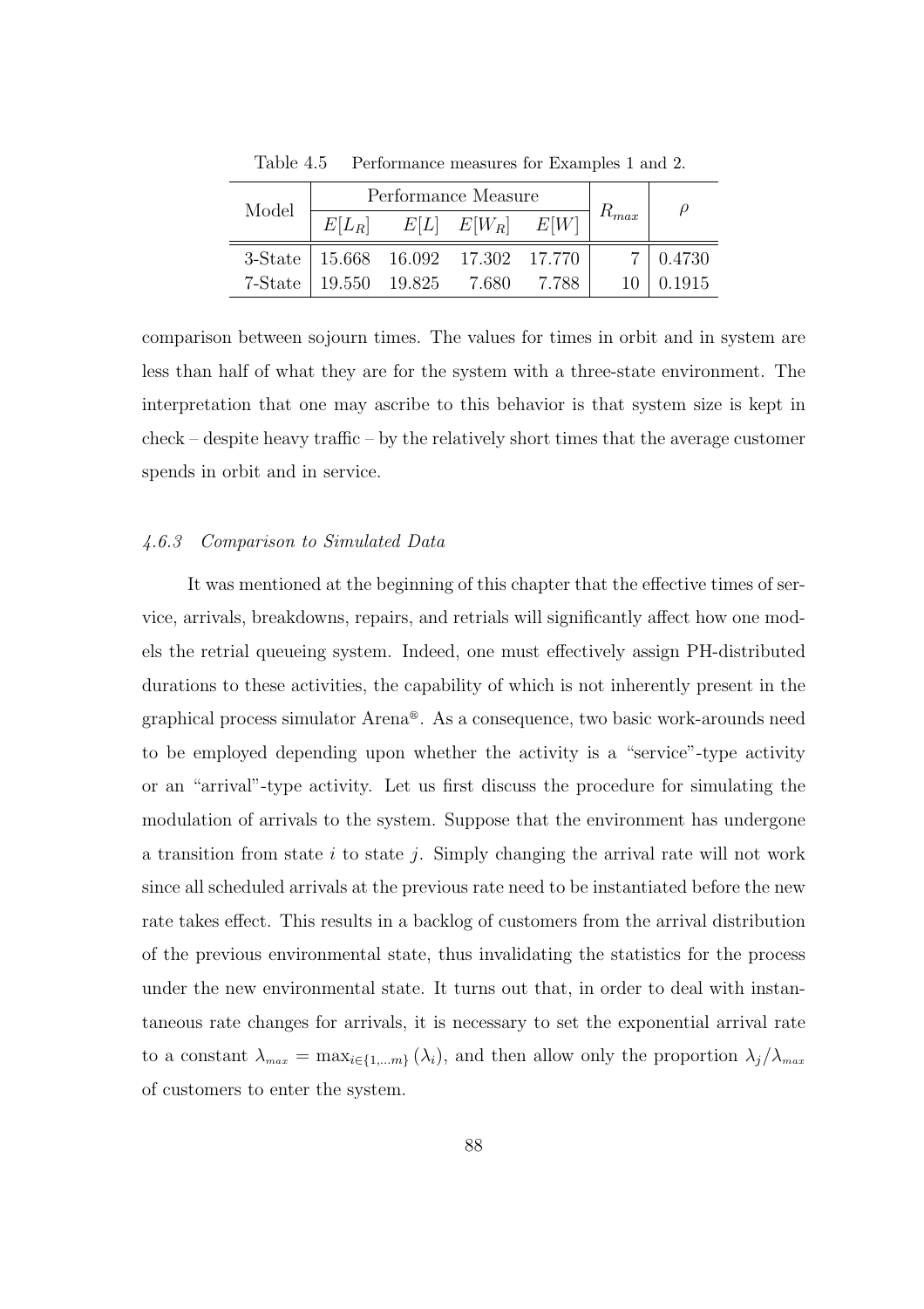Table 4.5 Performance measures for Examples 1 and 2.

| Model | Performance Measure | | | | $R_{max}$ | $\rho$ |
|---|---|---|---|---|---|---|
| | $E[L_R]$ | $E[L]$ | $E[W_R]$ | $E[W]$ | | |
| 3-State | 15.668 | 16.092 | 17.302 | 17.770 | 7 | 0.4730 |
| 7-State | 19.550 | 19.825 | 7.680 | 7.788 | 10 | 0.1915 |

comparison between sojourn times. The values for times in orbit and in system are less than half of what they are for the system with a three-state environment. The interpretation that one may ascribe to this behavior is that system size is kept in check – despite heavy traffic – by the relatively short times that the average customer spends in orbit and in service.

### *4.6.3 Comparison to Simulated Data*

It was mentioned at the beginning of this chapter that the effective times of service, arrivals, breakdowns, repairs, and retrials will significantly affect how one models the retrial queueing system. Indeed, one must effectively assign PH-distributed durations to these activities, the capability of which is not inherently present in the graphical process simulator Arena®. As a consequence, two basic work-arounds need to be employed depending upon whether the activity is a "service"-type activity or an "arrival"-type activity. Let us first discuss the procedure for simulating the modulation of arrivals to the system. Suppose that the environment has undergone a transition from state $i$ to state $j$. Simply changing the arrival rate will not work since all scheduled arrivals at the previous rate need to be instantiated before the new rate takes effect. This results in a backlog of customers from the arrival distribution of the previous environmental state, thus invalidating the statistics for the process under the new environmental state. It turns out that, in order to deal with instantaneous rate changes for arrivals, it is necessary to set the exponential arrival rate to a constant $\lambda_{max} = \max_{i \in \{1,...m\}} (\lambda_i)$, and then allow only the proportion $\lambda_j/\lambda_{max}$ of customers to enter the system.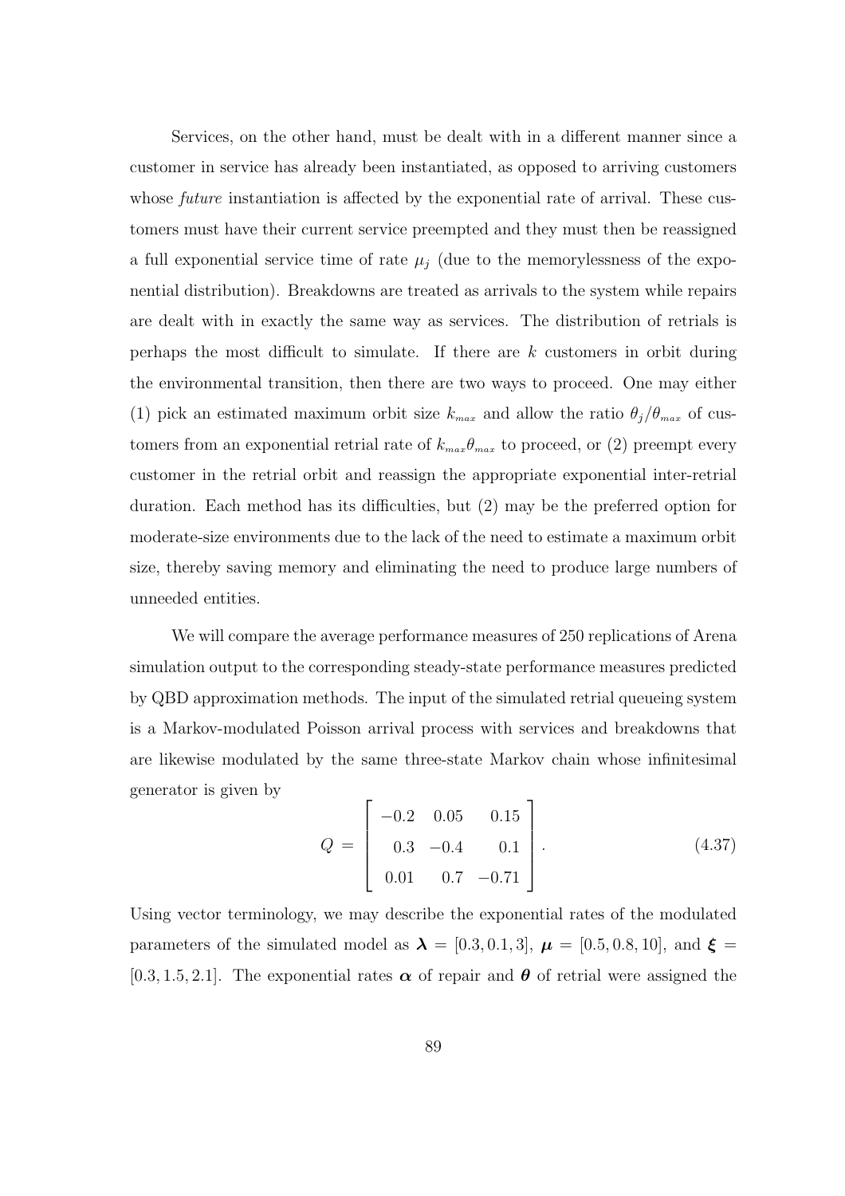Services, on the other hand, must be dealt with in a different manner since a customer in service has already been instantiated, as opposed to arriving customers whose *future* instantiation is affected by the exponential rate of arrival. These customers must have their current service preempted and they must then be reassigned a full exponential service time of rate $\mu_j$ (due to the memorylessness of the exponential distribution). Breakdowns are treated as arrivals to the system while repairs are dealt with in exactly the same way as services. The distribution of retrials is perhaps the most difficult to simulate. If there are $k$ customers in orbit during the environmental transition, then there are two ways to proceed. One may either (1) pick an estimated maximum orbit size $k_{max}$ and allow the ratio $\theta_j/\theta_{max}$ of customers from an exponential retrial rate of $k_{max}\theta_{max}$ to proceed, or (2) preempt every customer in the retrial orbit and reassign the appropriate exponential inter-retrial duration. Each method has its difficulties, but (2) may be the preferred option for moderate-size environments due to the lack of the need to estimate a maximum orbit size, thereby saving memory and eliminating the need to produce large numbers of unneeded entities.

We will compare the average performance measures of 250 replications of Arena simulation output to the corresponding steady-state performance measures predicted by QBD approximation methods. The input of the simulated retrial queueing system is a Markov-modulated Poisson arrival process with services and breakdowns that are likewise modulated by the same three-state Markov chain whose infinitesimal generator is given by

$$Q = \begin{bmatrix} -0.2 & 0.05 & 0.15 \\ 0.3 & -0.4 & 0.1 \\ 0.01 & 0.7 & -0.71 \end{bmatrix}. \tag{4.37}$$

Using vector terminology, we may describe the exponential rates of the modulated parameters of the simulated model as $\boldsymbol{\lambda} = [0.3, 0.1, 3]$, $\boldsymbol{\mu} = [0.5, 0.8, 10]$, and $\boldsymbol{\xi} = [0.3, 1.5, 2.1]$. The exponential rates $\boldsymbol{\alpha}$ of repair and $\boldsymbol{\theta}$ of retrial were assigned the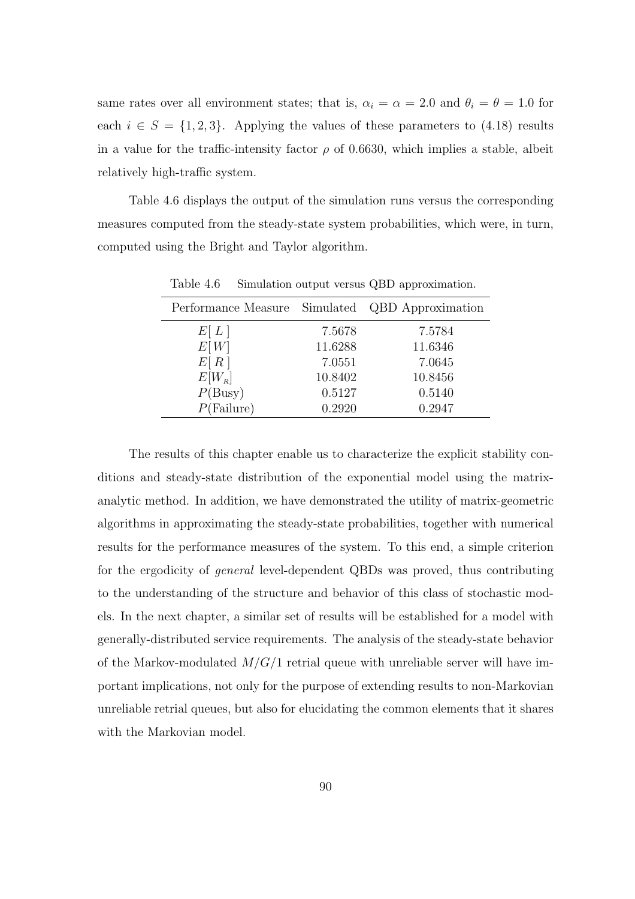same rates over all environment states; that is, $\alpha_i = \alpha = 2.0$ and $\theta_i = \theta = 1.0$ for each $i \in S = \{1, 2, 3\}$. Applying the values of these parameters to (4.18) results in a value for the traffic-intensity factor $\rho$ of 0.6630, which implies a stable, albeit relatively high-traffic system.

Table 4.6 displays the output of the simulation runs versus the corresponding measures computed from the steady-state system probabilities, which were, in turn, computed using the Bright and Taylor algorithm.

Table 4.6 Simulation output versus QBD approximation.

| Performance Measure | Simulated | QBD Approximation |
|---|---|---|
| $E[\,L\,]$ | 7.5678 | 7.5784 |
| $E[W]$ | 11.6288 | 11.6346 |
| $E[\,R\,]$ | 7.0551 | 7.0645 |
| $E[W_R]$ | 10.8402 | 10.8456 |
| $P(\text{Busy})$ | 0.5127 | 0.5140 |
| $P(\text{Failure})$ | 0.2920 | 0.2947 |

The results of this chapter enable us to characterize the explicit stability conditions and steady-state distribution of the exponential model using the matrix-analytic method. In addition, we have demonstrated the utility of matrix-geometric algorithms in approximating the steady-state probabilities, together with numerical results for the performance measures of the system. To this end, a simple criterion for the ergodicity of *general* level-dependent QBDs was proved, thus contributing to the understanding of the structure and behavior of this class of stochastic models. In the next chapter, a similar set of results will be established for a model with generally-distributed service requirements. The analysis of the steady-state behavior of the Markov-modulated $M/G/1$ retrial queue with unreliable server will have important implications, not only for the purpose of extending results to non-Markovian unreliable retrial queues, but also for elucidating the common elements that it shares with the Markovian model.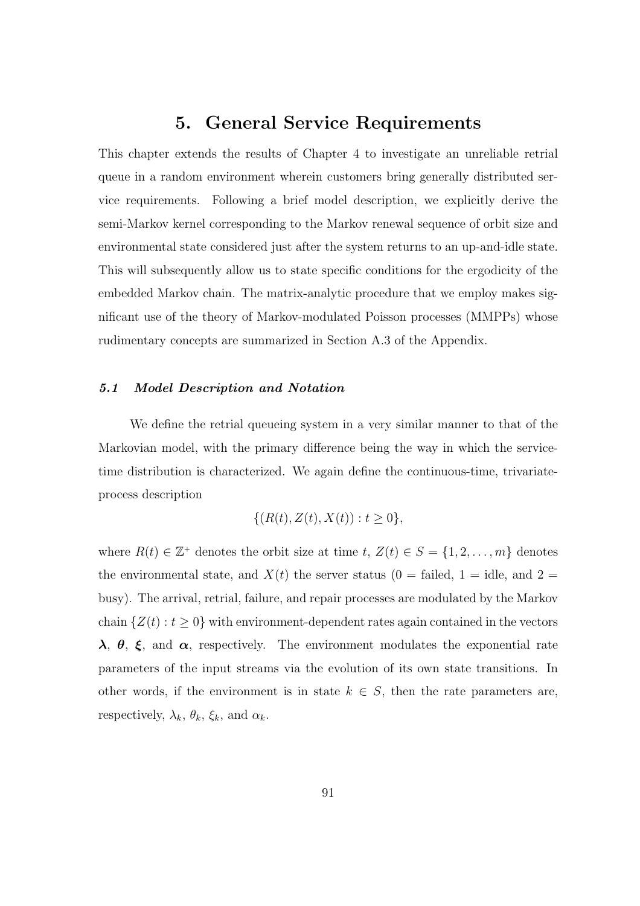# 5. General Service Requirements

This chapter extends the results of Chapter 4 to investigate an unreliable retrial queue in a random environment wherein customers bring generally distributed service requirements. Following a brief model description, we explicitly derive the semi-Markov kernel corresponding to the Markov renewal sequence of orbit size and environmental state considered just after the system returns to an up-and-idle state. This will subsequently allow us to state specific conditions for the ergodicity of the embedded Markov chain. The matrix-analytic procedure that we employ makes significant use of the theory of Markov-modulated Poisson processes (MMPPs) whose rudimentary concepts are summarized in Section A.3 of the Appendix.

## *5.1 Model Description and Notation*

We define the retrial queueing system in a very similar manner to that of the Markovian model, with the primary difference being the way in which the service-time distribution is characterized. We again define the continuous-time, trivariate-process description

$$\{(R(t), Z(t), X(t)) : t \geq 0\},$$

where $R(t) \in \mathbb{Z}^+$ denotes the orbit size at time $t$, $Z(t) \in S = \{1, 2, \ldots, m\}$ denotes the environmental state, and $X(t)$ the server status (0 = failed, 1 = idle, and 2 = busy). The arrival, retrial, failure, and repair processes are modulated by the Markov chain $\{Z(t) : t \geq 0\}$ with environment-dependent rates again contained in the vectors $\boldsymbol{\lambda}$, $\boldsymbol{\theta}$, $\boldsymbol{\xi}$, and $\boldsymbol{\alpha}$, respectively. The environment modulates the exponential rate parameters of the input streams via the evolution of its own state transitions. In other words, if the environment is in state $k \in S$, then the rate parameters are, respectively, $\lambda_k$, $\theta_k$, $\xi_k$, and $\alpha_k$.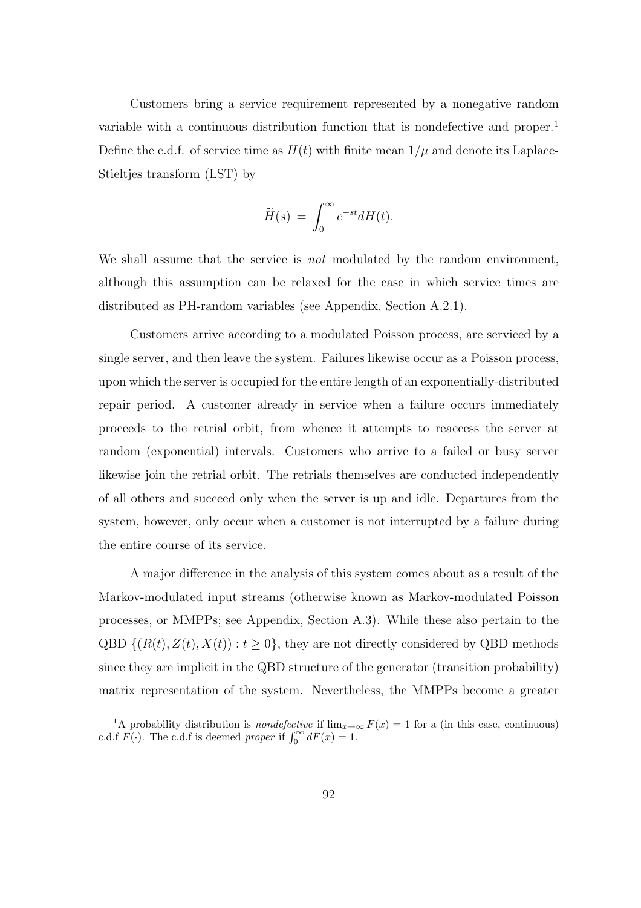Customers bring a service requirement represented by a nonegative random variable with a continuous distribution function that is nondefective and proper.[1] Define the c.d.f. of service time as $H(t)$ with finite mean $1/\mu$ and denote its Laplace-Stieltjes transform (LST) by

$$\widetilde{H}(s) \;=\; \int_0^\infty e^{-st} dH(t).$$

We shall assume that the service is *not* modulated by the random environment, although this assumption can be relaxed for the case in which service times are distributed as PH-random variables (see Appendix, Section A.2.1).

Customers arrive according to a modulated Poisson process, are serviced by a single server, and then leave the system. Failures likewise occur as a Poisson process, upon which the server is occupied for the entire length of an exponentially-distributed repair period. A customer already in service when a failure occurs immediately proceeds to the retrial orbit, from whence it attempts to reaccess the server at random (exponential) intervals. Customers who arrive to a failed or busy server likewise join the retrial orbit. The retrials themselves are conducted independently of all others and succeed only when the server is up and idle. Departures from the system, however, only occur when a customer is not interrupted by a failure during the entire course of its service.

A major difference in the analysis of this system comes about as a result of the Markov-modulated input streams (otherwise known as Markov-modulated Poisson processes, or MMPPs; see Appendix, Section A.3). While these also pertain to the QBD $\{(R(t), Z(t), X(t)) : t \geq 0\}$, they are not directly considered by QBD methods since they are implicit in the QBD structure of the generator (transition probability) matrix representation of the system. Nevertheless, the MMPPs become a greater

[1] A probability distribution is *nondefective* if $\lim_{x\to\infty} F(x) = 1$ for a (in this case, continuous) c.d.f $F(\cdot)$. The c.d.f is deemed *proper* if $\int_0^\infty dF(x) = 1$.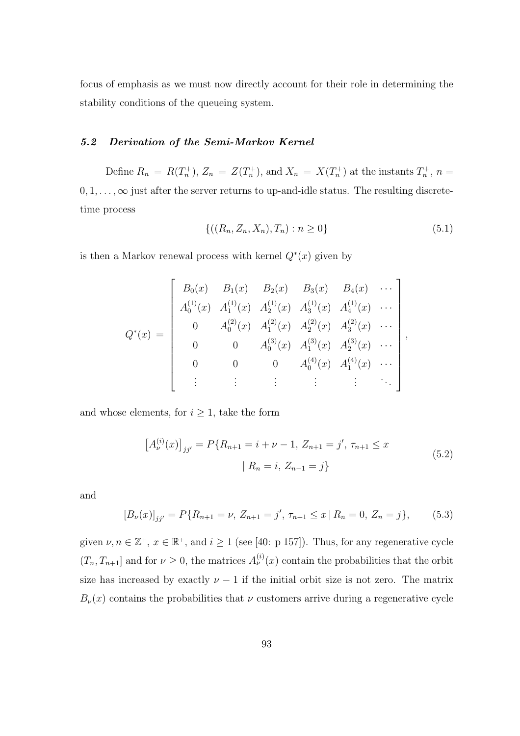focus of emphasis as we must now directly account for their role in determining the stability conditions of the queueing system.

### *5.2 Derivation of the Semi-Markov Kernel*

Define $R_n = R(T_n^+)$, $Z_n = Z(T_n^+)$, and $X_n = X(T_n^+)$ at the instants $T_n^+$, $n = 0, 1, \ldots, \infty$ just after the server returns to up-and-idle status. The resulting discrete-time process

$$\{((R_n, Z_n, X_n), T_n) : n \geq 0\} \tag{5.1}$$

is then a Markov renewal process with kernel $Q^*(x)$ given by

$$Q^*(x) = \begin{bmatrix} B_0(x) & B_1(x) & B_2(x) & B_3(x) & B_4(x) & \cdots \\ A_0^{(1)}(x) & A_1^{(1)}(x) & A_2^{(1)}(x) & A_3^{(1)}(x) & A_4^{(1)}(x) & \cdots \\ 0 & A_0^{(2)}(x) & A_1^{(2)}(x) & A_2^{(2)}(x) & A_3^{(2)}(x) & \cdots \\ 0 & 0 & A_0^{(3)}(x) & A_1^{(3)}(x) & A_2^{(3)}(x) & \cdots \\ 0 & 0 & 0 & A_0^{(4)}(x) & A_1^{(4)}(x) & \cdots \\ \vdots & \vdots & \vdots & \vdots & \vdots & \ddots \end{bmatrix},$$

and whose elements, for $i \geq 1$, take the form

$$\begin{aligned} \left[A_\nu^{(i)}(x)\right]_{jj'} = P\{R_{n+1} = i + \nu - 1,\, Z_{n+1} = j',\, \tau_{n+1} \leq x \\ \mid R_n = i,\, Z_{n-1} = j\} \end{aligned} \tag{5.2}$$

and

$$[B_\nu(x)]_{jj'} = P\{R_{n+1} = \nu,\, Z_{n+1} = j',\, \tau_{n+1} \leq x \,|\, R_n = 0,\, Z_n = j\}, \tag{5.3}$$

given $\nu, n \in \mathbb{Z}^+$, $x \in \mathbb{R}^+$, and $i \geq 1$ (see [40: p 157]). Thus, for any regenerative cycle $(T_n, T_{n+1}]$ and for $\nu \geq 0$, the matrices $A_\nu^{(i)}(x)$ contain the probabilities that the orbit size has increased by exactly $\nu - 1$ if the initial orbit size is not zero. The matrix $B_\nu(x)$ contains the probabilities that $\nu$ customers arrive during a regenerative cycle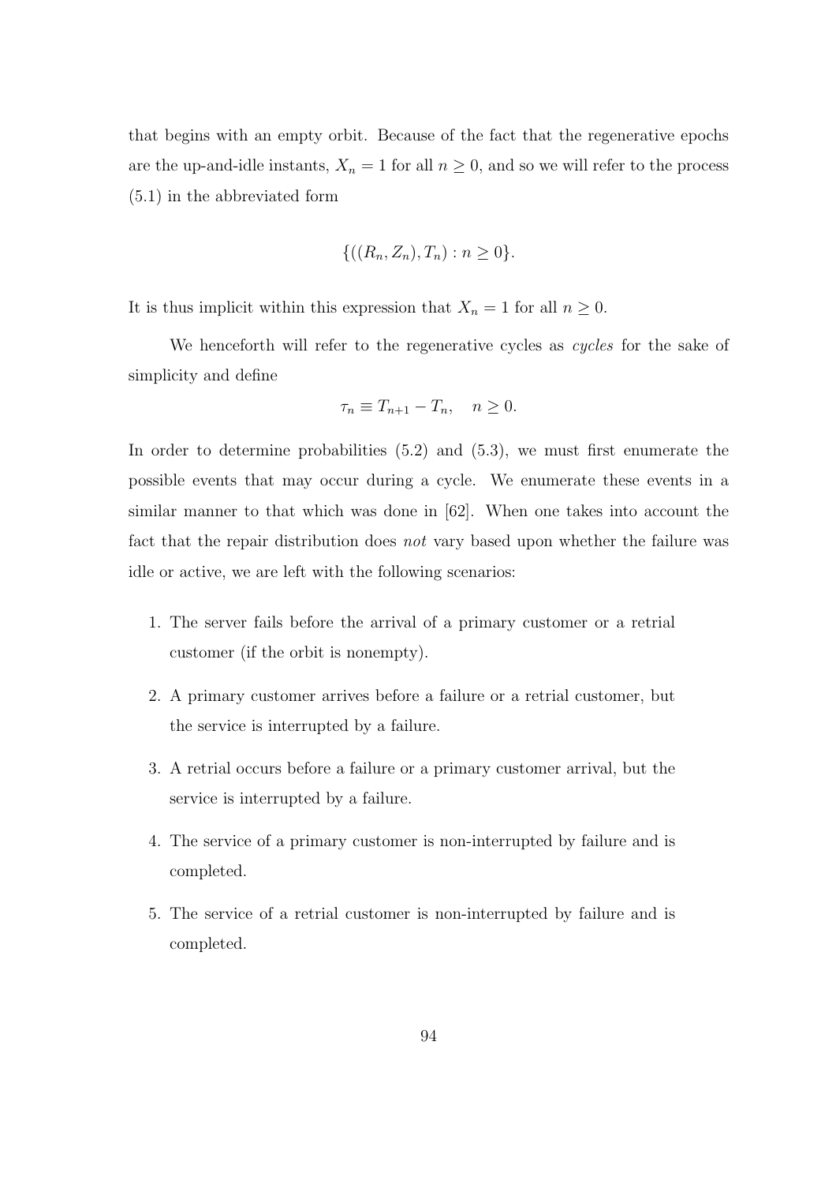that begins with an empty orbit. Because of the fact that the regenerative epochs are the up-and-idle instants, $X_n = 1$ for all $n \geq 0$, and so we will refer to the process (5.1) in the abbreviated form

$$\{((R_n, Z_n), T_n) : n \geq 0\}.$$

It is thus implicit within this expression that $X_n = 1$ for all $n \geq 0$.

We henceforth will refer to the regenerative cycles as *cycles* for the sake of simplicity and define

$$\tau_n \equiv T_{n+1} - T_n, \quad n \geq 0.$$

In order to determine probabilities (5.2) and (5.3), we must first enumerate the possible events that may occur during a cycle. We enumerate these events in a similar manner to that which was done in [62]. When one takes into account the fact that the repair distribution does *not* vary based upon whether the failure was idle or active, we are left with the following scenarios:

1. The server fails before the arrival of a primary customer or a retrial customer (if the orbit is nonempty).
2. A primary customer arrives before a failure or a retrial customer, but the service is interrupted by a failure.
3. A retrial occurs before a failure or a primary customer arrival, but the service is interrupted by a failure.
4. The service of a primary customer is non-interrupted by failure and is completed.
5. The service of a retrial customer is non-interrupted by failure and is completed.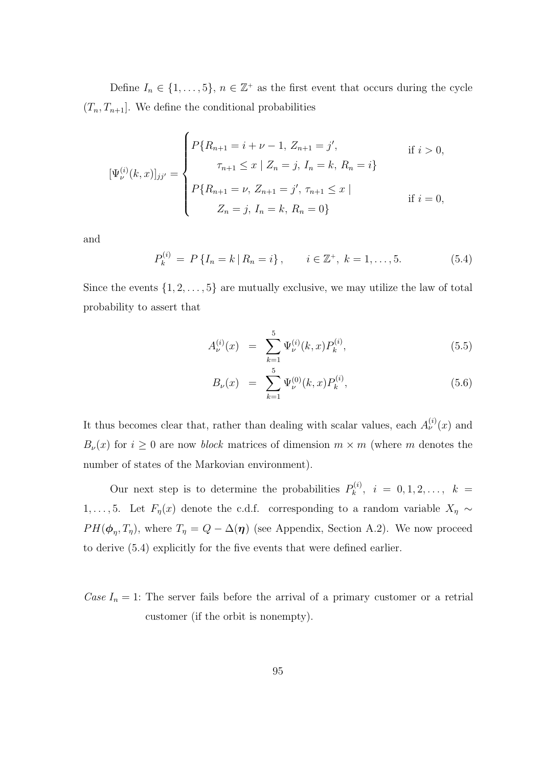Define $I_n \in \{1, \dots, 5\}$, $n \in \mathbb{Z}^+$ as the first event that occurs during the cycle $(T_n, T_{n+1}]$. We define the conditional probabilities

$$
[\Psi_\nu^{(i)}(k,x)]_{jj'} = \begin{cases} P\{R_{n+1} = i + \nu - 1,\, Z_{n+1} = j', & \text{if } i > 0, \\ \qquad \tau_{n+1} \leq x \mid Z_n = j,\, I_n = k,\, R_n = i\} & \\ P\{R_{n+1} = \nu,\, Z_{n+1} = j',\, \tau_{n+1} \leq x \mid & \text{if } i = 0, \\ \qquad Z_n = j,\, I_n = k,\, R_n = 0\} & \end{cases}
$$

and

$$
P_k^{(i)} \;=\; P\left\{I_n = k \,|\, R_n = i\right\}, \qquad i \in \mathbb{Z}^+,\; k = 1, \dots, 5. \tag{5.4}
$$

Since the events $\{1, 2, \dots, 5\}$ are mutually exclusive, we may utilize the law of total probability to assert that

$$
A_\nu^{(i)}(x) \;=\; \sum_{k=1}^{5} \Psi_\nu^{(i)}(k,x) P_k^{(i)}, \tag{5.5}
$$

$$
B_\nu(x) \;=\; \sum_{k=1}^{5} \Psi_\nu^{(0)}(k,x) P_k^{(i)}, \tag{5.6}
$$

It thus becomes clear that, rather than dealing with scalar values, each $A_\nu^{(i)}(x)$ and $B_\nu(x)$ for $i \geq 0$ are now *block* matrices of dimension $m \times m$ (where $m$ denotes the number of states of the Markovian environment).

Our next step is to determine the probabilities $P_k^{(i)}$, $i = 0, 1, 2, \dots$, $k = 1, \dots, 5$. Let $F_\eta(x)$ denote the c.d.f. corresponding to a random variable $X_\eta \sim PH(\boldsymbol{\phi}_\eta, T_\eta)$, where $T_\eta = Q - \Delta(\boldsymbol{\eta})$ (see Appendix, Section A.2). We now proceed to derive (5.4) explicitly for the five events that were defined earlier.

*Case* $I_n = 1$: The server fails before the arrival of a primary customer or a retrial customer (if the orbit is nonempty).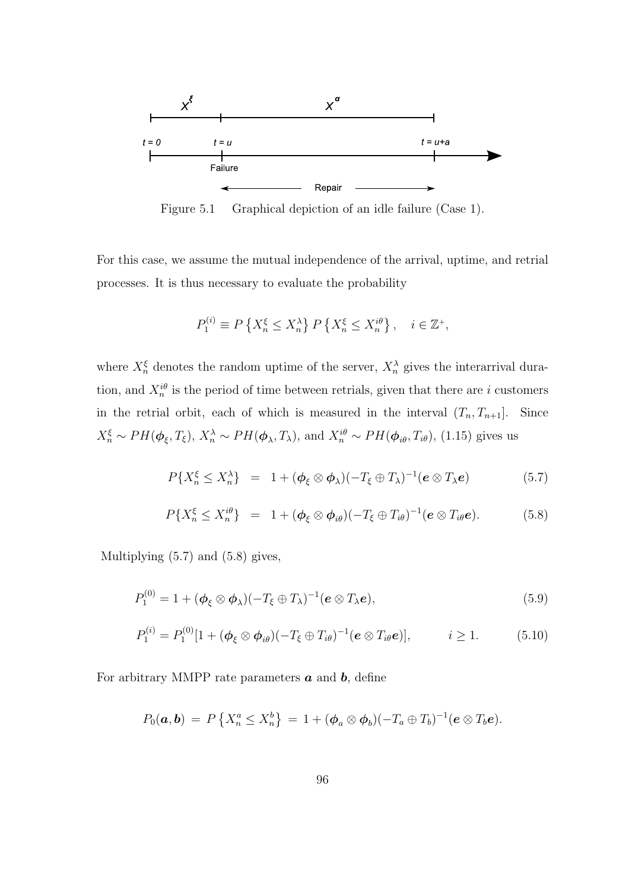Figure 5.1  Graphical depiction of an idle failure (Case 1).

For this case, we assume the mutual independence of the arrival, uptime, and retrial processes. It is thus necessary to evaluate the probability

$$P_1^{(i)} \equiv P\left\{X_n^{\xi} \leq X_n^{\lambda}\right\} P\left\{X_n^{\xi} \leq X_n^{i\theta}\right\}, \quad i \in \mathbb{Z}^+,$$

where $X_n^{\xi}$ denotes the random uptime of the server, $X_n^{\lambda}$ gives the interarrival duration, and $X_n^{i\theta}$ is the period of time between retrials, given that there are $i$ customers in the retrial orbit, each of which is measured in the interval $(T_n, T_{n+1}]$. Since $X_n^{\xi} \sim PH(\boldsymbol{\phi}_{\xi}, T_{\xi})$, $X_n^{\lambda} \sim PH(\boldsymbol{\phi}_{\lambda}, T_{\lambda})$, and $X_n^{i\theta} \sim PH(\boldsymbol{\phi}_{i\theta}, T_{i\theta})$, (1.15) gives us

$$P\{X_n^{\xi} \leq X_n^{\lambda}\} = 1 + (\boldsymbol{\phi}_{\xi} \otimes \boldsymbol{\phi}_{\lambda})(-T_{\xi} \oplus T_{\lambda})^{-1}(\boldsymbol{e} \otimes T_{\lambda}\boldsymbol{e}) \tag{5.7}$$

$$P\{X_n^{\xi} \leq X_n^{i\theta}\} = 1 + (\boldsymbol{\phi}_{\xi} \otimes \boldsymbol{\phi}_{i\theta})(-T_{\xi} \oplus T_{i\theta})^{-1}(\boldsymbol{e} \otimes T_{i\theta}\boldsymbol{e}). \tag{5.8}$$

Multiplying (5.7) and (5.8) gives,

$$P_1^{(0)} = 1 + (\boldsymbol{\phi}_{\xi} \otimes \boldsymbol{\phi}_{\lambda})(-T_{\xi} \oplus T_{\lambda})^{-1}(\boldsymbol{e} \otimes T_{\lambda}\boldsymbol{e}), \tag{5.9}$$

$$P_1^{(i)} = P_1^{(0)}[1 + (\boldsymbol{\phi}_{\xi} \otimes \boldsymbol{\phi}_{i\theta})(-T_{\xi} \oplus T_{i\theta})^{-1}(\boldsymbol{e} \otimes T_{i\theta}\boldsymbol{e})], \qquad i \geq 1. \tag{5.10}$$

For arbitrary MMPP rate parameters $\boldsymbol{a}$ and $\boldsymbol{b}$, define

$$P_0(\boldsymbol{a}, \boldsymbol{b}) = P\left\{X_n^a \leq X_n^b\right\} = 1 + (\boldsymbol{\phi}_a \otimes \boldsymbol{\phi}_b)(-T_a \oplus T_b)^{-1}(\boldsymbol{e} \otimes T_b\boldsymbol{e}).$$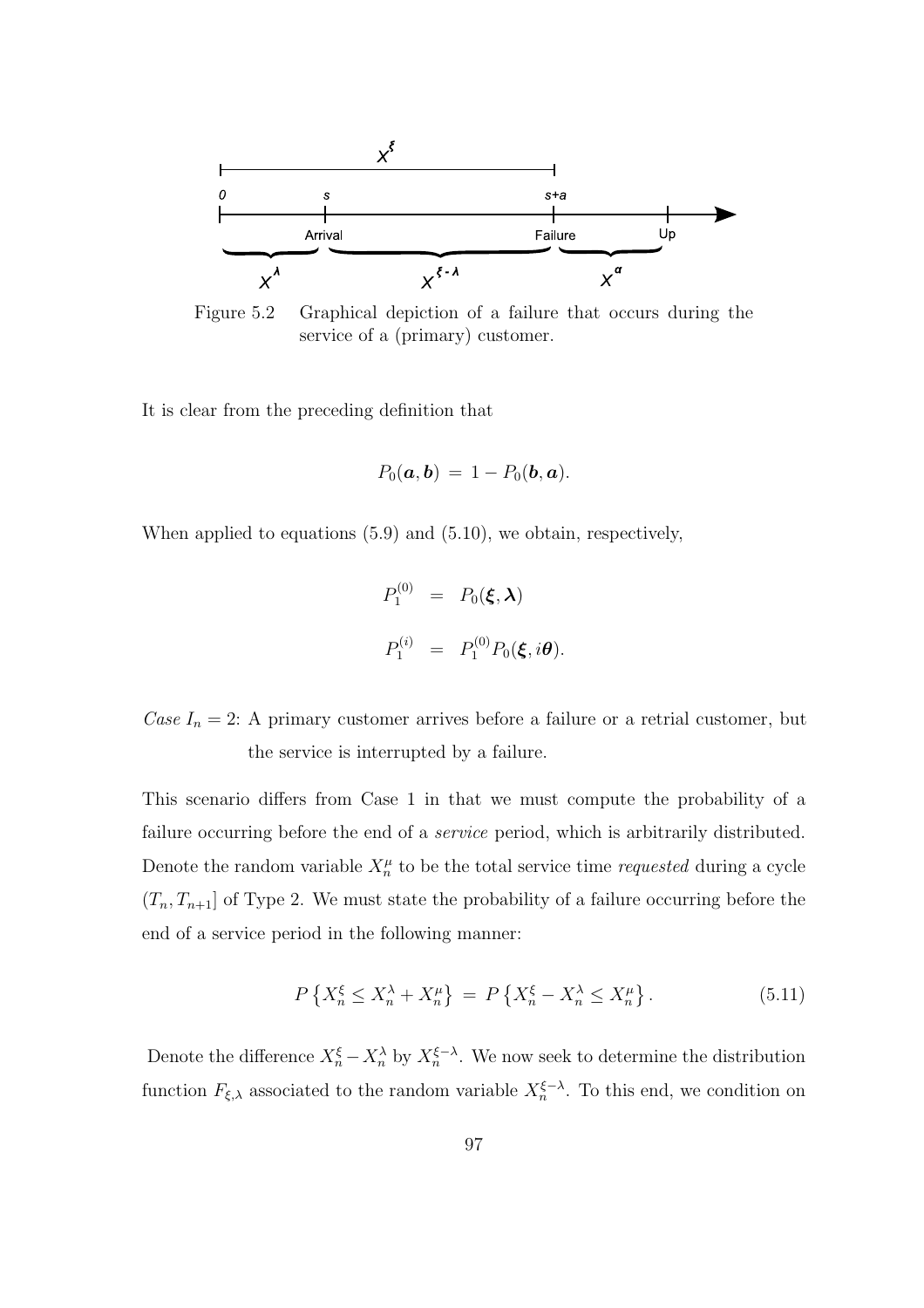Figure 5.2 Graphical depiction of a failure that occurs during the service of a (primary) customer.

It is clear from the preceding definition that

$$P_0(\boldsymbol{a}, \boldsymbol{b}) = 1 - P_0(\boldsymbol{b}, \boldsymbol{a}).$$

When applied to equations (5.9) and (5.10), we obtain, respectively,

$$\begin{aligned} P_1^{(0)} &= P_0(\boldsymbol{\xi}, \boldsymbol{\lambda}) \\ P_1^{(i)} &= P_1^{(0)} P_0(\boldsymbol{\xi}, i\boldsymbol{\theta}). \end{aligned}$$

*Case* $I_n = 2$: A primary customer arrives before a failure or a retrial customer, but the service is interrupted by a failure.

This scenario differs from Case 1 in that we must compute the probability of a failure occurring before the end of a *service* period, which is arbitrarily distributed. Denote the random variable $X_n^\mu$ to be the total service time *requested* during a cycle $(T_n, T_{n+1}]$ of Type 2. We must state the probability of a failure occurring before the end of a service period in the following manner:

$$P\left\{X_n^\xi \leq X_n^\lambda + X_n^\mu\right\} = P\left\{X_n^\xi - X_n^\lambda \leq X_n^\mu\right\}. \tag{5.11}$$

Denote the difference $X_n^\xi - X_n^\lambda$ by $X_n^{\xi-\lambda}$. We now seek to determine the distribution function $F_{\xi,\lambda}$ associated to the random variable $X_n^{\xi-\lambda}$. To this end, we condition on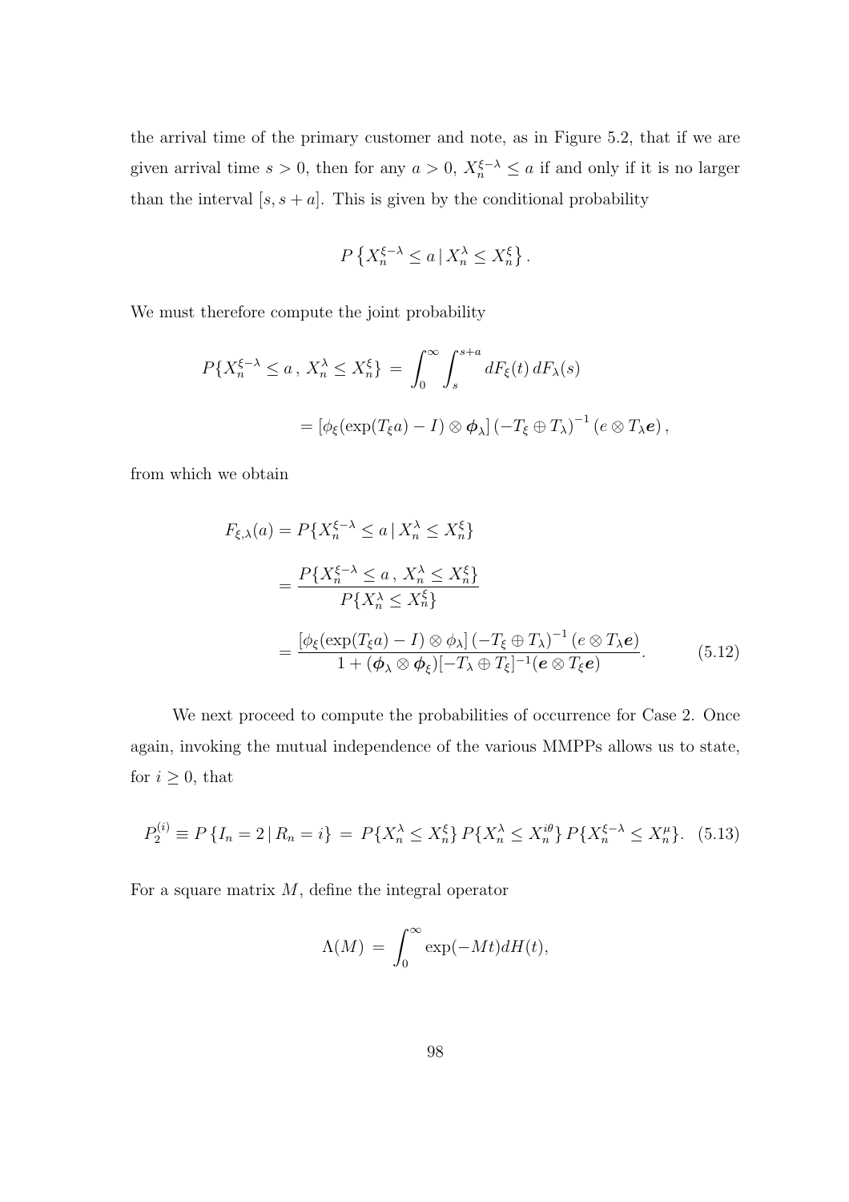the arrival time of the primary customer and note, as in Figure 5.2, that if we are given arrival time $s > 0$, then for any $a > 0$, $X_n^{\xi-\lambda} \leq a$ if and only if it is no larger than the interval $[s, s+a]$. This is given by the conditional probability

$$P\left\{X_n^{\xi-\lambda} \leq a \,|\, X_n^{\lambda} \leq X_n^{\xi}\right\}.$$

We must therefore compute the joint probability

$$P\{X_n^{\xi-\lambda} \leq a\,,\, X_n^{\lambda} \leq X_n^{\xi}\} \,=\, \int_0^{\infty}\int_s^{s+a} dF_{\xi}(t)\, dF_{\lambda}(s)$$

$$= \left[\phi_{\xi}(\exp(T_{\xi}a) - I) \otimes \boldsymbol{\phi}_{\lambda}\right]\left(-T_{\xi} \oplus T_{\lambda}\right)^{-1}\left(e \otimes T_{\lambda}\boldsymbol{e}\right),$$

from which we obtain

$$\begin{aligned}
F_{\xi,\lambda}(a) &= P\{X_n^{\xi-\lambda} \leq a \,|\, X_n^{\lambda} \leq X_n^{\xi}\} \\
&= \frac{P\{X_n^{\xi-\lambda} \leq a\,,\, X_n^{\lambda} \leq X_n^{\xi}\}}{P\{X_n^{\lambda} \leq X_n^{\xi}\}} \\
&= \frac{\left[\phi_{\xi}(\exp(T_{\xi}a) - I) \otimes \phi_{\lambda}\right]\left(-T_{\xi} \oplus T_{\lambda}\right)^{-1}\left(e \otimes T_{\lambda}\boldsymbol{e}\right)}{1 + (\boldsymbol{\phi}_{\lambda} \otimes \boldsymbol{\phi}_{\xi})[-T_{\lambda} \oplus T_{\xi}]^{-1}(\boldsymbol{e} \otimes T_{\xi}\boldsymbol{e})}. \qquad (5.12)
\end{aligned}$$

We next proceed to compute the probabilities of occurrence for Case 2. Once again, invoking the mutual independence of the various MMPPs allows us to state, for $i \geq 0$, that

$$P_2^{(i)} \equiv P\left\{I_n = 2 \,|\, R_n = i\right\} \,=\, P\{X_n^{\lambda} \leq X_n^{\xi}\}\, P\{X_n^{\lambda} \leq X_n^{i\theta}\}\, P\{X_n^{\xi-\lambda} \leq X_n^{\mu}\}. \quad (5.13)$$

For a square matrix $M$, define the integral operator

$$\Lambda(M) \,=\, \int_0^{\infty} \exp(-Mt) dH(t),$$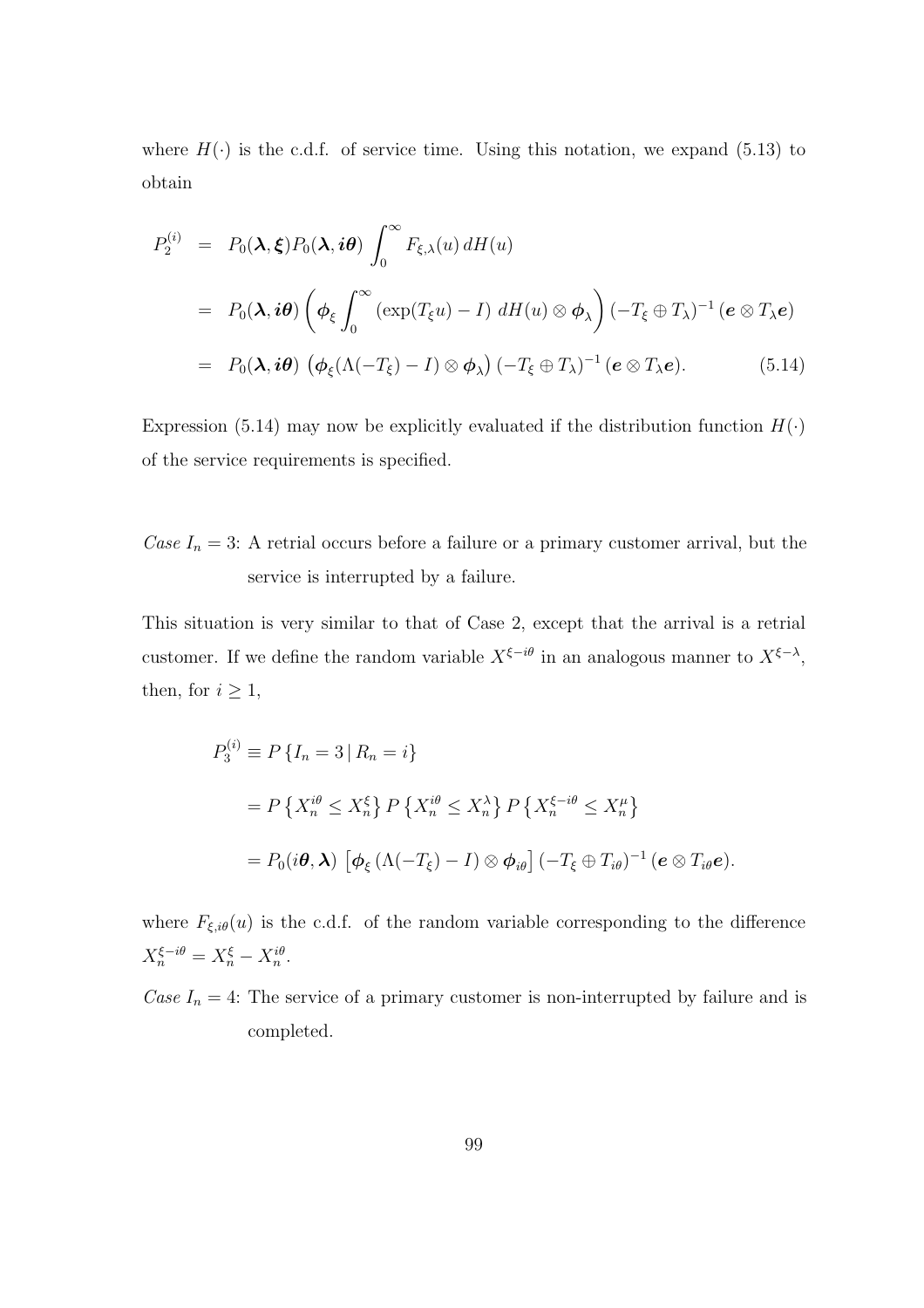where $H(\cdot)$ is the c.d.f. of service time. Using this notation, we expand (5.13) to obtain

$$
\begin{aligned}
P_2^{(i)} &= P_0(\boldsymbol{\lambda}, \boldsymbol{\xi}) P_0(\boldsymbol{\lambda}, \boldsymbol{i\theta}) \int_0^\infty F_{\xi,\lambda}(u)\, dH(u) \\
&= P_0(\boldsymbol{\lambda}, \boldsymbol{i\theta}) \left( \boldsymbol{\phi}_\xi \int_0^\infty \left(\exp(T_\xi u) - I\right) \, dH(u) \otimes \boldsymbol{\phi}_\lambda \right) (-T_\xi \oplus T_\lambda)^{-1} \left(\boldsymbol{e} \otimes T_\lambda \boldsymbol{e}\right) \\
&= P_0(\boldsymbol{\lambda}, \boldsymbol{i\theta}) \left( \boldsymbol{\phi}_\xi (\Lambda(-T_\xi) - I) \otimes \boldsymbol{\phi}_\lambda \right) (-T_\xi \oplus T_\lambda)^{-1} (\boldsymbol{e} \otimes T_\lambda \boldsymbol{e}). \qquad (5.14)
\end{aligned}
$$

Expression (5.14) may now be explicitly evaluated if the distribution function $H(\cdot)$ of the service requirements is specified.

*Case* $I_n = 3$: A retrial occurs before a failure or a primary customer arrival, but the service is interrupted by a failure.

This situation is very similar to that of Case 2, except that the arrival is a retrial customer. If we define the random variable $X^{\xi - i\theta}$ in an analogous manner to $X^{\xi-\lambda}$, then, for $i \geq 1$,

$$
\begin{aligned}
P_3^{(i)} &\equiv P\left\{ I_n = 3 \,|\, R_n = i \right\} \\
&= P\left\{ X_n^{i\theta} \leq X_n^{\xi} \right\} P\left\{ X_n^{i\theta} \leq X_n^{\lambda} \right\} P\left\{ X_n^{\xi - i\theta} \leq X_n^{\mu} \right\} \\
&= P_0(i\boldsymbol{\theta}, \boldsymbol{\lambda}) \left[ \boldsymbol{\phi}_\xi \left(\Lambda(-T_\xi) - I\right) \otimes \boldsymbol{\phi}_{i\theta} \right] (-T_\xi \oplus T_{i\theta})^{-1} (\boldsymbol{e} \otimes T_{i\theta} \boldsymbol{e}).
\end{aligned}
$$

where $F_{\xi,i\theta}(u)$ is the c.d.f. of the random variable corresponding to the difference $X_n^{\xi-i\theta} = X_n^{\xi} - X_n^{i\theta}$.

*Case* $I_n = 4$: The service of a primary customer is non-interrupted by failure and is completed.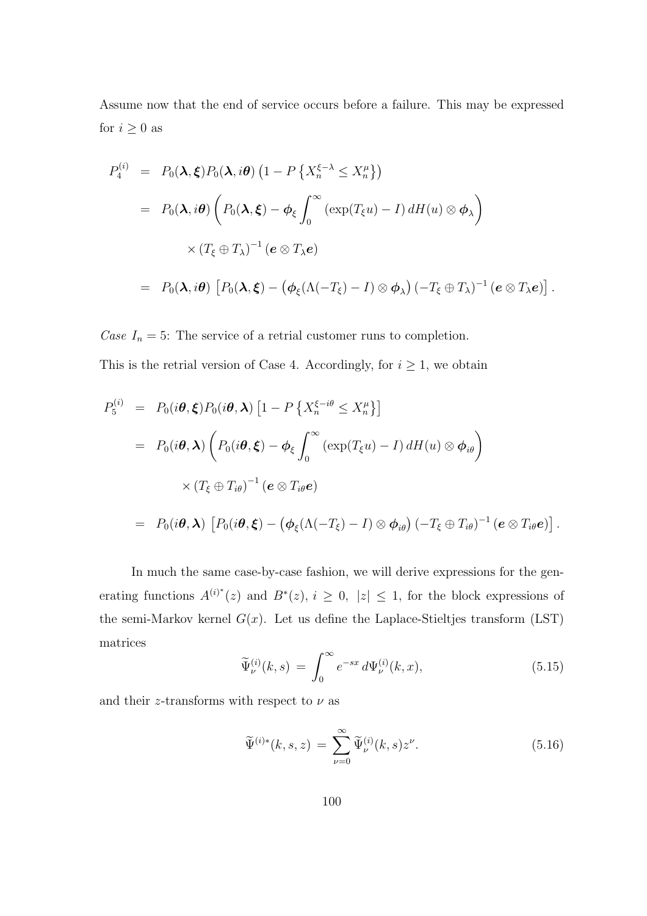Assume now that the end of service occurs before a failure. This may be expressed for $i \geq 0$ as

$$
\begin{aligned}
P_4^{(i)} &= P_0(\boldsymbol{\lambda}, \boldsymbol{\xi}) P_0(\boldsymbol{\lambda}, i\boldsymbol{\theta}) \left(1 - P\left\{X_n^{\xi-\lambda} \leq X_n^{\mu}\right\}\right) \\
&= P_0(\boldsymbol{\lambda}, i\boldsymbol{\theta}) \left( P_0(\boldsymbol{\lambda}, \boldsymbol{\xi}) - \boldsymbol{\phi}_{\xi} \int_0^{\infty} \left(\exp(T_{\xi} u) - I\right) dH(u) \otimes \boldsymbol{\phi}_{\lambda} \right) \\
&\qquad \times \left(T_{\xi} \oplus T_{\lambda}\right)^{-1} \left(\boldsymbol{e} \otimes T_{\lambda} \boldsymbol{e}\right) \\
&= P_0(\boldsymbol{\lambda}, i\boldsymbol{\theta}) \left[ P_0(\boldsymbol{\lambda}, \boldsymbol{\xi}) - \left(\boldsymbol{\phi}_{\xi}(\Lambda(-T_{\xi}) - I) \otimes \boldsymbol{\phi}_{\lambda}\right) \left(-T_{\xi} \oplus T_{\lambda}\right)^{-1} \left(\boldsymbol{e} \otimes T_{\lambda} \boldsymbol{e}\right) \right].
\end{aligned}
$$

*Case* $I_n = 5$: The service of a retrial customer runs to completion.

This is the retrial version of Case 4. Accordingly, for $i \geq 1$, we obtain

$$
\begin{aligned}
P_5^{(i)} &= P_0(i\boldsymbol{\theta}, \boldsymbol{\xi}) P_0(i\boldsymbol{\theta}, \boldsymbol{\lambda}) \left[1 - P\left\{X_n^{\xi-i\theta} \leq X_n^{\mu}\right\}\right] \\
&= P_0(i\boldsymbol{\theta}, \boldsymbol{\lambda}) \left( P_0(i\boldsymbol{\theta}, \boldsymbol{\xi}) - \boldsymbol{\phi}_{\xi} \int_0^{\infty} \left(\exp(T_{\xi} u) - I\right) dH(u) \otimes \boldsymbol{\phi}_{i\theta} \right) \\
&\qquad \times \left(T_{\xi} \oplus T_{i\theta}\right)^{-1} \left(\boldsymbol{e} \otimes T_{i\theta} \boldsymbol{e}\right) \\
&= P_0(i\boldsymbol{\theta}, \boldsymbol{\lambda}) \left[ P_0(i\boldsymbol{\theta}, \boldsymbol{\xi}) - \left(\boldsymbol{\phi}_{\xi}(\Lambda(-T_{\xi}) - I) \otimes \boldsymbol{\phi}_{i\theta}\right) \left(-T_{\xi} \oplus T_{i\theta}\right)^{-1} \left(\boldsymbol{e} \otimes T_{i\theta} \boldsymbol{e}\right) \right].
\end{aligned}
$$

In much the same case-by-case fashion, we will derive expressions for the generating functions $A^{(i)^*}(z)$ and $B^*(z)$, $i \geq 0$, $|z| \leq 1$, for the block expressions of the semi-Markov kernel $G(x)$. Let us define the Laplace-Stieltjes transform (LST) matrices

$$
\widetilde{\Psi}_{\nu}^{(i)}(k, s) = \int_0^{\infty} e^{-sx} \, d\Psi_{\nu}^{(i)}(k, x), \tag{5.15}
$$

and their $z$-transforms with respect to $\nu$ as

$$
\widetilde{\Psi}^{(i)*}(k, s, z) = \sum_{\nu=0}^{\infty} \widetilde{\Psi}_{\nu}^{(i)}(k, s) z^{\nu}. \tag{5.16}
$$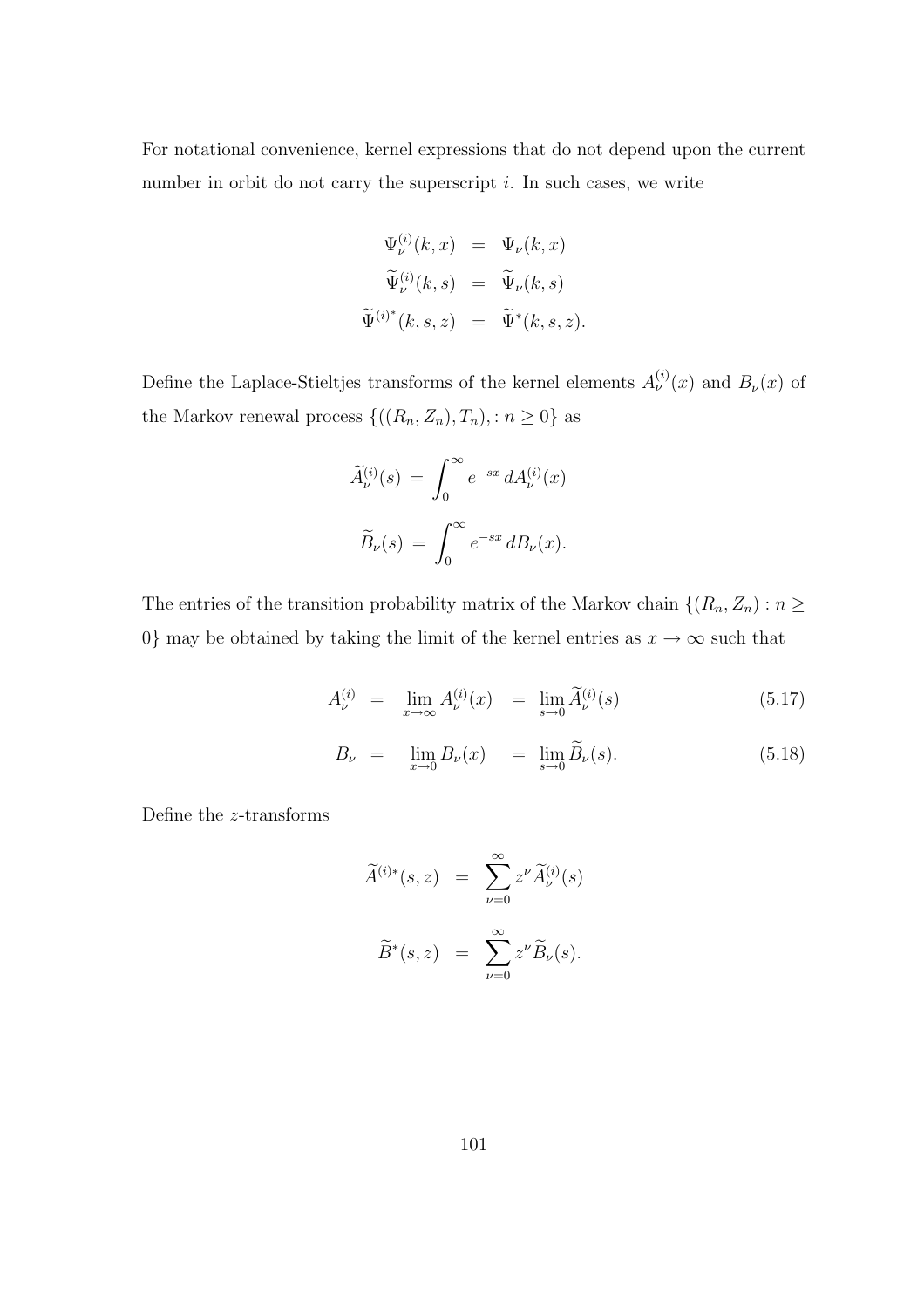For notational convenience, kernel expressions that do not depend upon the current number in orbit do not carry the superscript $i$. In such cases, we write

$$
\begin{aligned}
\Psi_\nu^{(i)}(k,x) &= \Psi_\nu(k,x) \\
\widetilde{\Psi}_\nu^{(i)}(k,s) &= \widetilde{\Psi}_\nu(k,s) \\
\widetilde{\Psi}^{(i)^*}(k,s,z) &= \widetilde{\Psi}^*(k,s,z).
\end{aligned}
$$

Define the Laplace-Stieltjes transforms of the kernel elements $A_\nu^{(i)}(x)$ and $B_\nu(x)$ of the Markov renewal process $\{((R_n, Z_n), T_n), : n \geq 0\}$ as

$$
\widetilde{A}_\nu^{(i)}(s) = \int_0^\infty e^{-sx}\, dA_\nu^{(i)}(x)
$$

$$
\widetilde{B}_\nu(s) = \int_0^\infty e^{-sx}\, dB_\nu(x).
$$

The entries of the transition probability matrix of the Markov chain $\{(R_n, Z_n) : n \geq 0\}$ may be obtained by taking the limit of the kernel entries as $x \to \infty$ such that

$$
A_\nu^{(i)} = \lim_{x\to\infty} A_\nu^{(i)}(x) = \lim_{s\to 0} \widetilde{A}_\nu^{(i)}(s) \tag{5.17}
$$

$$
B_\nu = \lim_{x\to 0} B_\nu(x) = \lim_{s\to 0} \widetilde{B}_\nu(s). \tag{5.18}
$$

Define the $z$-transforms

$$
\begin{aligned}
\widetilde{A}^{(i)*}(s,z) &= \sum_{\nu=0}^{\infty} z^\nu \widetilde{A}_\nu^{(i)}(s) \\
\widetilde{B}^*(s,z) &= \sum_{\nu=0}^{\infty} z^\nu \widetilde{B}_\nu(s).
\end{aligned}
$$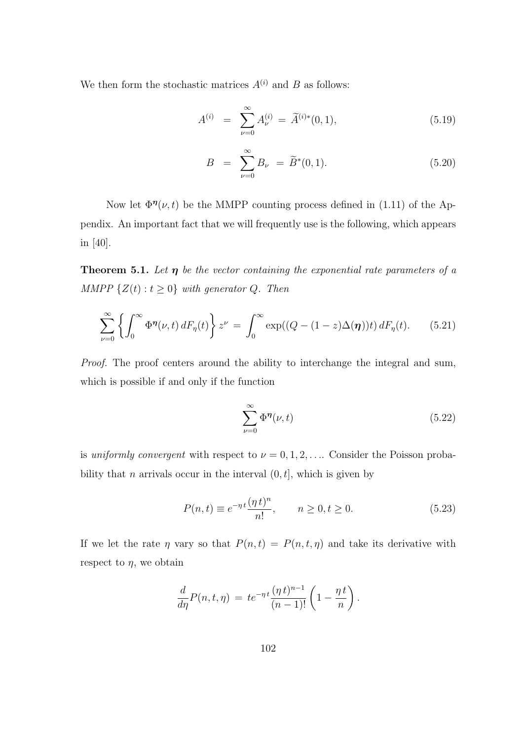We then form the stochastic matrices $A^{(i)}$ and $B$ as follows:

$$A^{(i)} \;=\; \sum_{\nu=0}^{\infty} A_{\nu}^{(i)} \;=\; \widetilde{A}^{(i)*}(0,1), \tag{5.19}$$

$$B \;=\; \sum_{\nu=0}^{\infty} B_{\nu} \;=\; \widetilde{B}^{*}(0,1). \tag{5.20}$$

Now let $\Phi^{\boldsymbol{\eta}}(\nu,t)$ be the MMPP counting process defined in (1.11) of the Appendix. An important fact that we will frequently use is the following, which appears in [40].

**Theorem 5.1.** *Let $\boldsymbol{\eta}$ be the vector containing the exponential rate parameters of a MMPP $\{Z(t) : t \geq 0\}$ with generator $Q$. Then*

$$\sum_{\nu=0}^{\infty} \left\{ \int_0^{\infty} \Phi^{\boldsymbol{\eta}}(\nu,t)\, dF_{\eta}(t) \right\} z^{\nu} \;=\; \int_0^{\infty} \exp((Q-(1-z)\Delta(\boldsymbol{\eta}))t)\, dF_{\eta}(t). \tag{5.21}$$

*Proof.* The proof centers around the ability to interchange the integral and sum, which is possible if and only if the function

$$\sum_{\nu=0}^{\infty} \Phi^{\boldsymbol{\eta}}(\nu,t) \tag{5.22}$$

is *uniformly convergent* with respect to $\nu = 0,1,2,\ldots$. Consider the Poisson probability that $n$ arrivals occur in the interval $(0,t]$, which is given by

$$P(n,t) \equiv e^{-\eta t}\frac{(\eta t)^n}{n!}, \qquad n \geq 0, t \geq 0. \tag{5.23}$$

If we let the rate $\eta$ vary so that $P(n,t) = P(n,t,\eta)$ and take its derivative with respect to $\eta$, we obtain

$$\frac{d}{d\eta}P(n,t,\eta) \;=\; te^{-\eta t}\frac{(\eta t)^{n-1}}{(n-1)!}\left(1-\frac{\eta t}{n}\right).$$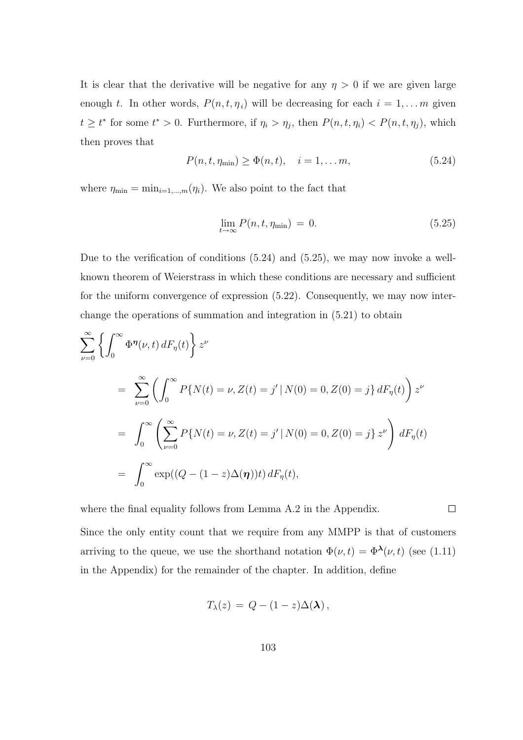It is clear that the derivative will be negative for any $\eta > 0$ if we are given large enough $t$. In other words, $P(n,t,\eta_i)$ will be decreasing for each $i = 1, \ldots m$ given $t \geq t^*$ for some $t^* > 0$. Furthermore, if $\eta_i > \eta_j$, then $P(n,t,\eta_i) < P(n,t,\eta_j)$, which then proves that

$$P(n,t,\eta_{\min}) \geq \Phi(n,t), \quad i = 1, \ldots m, \tag{5.24}$$

where $\eta_{\min} = \min_{i=1,\ldots,m}(\eta_i)$. We also point to the fact that

$$\lim_{t\to\infty} P(n,t,\eta_{\min}) \,=\, 0. \tag{5.25}$$

Due to the verification of conditions (5.24) and (5.25), we may now invoke a well-known theorem of Weierstrass in which these conditions are necessary and sufficient for the uniform convergence of expression (5.22). Consequently, we may now interchange the operations of summation and integration in (5.21) to obtain

$$\begin{aligned}
&\sum_{\nu=0}^{\infty} \left\{ \int_0^{\infty} \Phi^{\boldsymbol{\eta}}(\nu,t)\, dF_{\eta}(t) \right\} z^{\nu} \\
&\quad = \sum_{\nu=0}^{\infty} \left( \int_0^{\infty} P\{N(t)=\nu, Z(t)=j' \,|\, N(0)=0, Z(0)=j\}\, dF_{\eta}(t) \right) z^{\nu} \\
&\quad = \int_0^{\infty} \left( \sum_{\nu=0}^{\infty} P\{N(t)=\nu, Z(t)=j' \,|\, N(0)=0, Z(0)=j\}\, z^{\nu} \right) dF_{\eta}(t) \\
&\quad = \int_0^{\infty} \exp((Q-(1-z)\Delta(\boldsymbol{\eta}))t)\, dF_{\eta}(t),
\end{aligned}$$

where the final equality follows from Lemma A.2 in the Appendix. $\square$

Since the only entity count that we require from any MMPP is that of customers arriving to the queue, we use the shorthand notation $\Phi(\nu,t) = \Phi^{\boldsymbol{\lambda}}(\nu,t)$ (see (1.11) in the Appendix) for the remainder of the chapter. In addition, define

$$T_{\lambda}(z) \,=\, Q - (1-z)\Delta(\boldsymbol{\lambda})\,,$$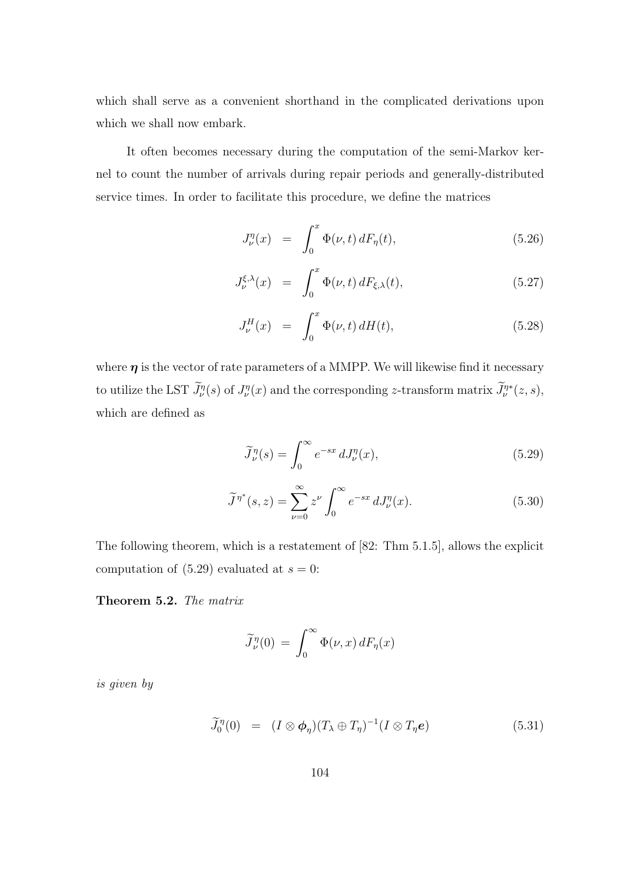which shall serve as a convenient shorthand in the complicated derivations upon which we shall now embark.

It often becomes necessary during the computation of the semi-Markov kernel to count the number of arrivals during repair periods and generally-distributed service times. In order to facilitate this procedure, we define the matrices

$$J_\nu^\eta(x) \;=\; \int_0^x \Phi(\nu,t)\,dF_\eta(t), \tag{5.26}$$

$$J_\nu^{\xi,\lambda}(x) \;=\; \int_0^x \Phi(\nu,t)\,dF_{\xi,\lambda}(t), \tag{5.27}$$

$$J_\nu^H(x) \;=\; \int_0^x \Phi(\nu,t)\,dH(t), \tag{5.28}$$

where $\boldsymbol{\eta}$ is the vector of rate parameters of a MMPP. We will likewise find it necessary to utilize the LST $\widetilde{J}_\nu^\eta(s)$ of $J_\nu^\eta(x)$ and the corresponding $z$-transform matrix $\widetilde{J}_\nu^{\eta*}(z,s)$, which are defined as

$$\widetilde{J}_\nu^\eta(s) = \int_0^\infty e^{-sx}\,dJ_\nu^\eta(x), \tag{5.29}$$

$$\widetilde{J}^{\eta^*}(s,z) = \sum_{\nu=0}^\infty z^\nu \int_0^\infty e^{-sx}\,dJ_\nu^\eta(x). \tag{5.30}$$

The following theorem, which is a restatement of [82: Thm 5.1.5], allows the explicit computation of (5.29) evaluated at $s = 0$:

**Theorem 5.2.** *The matrix*

$$\widetilde{J}_\nu^\eta(0) \;=\; \int_0^\infty \Phi(\nu,x)\,dF_\eta(x)$$

*is given by*

$$\widetilde{J}_0^\eta(0) \;\;=\;\; (I \otimes \boldsymbol{\phi}_\eta)(T_\lambda \oplus T_\eta)^{-1}(I \otimes T_\eta \boldsymbol{e}) \tag{5.31}$$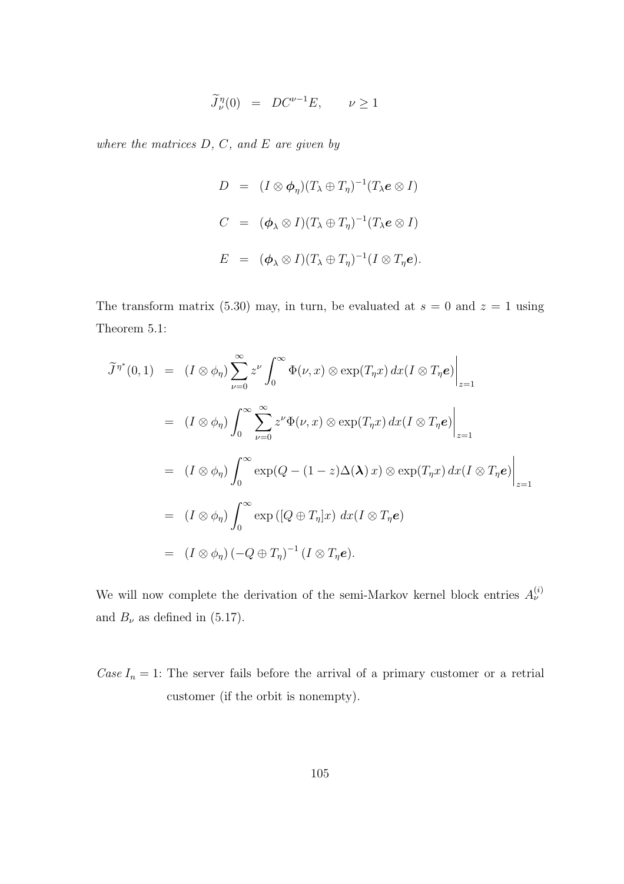$$\widetilde{J}_{\nu}^{\eta}(0) \;=\; DC^{\nu-1}E, \qquad \nu \geq 1$$

*where the matrices $D$, $C$, and $E$ are given by*

$$\begin{aligned}
D &= (I \otimes \boldsymbol{\phi}_{\eta})(T_{\lambda} \oplus T_{\eta})^{-1}(T_{\lambda}\boldsymbol{e} \otimes I) \\
C &= (\boldsymbol{\phi}_{\lambda} \otimes I)(T_{\lambda} \oplus T_{\eta})^{-1}(T_{\lambda}\boldsymbol{e} \otimes I) \\
E &= (\boldsymbol{\phi}_{\lambda} \otimes I)(T_{\lambda} \oplus T_{\eta})^{-1}(I \otimes T_{\eta}\boldsymbol{e}).
\end{aligned}$$

The transform matrix (5.30) may, in turn, be evaluated at $s = 0$ and $z = 1$ using Theorem 5.1:

$$\begin{aligned}
\widetilde{J}^{\eta^*}(0,1) &= (I \otimes \phi_{\eta}) \sum_{\nu=0}^{\infty} z^{\nu} \int_0^{\infty} \Phi(\nu, x) \otimes \exp(T_{\eta}x)\, dx (I \otimes T_{\eta}\boldsymbol{e}) \bigg|_{z=1} \\
&= (I \otimes \phi_{\eta}) \int_0^{\infty} \sum_{\nu=0}^{\infty} z^{\nu} \Phi(\nu, x) \otimes \exp(T_{\eta}x)\, dx (I \otimes T_{\eta}\boldsymbol{e}) \bigg|_{z=1} \\
&= (I \otimes \phi_{\eta}) \int_0^{\infty} \exp(Q - (1-z)\Delta(\boldsymbol{\lambda})\, x) \otimes \exp(T_{\eta}x)\, dx (I \otimes T_{\eta}\boldsymbol{e}) \bigg|_{z=1} \\
&= (I \otimes \phi_{\eta}) \int_0^{\infty} \exp\left([Q \oplus T_{\eta}]x\right)\, dx (I \otimes T_{\eta}\boldsymbol{e}) \\
&= (I \otimes \phi_{\eta}) \left(-Q \oplus T_{\eta}\right)^{-1} (I \otimes T_{\eta}\boldsymbol{e}).
\end{aligned}$$

We will now complete the derivation of the semi-Markov kernel block entries $A_{\nu}^{(i)}$ and $B_{\nu}$ as defined in (5.17).

*Case $I_n = 1$:* The server fails before the arrival of a primary customer or a retrial customer (if the orbit is nonempty).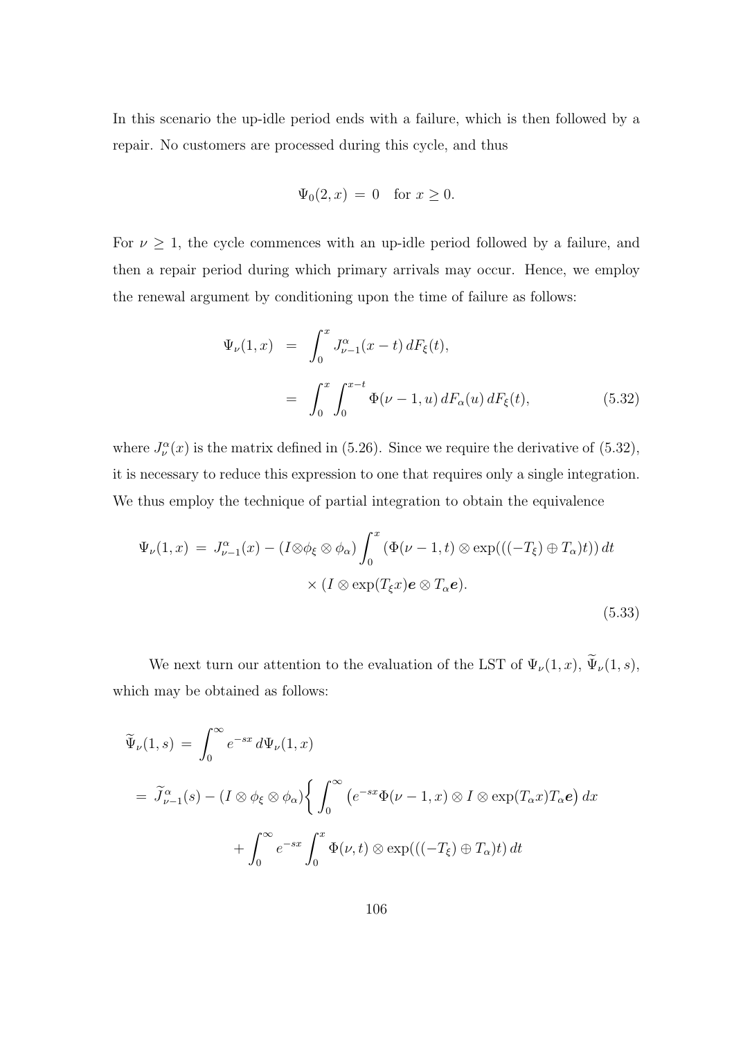In this scenario the up-idle period ends with a failure, which is then followed by a repair. No customers are processed during this cycle, and thus

$$\Psi_0(2, x) \;=\; 0 \quad \text{for } x \geq 0.$$

For $\nu \geq 1$, the cycle commences with an up-idle period followed by a failure, and then a repair period during which primary arrivals may occur. Hence, we employ the renewal argument by conditioning upon the time of failure as follows:

$$\begin{aligned}
\Psi_\nu(1, x) \;&=\; \int_0^x J^\alpha_{\nu-1}(x-t)\, dF_\xi(t), \\
&=\; \int_0^x \int_0^{x-t} \Phi(\nu-1, u)\, dF_\alpha(u)\, dF_\xi(t), \qquad (5.32)
\end{aligned}$$

where $J^\alpha_\nu(x)$ is the matrix defined in (5.26). Since we require the derivative of (5.32), it is necessary to reduce this expression to one that requires only a single integration. We thus employ the technique of partial integration to obtain the equivalence

$$\begin{aligned}
\Psi_\nu(1, x) \;=\; J^\alpha_{\nu-1}(x) - (I \otimes \phi_\xi \otimes \phi_\alpha) \int_0^x \left(\Phi(\nu-1, t) \otimes \exp(((-T_\xi) \oplus T_\alpha)t)\right) dt \\
\times\, (I \otimes \exp(T_\xi x)\boldsymbol{e} \otimes T_\alpha \boldsymbol{e}).
\end{aligned} \qquad (5.33)$$

We next turn our attention to the evaluation of the LST of $\Psi_\nu(1, x)$, $\widetilde{\Psi}_\nu(1, s)$, which may be obtained as follows:

$$\begin{aligned}
&\widetilde{\Psi}_\nu(1, s) \;=\; \int_0^\infty e^{-sx}\, d\Psi_\nu(1, x) \\
&=\; \widetilde{J}^\alpha_{\nu-1}(s) - (I \otimes \phi_\xi \otimes \phi_\alpha) \bigg\{ \int_0^\infty \left(e^{-sx}\Phi(\nu-1, x) \otimes I \otimes \exp(T_\alpha x) T_\alpha \boldsymbol{e}\right) dx \\
&\qquad + \int_0^\infty e^{-sx} \int_0^x \Phi(\nu, t) \otimes \exp(((-T_\xi) \oplus T_\alpha)t)\, dt
\end{aligned}$$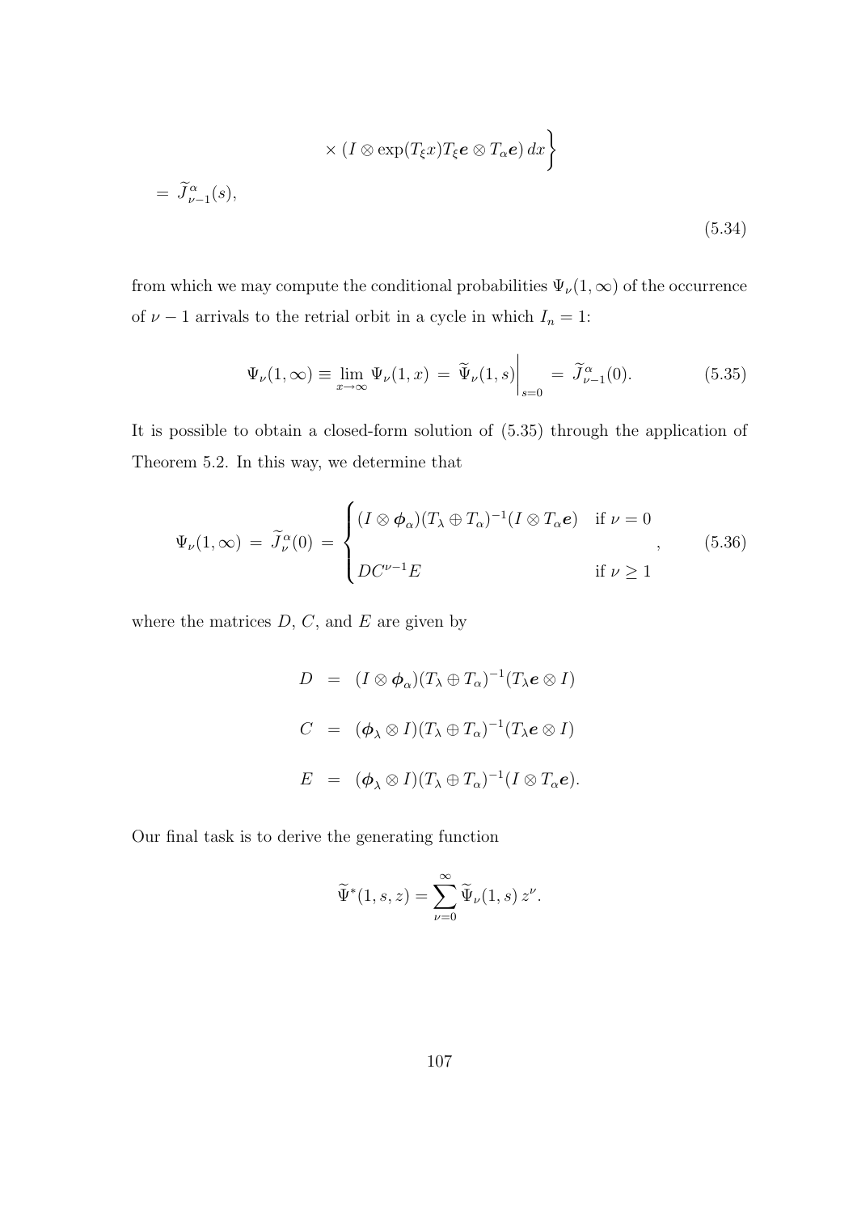$$
\times \left(I \otimes \exp(T_\xi x) T_\xi \boldsymbol{e} \otimes T_\alpha \boldsymbol{e}\right) dx \Bigg\}
$$

$$
= \widetilde{J}^{\alpha}_{\nu-1}(s), \tag{5.34}
$$

from which we may compute the conditional probabilities $\Psi_\nu(1, \infty)$ of the occurrence of $\nu - 1$ arrivals to the retrial orbit in a cycle in which $I_n = 1$:

$$
\Psi_\nu(1, \infty) \equiv \lim_{x \to \infty} \Psi_\nu(1, x) \;=\; \widetilde{\Psi}_\nu(1, s)\bigg|_{s=0} \;=\; \widetilde{J}^{\alpha}_{\nu-1}(0). \tag{5.35}
$$

It is possible to obtain a closed-form solution of (5.35) through the application of Theorem 5.2. In this way, we determine that

$$
\Psi_\nu(1, \infty) \;=\; \widetilde{J}^{\alpha}_{\nu}(0) \;=\; \begin{cases} (I \otimes \boldsymbol{\phi}_\alpha)(T_\lambda \oplus T_\alpha)^{-1}(I \otimes T_\alpha \boldsymbol{e}) & \text{if } \nu = 0 \\ \\ D C^{\nu-1} E & \text{if } \nu \geq 1 \end{cases}, \tag{5.36}
$$

where the matrices $D$, $C$, and $E$ are given by

$$
\begin{aligned}
D &= (I \otimes \boldsymbol{\phi}_\alpha)(T_\lambda \oplus T_\alpha)^{-1}(T_\lambda \boldsymbol{e} \otimes I) \\
C &= (\boldsymbol{\phi}_\lambda \otimes I)(T_\lambda \oplus T_\alpha)^{-1}(T_\lambda \boldsymbol{e} \otimes I) \\
E &= (\boldsymbol{\phi}_\lambda \otimes I)(T_\lambda \oplus T_\alpha)^{-1}(I \otimes T_\alpha \boldsymbol{e}).
\end{aligned}
$$

Our final task is to derive the generating function

$$
\widetilde{\Psi}^*(1, s, z) = \sum_{\nu=0}^{\infty} \widetilde{\Psi}_\nu(1, s)\, z^\nu.
$$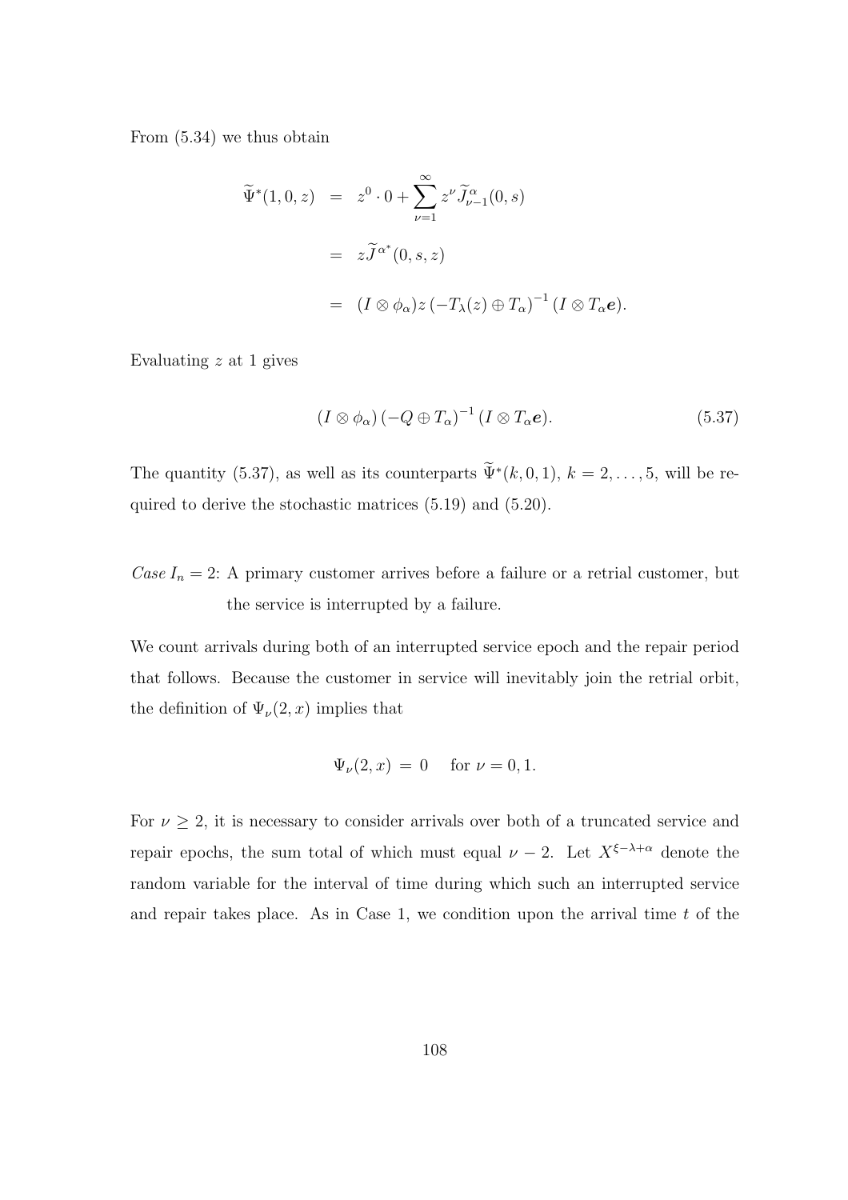From (5.34) we thus obtain

$$
\begin{aligned}
\widetilde{\Psi}^*(1,0,z) &= z^0 \cdot 0 + \sum_{\nu=1}^{\infty} z^{\nu} \widetilde{J}^{\alpha}_{\nu-1}(0,s) \\
&= z \widetilde{J}^{\alpha^*}(0,s,z) \\
&= (I \otimes \phi_\alpha) z \left(-T_\lambda(z) \oplus T_\alpha\right)^{-1} (I \otimes T_\alpha \boldsymbol{e}).
\end{aligned}
$$

Evaluating $z$ at 1 gives

$$
(I \otimes \phi_\alpha) \left(-Q \oplus T_\alpha\right)^{-1} (I \otimes T_\alpha \boldsymbol{e}). \tag{5.37}
$$

The quantity (5.37), as well as its counterparts $\widetilde{\Psi}^*(k,0,1)$, $k = 2, \ldots, 5$, will be required to derive the stochastic matrices (5.19) and (5.20).

*Case* $I_n = 2$: A primary customer arrives before a failure or a retrial customer, but the service is interrupted by a failure.

We count arrivals during both of an interrupted service epoch and the repair period that follows. Because the customer in service will inevitably join the retrial orbit, the definition of $\Psi_\nu(2,x)$ implies that

$$
\Psi_\nu(2,x) = 0 \quad \text{for } \nu = 0, 1.
$$

For $\nu \geq 2$, it is necessary to consider arrivals over both of a truncated service and repair epochs, the sum total of which must equal $\nu - 2$. Let $X^{\xi-\lambda+\alpha}$ denote the random variable for the interval of time during which such an interrupted service and repair takes place. As in Case 1, we condition upon the arrival time $t$ of the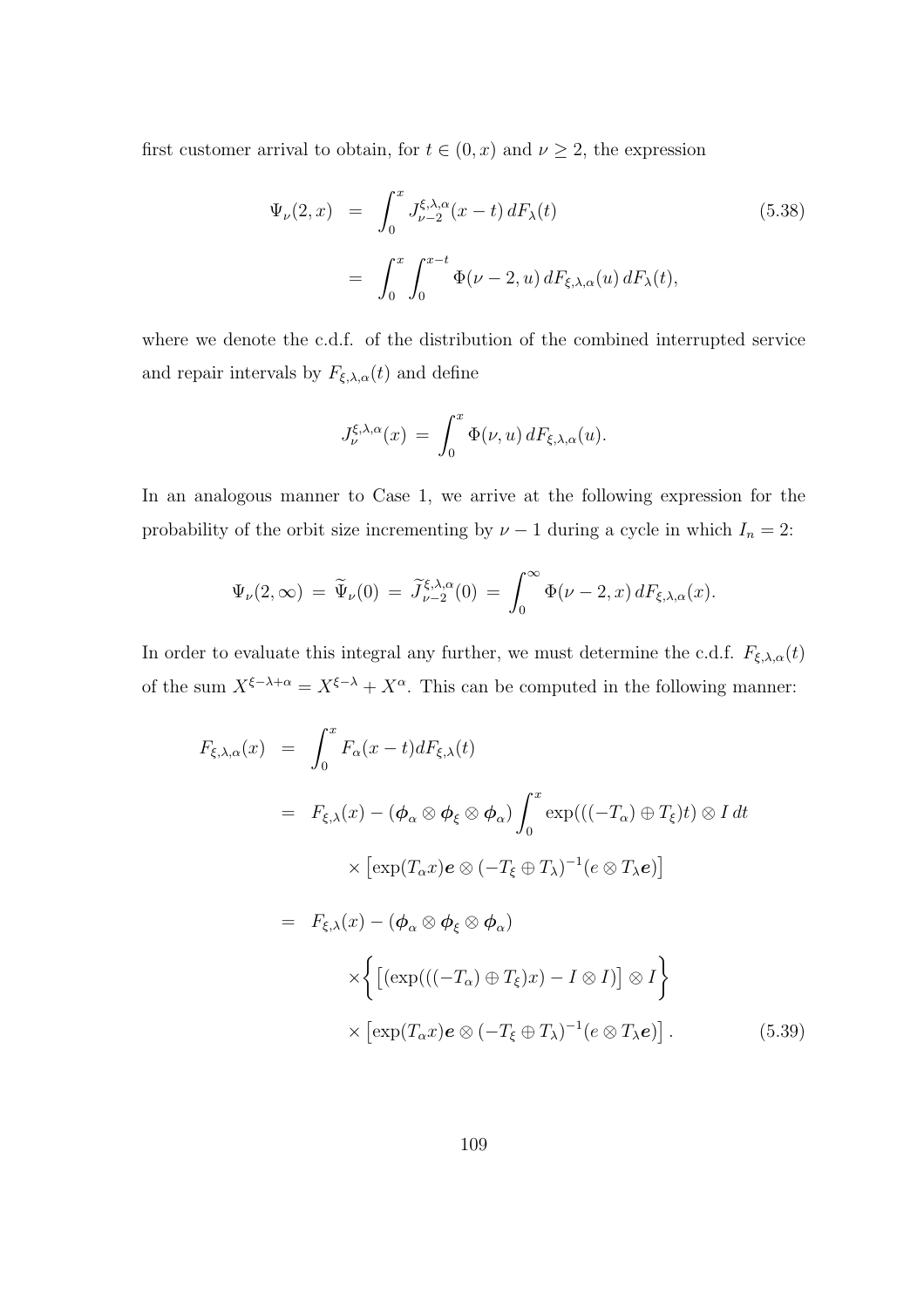first customer arrival to obtain, for $t \in (0, x)$ and $\nu \geq 2$, the expression

$$\begin{aligned}
\Psi_\nu(2, x) &= \int_0^x J_{\nu-2}^{\xi,\lambda,\alpha}(x - t)\, dF_\lambda(t) \\
&= \int_0^x \int_0^{x-t} \Phi(\nu - 2, u)\, dF_{\xi,\lambda,\alpha}(u)\, dF_\lambda(t),
\end{aligned} \tag{5.38}$$

where we denote the c.d.f. of the distribution of the combined interrupted service and repair intervals by $F_{\xi,\lambda,\alpha}(t)$ and define

$$J_\nu^{\xi,\lambda,\alpha}(x) = \int_0^x \Phi(\nu, u)\, dF_{\xi,\lambda,\alpha}(u).$$

In an analogous manner to Case 1, we arrive at the following expression for the probability of the orbit size incrementing by $\nu - 1$ during a cycle in which $I_n = 2$:

$$\Psi_\nu(2, \infty) = \widetilde{\Psi}_\nu(0) = \widetilde{J}_{\nu-2}^{\xi,\lambda,\alpha}(0) = \int_0^\infty \Phi(\nu - 2, x)\, dF_{\xi,\lambda,\alpha}(x).$$

In order to evaluate this integral any further, we must determine the c.d.f. $F_{\xi,\lambda,\alpha}(t)$ of the sum $X^{\xi-\lambda+\alpha} = X^{\xi-\lambda} + X^\alpha$. This can be computed in the following manner:

$$\begin{aligned}
F_{\xi,\lambda,\alpha}(x) &= \int_0^x F_\alpha(x - t) dF_{\xi,\lambda}(t) \\
&= F_{\xi,\lambda}(x) - (\boldsymbol{\phi}_\alpha \otimes \boldsymbol{\phi}_\xi \otimes \boldsymbol{\phi}_\alpha) \int_0^x \exp(((-T_\alpha) \oplus T_\xi)t) \otimes I\, dt \\
&\quad \times \left[\exp(T_\alpha x)\boldsymbol{e} \otimes (-T_\xi \oplus T_\lambda)^{-1}(e \otimes T_\lambda \boldsymbol{e})\right] \\
&= F_{\xi,\lambda}(x) - (\boldsymbol{\phi}_\alpha \otimes \boldsymbol{\phi}_\xi \otimes \boldsymbol{\phi}_\alpha) \\
&\quad \times \left\{ \left[(\exp(((-T_\alpha) \oplus T_\xi)x) - I \otimes I)\right] \otimes I \right\} \\
&\quad \times \left[\exp(T_\alpha x)\boldsymbol{e} \otimes (-T_\xi \oplus T_\lambda)^{-1}(e \otimes T_\lambda \boldsymbol{e})\right].
\end{aligned} \tag{5.39}$$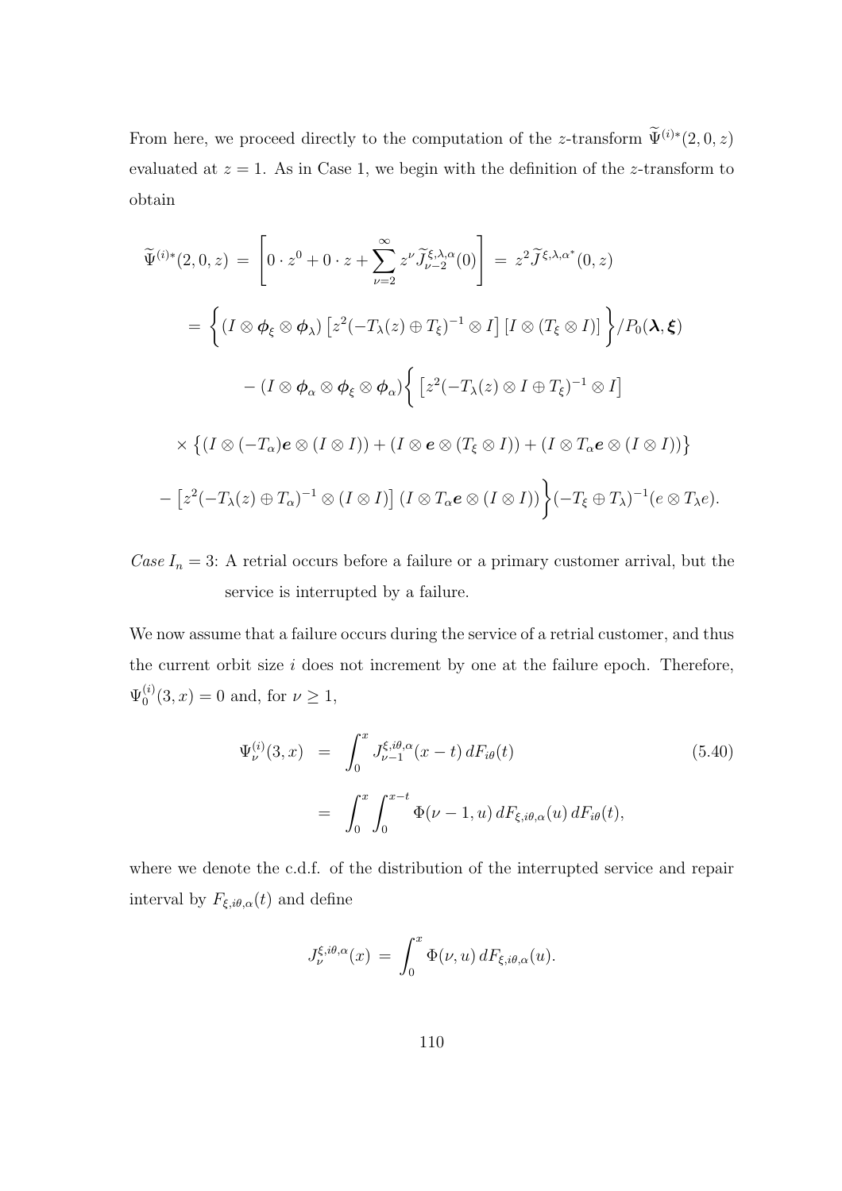From here, we proceed directly to the computation of the $z$-transform $\widetilde{\Psi}^{(i)*}(2, 0, z)$ evaluated at $z = 1$. As in Case 1, we begin with the definition of the $z$-transform to obtain

$$
\begin{aligned}
\widetilde{\Psi}^{(i)*}(2, 0, z) &= \left[ 0 \cdot z^0 + 0 \cdot z + \sum_{\nu=2}^{\infty} z^{\nu} \widetilde{J}_{\nu-2}^{\xi,\lambda,\alpha}(0) \right] = z^2 \widetilde{J}^{\xi,\lambda,\alpha^*}(0, z) \\
&= \bigg\{ (I \otimes \boldsymbol{\phi}_{\xi} \otimes \boldsymbol{\phi}_{\lambda}) \left[ z^2 (-T_{\lambda}(z) \oplus T_{\xi})^{-1} \otimes I \right] \left[ I \otimes (T_{\xi} \otimes I) \right] \bigg\} / P_0(\boldsymbol{\lambda}, \boldsymbol{\xi}) \\
&\quad - (I \otimes \boldsymbol{\phi}_{\alpha} \otimes \boldsymbol{\phi}_{\xi} \otimes \boldsymbol{\phi}_{\alpha}) \bigg\{ \left[ z^2 (-T_{\lambda}(z) \otimes I \oplus T_{\xi})^{-1} \otimes I \right] \\
&\quad \times \left\{ (I \otimes (-T_{\alpha}) \boldsymbol{e} \otimes (I \otimes I)) + (I \otimes \boldsymbol{e} \otimes (T_{\xi} \otimes I)) + (I \otimes T_{\alpha} \boldsymbol{e} \otimes (I \otimes I)) \right\} \\
&\quad - \left[ z^2 (-T_{\lambda}(z) \oplus T_{\alpha})^{-1} \otimes (I \otimes I) \right] (I \otimes T_{\alpha} \boldsymbol{e} \otimes (I \otimes I)) \bigg\} (-T_{\xi} \oplus T_{\lambda})^{-1} (e \otimes T_{\lambda} e).
\end{aligned}
$$

*Case $I_n = 3$*: A retrial occurs before a failure or a primary customer arrival, but the service is interrupted by a failure.

We now assume that a failure occurs during the service of a retrial customer, and thus the current orbit size $i$ does not increment by one at the failure epoch. Therefore, $\Psi_0^{(i)}(3, x) = 0$ and, for $\nu \geq 1$,

$$
\begin{aligned}
\Psi_{\nu}^{(i)}(3, x) &= \int_0^x J_{\nu-1}^{\xi,i\theta,\alpha}(x - t) \, dF_{i\theta}(t) \qquad (5.40) \\
&= \int_0^x \int_0^{x-t} \Phi(\nu - 1, u) \, dF_{\xi,i\theta,\alpha}(u) \, dF_{i\theta}(t),
\end{aligned}
$$

where we denote the c.d.f. of the distribution of the interrupted service and repair interval by $F_{\xi,i\theta,\alpha}(t)$ and define

$$
J_{\nu}^{\xi,i\theta,\alpha}(x) = \int_0^x \Phi(\nu, u) \, dF_{\xi,i\theta,\alpha}(u).
$$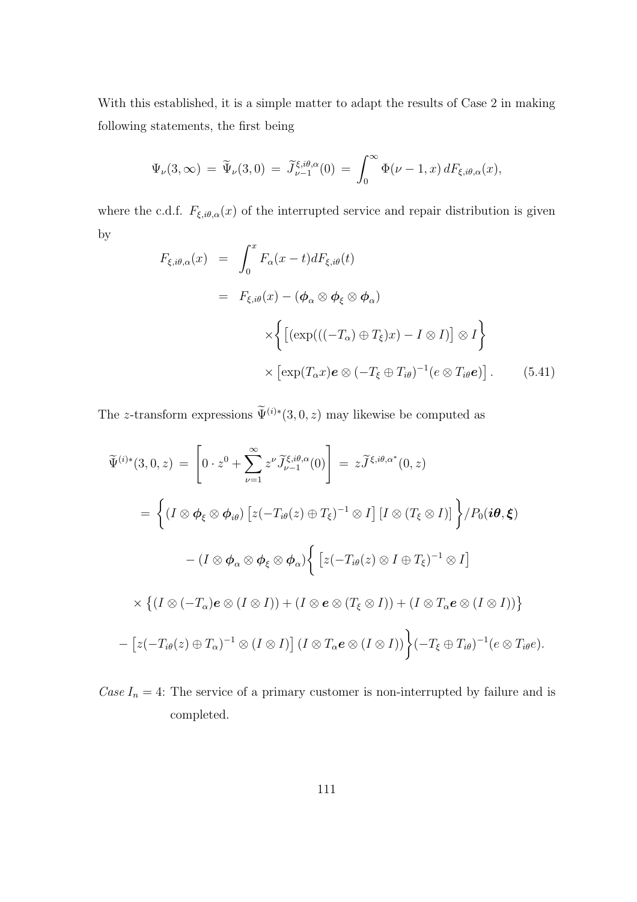With this established, it is a simple matter to adapt the results of Case 2 in making following statements, the first being

$$\Psi_\nu(3,\infty) \,=\, \widetilde{\Psi}_\nu(3,0) \,=\, \widetilde{J}^{\xi,i\theta,\alpha}_{\nu-1}(0) \,=\, \int_0^\infty \Phi(\nu-1,x)\,dF_{\xi,i\theta,\alpha}(x),$$

where the c.d.f. $F_{\xi,i\theta,\alpha}(x)$ of the interrupted service and repair distribution is given by

$$\begin{aligned}
F_{\xi,i\theta,\alpha}(x) &= \int_0^x F_\alpha(x-t)dF_{\xi,i\theta}(t) \\
&= F_{\xi,i\theta}(x) - (\boldsymbol{\phi}_\alpha \otimes \boldsymbol{\phi}_\xi \otimes \boldsymbol{\phi}_\alpha) \\
&\qquad \times \Big\{ \big[(\exp(((-T_\alpha)\oplus T_\xi)x) - I\otimes I\big]\otimes I \Big\} \\
&\qquad \times \big[\exp(T_\alpha x)\boldsymbol{e} \otimes (-T_\xi \oplus T_{i\theta})^{-1}(e\otimes T_{i\theta}\boldsymbol{e})\big]. \qquad (5.41)
\end{aligned}$$

The $z$-transform expressions $\widetilde{\Psi}^{(i)*}(3,0,z)$ may likewise be computed as

$$\begin{aligned}
\widetilde{\Psi}^{(i)*}(3,0,z) \,&=\, \left[0\cdot z^0 + \sum_{\nu=1}^{\infty} z^\nu \widetilde{J}^{\xi,i\theta,\alpha}_{\nu-1}(0)\right] \,=\, z\widetilde{J}^{\xi,i\theta,\alpha^*}(0,z) \\
&= \Big\{ (I\otimes\boldsymbol{\phi}_\xi\otimes\boldsymbol{\phi}_{i\theta})\left[z(-T_{i\theta}(z)\oplus T_\xi)^{-1}\otimes I\right]\left[I\otimes(T_\xi\otimes I)\right]\Big\}/P_0(\boldsymbol{i\theta},\boldsymbol{\xi}) \\
&\quad - (I\otimes\boldsymbol{\phi}_\alpha\otimes\boldsymbol{\phi}_\xi\otimes\boldsymbol{\phi}_\alpha)\Big\{ \left[z(-T_{i\theta}(z)\otimes I\oplus T_\xi)^{-1}\otimes I\right] \\
&\quad \times \big\{(I\otimes(-T_\alpha)\boldsymbol{e}\otimes(I\otimes I)) + (I\otimes\boldsymbol{e}\otimes(T_\xi\otimes I)) + (I\otimes T_\alpha\boldsymbol{e}\otimes(I\otimes I))\big\} \\
&\quad - \left[z(-T_{i\theta}(z)\oplus T_\alpha)^{-1}\otimes(I\otimes I)\right](I\otimes T_\alpha\boldsymbol{e}\otimes(I\otimes I))\Big\}(-T_\xi\oplus T_{i\theta})^{-1}(e\otimes T_{i\theta}e).
\end{aligned}$$

*Case* $I_n = 4$: The service of a primary customer is non-interrupted by failure and is completed.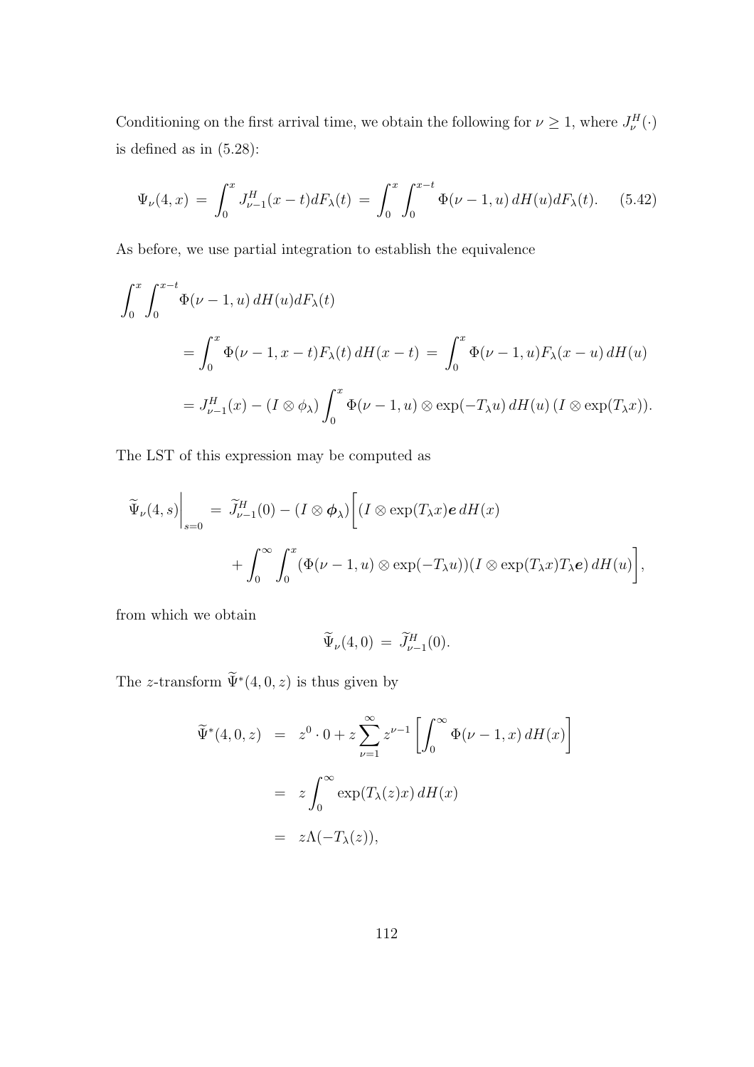Conditioning on the first arrival time, we obtain the following for $\nu \geq 1$, where $J_\nu^H(\cdot)$ is defined as in (5.28):

$$\Psi_\nu(4,x) \;=\; \int_0^x J_{\nu-1}^H(x-t)dF_\lambda(t) \;=\; \int_0^x \int_0^{x-t} \Phi(\nu-1,u)\,dH(u)dF_\lambda(t). \qquad (5.42)$$

As before, we use partial integration to establish the equivalence

$$\begin{aligned}
&\int_0^x \int_0^{x-t} \Phi(\nu-1,u)\,dH(u)dF_\lambda(t) \\
&\qquad = \int_0^x \Phi(\nu-1,x-t)F_\lambda(t)\,dH(x-t) \;=\; \int_0^x \Phi(\nu-1,u)F_\lambda(x-u)\,dH(u) \\
&\qquad = J_{\nu-1}^H(x) - (I\otimes\phi_\lambda)\int_0^x \Phi(\nu-1,u)\otimes\exp(-T_\lambda u)\,dH(u)\,(I\otimes\exp(T_\lambda x)).
\end{aligned}$$

The LST of this expression may be computed as

$$\begin{aligned}
\widetilde{\Psi}_\nu(4,s)\bigg|_{s=0} \;=\; &\widetilde{J}_{\nu-1}^H(0) - (I\otimes\boldsymbol{\phi}_\lambda)\bigg[(I\otimes\exp(T_\lambda x)\boldsymbol{e}\,dH(x) \\
&+\int_0^\infty \int_0^x (\Phi(\nu-1,u)\otimes\exp(-T_\lambda u))(I\otimes\exp(T_\lambda x)T_\lambda\boldsymbol{e})\,dH(u)\bigg],
\end{aligned}$$

from which we obtain

$$\widetilde{\Psi}_\nu(4,0) \;=\; \widetilde{J}_{\nu-1}^H(0).$$

The $z$-transform $\widetilde{\Psi}^*(4,0,z)$ is thus given by

$$\begin{aligned}
\widetilde{\Psi}^*(4,0,z) &= z^0\cdot 0 + z\sum_{\nu=1}^\infty z^{\nu-1}\left[\int_0^\infty \Phi(\nu-1,x)\,dH(x)\right] \\
&= z\int_0^\infty \exp(T_\lambda(z)x)\,dH(x) \\
&= z\Lambda(-T_\lambda(z)),
\end{aligned}$$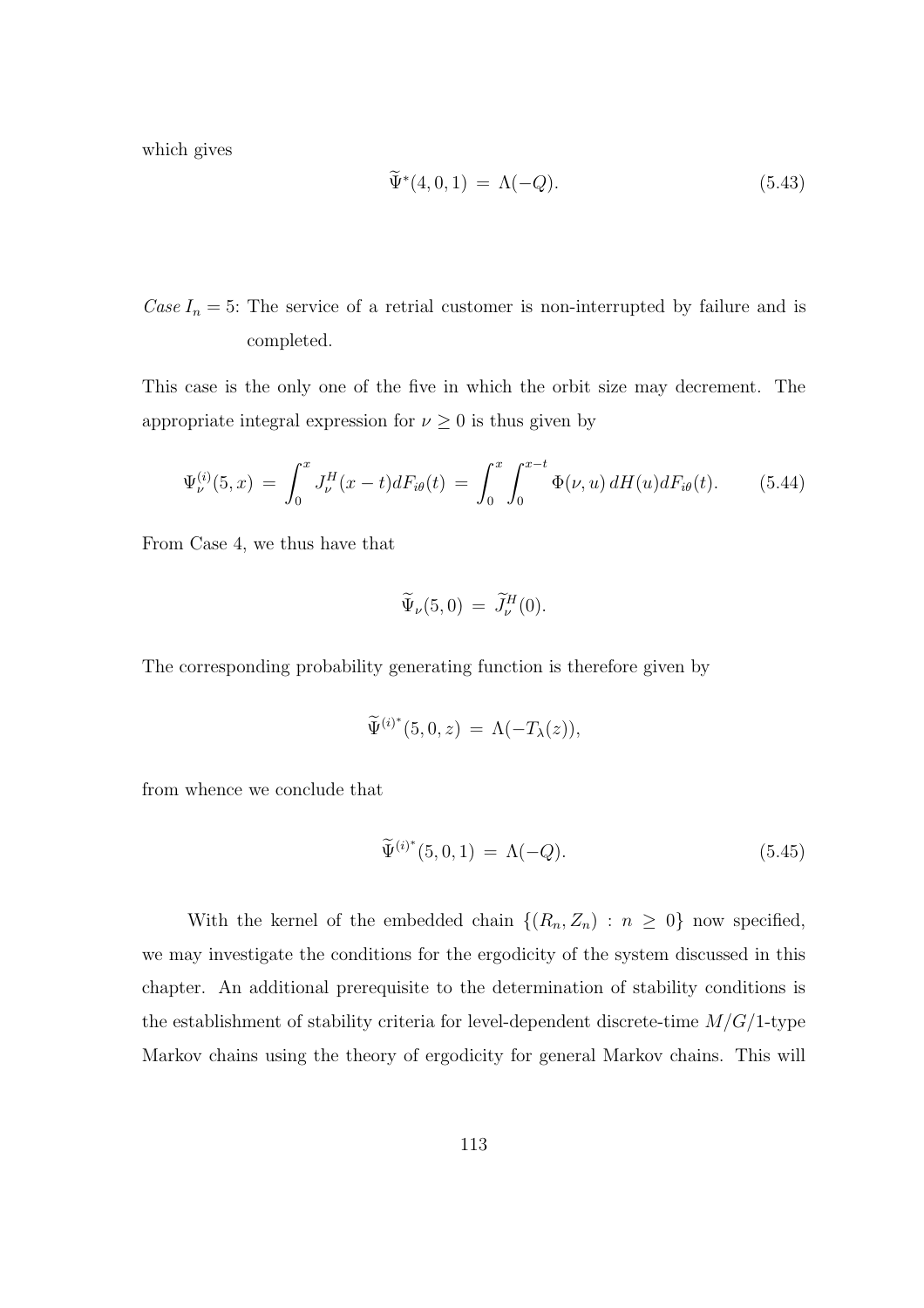which gives

$$\widetilde{\Psi}^*(4, 0, 1) \;=\; \Lambda(-Q). \tag{5.43}$$

*Case* $I_n = 5$: The service of a retrial customer is non-interrupted by failure and is completed.

This case is the only one of the five in which the orbit size may decrement. The appropriate integral expression for $\nu \geq 0$ is thus given by

$$\Psi_\nu^{(i)}(5, x) \;=\; \int_0^x J_\nu^H(x-t) dF_{i\theta}(t) \;=\; \int_0^x \int_0^{x-t} \Phi(\nu, u)\, dH(u) dF_{i\theta}(t). \tag{5.44}$$

From Case 4, we thus have that

$$\widetilde{\Psi}_\nu(5, 0) \;=\; \widetilde{J}_\nu^H(0).$$

The corresponding probability generating function is therefore given by

$$\widetilde{\Psi}^{(i)^*}(5, 0, z) \;=\; \Lambda(-T_\lambda(z)),$$

from whence we conclude that

$$\widetilde{\Psi}^{(i)^*}(5, 0, 1) \;=\; \Lambda(-Q). \tag{5.45}$$

With the kernel of the embedded chain $\{(R_n, Z_n) : n \geq 0\}$ now specified, we may investigate the conditions for the ergodicity of the system discussed in this chapter. An additional prerequisite to the determination of stability conditions is the establishment of stability criteria for level-dependent discrete-time $M/G/1$-type Markov chains using the theory of ergodicity for general Markov chains. This will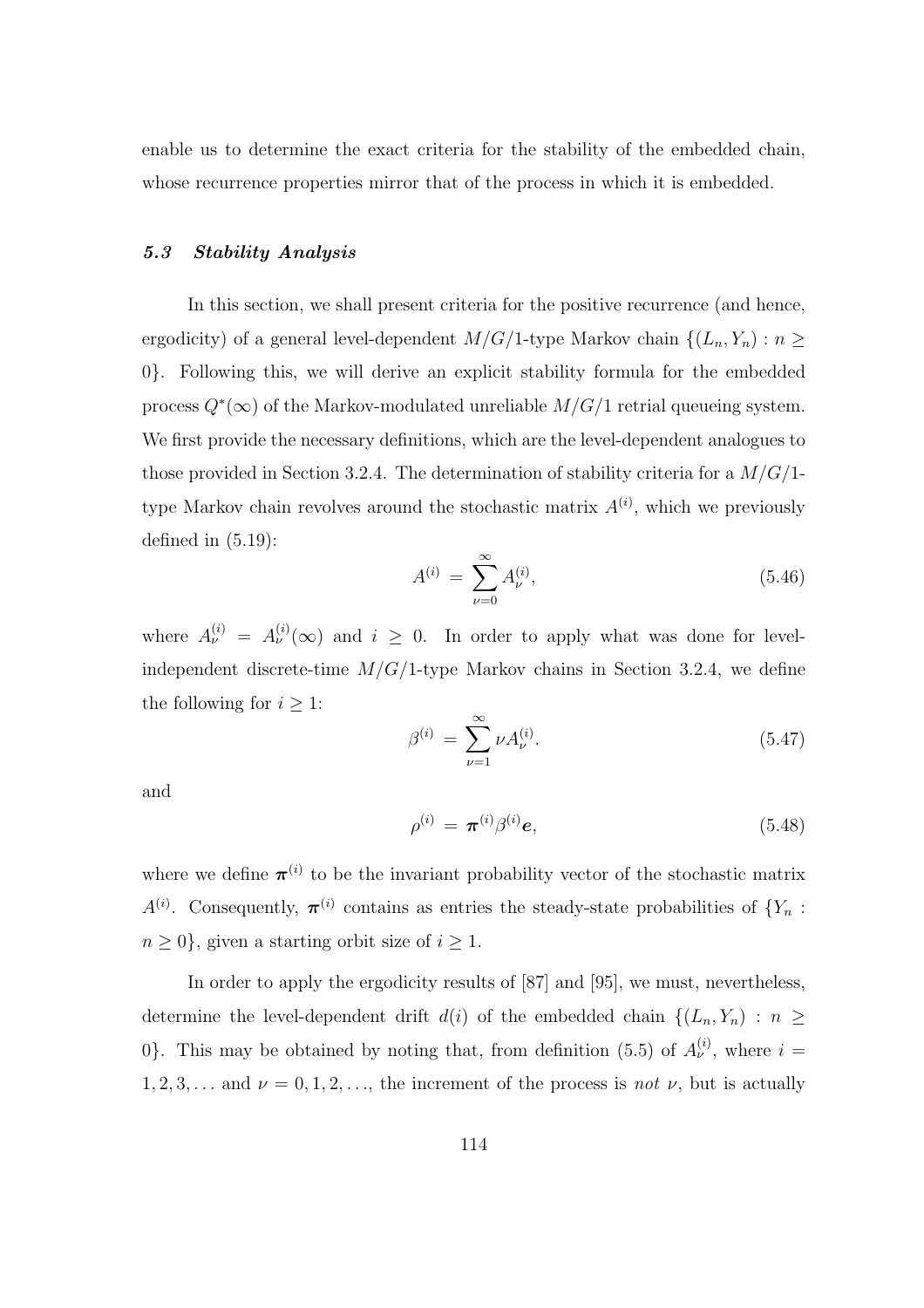enable us to determine the exact criteria for the stability of the embedded chain, whose recurrence properties mirror that of the process in which it is embedded.

### *5.3 Stability Analysis*

In this section, we shall present criteria for the positive recurrence (and hence, ergodicity) of a general level-dependent $M/G/1$-type Markov chain $\{(L_n, Y_n) : n \geq 0\}$. Following this, we will derive an explicit stability formula for the embedded process $Q^*(\infty)$ of the Markov-modulated unreliable $M/G/1$ retrial queueing system. We first provide the necessary definitions, which are the level-dependent analogues to those provided in Section 3.2.4. The determination of stability criteria for a $M/G/1$-type Markov chain revolves around the stochastic matrix $A^{(i)}$, which we previously defined in (5.19):

$$A^{(i)} = \sum_{\nu=0}^{\infty} A_{\nu}^{(i)}, \tag{5.46}$$

where $A_{\nu}^{(i)} = A_{\nu}^{(i)}(\infty)$ and $i \geq 0$. In order to apply what was done for level-independent discrete-time $M/G/1$-type Markov chains in Section 3.2.4, we define the following for $i \geq 1$:

$$\beta^{(i)} = \sum_{\nu=1}^{\infty} \nu A_{\nu}^{(i)}. \tag{5.47}$$

and

$$\rho^{(i)} = \boldsymbol{\pi}^{(i)} \beta^{(i)} \boldsymbol{e}, \tag{5.48}$$

where we define $\boldsymbol{\pi}^{(i)}$ to be the invariant probability vector of the stochastic matrix $A^{(i)}$. Consequently, $\boldsymbol{\pi}^{(i)}$ contains as entries the steady-state probabilities of $\{Y_n : n \geq 0\}$, given a starting orbit size of $i \geq 1$.

In order to apply the ergodicity results of [87] and [95], we must, nevertheless, determine the level-dependent drift $d(i)$ of the embedded chain $\{(L_n, Y_n) : n \geq 0\}$. This may be obtained by noting that, from definition (5.5) of $A_{\nu}^{(i)}$, where $i = 1, 2, 3, \ldots$ and $\nu = 0, 1, 2, \ldots$, the increment of the process is *not* $\nu$, but is actually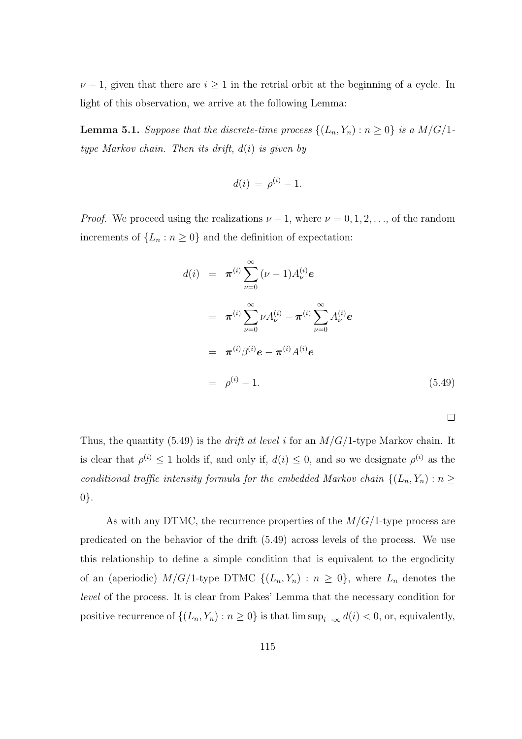$\nu - 1$, given that there are $i \geq 1$ in the retrial orbit at the beginning of a cycle. In light of this observation, we arrive at the following Lemma:

**Lemma 5.1.** *Suppose that the discrete-time process $\{(L_n, Y_n) : n \geq 0\}$ is a $M/G/1$-type Markov chain. Then its drift, $d(i)$ is given by*

$$d(i) \;=\; \rho^{(i)} - 1.$$

*Proof.* We proceed using the realizations $\nu - 1$, where $\nu = 0, 1, 2, \ldots$, of the random increments of $\{L_n : n \geq 0\}$ and the definition of expectation:

$$\begin{aligned}
d(i) &= \boldsymbol{\pi}^{(i)} \sum_{\nu=0}^{\infty} (\nu - 1) A_{\nu}^{(i)} \boldsymbol{e} \\
&= \boldsymbol{\pi}^{(i)} \sum_{\nu=0}^{\infty} \nu A_{\nu}^{(i)} - \boldsymbol{\pi}^{(i)} \sum_{\nu=0}^{\infty} A_{\nu}^{(i)} \boldsymbol{e} \\
&= \boldsymbol{\pi}^{(i)} \beta^{(i)} \boldsymbol{e} - \boldsymbol{\pi}^{(i)} A^{(i)} \boldsymbol{e} \\
&= \rho^{(i)} - 1. \qquad (5.49)
\end{aligned}$$

$\square$

Thus, the quantity (5.49) is the *drift at level i* for an $M/G/1$-type Markov chain. It is clear that $\rho^{(i)} \leq 1$ holds if, and only if, $d(i) \leq 0$, and so we designate $\rho^{(i)}$ as the *conditional traffic intensity formula for the embedded Markov chain $\{(L_n, Y_n) : n \geq 0\}$*.

As with any DTMC, the recurrence properties of the $M/G/1$-type process are predicated on the behavior of the drift (5.49) across levels of the process. We use this relationship to define a simple condition that is equivalent to the ergodicity of an (aperiodic) $M/G/1$-type DTMC $\{(L_n, Y_n) : n \geq 0\}$, where $L_n$ denotes the *level* of the process. It is clear from Pakes' Lemma that the necessary condition for positive recurrence of $\{(L_n, Y_n) : n \geq 0\}$ is that $\limsup_{i \to \infty} d(i) < 0$, or, equivalently,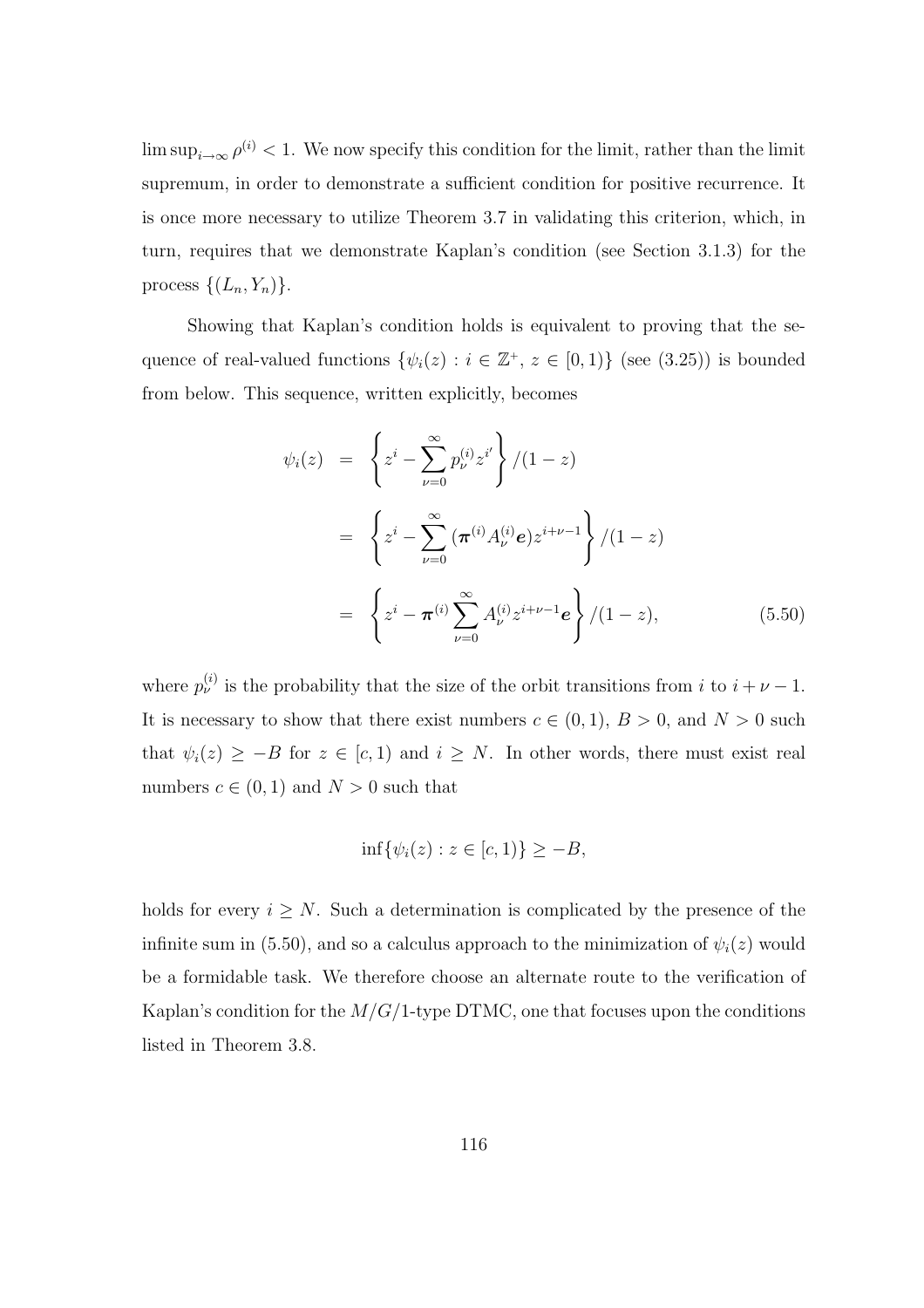$\limsup_{i\to\infty} \rho^{(i)} < 1$. We now specify this condition for the limit, rather than the limit supremum, in order to demonstrate a sufficient condition for positive recurrence. It is once more necessary to utilize Theorem 3.7 in validating this criterion, which, in turn, requires that we demonstrate Kaplan's condition (see Section 3.1.3) for the process $\{(L_n, Y_n)\}$.

Showing that Kaplan's condition holds is equivalent to proving that the sequence of real-valued functions $\{\psi_i(z) : i \in \mathbb{Z}^+,\ z \in [0, 1)\}$ (see (3.25)) is bounded from below. This sequence, written explicitly, becomes

$$
\begin{aligned}
\psi_i(z) &= \left\{ z^i - \sum_{\nu=0}^{\infty} p_\nu^{(i)} z^{i'} \right\} / (1 - z) \\
&= \left\{ z^i - \sum_{\nu=0}^{\infty} (\boldsymbol{\pi}^{(i)} A_\nu^{(i)} \boldsymbol{e}) z^{i+\nu-1} \right\} / (1 - z) \\
&= \left\{ z^i - \boldsymbol{\pi}^{(i)} \sum_{\nu=0}^{\infty} A_\nu^{(i)} z^{i+\nu-1} \boldsymbol{e} \right\} / (1 - z), \qquad (5.50)
\end{aligned}
$$

where $p_\nu^{(i)}$ is the probability that the size of the orbit transitions from $i$ to $i + \nu - 1$. It is necessary to show that there exist numbers $c \in (0, 1)$, $B > 0$, and $N > 0$ such that $\psi_i(z) \geq -B$ for $z \in [c, 1)$ and $i \geq N$. In other words, there must exist real numbers $c \in (0, 1)$ and $N > 0$ such that

$$
\inf\{\psi_i(z) : z \in [c, 1)\} \geq -B,
$$

holds for every $i \geq N$. Such a determination is complicated by the presence of the infinite sum in (5.50), and so a calculus approach to the minimization of $\psi_i(z)$ would be a formidable task. We therefore choose an alternate route to the verification of Kaplan's condition for the $M/G/1$-type DTMC, one that focuses upon the conditions listed in Theorem 3.8.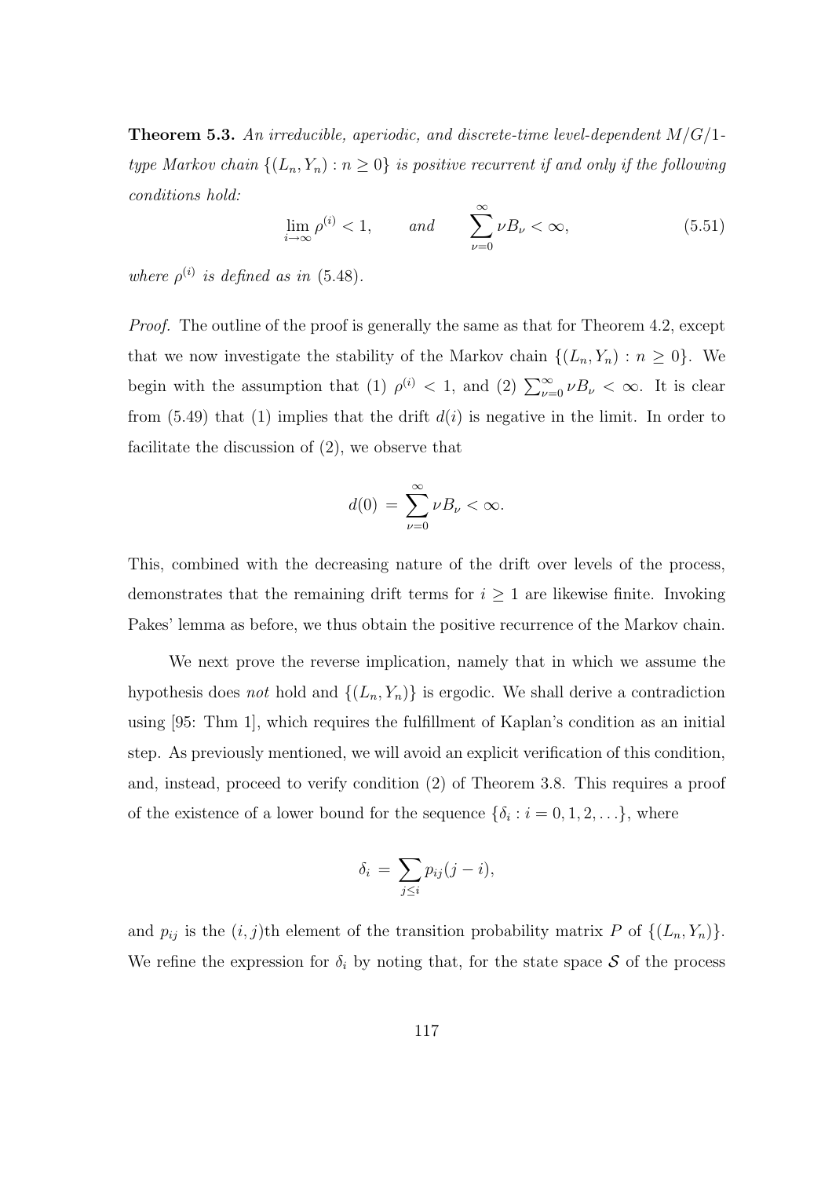**Theorem 5.3.** *An irreducible, aperiodic, and discrete-time level-dependent $M/G/1$-type Markov chain $\{(L_n, Y_n) : n \geq 0\}$ is positive recurrent if and only if the following conditions hold:*

$$\lim_{i\to\infty} \rho^{(i)} < 1, \qquad \textit{and} \qquad \sum_{\nu=0}^{\infty} \nu B_\nu < \infty, \tag{5.51}$$

*where $\rho^{(i)}$ is defined as in* (5.48).

*Proof.* The outline of the proof is generally the same as that for Theorem 4.2, except that we now investigate the stability of the Markov chain $\{(L_n, Y_n) : n \geq 0\}$. We begin with the assumption that (1) $\rho^{(i)} < 1$, and (2) $\sum_{\nu=0}^{\infty} \nu B_\nu < \infty$. It is clear from (5.49) that (1) implies that the drift $d(i)$ is negative in the limit. In order to facilitate the discussion of (2), we observe that

$$d(0) = \sum_{\nu=0}^{\infty} \nu B_\nu < \infty.$$

This, combined with the decreasing nature of the drift over levels of the process, demonstrates that the remaining drift terms for $i \geq 1$ are likewise finite. Invoking Pakes' lemma as before, we thus obtain the positive recurrence of the Markov chain.

We next prove the reverse implication, namely that in which we assume the hypothesis does *not* hold and $\{(L_n, Y_n)\}$ is ergodic. We shall derive a contradiction using [95: Thm 1], which requires the fulfillment of Kaplan's condition as an initial step. As previously mentioned, we will avoid an explicit verification of this condition, and, instead, proceed to verify condition (2) of Theorem 3.8. This requires a proof of the existence of a lower bound for the sequence $\{\delta_i : i = 0, 1, 2, \ldots\}$, where

$$\delta_i = \sum_{j \leq i} p_{ij}(j - i),$$

and $p_{ij}$ is the $(i, j)$th element of the transition probability matrix $P$ of $\{(L_n, Y_n)\}$. We refine the expression for $\delta_i$ by noting that, for the state space $\mathcal{S}$ of the process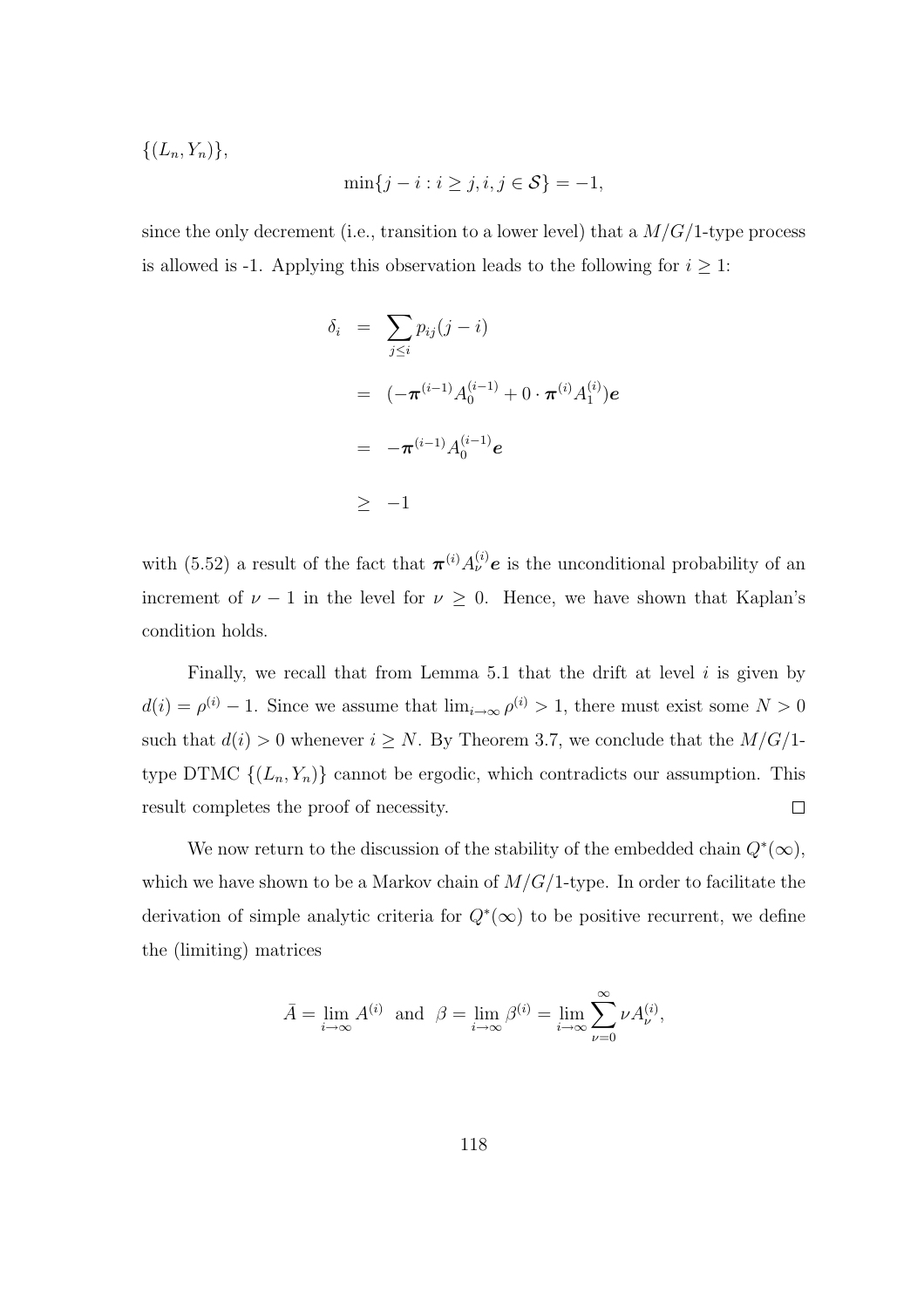$\{(L_n, Y_n)\}$,

$$\min\{j - i : i \geq j, i, j \in \mathcal{S}\} = -1,$$

since the only decrement (i.e., transition to a lower level) that a $M/G/1$-type process is allowed is -1. Applying this observation leads to the following for $i \geq 1$:

$$\begin{aligned}
\delta_i &= \sum_{j \leq i} p_{ij}(j - i) \\
&= (-\boldsymbol{\pi}^{(i-1)} A_0^{(i-1)} + 0 \cdot \boldsymbol{\pi}^{(i)} A_1^{(i)})\boldsymbol{e} \\
&= -\boldsymbol{\pi}^{(i-1)} A_0^{(i-1)} \boldsymbol{e} \\
&\geq -1
\end{aligned}$$

with (5.52) a result of the fact that $\boldsymbol{\pi}^{(i)} A_\nu^{(i)} \boldsymbol{e}$ is the unconditional probability of an increment of $\nu - 1$ in the level for $\nu \geq 0$. Hence, we have shown that Kaplan's condition holds.

Finally, we recall that from Lemma 5.1 that the drift at level $i$ is given by $d(i) = \rho^{(i)} - 1$. Since we assume that $\lim_{i \to \infty} \rho^{(i)} > 1$, there must exist some $N > 0$ such that $d(i) > 0$ whenever $i \geq N$. By Theorem 3.7, we conclude that the $M/G/1$-type DTMC $\{(L_n, Y_n)\}$ cannot be ergodic, which contradicts our assumption. This result completes the proof of necessity. □

We now return to the discussion of the stability of the embedded chain $Q^*(\infty)$, which we have shown to be a Markov chain of $M/G/1$-type. In order to facilitate the derivation of simple analytic criteria for $Q^*(\infty)$ to be positive recurrent, we define the (limiting) matrices

$$\bar{A} = \lim_{i \to \infty} A^{(i)} \text{ and } \beta = \lim_{i \to \infty} \beta^{(i)} = \lim_{i \to \infty} \sum_{\nu=0}^{\infty} \nu A_\nu^{(i)},$$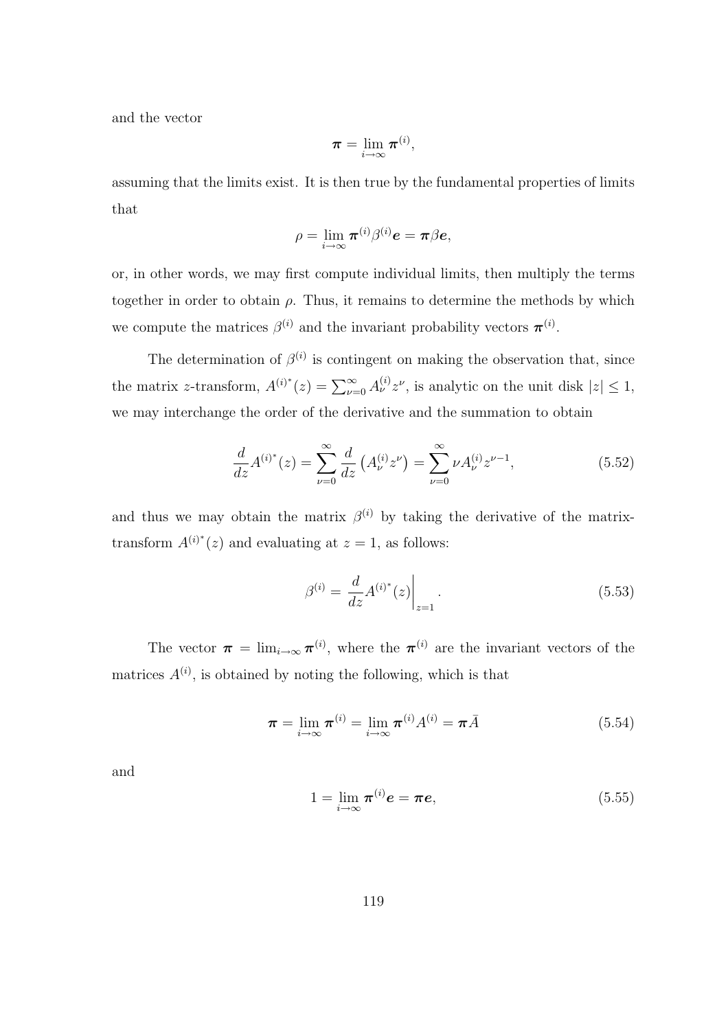and the vector

$$\boldsymbol{\pi} = \lim_{i\to\infty} \boldsymbol{\pi}^{(i)},$$

assuming that the limits exist. It is then true by the fundamental properties of limits that

$$\rho = \lim_{i\to\infty} \boldsymbol{\pi}^{(i)} \beta^{(i)} \boldsymbol{e} = \boldsymbol{\pi}\beta\boldsymbol{e},$$

or, in other words, we may first compute individual limits, then multiply the terms together in order to obtain $\rho$. Thus, it remains to determine the methods by which we compute the matrices $\beta^{(i)}$ and the invariant probability vectors $\boldsymbol{\pi}^{(i)}$.

The determination of $\beta^{(i)}$ is contingent on making the observation that, since the matrix $z$-transform, $A^{(i)^*}(z) = \sum_{\nu=0}^{\infty} A_\nu^{(i)} z^\nu$, is analytic on the unit disk $|z| \leq 1$, we may interchange the order of the derivative and the summation to obtain

$$\frac{d}{dz} A^{(i)^*}(z) = \sum_{\nu=0}^{\infty} \frac{d}{dz}\left(A_\nu^{(i)} z^\nu\right) = \sum_{\nu=0}^{\infty} \nu A_\nu^{(i)} z^{\nu-1}, \tag{5.52}$$

and thus we may obtain the matrix $\beta^{(i)}$ by taking the derivative of the matrix-transform $A^{(i)^*}(z)$ and evaluating at $z = 1$, as follows:

$$\beta^{(i)} = \left.\frac{d}{dz} A^{(i)^*}(z)\right|_{z=1}. \tag{5.53}$$

The vector $\boldsymbol{\pi} = \lim_{i\to\infty} \boldsymbol{\pi}^{(i)}$, where the $\boldsymbol{\pi}^{(i)}$ are the invariant vectors of the matrices $A^{(i)}$, is obtained by noting the following, which is that

$$\boldsymbol{\pi} = \lim_{i\to\infty} \boldsymbol{\pi}^{(i)} = \lim_{i\to\infty} \boldsymbol{\pi}^{(i)} A^{(i)} = \boldsymbol{\pi}\bar{A} \tag{5.54}$$

and

$$1 = \lim_{i\to\infty} \boldsymbol{\pi}^{(i)} \boldsymbol{e} = \boldsymbol{\pi}\boldsymbol{e}, \tag{5.55}$$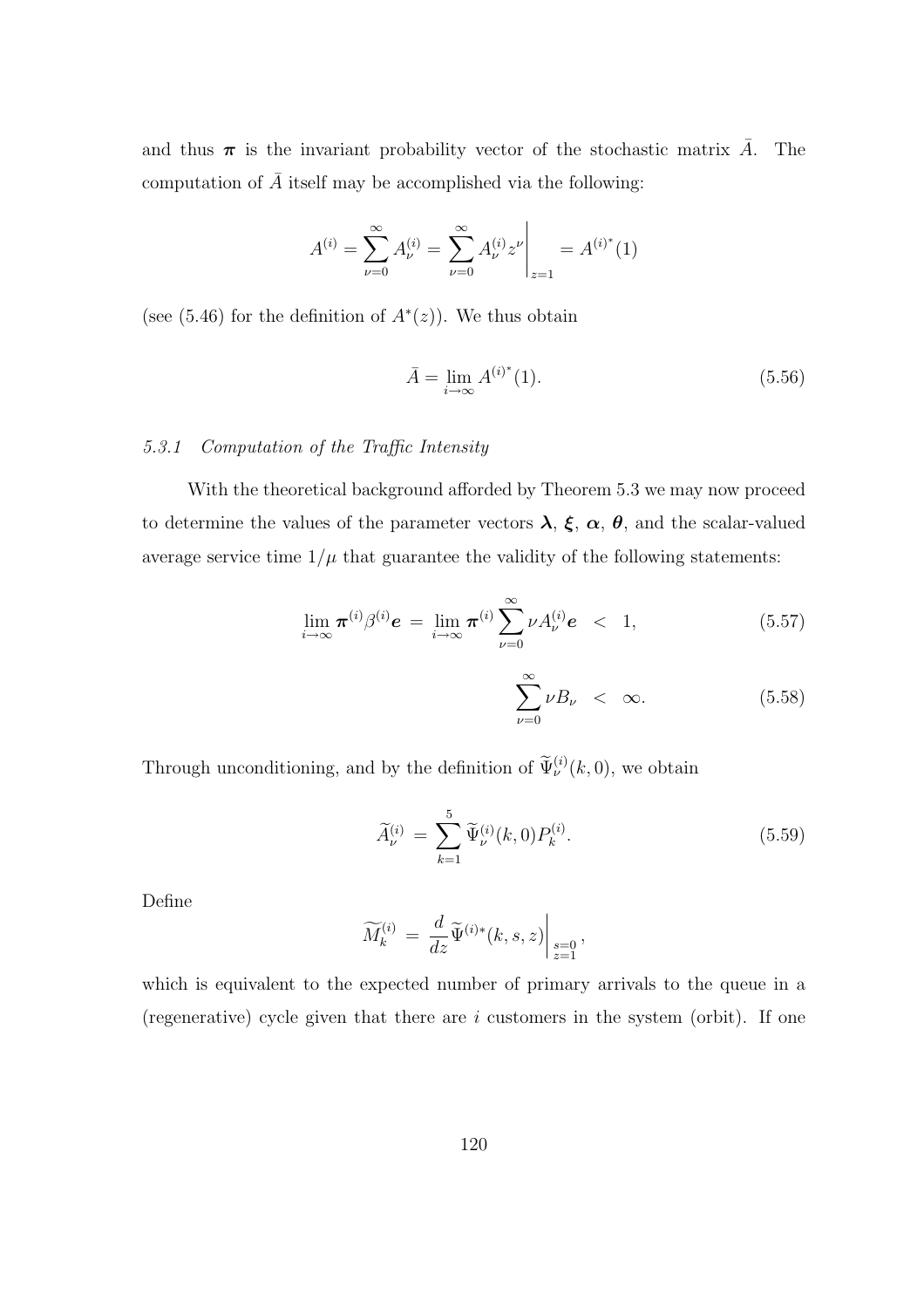and thus $\boldsymbol{\pi}$ is the invariant probability vector of the stochastic matrix $\bar{A}$. The computation of $\bar{A}$ itself may be accomplished via the following:

$$A^{(i)} = \sum_{\nu=0}^{\infty} A_{\nu}^{(i)} = \sum_{\nu=0}^{\infty} A_{\nu}^{(i)} z^{\nu} \Bigg|_{z=1} = A^{(i)^*}(1)$$

(see (5.46) for the definition of $A^*(z)$). We thus obtain

$$\bar{A} = \lim_{i \to \infty} A^{(i)^*}(1). \tag{5.56}$$

### 5.3.1 *Computation of the Traffic Intensity*

With the theoretical background afforded by Theorem 5.3 we may now proceed to determine the values of the parameter vectors $\boldsymbol{\lambda}$, $\boldsymbol{\xi}$, $\boldsymbol{\alpha}$, $\boldsymbol{\theta}$, and the scalar-valued average service time $1/\mu$ that guarantee the validity of the following statements:

$$\lim_{i \to \infty} \boldsymbol{\pi}^{(i)} \beta^{(i)} \boldsymbol{e} \; = \; \lim_{i \to \infty} \boldsymbol{\pi}^{(i)} \sum_{\nu=0}^{\infty} \nu A_{\nu}^{(i)} \boldsymbol{e} \;\; < \;\; 1, \tag{5.57}$$

$$\sum_{\nu=0}^{\infty} \nu B_{\nu} \;\; < \;\; \infty. \tag{5.58}$$

Through unconditioning, and by the definition of $\widetilde{\Psi}_{\nu}^{(i)}(k, 0)$, we obtain

$$\widetilde{A}_{\nu}^{(i)} \; = \; \sum_{k=1}^{5} \widetilde{\Psi}_{\nu}^{(i)}(k, 0) P_k^{(i)}. \tag{5.59}$$

Define

$$\widetilde{M}_k^{(i)} \; = \; \frac{d}{dz} \widetilde{\Psi}^{(i)*}(k, s, z) \Bigg|_{\substack{s=0 \\ z=1}},$$

which is equivalent to the expected number of primary arrivals to the queue in a (regenerative) cycle given that there are $i$ customers in the system (orbit). If one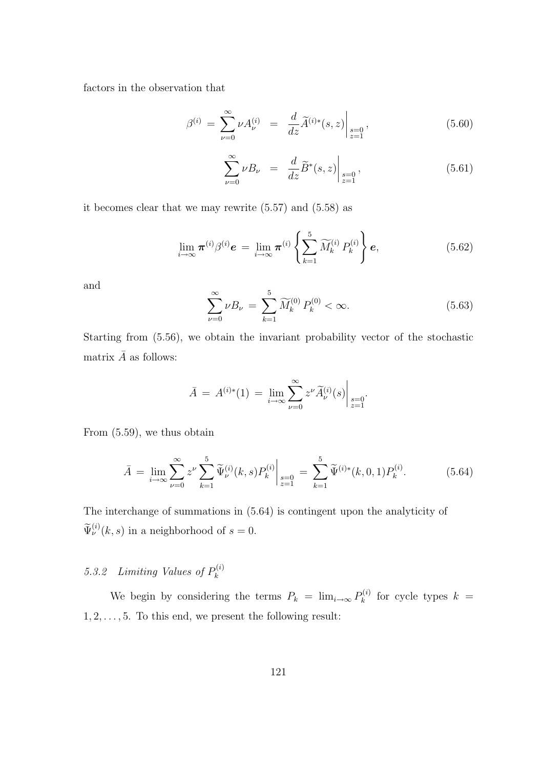factors in the observation that

$$\beta^{(i)} = \sum_{\nu=0}^{\infty} \nu A_{\nu}^{(i)} = \left. \frac{d}{dz} \widetilde{A}^{(i)*}(s,z) \right|_{\substack{s=0 \\ z=1}}, \tag{5.60}$$

$$\sum_{\nu=0}^{\infty} \nu B_{\nu} = \left. \frac{d}{dz} \widetilde{B}^{*}(s,z) \right|_{\substack{s=0 \\ z=1}}, \tag{5.61}$$

it becomes clear that we may rewrite (5.57) and (5.58) as

$$\lim_{i\to\infty} \boldsymbol{\pi}^{(i)} \beta^{(i)} \boldsymbol{e} = \lim_{i\to\infty} \boldsymbol{\pi}^{(i)} \left\{ \sum_{k=1}^{5} \widetilde{M}_k^{(i)} \, P_k^{(i)} \right\} \boldsymbol{e}, \tag{5.62}$$

and

$$\sum_{\nu=0}^{\infty} \nu B_{\nu} = \sum_{k=1}^{5} \widetilde{M}_k^{(0)} \, P_k^{(0)} < \infty. \tag{5.63}$$

Starting from (5.56), we obtain the invariant probability vector of the stochastic matrix $\bar{A}$ as follows:

$$\bar{A} = A^{(i)*}(1) = \lim_{i\to\infty} \sum_{\nu=0}^{\infty} z^{\nu} \widetilde{A}_{\nu}^{(i)}(s) \Bigg|_{\substack{s=0 \\ z=1}}.$$

From (5.59), we thus obtain

$$\bar{A} = \lim_{i\to\infty} \sum_{\nu=0}^{\infty} z^{\nu} \sum_{k=1}^{5} \widetilde{\Psi}_{\nu}^{(i)}(k,s) P_k^{(i)} \Bigg|_{\substack{s=0 \\ z=1}} = \sum_{k=1}^{5} \widetilde{\Psi}^{(i)*}(k,0,1) P_k^{(i)}. \tag{5.64}$$

The interchange of summations in (5.64) is contingent upon the analyticity of $\widetilde{\Psi}_{\nu}^{(i)}(k,s)$ in a neighborhood of $s = 0$.

### 5.3.2 *Limiting Values of* $P_k^{(i)}$

We begin by considering the terms $P_k = \lim_{i\to\infty} P_k^{(i)}$ for cycle types $k = 1, 2, \ldots, 5$. To this end, we present the following result: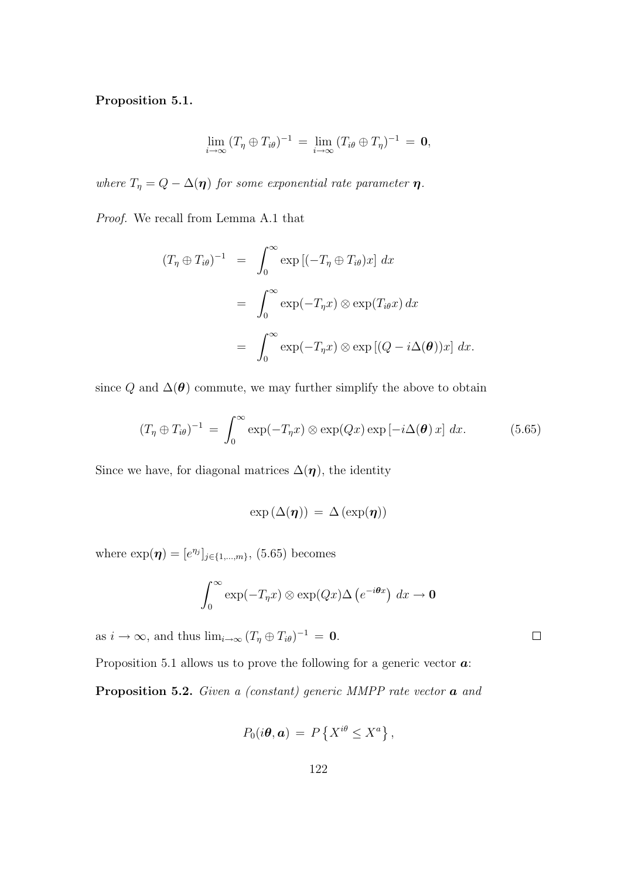**Proposition 5.1.**

$$\lim_{i\to\infty} (T_\eta \oplus T_{i\theta})^{-1} \,=\, \lim_{i\to\infty} (T_{i\theta} \oplus T_\eta)^{-1} \,=\, \mathbf{0},$$

*where $T_\eta = Q - \Delta(\boldsymbol{\eta})$ for some exponential rate parameter $\boldsymbol{\eta}$.*

*Proof.* We recall from Lemma A.1 that

$$\begin{aligned}
(T_\eta \oplus T_{i\theta})^{-1} &= \int_0^\infty \exp\left[(-T_\eta \oplus T_{i\theta})x\right]\, dx \\
&= \int_0^\infty \exp(-T_\eta x) \otimes \exp(T_{i\theta} x)\, dx \\
&= \int_0^\infty \exp(-T_\eta x) \otimes \exp\left[(Q - i\Delta(\boldsymbol{\theta}))x\right]\, dx.
\end{aligned}$$

since $Q$ and $\Delta(\boldsymbol{\theta})$ commute, we may further simplify the above to obtain

$$(T_\eta \oplus T_{i\theta})^{-1} \,=\, \int_0^\infty \exp(-T_\eta x) \otimes \exp(Qx) \exp\left[-i\Delta(\boldsymbol{\theta})\, x\right]\, dx. \tag{5.65}$$

Since we have, for diagonal matrices $\Delta(\boldsymbol{\eta})$, the identity

$$\exp\left(\Delta(\boldsymbol{\eta})\right) \,=\, \Delta\left(\exp(\boldsymbol{\eta})\right)$$

where $\exp(\boldsymbol{\eta}) = [e^{\eta_j}]_{j\in\{1,\ldots,m\}}$, (5.65) becomes

$$\int_0^\infty \exp(-T_\eta x) \otimes \exp(Qx)\Delta\left(e^{-i\boldsymbol{\theta}x}\right)\, dx \to \mathbf{0}$$

as $i \to \infty$, and thus $\lim_{i\to\infty} (T_\eta \oplus T_{i\theta})^{-1} \,=\, \mathbf{0}$. ◻

Proposition 5.1 allows us to prove the following for a generic vector $\boldsymbol{a}$:

**Proposition 5.2.** *Given a (constant) generic MMPP rate vector $\boldsymbol{a}$ and*

$$P_0(i\boldsymbol{\theta}, \boldsymbol{a}) \,=\, P\left\{X^{i\theta} \leq X^a\right\},$$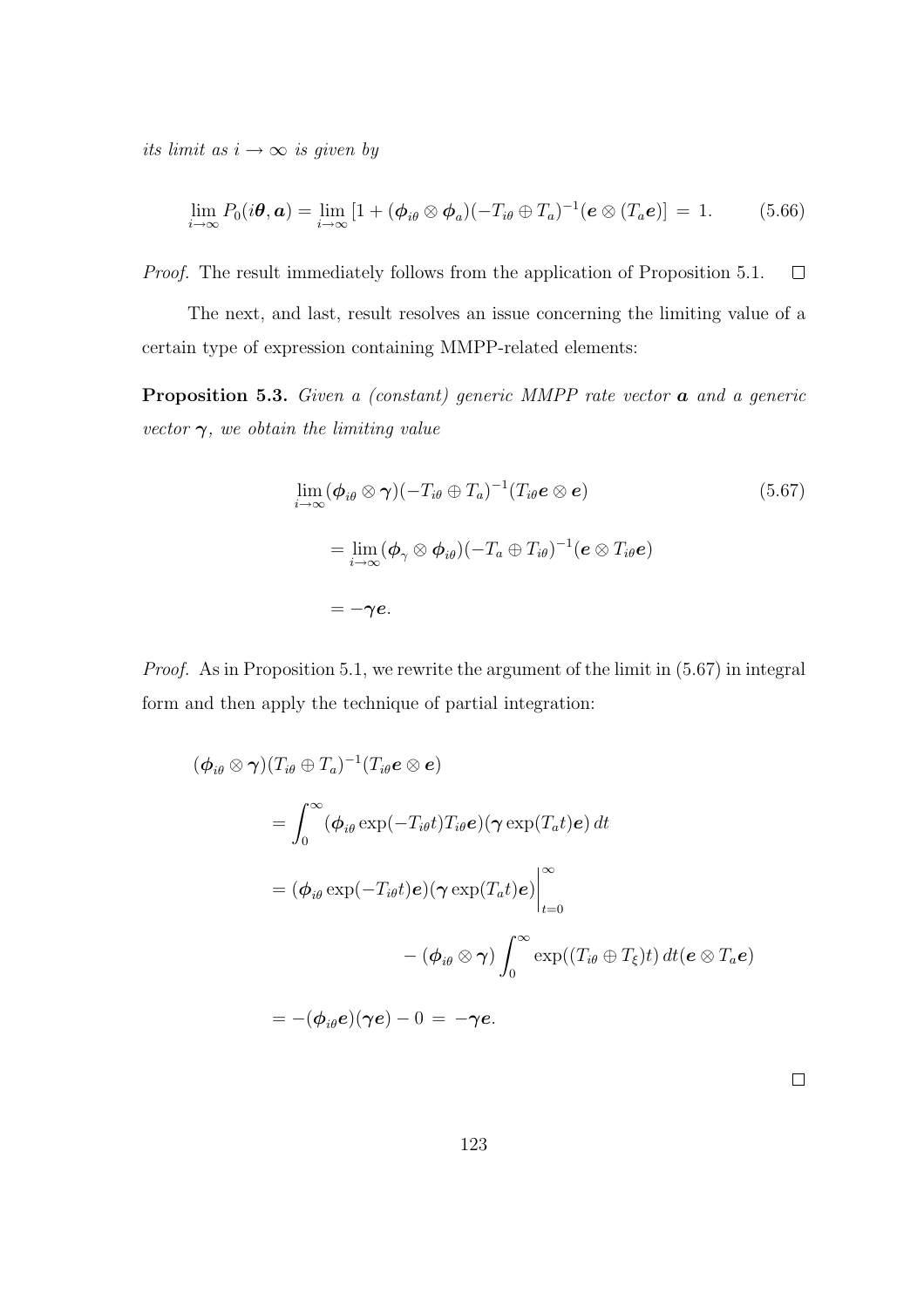*its limit as $i \to \infty$ is given by*

$$\lim_{i\to\infty} P_0(i\boldsymbol{\theta}, \boldsymbol{a}) = \lim_{i\to\infty} [1 + (\boldsymbol{\phi}_{i\theta} \otimes \boldsymbol{\phi}_a)(-T_{i\theta} \oplus T_a)^{-1}(\boldsymbol{e} \otimes (T_a\boldsymbol{e})] \,=\, 1. \tag{5.66}$$

*Proof.* The result immediately follows from the application of Proposition 5.1. $\square$

The next, and last, result resolves an issue concerning the limiting value of a certain type of expression containing MMPP-related elements:

**Proposition 5.3.** *Given a (constant) generic MMPP rate vector $\boldsymbol{a}$ and a generic vector $\boldsymbol{\gamma}$, we obtain the limiting value*

$$\begin{aligned}
&\lim_{i\to\infty} (\boldsymbol{\phi}_{i\theta} \otimes \boldsymbol{\gamma})(-T_{i\theta} \oplus T_a)^{-1}(T_{i\theta}\boldsymbol{e} \otimes \boldsymbol{e}) \\
&\quad = \lim_{i\to\infty} (\boldsymbol{\phi}_{\gamma} \otimes \boldsymbol{\phi}_{i\theta})(-T_a \oplus T_{i\theta})^{-1}(\boldsymbol{e} \otimes T_{i\theta}\boldsymbol{e}) \\
&\quad = -\boldsymbol{\gamma}\boldsymbol{e}.
\end{aligned} \tag{5.67}$$

*Proof.* As in Proposition 5.1, we rewrite the argument of the limit in (5.67) in integral form and then apply the technique of partial integration:

$$\begin{aligned}
&(\boldsymbol{\phi}_{i\theta} \otimes \boldsymbol{\gamma})(T_{i\theta} \oplus T_a)^{-1}(T_{i\theta}\boldsymbol{e} \otimes \boldsymbol{e}) \\
&\quad = \int_0^\infty (\boldsymbol{\phi}_{i\theta} \exp(-T_{i\theta}t)T_{i\theta}\boldsymbol{e})(\boldsymbol{\gamma} \exp(T_a t)\boldsymbol{e})\, dt \\
&\quad = (\boldsymbol{\phi}_{i\theta} \exp(-T_{i\theta}t)\boldsymbol{e})(\boldsymbol{\gamma} \exp(T_a t)\boldsymbol{e})\Big|_{t=0}^{\infty} \\
&\qquad\qquad - (\boldsymbol{\phi}_{i\theta} \otimes \boldsymbol{\gamma}) \int_0^\infty \exp((T_{i\theta} \oplus T_\xi)t)\, dt(\boldsymbol{e} \otimes T_a\boldsymbol{e}) \\
&\quad = -(\boldsymbol{\phi}_{i\theta}\boldsymbol{e})(\boldsymbol{\gamma}\boldsymbol{e}) - 0 \,=\, -\boldsymbol{\gamma}\boldsymbol{e}.
\end{aligned}$$

$\square$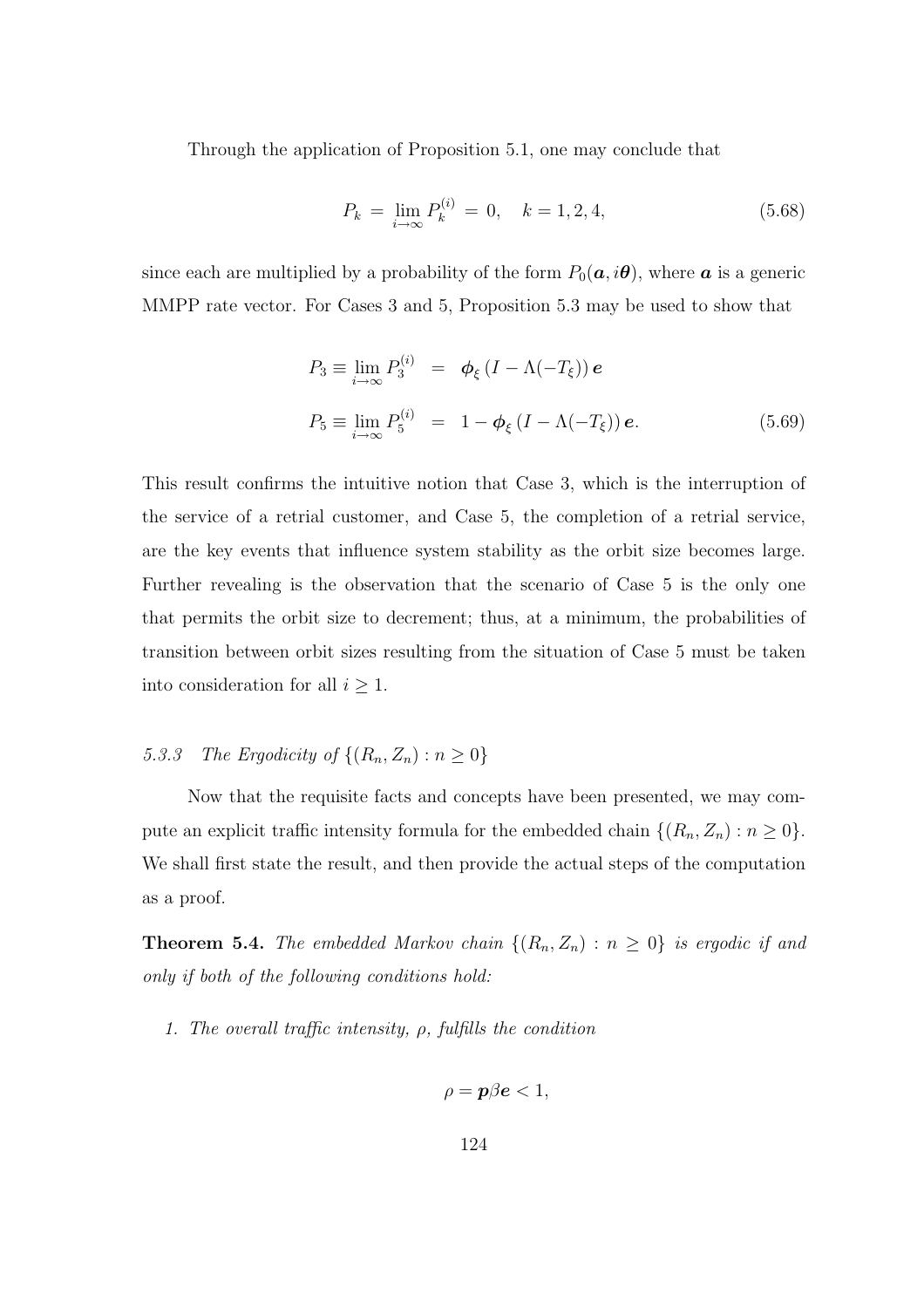Through the application of Proposition 5.1, one may conclude that

$$P_k = \lim_{i\to\infty} P_k^{(i)} = 0, \quad k = 1, 2, 4, \tag{5.68}$$

since each are multiplied by a probability of the form $P_0(\boldsymbol{a}, i\boldsymbol{\theta})$, where $\boldsymbol{a}$ is a generic MMPP rate vector. For Cases 3 and 5, Proposition 5.3 may be used to show that

$$\begin{aligned} P_3 \equiv \lim_{i\to\infty} P_3^{(i)} &= \boldsymbol{\phi}_\xi \left(I - \Lambda(-T_\xi)\right) \boldsymbol{e} \\ P_5 \equiv \lim_{i\to\infty} P_5^{(i)} &= 1 - \boldsymbol{\phi}_\xi \left(I - \Lambda(-T_\xi)\right) \boldsymbol{e}. \end{aligned} \tag{5.69}$$

This result confirms the intuitive notion that Case 3, which is the interruption of the service of a retrial customer, and Case 5, the completion of a retrial service, are the key events that influence system stability as the orbit size becomes large. Further revealing is the observation that the scenario of Case 5 is the only one that permits the orbit size to decrement; thus, at a minimum, the probabilities of transition between orbit sizes resulting from the situation of Case 5 must be taken into consideration for all $i \geq 1$.

### *5.3.3 The Ergodicity of* $\{(R_n, Z_n) : n \geq 0\}$

Now that the requisite facts and concepts have been presented, we may compute an explicit traffic intensity formula for the embedded chain $\{(R_n, Z_n) : n \geq 0\}$. We shall first state the result, and then provide the actual steps of the computation as a proof.

**Theorem 5.4.** *The embedded Markov chain* $\{(R_n, Z_n) : n \geq 0\}$ *is ergodic if and only if both of the following conditions hold:*

1. *The overall traffic intensity,* $\rho$*, fulfills the condition*

$$\rho = \boldsymbol{p}\beta\boldsymbol{e} < 1,$$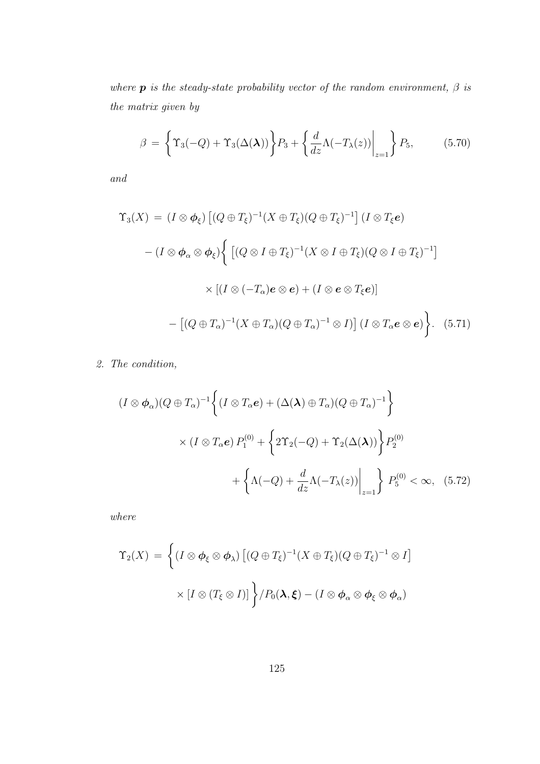*where $\boldsymbol{p}$ is the steady-state probability vector of the random environment, $\beta$ is the matrix given by*

$$\beta \;=\; \left\{ \Upsilon_3(-Q) + \Upsilon_3(\Delta(\boldsymbol{\lambda})) \right\} P_3 + \left\{ \frac{d}{dz}\Lambda(-T_\lambda(z)) \bigg|_{z=1} \right\} P_5, \tag{5.70}$$

*and*

$$\begin{aligned}
\Upsilon_3(X) \;=\; & (I \otimes \boldsymbol{\phi}_\xi) \left[ (Q \oplus T_\xi)^{-1} (X \oplus T_\xi) (Q \oplus T_\xi)^{-1} \right] (I \otimes T_\xi \boldsymbol{e}) \\
& - (I \otimes \boldsymbol{\phi}_\alpha \otimes \boldsymbol{\phi}_\xi) \Bigg\{ \left[ (Q \otimes I \oplus T_\xi)^{-1} (X \otimes I \oplus T_\xi) (Q \otimes I \oplus T_\xi)^{-1} \right] \\
& \qquad \times \left[ (I \otimes (-T_\alpha)\boldsymbol{e} \otimes \boldsymbol{e}) + (I \otimes \boldsymbol{e} \otimes T_\xi \boldsymbol{e}) \right] \\
& \qquad - \left[ (Q \oplus T_\alpha)^{-1} (X \oplus T_\alpha)(Q \oplus T_\alpha)^{-1} \otimes I \right] (I \otimes T_\alpha \boldsymbol{e} \otimes \boldsymbol{e}) \Bigg\}. 
\end{aligned} \tag{5.71}$$

2. *The condition,*

$$\begin{aligned}
& (I \otimes \boldsymbol{\phi}_\alpha)(Q \oplus T_\alpha)^{-1} \left\{ (I \otimes T_\alpha \boldsymbol{e}) + (\Delta(\boldsymbol{\lambda}) \oplus T_\alpha)(Q \oplus T_\alpha)^{-1} \right\} \\
& \qquad \times (I \otimes T_\alpha \boldsymbol{e})\, P_1^{(0)} + \left\{ 2\Upsilon_2(-Q) + \Upsilon_2(\Delta(\boldsymbol{\lambda})) \right\} P_2^{(0)} \\
& \qquad + \left\{ \Lambda(-Q) + \frac{d}{dz}\Lambda(-T_\lambda(z)) \bigg|_{z=1} \right\} P_5^{(0)} < \infty,
\end{aligned} \tag{5.72}$$

*where*

$$\begin{aligned}
\Upsilon_2(X) \;=\; & \Bigg\{ (I \otimes \boldsymbol{\phi}_\xi \otimes \boldsymbol{\phi}_\lambda) \left[ (Q \oplus T_\xi)^{-1} (X \oplus T_\xi)(Q \oplus T_\xi)^{-1} \otimes I \right] \\
& \qquad \times \left[ I \otimes (T_\xi \otimes I) \right] \Bigg\} / P_0(\boldsymbol{\lambda}, \boldsymbol{\xi}) - (I \otimes \boldsymbol{\phi}_\alpha \otimes \boldsymbol{\phi}_\xi \otimes \boldsymbol{\phi}_\alpha)
\end{aligned}$$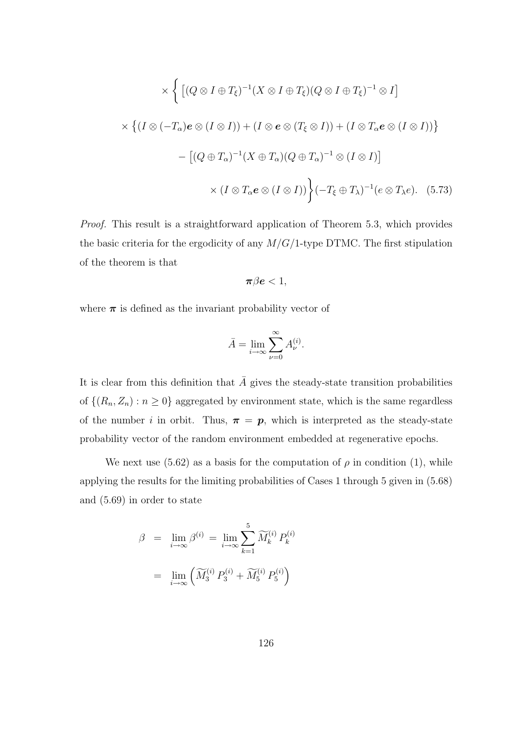$$
\times \Bigg\{ \left[ (Q \otimes I \oplus T_\xi)^{-1} (X \otimes I \oplus T_\xi)(Q \otimes I \oplus T_\xi)^{-1} \otimes I \right]
$$

$$
\times \left\{ (I \otimes (-T_\alpha)\boldsymbol{e} \otimes (I \otimes I)) + (I \otimes \boldsymbol{e} \otimes (T_\xi \otimes I)) + (I \otimes T_\alpha \boldsymbol{e} \otimes (I \otimes I)) \right\}
$$

$$
- \left[ (Q \oplus T_\alpha)^{-1} (X \oplus T_\alpha)(Q \oplus T_\alpha)^{-1} \otimes (I \otimes I) \right]
$$

$$
\times (I \otimes T_\alpha \boldsymbol{e} \otimes (I \otimes I)) \Bigg\} (-T_\xi \oplus T_\lambda)^{-1} (e \otimes T_\lambda e). \quad (5.73)
$$

*Proof.* This result is a straightforward application of Theorem 5.3, which provides the basic criteria for the ergodicity of any $M/G/1$-type DTMC. The first stipulation of the theorem is that

$$
\boldsymbol{\pi} \beta \boldsymbol{e} < 1,
$$

where $\boldsymbol{\pi}$ is defined as the invariant probability vector of

$$
\bar{A} = \lim_{i \to \infty} \sum_{\nu=0}^{\infty} A_\nu^{(i)}.
$$

It is clear from this definition that $\bar{A}$ gives the steady-state transition probabilities of $\{(R_n, Z_n) : n \geq 0\}$ aggregated by environment state, which is the same regardless of the number $i$ in orbit. Thus, $\boldsymbol{\pi} = \boldsymbol{p}$, which is interpreted as the steady-state probability vector of the random environment embedded at regenerative epochs.

We next use (5.62) as a basis for the computation of $\rho$ in condition (1), while applying the results for the limiting probabilities of Cases 1 through 5 given in (5.68) and (5.69) in order to state

$$
\begin{aligned}
\beta &= \lim_{i \to \infty} \beta^{(i)} = \lim_{i \to \infty} \sum_{k=1}^{5} \widetilde{M}_k^{(i)} P_k^{(i)} \\
&= \lim_{i \to \infty} \left( \widetilde{M}_3^{(i)} P_3^{(i)} + \widetilde{M}_5^{(i)} P_5^{(i)} \right)
\end{aligned}
$$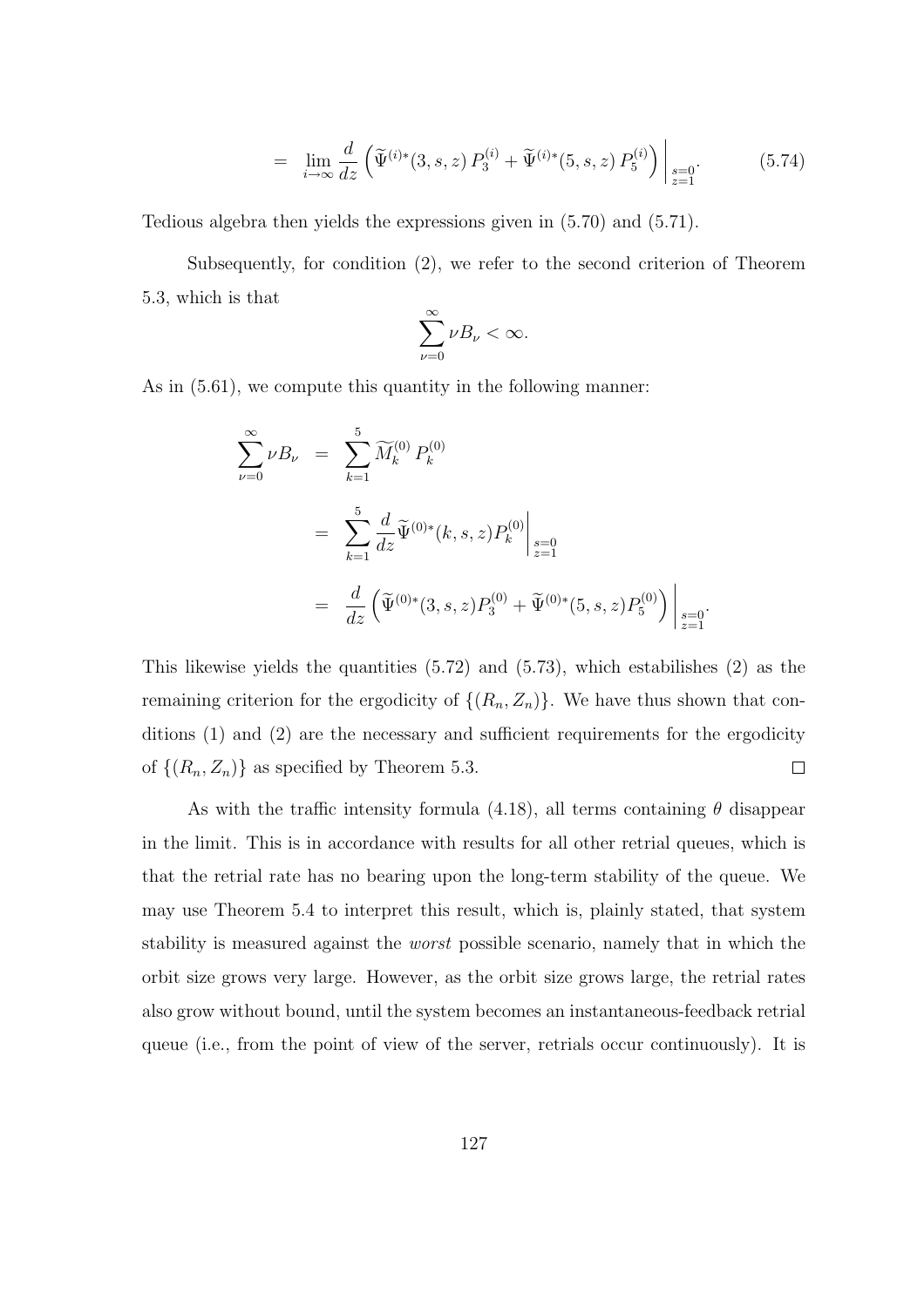$$= \lim_{i\to\infty} \frac{d}{dz} \left( \widetilde{\Psi}^{(i)*}(3,s,z)\, P_3^{(i)} + \widetilde{\Psi}^{(i)*}(5,s,z)\, P_5^{(i)} \right) \Bigg|_{\substack{s=0\\z=1}}. \tag{5.74}$$

Tedious algebra then yields the expressions given in (5.70) and (5.71).

Subsequently, for condition (2), we refer to the second criterion of Theorem 5.3, which is that

$$\sum_{\nu=0}^{\infty} \nu B_\nu < \infty.$$

As in (5.61), we compute this quantity in the following manner:

$$\begin{aligned}
\sum_{\nu=0}^{\infty} \nu B_\nu &= \sum_{k=1}^{5} \widetilde{M}_k^{(0)}\, P_k^{(0)} \\
&= \sum_{k=1}^{5} \frac{d}{dz} \widetilde{\Psi}^{(0)*}(k,s,z) P_k^{(0)} \Bigg|_{\substack{s=0\\z=1}} \\
&= \frac{d}{dz} \left( \widetilde{\Psi}^{(0)*}(3,s,z) P_3^{(0)} + \widetilde{\Psi}^{(0)*}(5,s,z) P_5^{(0)} \right) \Bigg|_{\substack{s=0\\z=1}}.
\end{aligned}$$

This likewise yields the quantities (5.72) and (5.73), which estabilishes (2) as the remaining criterion for the ergodicity of $\{(R_n, Z_n)\}$. We have thus shown that conditions (1) and (2) are the necessary and sufficient requirements for the ergodicity of $\{(R_n, Z_n)\}$ as specified by Theorem 5.3. $\square$

As with the traffic intensity formula (4.18), all terms containing $\theta$ disappear in the limit. This is in accordance with results for all other retrial queues, which is that the retrial rate has no bearing upon the long-term stability of the queue. We may use Theorem 5.4 to interpret this result, which is, plainly stated, that system stability is measured against the *worst* possible scenario, namely that in which the orbit size grows very large. However, as the orbit size grows large, the retrial rates also grow without bound, until the system becomes an instantaneous-feedback retrial queue (i.e., from the point of view of the server, retrials occur continuously). It is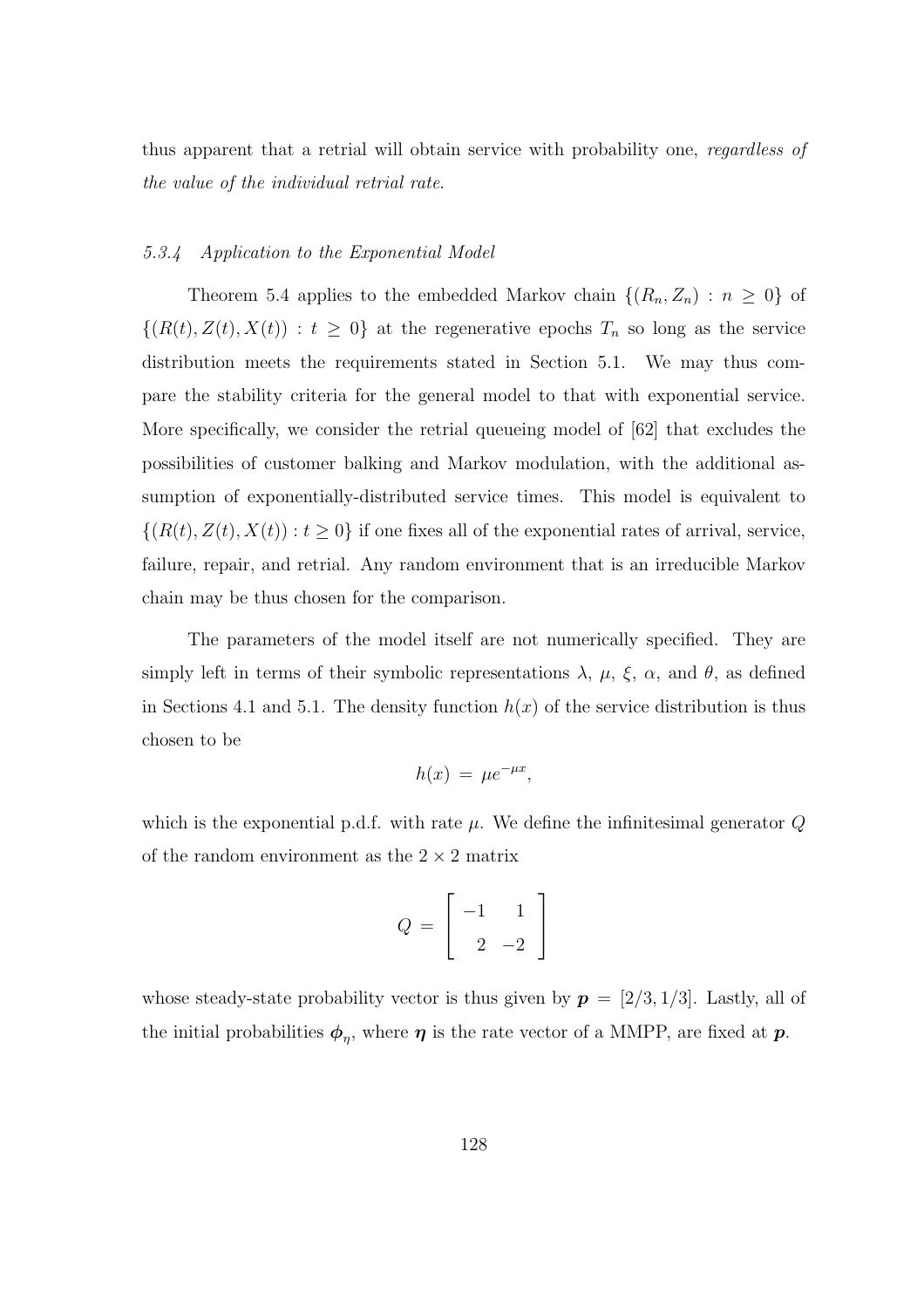thus apparent that a retrial will obtain service with probability one, *regardless of the value of the individual retrial rate*.

### *5.3.4 Application to the Exponential Model*

Theorem 5.4 applies to the embedded Markov chain $\{(R_n, Z_n) : n \geq 0\}$ of $\{(R(t), Z(t), X(t)) : t \geq 0\}$ at the regenerative epochs $T_n$ so long as the service distribution meets the requirements stated in Section 5.1. We may thus compare the stability criteria for the general model to that with exponential service. More specifically, we consider the retrial queueing model of [62] that excludes the possibilities of customer balking and Markov modulation, with the additional assumption of exponentially-distributed service times. This model is equivalent to $\{(R(t), Z(t), X(t)) : t \geq 0\}$ if one fixes all of the exponential rates of arrival, service, failure, repair, and retrial. Any random environment that is an irreducible Markov chain may be thus chosen for the comparison.

The parameters of the model itself are not numerically specified. They are simply left in terms of their symbolic representations $\lambda$, $\mu$, $\xi$, $\alpha$, and $\theta$, as defined in Sections 4.1 and 5.1. The density function $h(x)$ of the service distribution is thus chosen to be

$$h(x) \,=\, \mu e^{-\mu x},$$

which is the exponential p.d.f. with rate $\mu$. We define the infinitesimal generator $Q$ of the random environment as the $2 \times 2$ matrix

$$Q \,=\, \begin{bmatrix} -1 & 1 \\ 2 & -2 \end{bmatrix}$$

whose steady-state probability vector is thus given by $\boldsymbol{p} \,=\, [2/3, 1/3]$. Lastly, all of the initial probabilities $\boldsymbol{\phi}_{\eta}$, where $\boldsymbol{\eta}$ is the rate vector of a MMPP, are fixed at $\boldsymbol{p}$.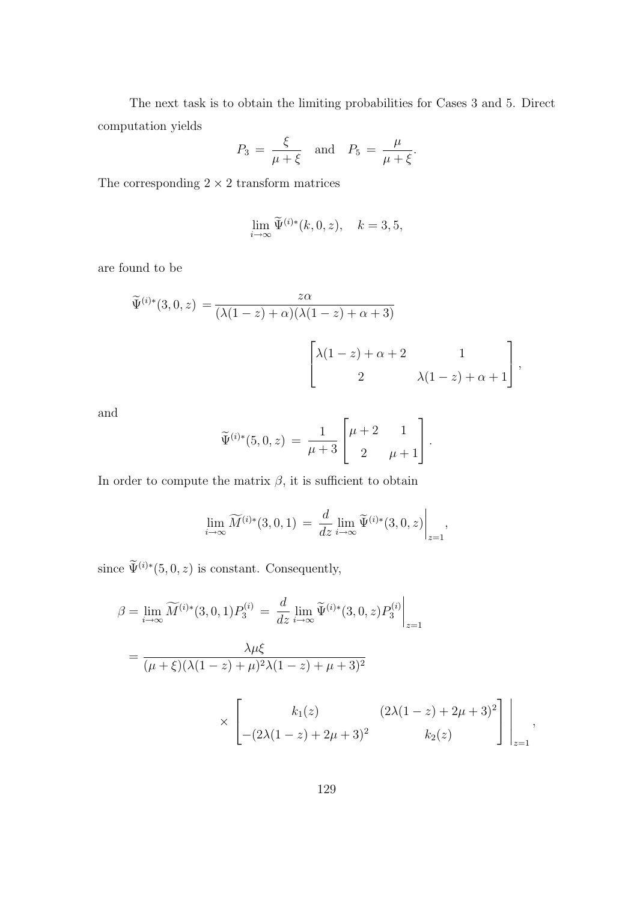The next task is to obtain the limiting probabilities for Cases 3 and 5. Direct computation yields

$$P_3 \;=\; \frac{\xi}{\mu+\xi} \quad \text{and} \quad P_5 \;=\; \frac{\mu}{\mu+\xi}.$$

The corresponding $2 \times 2$ transform matrices

$$\lim_{i\to\infty} \widetilde{\Psi}^{(i)*}(k,0,z), \quad k = 3, 5,$$

are found to be

$$\widetilde{\Psi}^{(i)*}(3,0,z) \;= \frac{z\alpha}{(\lambda(1-z)+\alpha)(\lambda(1-z)+\alpha+3)} \begin{bmatrix} \lambda(1-z)+\alpha+2 & 1 \\ 2 & \lambda(1-z)+\alpha+1 \end{bmatrix},$$

and

$$\widetilde{\Psi}^{(i)*}(5,0,z) \;=\; \frac{1}{\mu+3} \begin{bmatrix} \mu+2 & 1 \\ 2 & \mu+1 \end{bmatrix}.$$

In order to compute the matrix $\beta$, it is sufficient to obtain

$$\lim_{i\to\infty} \widetilde{M}^{(i)*}(3,0,1) \;=\; \frac{d}{dz} \lim_{i\to\infty} \widetilde{\Psi}^{(i)*}(3,0,z)\bigg|_{z=1},$$

since $\widetilde{\Psi}^{(i)*}(5,0,z)$ is constant. Consequently,

$$\beta = \lim_{i\to\infty} \widetilde{M}^{(i)*}(3,0,1)P_3^{(i)} \;=\; \frac{d}{dz} \lim_{i\to\infty} \widetilde{\Psi}^{(i)*}(3,0,z)P_3^{(i)}\bigg|_{z=1}$$

$$= \frac{\lambda\mu\xi}{(\mu+\xi)(\lambda(1-z)+\mu)^2\lambda(1-z)+\mu+3)^2}$$

$$\times \left.\begin{bmatrix} k_1(z) & (2\lambda(1-z)+2\mu+3)^2 \\ -(2\lambda(1-z)+2\mu+3)^2 & k_2(z) \end{bmatrix}\right|_{z=1},$$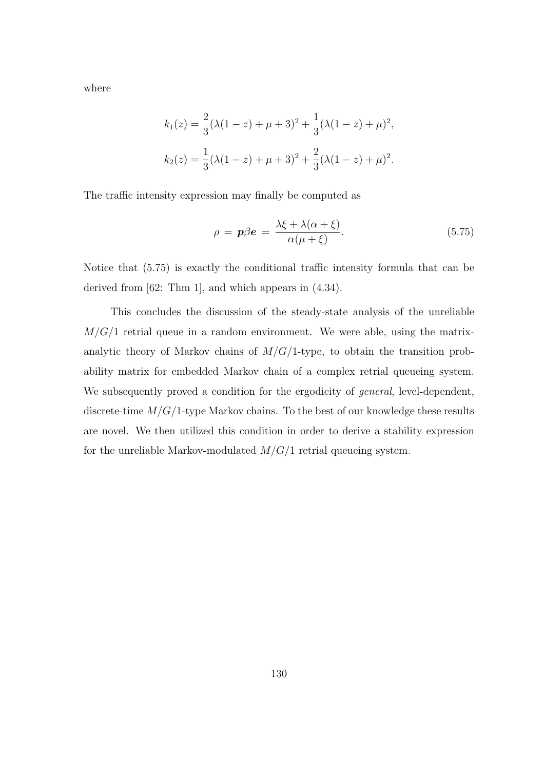where

$$k_1(z) = \frac{2}{3}(\lambda(1-z) + \mu + 3)^2 + \frac{1}{3}(\lambda(1-z) + \mu)^2,$$

$$k_2(z) = \frac{1}{3}(\lambda(1-z) + \mu + 3)^2 + \frac{2}{3}(\lambda(1-z) + \mu)^2.$$

The traffic intensity expression may finally be computed as

$$\rho \,=\, \boldsymbol{p}\beta\boldsymbol{e} \,=\, \frac{\lambda\xi + \lambda(\alpha + \xi)}{\alpha(\mu + \xi)}. \tag{5.75}$$

Notice that (5.75) is exactly the conditional traffic intensity formula that can be derived from [62: Thm 1], and which appears in (4.34).

This concludes the discussion of the steady-state analysis of the unreliable $M/G/1$ retrial queue in a random environment. We were able, using the matrix-analytic theory of Markov chains of $M/G/1$-type, to obtain the transition probability matrix for embedded Markov chain of a complex retrial queueing system. We subsequently proved a condition for the ergodicity of *general*, level-dependent, discrete-time $M/G/1$-type Markov chains. To the best of our knowledge these results are novel. We then utilized this condition in order to derive a stability expression for the unreliable Markov-modulated $M/G/1$ retrial queueing system.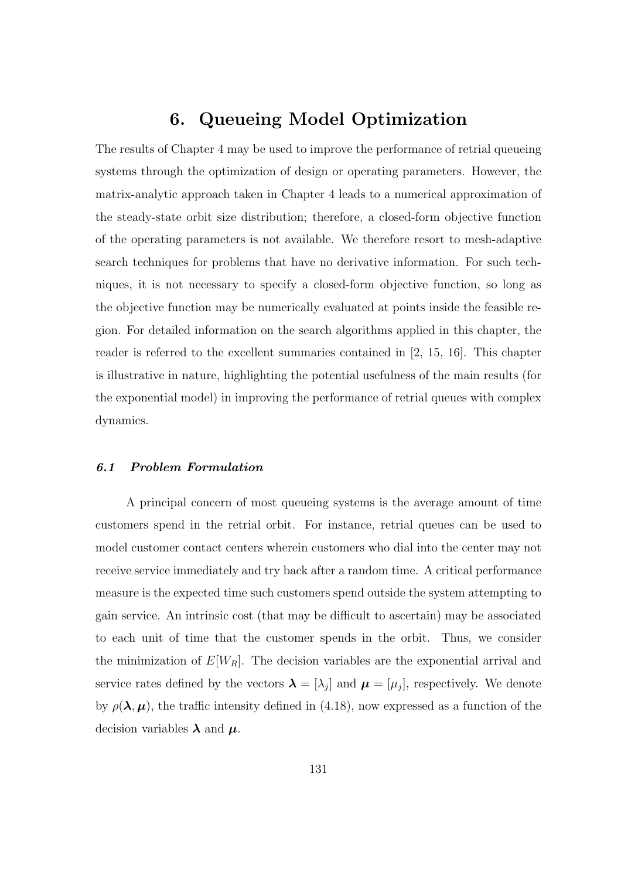# 6. Queueing Model Optimization

The results of Chapter 4 may be used to improve the performance of retrial queueing systems through the optimization of design or operating parameters. However, the matrix-analytic approach taken in Chapter 4 leads to a numerical approximation of the steady-state orbit size distribution; therefore, a closed-form objective function of the operating parameters is not available. We therefore resort to mesh-adaptive search techniques for problems that have no derivative information. For such techniques, it is not necessary to specify a closed-form objective function, so long as the objective function may be numerically evaluated at points inside the feasible region. For detailed information on the search algorithms applied in this chapter, the reader is referred to the excellent summaries contained in [2, 15, 16]. This chapter is illustrative in nature, highlighting the potential usefulness of the main results (for the exponential model) in improving the performance of retrial queues with complex dynamics.

### *6.1 Problem Formulation*

A principal concern of most queueing systems is the average amount of time customers spend in the retrial orbit. For instance, retrial queues can be used to model customer contact centers wherein customers who dial into the center may not receive service immediately and try back after a random time. A critical performance measure is the expected time such customers spend outside the system attempting to gain service. An intrinsic cost (that may be difficult to ascertain) may be associated to each unit of time that the customer spends in the orbit. Thus, we consider the minimization of $E[W_R]$. The decision variables are the exponential arrival and service rates defined by the vectors $\boldsymbol{\lambda} = [\lambda_j]$ and $\boldsymbol{\mu} = [\mu_j]$, respectively. We denote by $\rho(\boldsymbol{\lambda}, \boldsymbol{\mu})$, the traffic intensity defined in (4.18), now expressed as a function of the decision variables $\boldsymbol{\lambda}$ and $\boldsymbol{\mu}$.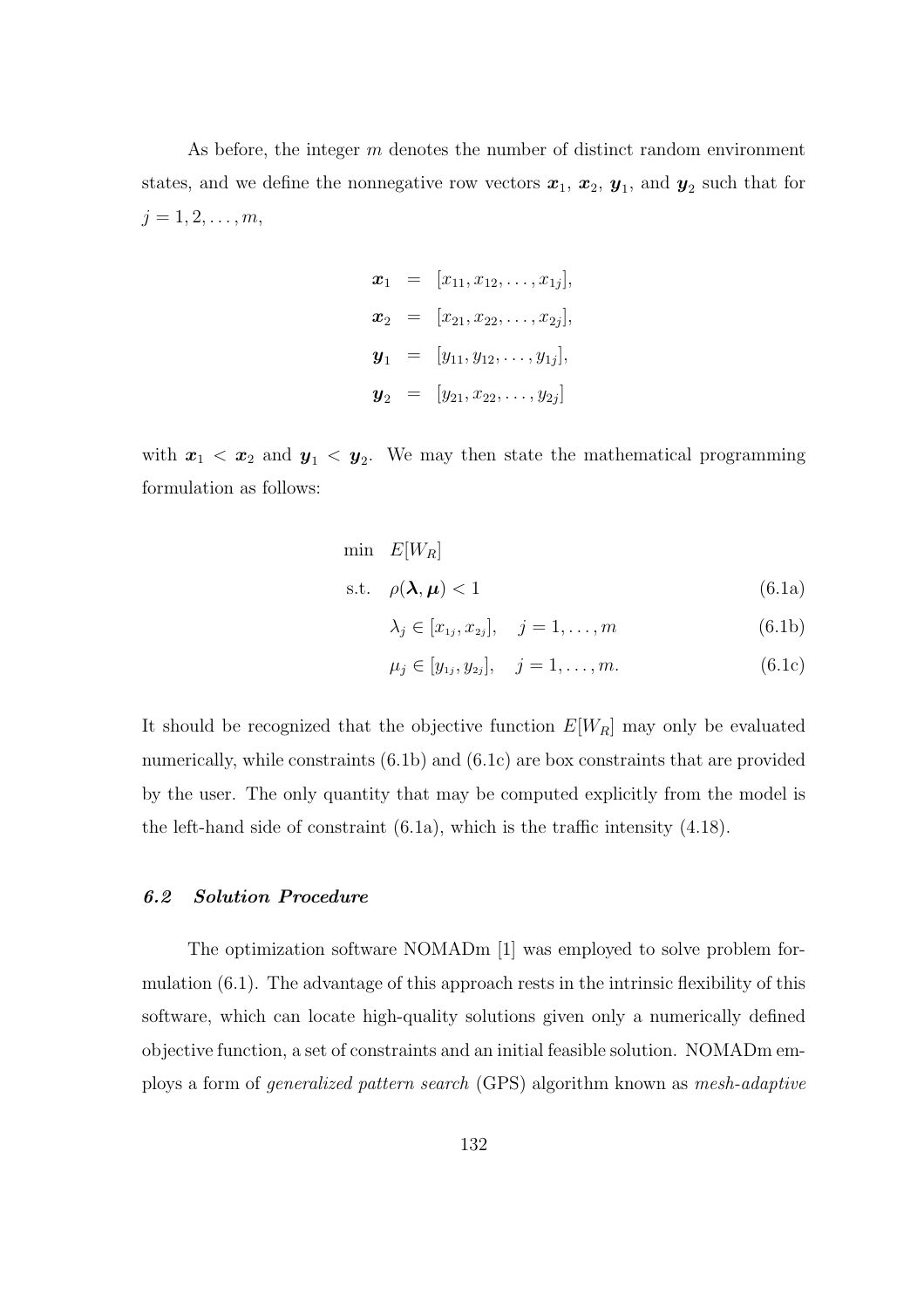As before, the integer $m$ denotes the number of distinct random environment states, and we define the nonnegative row vectors $\boldsymbol{x}_1$, $\boldsymbol{x}_2$, $\boldsymbol{y}_1$, and $\boldsymbol{y}_2$ such that for $j = 1, 2, \ldots, m$,

$$
\begin{aligned}
\boldsymbol{x}_1 &= [x_{11}, x_{12}, \ldots, x_{1j}], \\
\boldsymbol{x}_2 &= [x_{21}, x_{22}, \ldots, x_{2j}], \\
\boldsymbol{y}_1 &= [y_{11}, y_{12}, \ldots, y_{1j}], \\
\boldsymbol{y}_2 &= [y_{21}, x_{22}, \ldots, y_{2j}]
\end{aligned}
$$

with $\boldsymbol{x}_1 < \boldsymbol{x}_2$ and $\boldsymbol{y}_1 < \boldsymbol{y}_2$. We may then state the mathematical programming formulation as follows:

$$
\begin{aligned}
\min \quad & E[W_R] \\
\text{s.t.} \quad & \rho(\boldsymbol{\lambda}, \boldsymbol{\mu}) < 1 && \text{(6.1a)} \\
& \lambda_j \in [x_{1_j}, x_{2_j}], \quad j = 1, \ldots, m && \text{(6.1b)} \\
& \mu_j \in [y_{1_j}, y_{2_j}], \quad j = 1, \ldots, m. && \text{(6.1c)}
\end{aligned}
$$

It should be recognized that the objective function $E[W_R]$ may only be evaluated numerically, while constraints (6.1b) and (6.1c) are box constraints that are provided by the user. The only quantity that may be computed explicitly from the model is the left-hand side of constraint (6.1a), which is the traffic intensity (4.18).

### *6.2 Solution Procedure*

The optimization software NOMADm [1] was employed to solve problem formulation (6.1). The advantage of this approach rests in the intrinsic flexibility of this software, which can locate high-quality solutions given only a numerically defined objective function, a set of constraints and an initial feasible solution. NOMADm employs a form of *generalized pattern search* (GPS) algorithm known as *mesh-adaptive*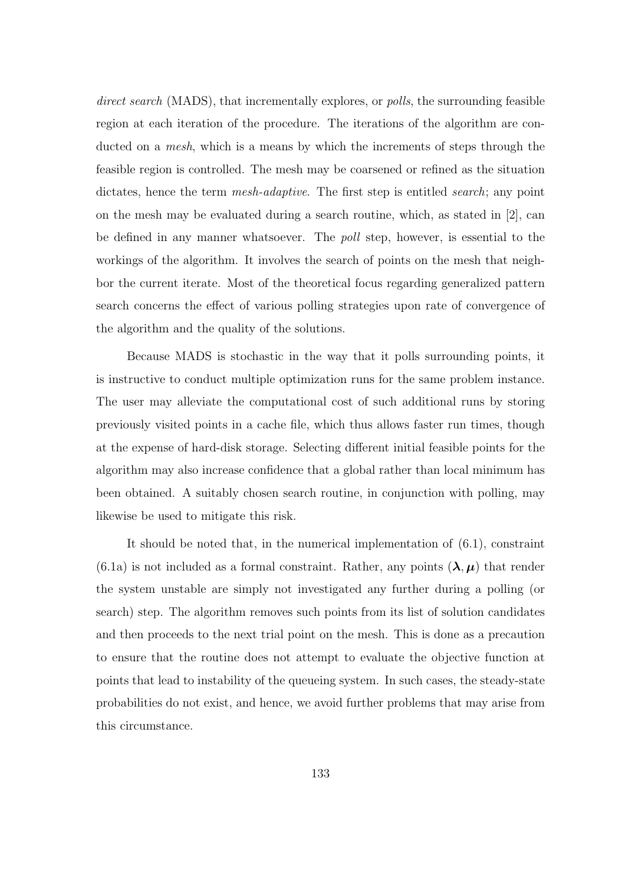*direct search* (MADS), that incrementally explores, or *polls*, the surrounding feasible region at each iteration of the procedure. The iterations of the algorithm are conducted on a *mesh*, which is a means by which the increments of steps through the feasible region is controlled. The mesh may be coarsened or refined as the situation dictates, hence the term *mesh-adaptive*. The first step is entitled *search*; any point on the mesh may be evaluated during a search routine, which, as stated in [2], can be defined in any manner whatsoever. The *poll* step, however, is essential to the workings of the algorithm. It involves the search of points on the mesh that neighbor the current iterate. Most of the theoretical focus regarding generalized pattern search concerns the effect of various polling strategies upon rate of convergence of the algorithm and the quality of the solutions.

Because MADS is stochastic in the way that it polls surrounding points, it is instructive to conduct multiple optimization runs for the same problem instance. The user may alleviate the computational cost of such additional runs by storing previously visited points in a cache file, which thus allows faster run times, though at the expense of hard-disk storage. Selecting different initial feasible points for the algorithm may also increase confidence that a global rather than local minimum has been obtained. A suitably chosen search routine, in conjunction with polling, may likewise be used to mitigate this risk.

It should be noted that, in the numerical implementation of (6.1), constraint (6.1a) is not included as a formal constraint. Rather, any points $(\boldsymbol{\lambda}, \boldsymbol{\mu})$ that render the system unstable are simply not investigated any further during a polling (or search) step. The algorithm removes such points from its list of solution candidates and then proceeds to the next trial point on the mesh. This is done as a precaution to ensure that the routine does not attempt to evaluate the objective function at points that lead to instability of the queueing system. In such cases, the steady-state probabilities do not exist, and hence, we avoid further problems that may arise from this circumstance.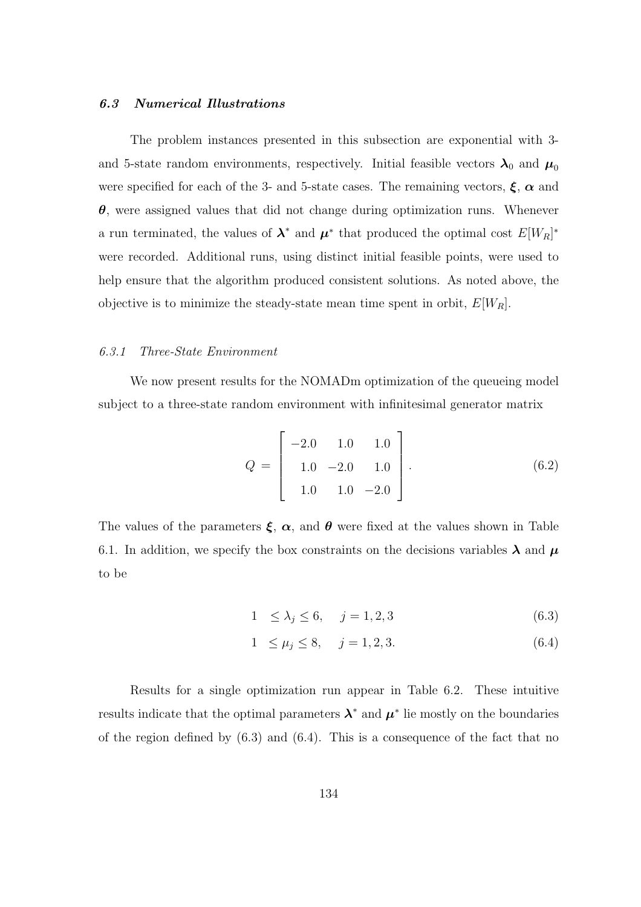### *6.3 Numerical Illustrations*

The problem instances presented in this subsection are exponential with 3- and 5-state random environments, respectively. Initial feasible vectors $\boldsymbol{\lambda}_0$ and $\boldsymbol{\mu}_0$ were specified for each of the 3- and 5-state cases. The remaining vectors, $\boldsymbol{\xi}$, $\boldsymbol{\alpha}$ and $\boldsymbol{\theta}$, were assigned values that did not change during optimization runs. Whenever a run terminated, the values of $\boldsymbol{\lambda}^*$ and $\boldsymbol{\mu}^*$ that produced the optimal cost $E[W_R]^*$ were recorded. Additional runs, using distinct initial feasible points, were used to help ensure that the algorithm produced consistent solutions. As noted above, the objective is to minimize the steady-state mean time spent in orbit, $E[W_R]$.

#### *6.3.1 Three-State Environment*

We now present results for the NOMADm optimization of the queueing model subject to a three-state random environment with infinitesimal generator matrix

$$Q = \begin{bmatrix} -2.0 & 1.0 & 1.0 \\ 1.0 & -2.0 & 1.0 \\ 1.0 & 1.0 & -2.0 \end{bmatrix}. \tag{6.2}$$

The values of the parameters $\boldsymbol{\xi}$, $\boldsymbol{\alpha}$, and $\boldsymbol{\theta}$ were fixed at the values shown in Table 6.1. In addition, we specify the box constraints on the decisions variables $\boldsymbol{\lambda}$ and $\boldsymbol{\mu}$ to be

$$1 \quad \leq \lambda_j \leq 6, \quad j = 1, 2, 3 \tag{6.3}$$

$$1 \quad \leq \mu_j \leq 8, \quad j = 1, 2, 3. \tag{6.4}$$

Results for a single optimization run appear in Table 6.2. These intuitive results indicate that the optimal parameters $\boldsymbol{\lambda}^*$ and $\boldsymbol{\mu}^*$ lie mostly on the boundaries of the region defined by (6.3) and (6.4). This is a consequence of the fact that no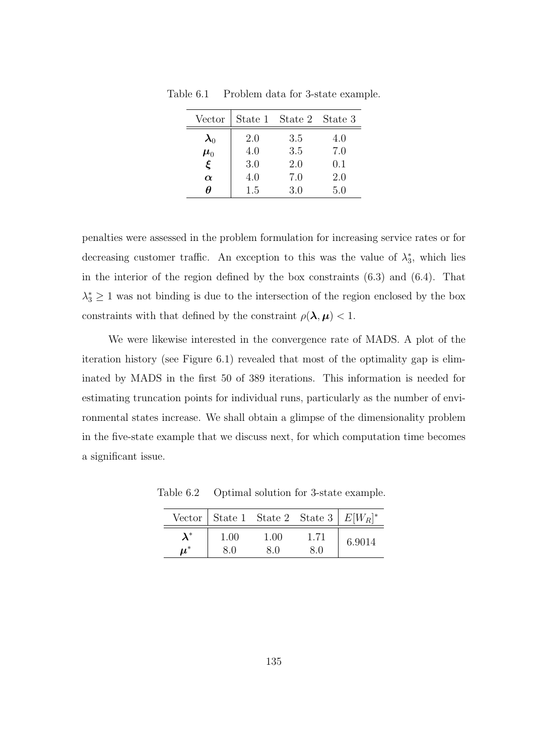Table 6.1 Problem data for 3-state example.

| Vector | State 1 | State 2 | State 3 |
|---|---|---|---|
| $\boldsymbol{\lambda}_0$ | 2.0 | 3.5 | 4.0 |
| $\boldsymbol{\mu}_0$ | 4.0 | 3.5 | 7.0 |
| $\boldsymbol{\xi}$ | 3.0 | 2.0 | 0.1 |
| $\boldsymbol{\alpha}$ | 4.0 | 7.0 | 2.0 |
| $\boldsymbol{\theta}$ | 1.5 | 3.0 | 5.0 |

penalties were assessed in the problem formulation for increasing service rates or for decreasing customer traffic. An exception to this was the value of $\lambda_3^*$, which lies in the interior of the region defined by the box constraints (6.3) and (6.4). That $\lambda_3^* \geq 1$ was not binding is due to the intersection of the region enclosed by the box constraints with that defined by the constraint $\rho(\boldsymbol{\lambda}, \boldsymbol{\mu}) < 1$.

We were likewise interested in the convergence rate of MADS. A plot of the iteration history (see Figure 6.1) revealed that most of the optimality gap is eliminated by MADS in the first 50 of 389 iterations. This information is needed for estimating truncation points for individual runs, particularly as the number of environmental states increase. We shall obtain a glimpse of the dimensionality problem in the five-state example that we discuss next, for which computation time becomes a significant issue.

Table 6.2 Optimal solution for 3-state example.

| Vector | State 1 | State 2 | State 3 | $E[W_R]^*$ |
|---|---|---|---|---|
| $\boldsymbol{\lambda}^*$ | 1.00 | 1.00 | 1.71 | 6.9014 |
| $\boldsymbol{\mu}^*$ | 8.0 | 8.0 | 8.0 | |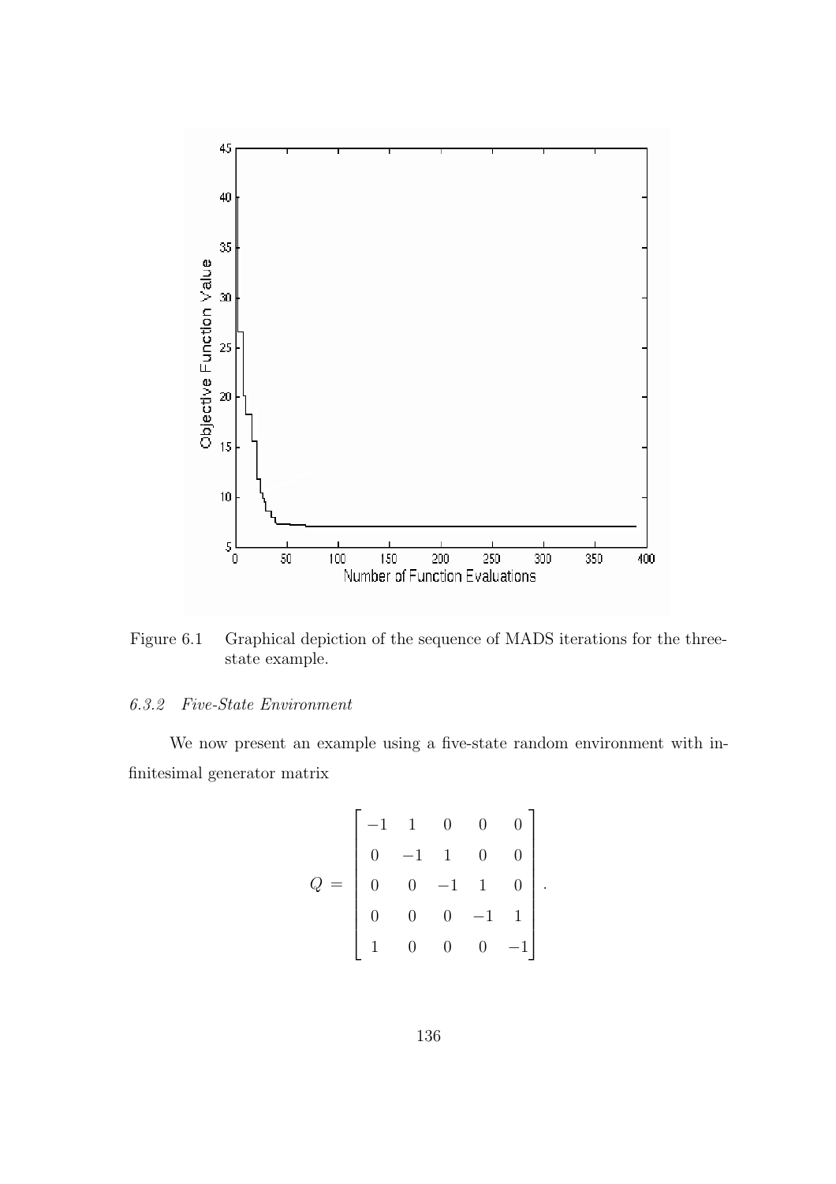Figure 6.1 Graphical depiction of the sequence of MADS iterations for the three-state example.

### 6.3.2 Five-State Environment

We now present an example using a five-state random environment with infinitesimal generator matrix

$$Q = \begin{bmatrix} -1 & 1 & 0 & 0 & 0 \\ 0 & -1 & 1 & 0 & 0 \\ 0 & 0 & -1 & 1 & 0 \\ 0 & 0 & 0 & -1 & 1 \\ 1 & 0 & 0 & 0 & -1 \end{bmatrix}.$$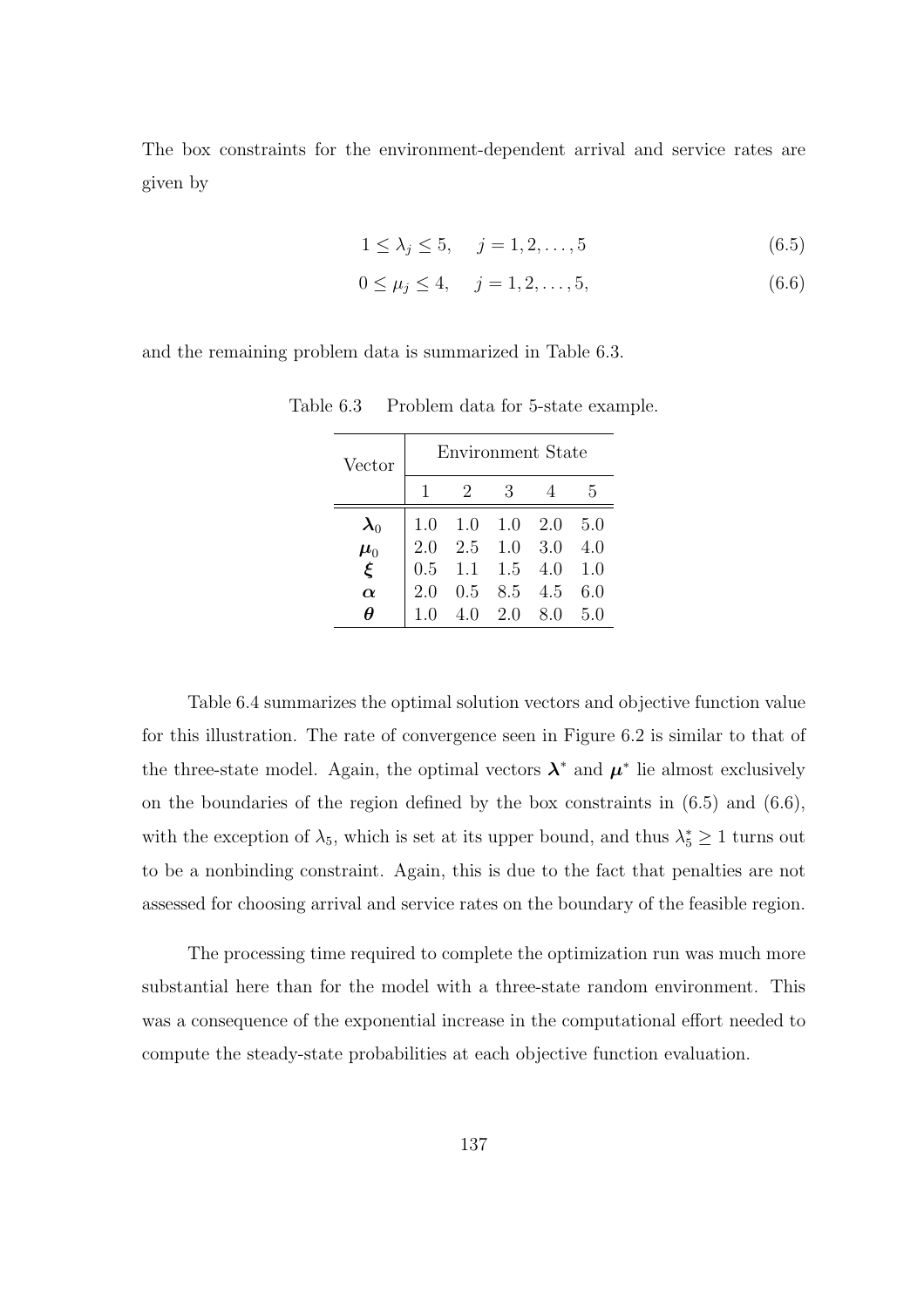The box constraints for the environment-dependent arrival and service rates are given by

$$1 \leq \lambda_j \leq 5, \quad j = 1, 2, \ldots, 5 \tag{6.5}$$

$$0 \leq \mu_j \leq 4, \quad j = 1, 2, \ldots, 5, \tag{6.6}$$

and the remaining problem data is summarized in Table 6.3.

Table 6.3 Problem data for 5-state example.

| Vector | Environment State | | | | |
|---|---|---|---|---|---|
| | 1 | 2 | 3 | 4 | 5 |
| $\boldsymbol{\lambda}_0$ | 1.0 | 1.0 | 1.0 | 2.0 | 5.0 |
| $\boldsymbol{\mu}_0$ | 2.0 | 2.5 | 1.0 | 3.0 | 4.0 |
| $\boldsymbol{\xi}$ | 0.5 | 1.1 | 1.5 | 4.0 | 1.0 |
| $\boldsymbol{\alpha}$ | 2.0 | 0.5 | 8.5 | 4.5 | 6.0 |
| $\boldsymbol{\theta}$ | 1.0 | 4.0 | 2.0 | 8.0 | 5.0 |

Table 6.4 summarizes the optimal solution vectors and objective function value for this illustration. The rate of convergence seen in Figure 6.2 is similar to that of the three-state model. Again, the optimal vectors $\boldsymbol{\lambda}^*$ and $\boldsymbol{\mu}^*$ lie almost exclusively on the boundaries of the region defined by the box constraints in (6.5) and (6.6), with the exception of $\lambda_5$, which is set at its upper bound, and thus $\lambda_5^* \geq 1$ turns out to be a nonbinding constraint. Again, this is due to the fact that penalties are not assessed for choosing arrival and service rates on the boundary of the feasible region.

The processing time required to complete the optimization run was much more substantial here than for the model with a three-state random environment. This was a consequence of the exponential increase in the computational effort needed to compute the steady-state probabilities at each objective function evaluation.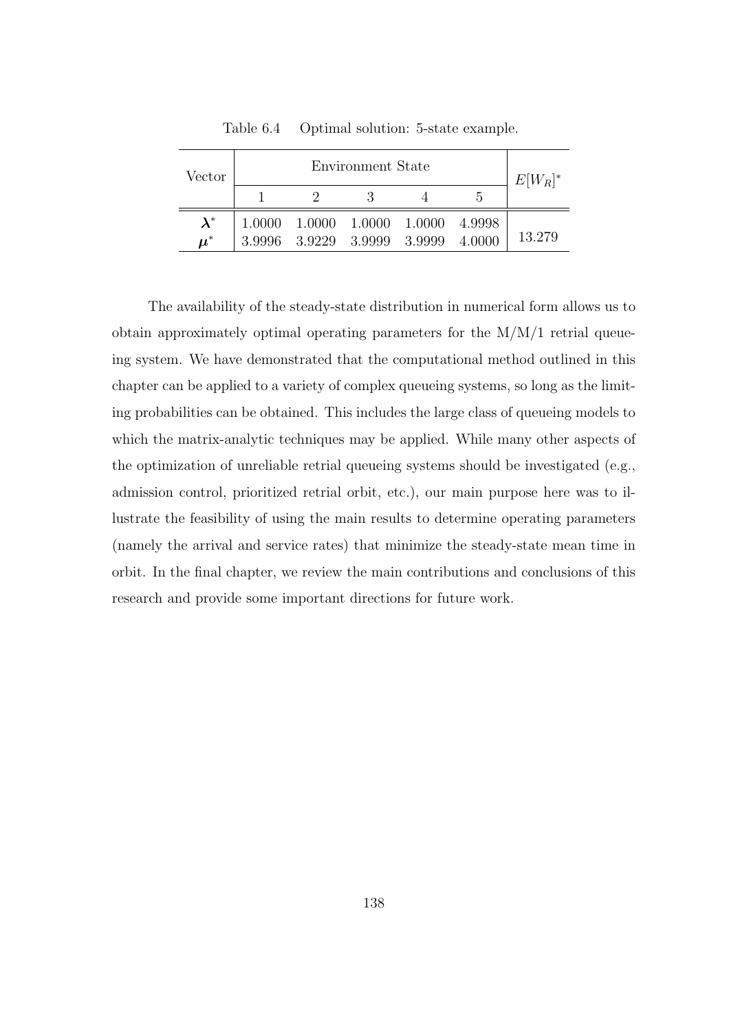Table 6.4 Optimal solution: 5-state example.

| Vector | Environment State | | | | | $E[W_R]^*$ |
|---|---|---|---|---|---|---|
| | 1 | 2 | 3 | 4 | 5 | |
| $\boldsymbol{\lambda}^*$ | 1.0000 | 1.0000 | 1.0000 | 1.0000 | 4.9998 | 13.279 |
| $\boldsymbol{\mu}^*$ | 3.9996 | 3.9229 | 3.9999 | 3.9999 | 4.0000 | |

The availability of the steady-state distribution in numerical form allows us to obtain approximately optimal operating parameters for the M/M/1 retrial queueing system. We have demonstrated that the computational method outlined in this chapter can be applied to a variety of complex queueing systems, so long as the limiting probabilities can be obtained. This includes the large class of queueing models to which the matrix-analytic techniques may be applied. While many other aspects of the optimization of unreliable retrial queueing systems should be investigated (e.g., admission control, prioritized retrial orbit, etc.), our main purpose here was to illustrate the feasibility of using the main results to determine operating parameters (namely the arrival and service rates) that minimize the steady-state mean time in orbit. In the final chapter, we review the main contributions and conclusions of this research and provide some important directions for future work.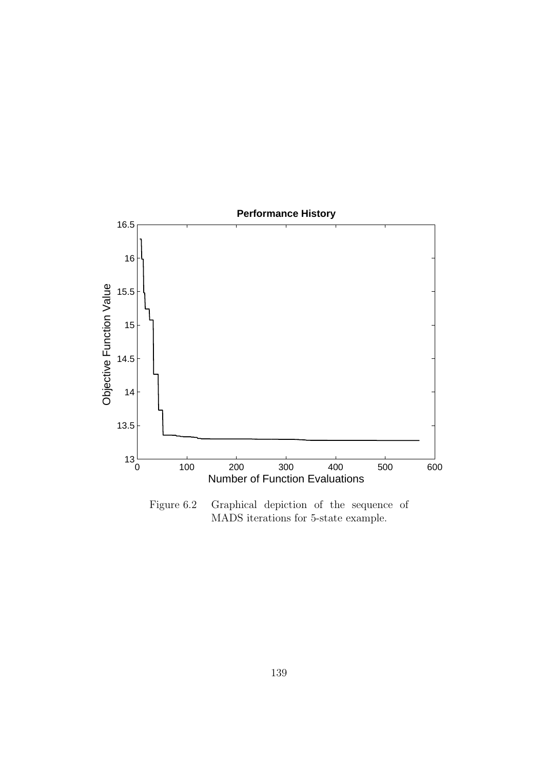Figure 6.2 Graphical depiction of the sequence of MADS iterations for 5-state example.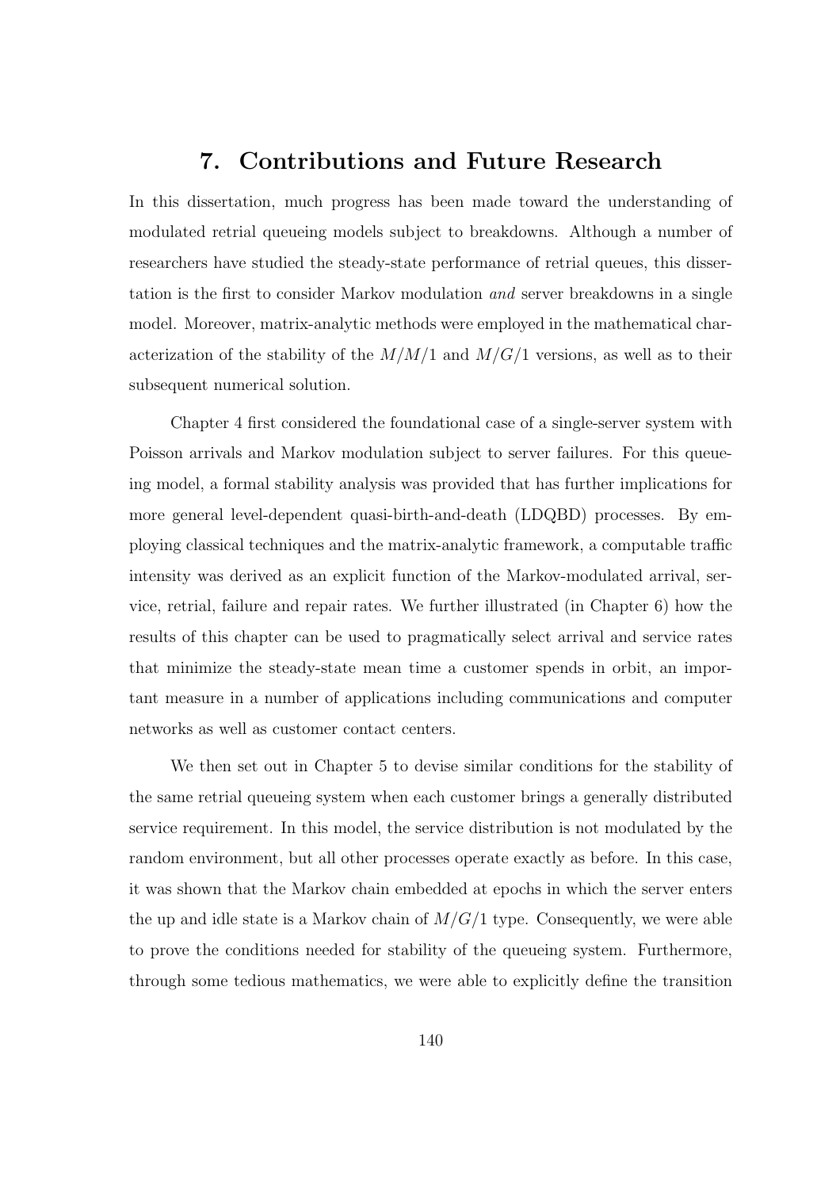# 7. Contributions and Future Research

In this dissertation, much progress has been made toward the understanding of modulated retrial queueing models subject to breakdowns. Although a number of researchers have studied the steady-state performance of retrial queues, this dissertation is the first to consider Markov modulation *and* server breakdowns in a single model. Moreover, matrix-analytic methods were employed in the mathematical characterization of the stability of the $M/M/1$ and $M/G/1$ versions, as well as to their subsequent numerical solution.

Chapter 4 first considered the foundational case of a single-server system with Poisson arrivals and Markov modulation subject to server failures. For this queueing model, a formal stability analysis was provided that has further implications for more general level-dependent quasi-birth-and-death (LDQBD) processes. By employing classical techniques and the matrix-analytic framework, a computable traffic intensity was derived as an explicit function of the Markov-modulated arrival, service, retrial, failure and repair rates. We further illustrated (in Chapter 6) how the results of this chapter can be used to pragmatically select arrival and service rates that minimize the steady-state mean time a customer spends in orbit, an important measure in a number of applications including communications and computer networks as well as customer contact centers.

We then set out in Chapter 5 to devise similar conditions for the stability of the same retrial queueing system when each customer brings a generally distributed service requirement. In this model, the service distribution is not modulated by the random environment, but all other processes operate exactly as before. In this case, it was shown that the Markov chain embedded at epochs in which the server enters the up and idle state is a Markov chain of $M/G/1$ type. Consequently, we were able to prove the conditions needed for stability of the queueing system. Furthermore, through some tedious mathematics, we were able to explicitly define the transition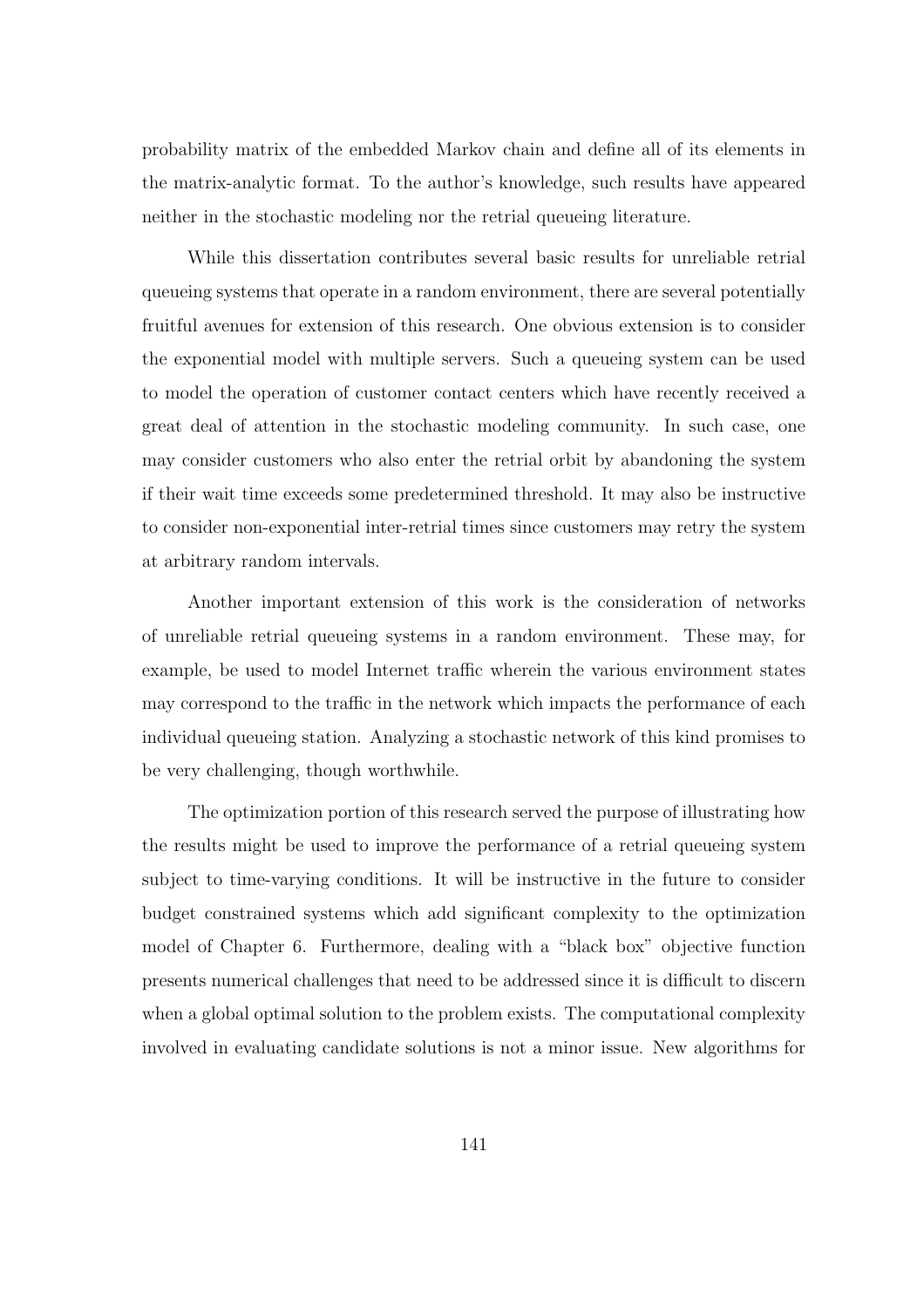probability matrix of the embedded Markov chain and define all of its elements in the matrix-analytic format. To the author's knowledge, such results have appeared neither in the stochastic modeling nor the retrial queueing literature.

While this dissertation contributes several basic results for unreliable retrial queueing systems that operate in a random environment, there are several potentially fruitful avenues for extension of this research. One obvious extension is to consider the exponential model with multiple servers. Such a queueing system can be used to model the operation of customer contact centers which have recently received a great deal of attention in the stochastic modeling community. In such case, one may consider customers who also enter the retrial orbit by abandoning the system if their wait time exceeds some predetermined threshold. It may also be instructive to consider non-exponential inter-retrial times since customers may retry the system at arbitrary random intervals.

Another important extension of this work is the consideration of networks of unreliable retrial queueing systems in a random environment. These may, for example, be used to model Internet traffic wherein the various environment states may correspond to the traffic in the network which impacts the performance of each individual queueing station. Analyzing a stochastic network of this kind promises to be very challenging, though worthwhile.

The optimization portion of this research served the purpose of illustrating how the results might be used to improve the performance of a retrial queueing system subject to time-varying conditions. It will be instructive in the future to consider budget constrained systems which add significant complexity to the optimization model of Chapter 6. Furthermore, dealing with a "black box" objective function presents numerical challenges that need to be addressed since it is difficult to discern when a global optimal solution to the problem exists. The computational complexity involved in evaluating candidate solutions is not a minor issue. New algorithms for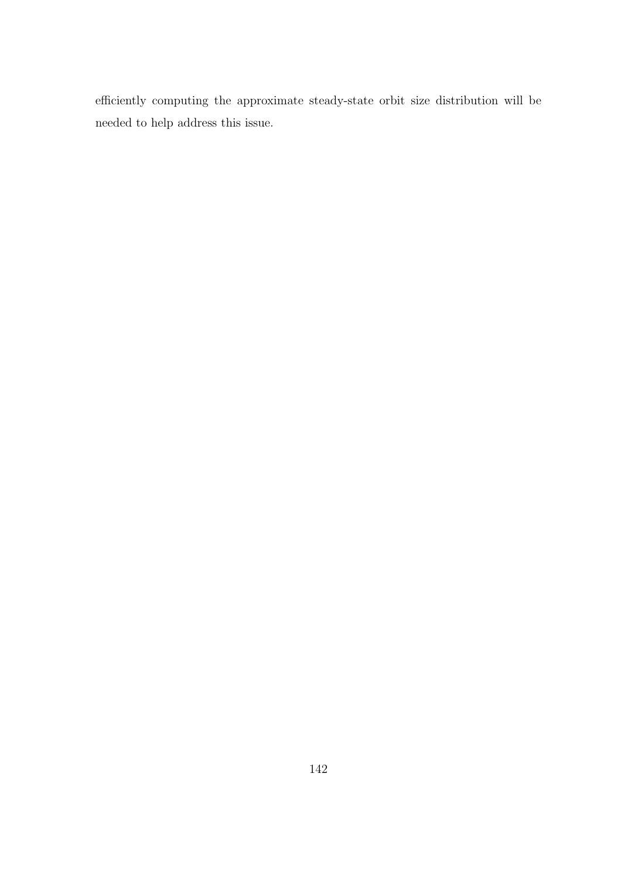efficiently computing the approximate steady-state orbit size distribution will be needed to help address this issue.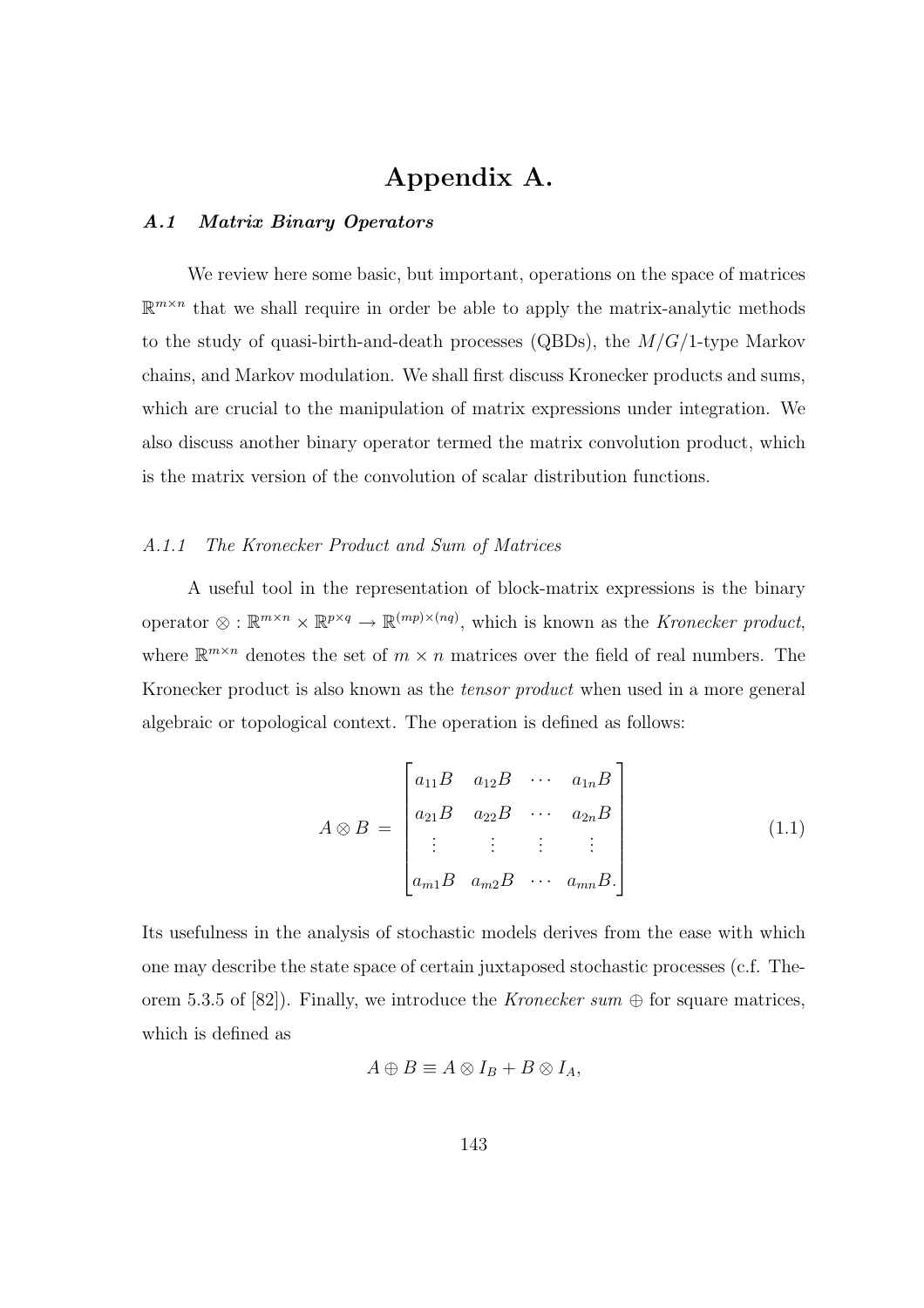# Appendix A.

## *A.1 Matrix Binary Operators*

We review here some basic, but important, operations on the space of matrices $\mathbb{R}^{m\times n}$ that we shall require in order be able to apply the matrix-analytic methods to the study of quasi-birth-and-death processes (QBDs), the $M/G/1$-type Markov chains, and Markov modulation. We shall first discuss Kronecker products and sums, which are crucial to the manipulation of matrix expressions under integration. We also discuss another binary operator termed the matrix convolution product, which is the matrix version of the convolution of scalar distribution functions.

### *A.1.1 The Kronecker Product and Sum of Matrices*

A useful tool in the representation of block-matrix expressions is the binary operator $\otimes : \mathbb{R}^{m\times n} \times \mathbb{R}^{p\times q} \to \mathbb{R}^{(mp)\times(nq)}$, which is known as the *Kronecker product*, where $\mathbb{R}^{m\times n}$ denotes the set of $m \times n$ matrices over the field of real numbers. The Kronecker product is also known as the *tensor product* when used in a more general algebraic or topological context. The operation is defined as follows:

$$A \otimes B = \begin{bmatrix} a_{11}B & a_{12}B & \cdots & a_{1n}B \\ a_{21}B & a_{22}B & \cdots & a_{2n}B \\ \vdots & \vdots & \vdots & \vdots \\ a_{m1}B & a_{m2}B & \cdots & a_{mn}B. \end{bmatrix} \tag{1.1}$$

Its usefulness in the analysis of stochastic models derives from the ease with which one may describe the state space of certain juxtaposed stochastic processes (c.f. Theorem 5.3.5 of [82]). Finally, we introduce the *Kronecker sum* $\oplus$ for square matrices, which is defined as

$$A \oplus B \equiv A \otimes I_B + B \otimes I_A,$$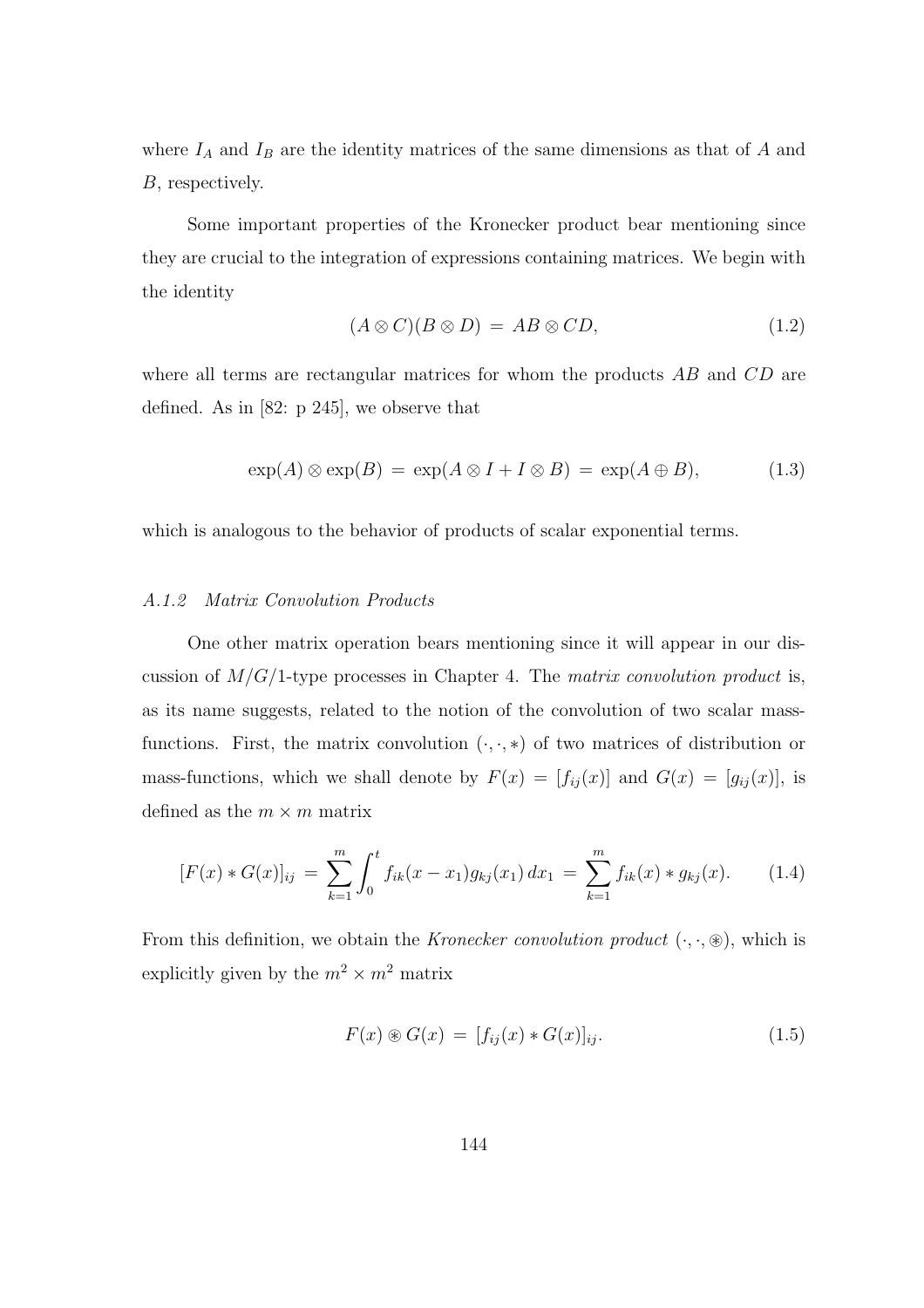where $I_A$ and $I_B$ are the identity matrices of the same dimensions as that of $A$ and $B$, respectively.

Some important properties of the Kronecker product bear mentioning since they are crucial to the integration of expressions containing matrices. We begin with the identity

$$(A \otimes C)(B \otimes D) \;=\; AB \otimes CD, \tag{1.2}$$

where all terms are rectangular matrices for whom the products $AB$ and $CD$ are defined. As in [82: p 245], we observe that

$$\exp(A) \otimes \exp(B) \;=\; \exp(A \otimes I + I \otimes B) \;=\; \exp(A \oplus B), \tag{1.3}$$

which is analogous to the behavior of products of scalar exponential terms.

### *A.1.2 Matrix Convolution Products*

One other matrix operation bears mentioning since it will appear in our discussion of $M/G/1$-type processes in Chapter 4. The *matrix convolution product* is, as its name suggests, related to the notion of the convolution of two scalar mass-functions. First, the matrix convolution $(\cdot, \cdot, *)$ of two matrices of distribution or mass-functions, which we shall denote by $F(x) = [f_{ij}(x)]$ and $G(x) = [g_{ij}(x)]$, is defined as the $m \times m$ matrix

$$[F(x) * G(x)]_{ij} \;=\; \sum_{k=1}^{m} \int_0^t f_{ik}(x - x_1) g_{kj}(x_1)\, dx_1 \;=\; \sum_{k=1}^{m} f_{ik}(x) * g_{kj}(x). \tag{1.4}$$

From this definition, we obtain the *Kronecker convolution product* $(\cdot, \cdot, \circledast)$, which is explicitly given by the $m^2 \times m^2$ matrix

$$F(x) \circledast G(x) \;=\; [f_{ij}(x) * G(x)]_{ij}. \tag{1.5}$$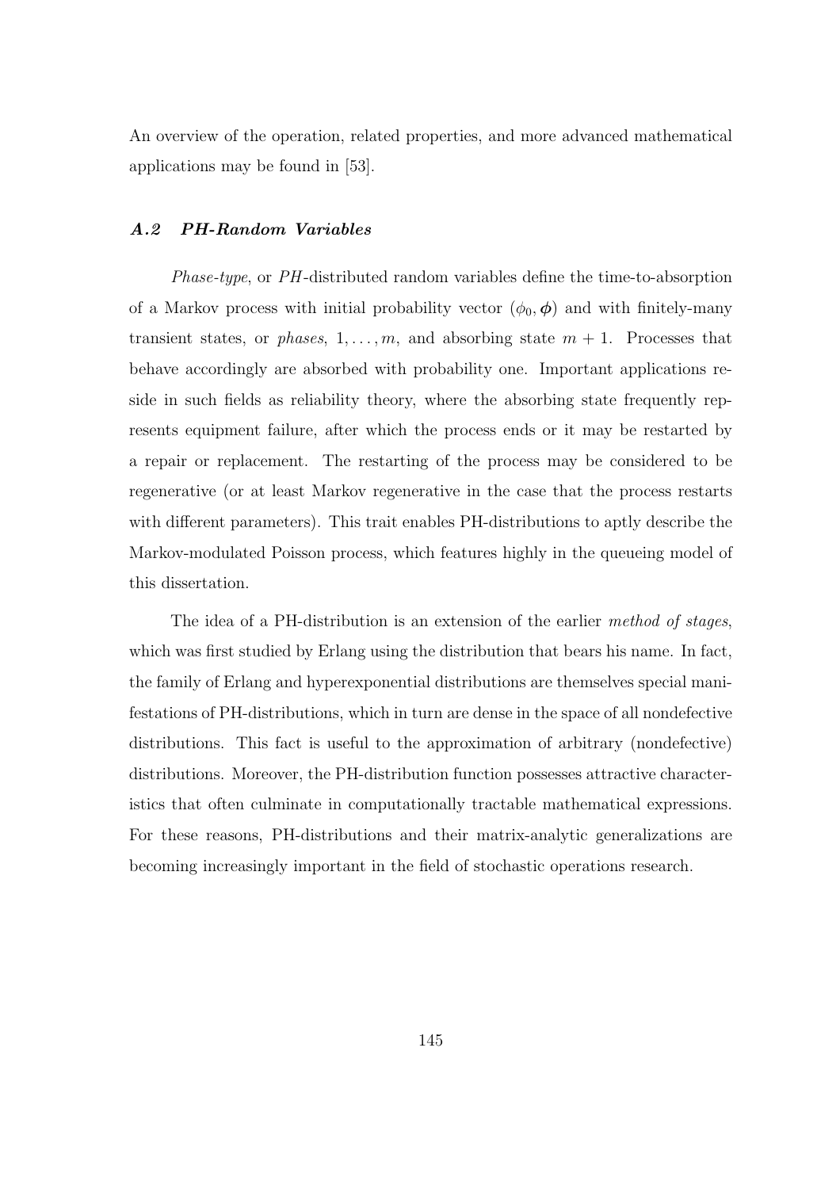An overview of the operation, related properties, and more advanced mathematical applications may be found in [53].

### *A.2 PH-Random Variables*

*Phase-type*, or *PH*-distributed random variables define the time-to-absorption of a Markov process with initial probability vector $(\phi_0, \boldsymbol{\phi})$ and with finitely-many transient states, or *phases*, $1, \ldots, m$, and absorbing state $m + 1$. Processes that behave accordingly are absorbed with probability one. Important applications reside in such fields as reliability theory, where the absorbing state frequently represents equipment failure, after which the process ends or it may be restarted by a repair or replacement. The restarting of the process may be considered to be regenerative (or at least Markov regenerative in the case that the process restarts with different parameters). This trait enables PH-distributions to aptly describe the Markov-modulated Poisson process, which features highly in the queueing model of this dissertation.

The idea of a PH-distribution is an extension of the earlier *method of stages*, which was first studied by Erlang using the distribution that bears his name. In fact, the family of Erlang and hyperexponential distributions are themselves special manifestations of PH-distributions, which in turn are dense in the space of all nondefective distributions. This fact is useful to the approximation of arbitrary (nondefective) distributions. Moreover, the PH-distribution function possesses attractive characteristics that often culminate in computationally tractable mathematical expressions. For these reasons, PH-distributions and their matrix-analytic generalizations are becoming increasingly important in the field of stochastic operations research.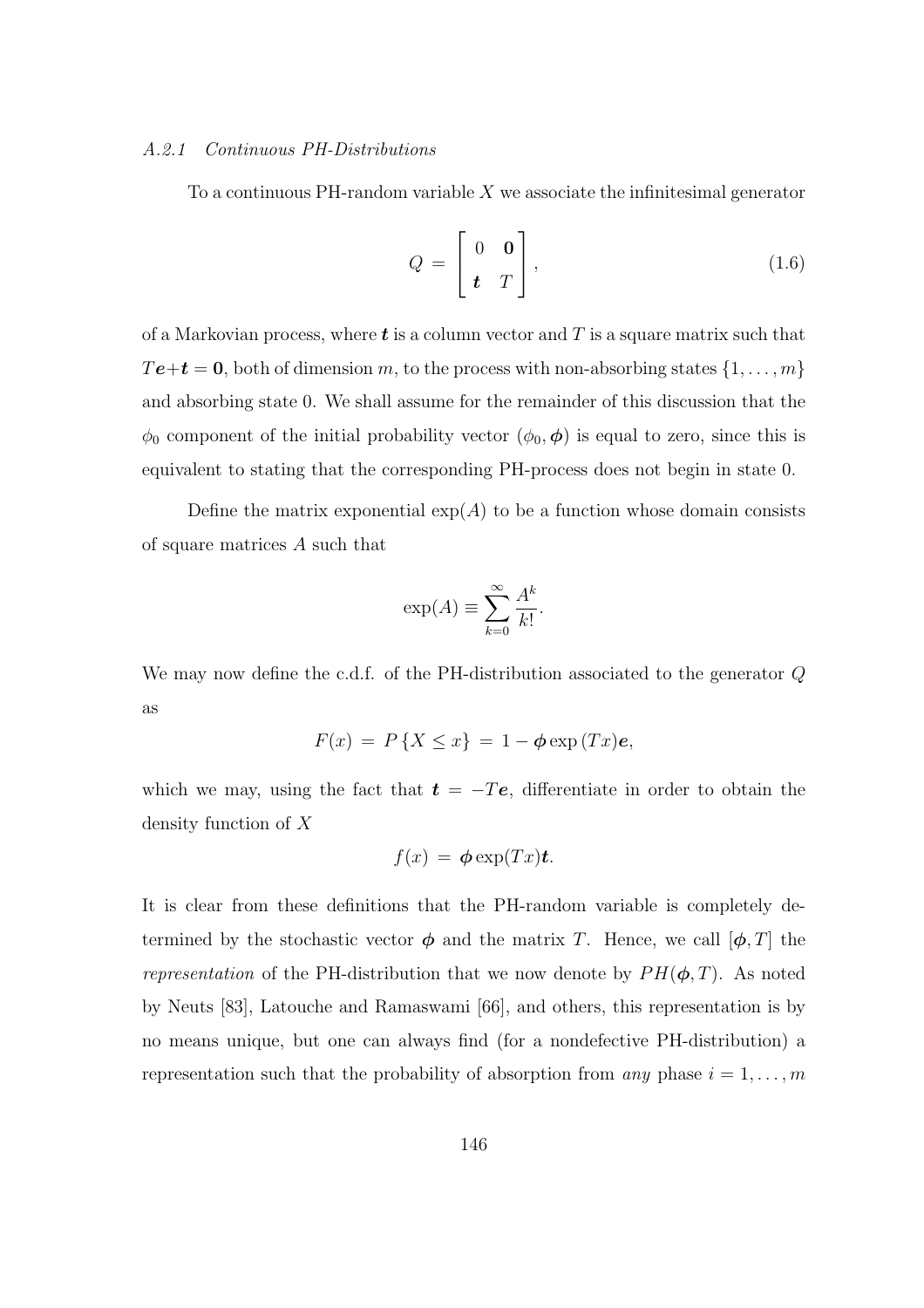#### *A.2.1 Continuous PH-Distributions*

To a continuous PH-random variable $X$ we associate the infinitesimal generator

$$Q = \begin{bmatrix} 0 & \mathbf{0} \\ \boldsymbol{t} & T \end{bmatrix}, \tag{1.6}$$

of a Markovian process, where $\boldsymbol{t}$ is a column vector and $T$ is a square matrix such that $T\boldsymbol{e}+\boldsymbol{t} = \mathbf{0}$, both of dimension $m$, to the process with non-absorbing states $\{1, \ldots, m\}$ and absorbing state 0. We shall assume for the remainder of this discussion that the $\phi_0$ component of the initial probability vector $(\phi_0, \boldsymbol{\phi})$ is equal to zero, since this is equivalent to stating that the corresponding PH-process does not begin in state 0.

Define the matrix exponential $\exp(A)$ to be a function whose domain consists of square matrices $A$ such that

$$\exp(A) \equiv \sum_{k=0}^{\infty} \frac{A^k}{k!}.$$

We may now define the c.d.f. of the PH-distribution associated to the generator $Q$ as

$$F(x) = P\{X \leq x\} = 1 - \boldsymbol{\phi} \exp(Tx)\boldsymbol{e},$$

which we may, using the fact that $\boldsymbol{t} = -T\boldsymbol{e}$, differentiate in order to obtain the density function of $X$

$$f(x) = \boldsymbol{\phi} \exp(Tx)\boldsymbol{t}.$$

It is clear from these definitions that the PH-random variable is completely determined by the stochastic vector $\boldsymbol{\phi}$ and the matrix $T$. Hence, we call $[\boldsymbol{\phi}, T]$ the *representation* of the PH-distribution that we now denote by $PH(\boldsymbol{\phi}, T)$. As noted by Neuts [83], Latouche and Ramaswami [66], and others, this representation is by no means unique, but one can always find (for a nondefective PH-distribution) a representation such that the probability of absorption from *any* phase $i = 1, \ldots, m$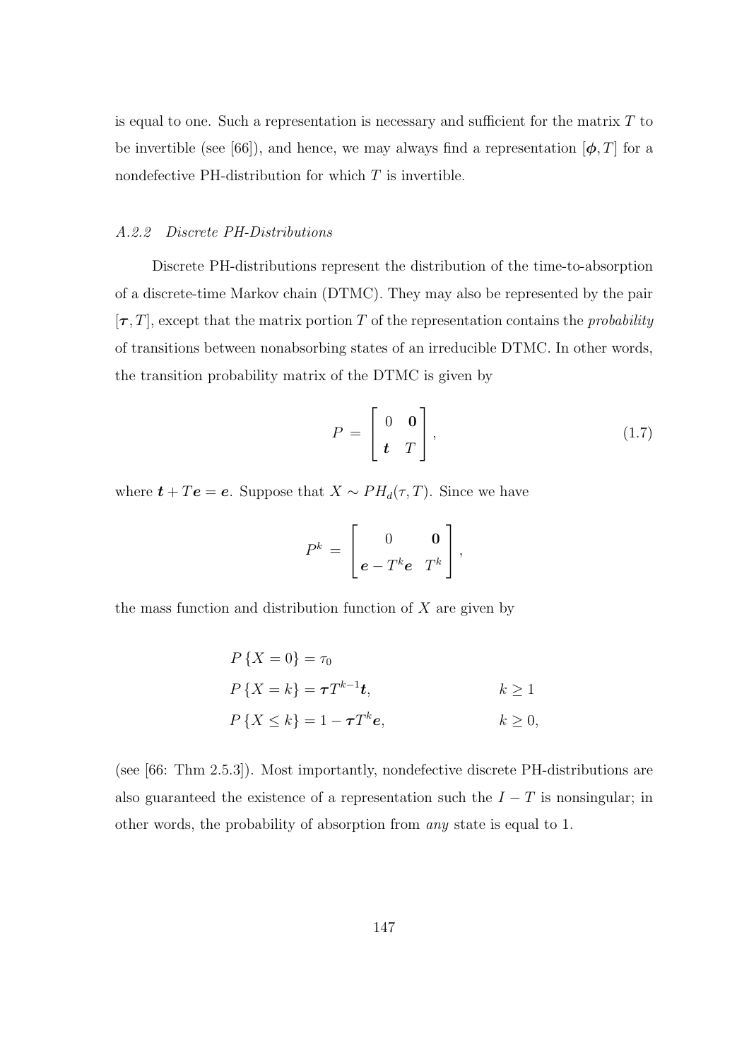is equal to one. Such a representation is necessary and sufficient for the matrix $T$ to be invertible (see [66]), and hence, we may always find a representation $[\boldsymbol{\phi}, T]$ for a nondefective PH-distribution for which $T$ is invertible.

### *A.2.2 Discrete PH-Distributions*

Discrete PH-distributions represent the distribution of the time-to-absorption of a discrete-time Markov chain (DTMC). They may also be represented by the pair $[\boldsymbol{\tau}, T]$, except that the matrix portion $T$ of the representation contains the *probability* of transitions between nonabsorbing states of an irreducible DTMC. In other words, the transition probability matrix of the DTMC is given by

$$P = \begin{bmatrix} 0 & \mathbf{0} \\ \boldsymbol{t} & T \end{bmatrix}, \tag{1.7}$$

where $\boldsymbol{t} + T\boldsymbol{e} = \boldsymbol{e}$. Suppose that $X \sim PH_d(\tau, T)$. Since we have

$$P^k = \begin{bmatrix} 0 & \mathbf{0} \\ \boldsymbol{e} - T^k\boldsymbol{e} & T^k \end{bmatrix},$$

the mass function and distribution function of $X$ are given by

$$\begin{aligned} &P\{X = 0\} = \tau_0 \\ &P\{X = k\} = \boldsymbol{\tau} T^{k-1}\boldsymbol{t}, && k \geq 1 \\ &P\{X \leq k\} = 1 - \boldsymbol{\tau} T^k\boldsymbol{e}, && k \geq 0, \end{aligned}$$

(see [66: Thm 2.5.3]). Most importantly, nondefective discrete PH-distributions are also guaranteed the existence of a representation such the $I - T$ is nonsingular; in other words, the probability of absorption from *any* state is equal to 1.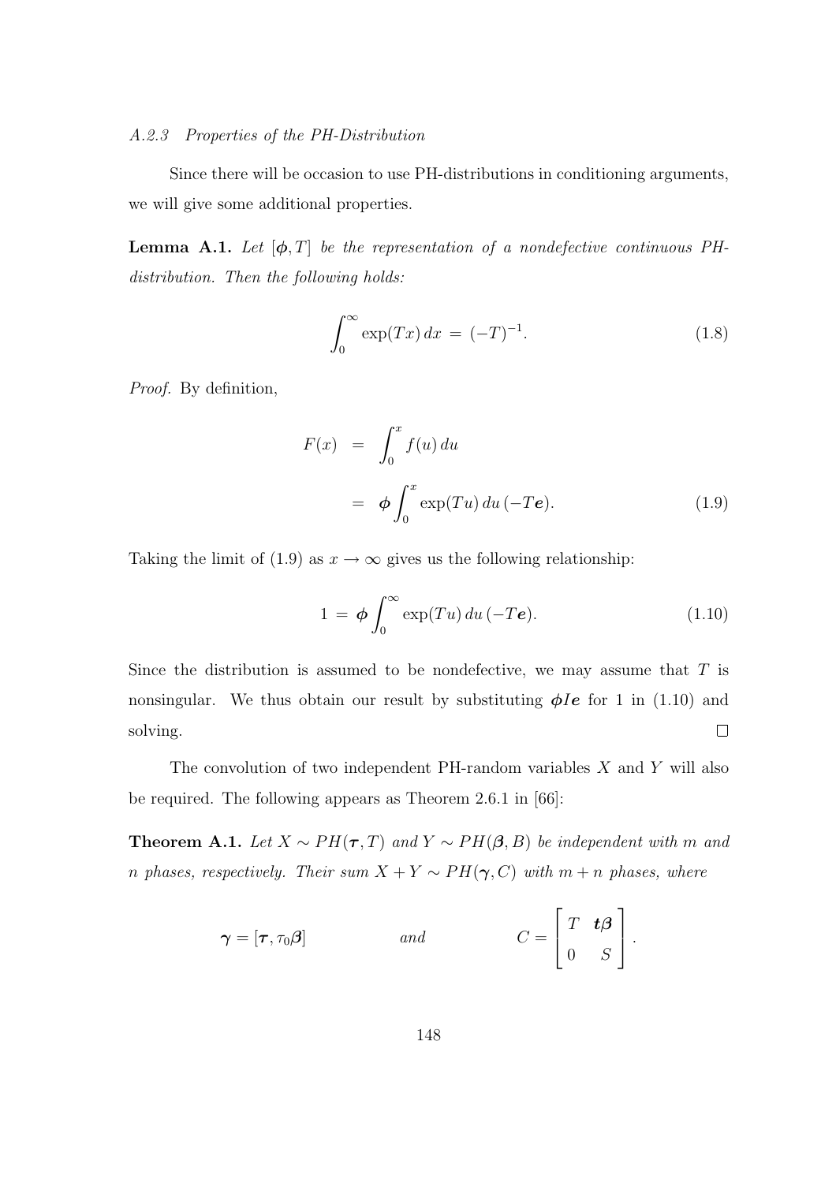### *A.2.3 Properties of the PH-Distribution*

Since there will be occasion to use PH-distributions in conditioning arguments, we will give some additional properties.

**Lemma A.1.** *Let $[\boldsymbol{\phi}, T]$ be the representation of a nondefective continuous PH-distribution. Then the following holds:*

$$\int_0^\infty \exp(Tx)\, dx \;=\; (-T)^{-1}. \tag{1.8}$$

*Proof.* By definition,

$$\begin{aligned} F(x) \;&=\; \int_0^x f(u)\, du \\ &=\; \boldsymbol{\phi} \int_0^x \exp(Tu)\, du\, (-T\boldsymbol{e}). \end{aligned} \tag{1.9}$$

Taking the limit of (1.9) as $x \to \infty$ gives us the following relationship:

$$1 \;=\; \boldsymbol{\phi} \int_0^\infty \exp(Tu)\, du\, (-T\boldsymbol{e}). \tag{1.10}$$

Since the distribution is assumed to be nondefective, we may assume that $T$ is nonsingular. We thus obtain our result by substituting $\boldsymbol{\phi} \boldsymbol{I} \boldsymbol{e}$ for 1 in (1.10) and solving. $\square$

The convolution of two independent PH-random variables $X$ and $Y$ will also be required. The following appears as Theorem 2.6.1 in [66]:

**Theorem A.1.** *Let $X \sim PH(\boldsymbol{\tau}, T)$ and $Y \sim PH(\boldsymbol{\beta}, B)$ be independent with $m$ and $n$ phases, respectively. Their sum $X + Y \sim PH(\boldsymbol{\gamma}, C)$ with $m + n$ phases, where*

$$\boldsymbol{\gamma} = [\boldsymbol{\tau}, \tau_0 \boldsymbol{\beta}] \qquad\qquad \text{and} \qquad\qquad C = \begin{bmatrix} T & \boldsymbol{t}\boldsymbol{\beta} \\ 0 & S \end{bmatrix}.$$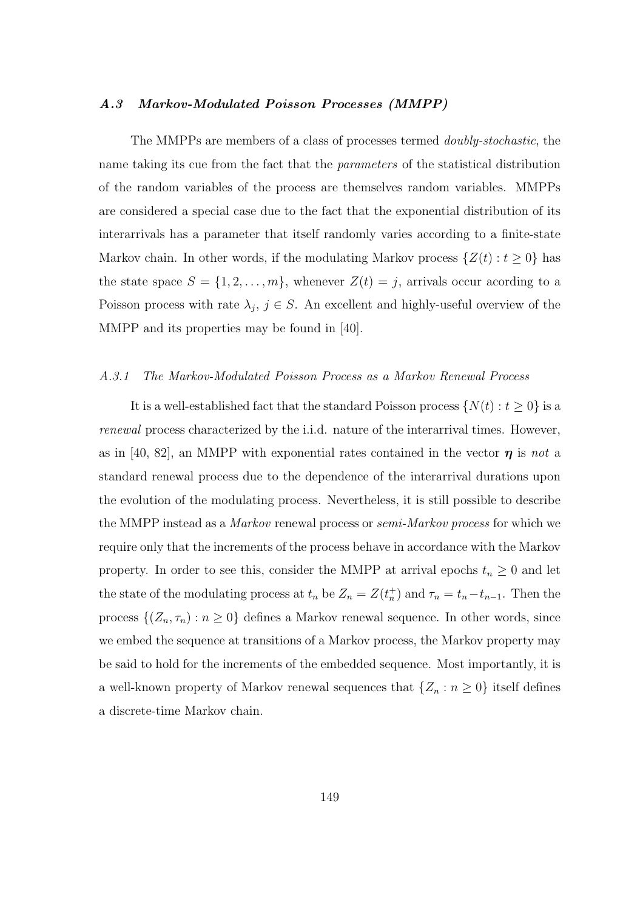### *A.3 Markov-Modulated Poisson Processes (MMPP)*

The MMPPs are members of a class of processes termed *doubly-stochastic*, the name taking its cue from the fact that the *parameters* of the statistical distribution of the random variables of the process are themselves random variables. MMPPs are considered a special case due to the fact that the exponential distribution of its interarrivals has a parameter that itself randomly varies according to a finite-state Markov chain. In other words, if the modulating Markov process $\{Z(t) : t \geq 0\}$ has the state space $S = \{1, 2, \ldots, m\}$, whenever $Z(t) = j$, arrivals occur acording to a Poisson process with rate $\lambda_j$, $j \in S$. An excellent and highly-useful overview of the MMPP and its properties may be found in [40].

#### *A.3.1 The Markov-Modulated Poisson Process as a Markov Renewal Process*

It is a well-established fact that the standard Poisson process $\{N(t) : t \geq 0\}$ is a *renewal* process characterized by the i.i.d. nature of the interarrival times. However, as in [40, 82], an MMPP with exponential rates contained in the vector $\boldsymbol{\eta}$ is *not* a standard renewal process due to the dependence of the interarrival durations upon the evolution of the modulating process. Nevertheless, it is still possible to describe the MMPP instead as a *Markov* renewal process or *semi-Markov process* for which we require only that the increments of the process behave in accordance with the Markov property. In order to see this, consider the MMPP at arrival epochs $t_n \geq 0$ and let the state of the modulating process at $t_n$ be $Z_n = Z(t_n^+)$ and $\tau_n = t_n - t_{n-1}$. Then the process $\{(Z_n, \tau_n) : n \geq 0\}$ defines a Markov renewal sequence. In other words, since we embed the sequence at transitions of a Markov process, the Markov property may be said to hold for the increments of the embedded sequence. Most importantly, it is a well-known property of Markov renewal sequences that $\{Z_n : n \geq 0\}$ itself defines a discrete-time Markov chain.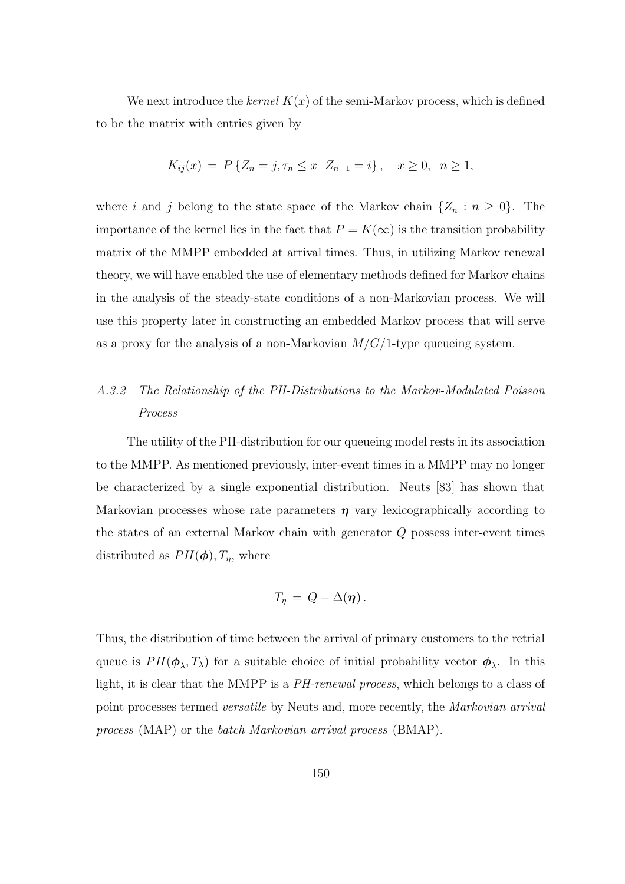We next introduce the *kernel* $K(x)$ of the semi-Markov process, which is defined to be the matrix with entries given by

$$K_{ij}(x) \,=\, P\left\{Z_n = j, \tau_n \leq x \,|\, Z_{n-1} = i\right\}, \quad x \geq 0, \;\; n \geq 1,$$

where $i$ and $j$ belong to the state space of the Markov chain $\{Z_n : n \geq 0\}$. The importance of the kernel lies in the fact that $P = K(\infty)$ is the transition probability matrix of the MMPP embedded at arrival times. Thus, in utilizing Markov renewal theory, we will have enabled the use of elementary methods defined for Markov chains in the analysis of the steady-state conditions of a non-Markovian process. We will use this property later in constructing an embedded Markov process that will serve as a proxy for the analysis of a non-Markovian $M/G/1$-type queueing system.

### *A.3.2 The Relationship of the PH-Distributions to the Markov-Modulated Poisson Process*

The utility of the PH-distribution for our queueing model rests in its association to the MMPP. As mentioned previously, inter-event times in a MMPP may no longer be characterized by a single exponential distribution. Neuts [83] has shown that Markovian processes whose rate parameters $\boldsymbol{\eta}$ vary lexicographically according to the states of an external Markov chain with generator $Q$ possess inter-event times distributed as $PH(\boldsymbol{\phi}), T_\eta$, where

$$T_\eta \,=\, Q - \Delta(\boldsymbol{\eta})\,.$$

Thus, the distribution of time between the arrival of primary customers to the retrial queue is $PH(\boldsymbol{\phi}_\lambda, T_\lambda)$ for a suitable choice of initial probability vector $\boldsymbol{\phi}_\lambda$. In this light, it is clear that the MMPP is a *PH-renewal process*, which belongs to a class of point processes termed *versatile* by Neuts and, more recently, the *Markovian arrival process* (MAP) or the *batch Markovian arrival process* (BMAP).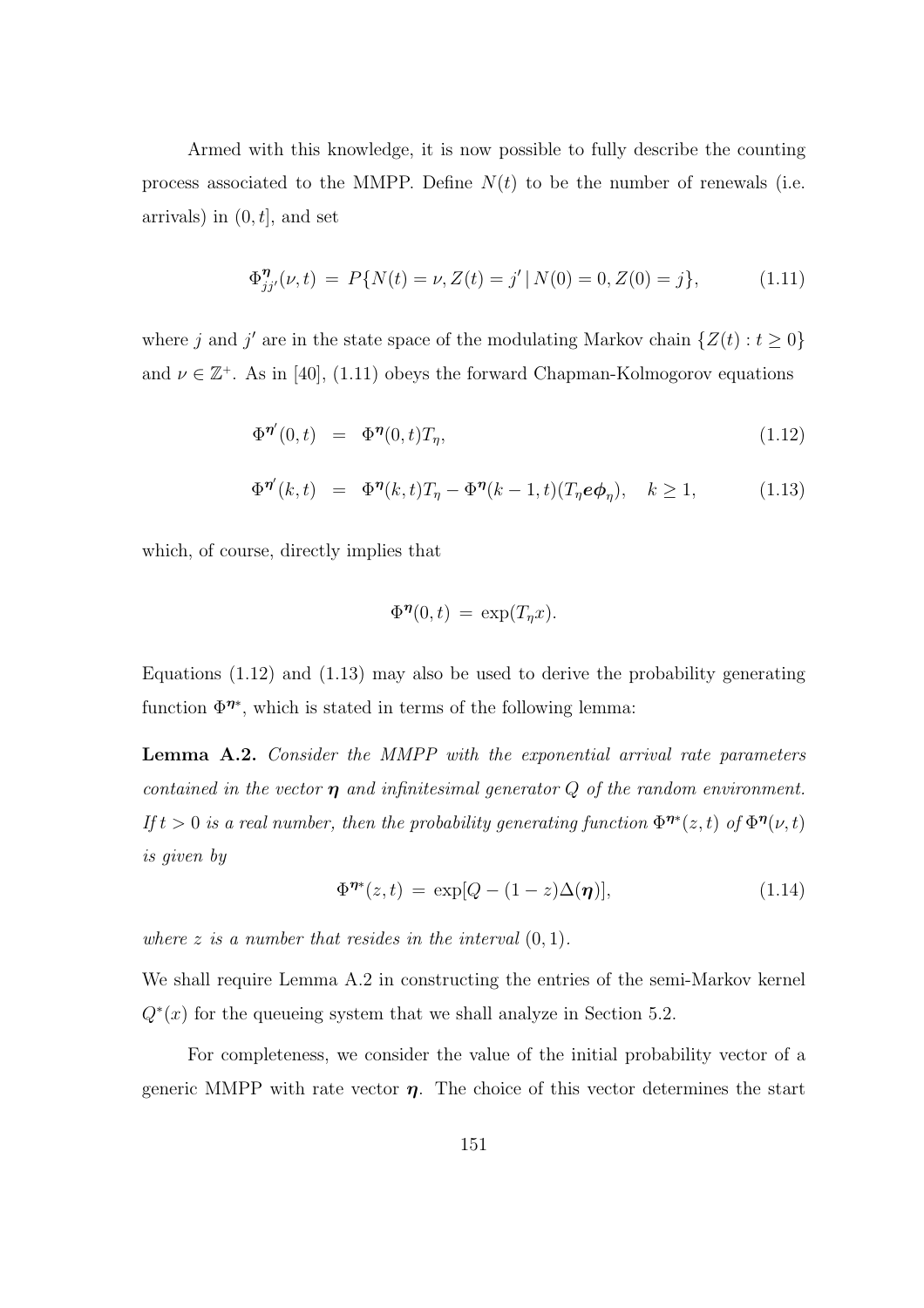Armed with this knowledge, it is now possible to fully describe the counting process associated to the MMPP. Define $N(t)$ to be the number of renewals (i.e. arrivals) in $(0, t]$, and set

$$\Phi^{\boldsymbol{\eta}}_{jj'}(\nu, t) \;=\; P\{N(t) = \nu, Z(t) = j' \,|\, N(0) = 0, Z(0) = j\}, \tag{1.11}$$

where $j$ and $j'$ are in the state space of the modulating Markov chain $\{Z(t) : t \geq 0\}$ and $\nu \in \mathbb{Z}^+$. As in [40], (1.11) obeys the forward Chapman-Kolmogorov equations

$$\Phi^{\boldsymbol{\eta}'}(0, t) \;=\; \Phi^{\boldsymbol{\eta}}(0, t) T_\eta, \tag{1.12}$$

$$\Phi^{\boldsymbol{\eta}'}(k, t) \;=\; \Phi^{\boldsymbol{\eta}}(k, t) T_\eta - \Phi^{\boldsymbol{\eta}}(k-1, t)(T_\eta \boldsymbol{e} \boldsymbol{\phi}_\eta), \quad k \geq 1, \tag{1.13}$$

which, of course, directly implies that

$$\Phi^{\boldsymbol{\eta}}(0, t) \;=\; \exp(T_\eta x).$$

Equations (1.12) and (1.13) may also be used to derive the probability generating function $\Phi^{\boldsymbol{\eta}*}$, which is stated in terms of the following lemma:

**Lemma A.2.** *Consider the MMPP with the exponential arrival rate parameters contained in the vector $\boldsymbol{\eta}$ and infinitesimal generator $Q$ of the random environment. If $t > 0$ is a real number, then the probability generating function $\Phi^{\boldsymbol{\eta}*}(z, t)$ of $\Phi^{\boldsymbol{\eta}}(\nu, t)$ is given by*

$$\Phi^{\boldsymbol{\eta}*}(z, t) \;=\; \exp[Q - (1 - z)\Delta(\boldsymbol{\eta})], \tag{1.14}$$

*where $z$ is a number that resides in the interval $(0, 1)$.*

We shall require Lemma A.2 in constructing the entries of the semi-Markov kernel $Q^*(x)$ for the queueing system that we shall analyze in Section 5.2.

For completeness, we consider the value of the initial probability vector of a generic MMPP with rate vector $\boldsymbol{\eta}$. The choice of this vector determines the start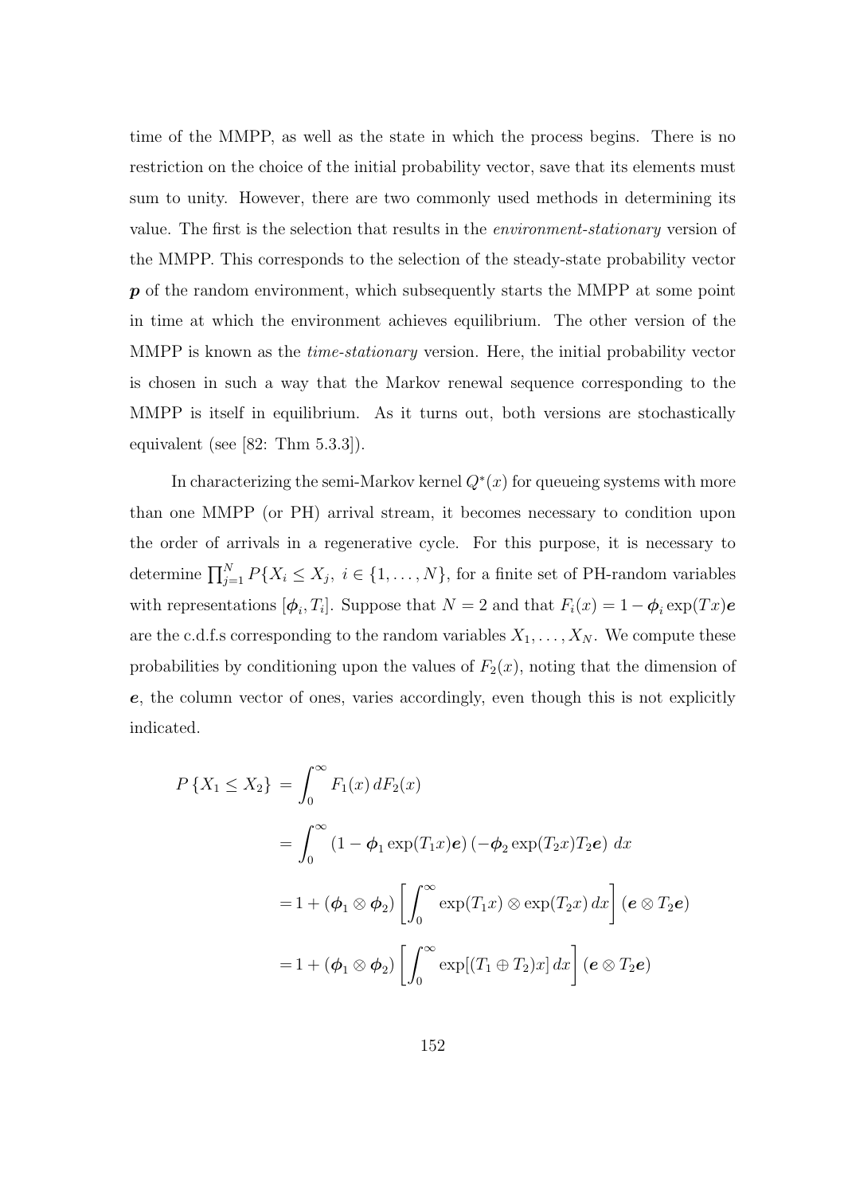time of the MMPP, as well as the state in which the process begins. There is no restriction on the choice of the initial probability vector, save that its elements must sum to unity. However, there are two commonly used methods in determining its value. The first is the selection that results in the *environment-stationary* version of the MMPP. This corresponds to the selection of the steady-state probability vector $\boldsymbol{p}$ of the random environment, which subsequently starts the MMPP at some point in time at which the environment achieves equilibrium. The other version of the MMPP is known as the *time-stationary* version. Here, the initial probability vector is chosen in such a way that the Markov renewal sequence corresponding to the MMPP is itself in equilibrium. As it turns out, both versions are stochastically equivalent (see [82: Thm 5.3.3]).

In characterizing the semi-Markov kernel $Q^*(x)$ for queueing systems with more than one MMPP (or PH) arrival stream, it becomes necessary to condition upon the order of arrivals in a regenerative cycle. For this purpose, it is necessary to determine $\prod_{j=1}^{N} P\{X_i \leq X_j,\ i \in \{1, \ldots, N\}$, for a finite set of PH-random variables with representations $[\boldsymbol{\phi}_i, T_i]$. Suppose that $N = 2$ and that $F_i(x) = 1 - \boldsymbol{\phi}_i \exp(Tx)\boldsymbol{e}$ are the c.d.f.s corresponding to the random variables $X_1, \ldots, X_N$. We compute these probabilities by conditioning upon the values of $F_2(x)$, noting that the dimension of $\boldsymbol{e}$, the column vector of ones, varies accordingly, even though this is not explicitly indicated.

$$
\begin{aligned}
P\{X_1 \leq X_2\} &= \int_0^\infty F_1(x)\, dF_2(x) \\
&= \int_0^\infty \left(1 - \boldsymbol{\phi}_1 \exp(T_1 x)\boldsymbol{e}\right)\left(-\boldsymbol{\phi}_2 \exp(T_2 x) T_2 \boldsymbol{e}\right)\, dx \\
&= 1 + (\boldsymbol{\phi}_1 \otimes \boldsymbol{\phi}_2)\left[\int_0^\infty \exp(T_1 x) \otimes \exp(T_2 x)\, dx\right](\boldsymbol{e} \otimes T_2 \boldsymbol{e}) \\
&= 1 + (\boldsymbol{\phi}_1 \otimes \boldsymbol{\phi}_2)\left[\int_0^\infty \exp[(T_1 \oplus T_2)x]\, dx\right](\boldsymbol{e} \otimes T_2 \boldsymbol{e})
\end{aligned}
$$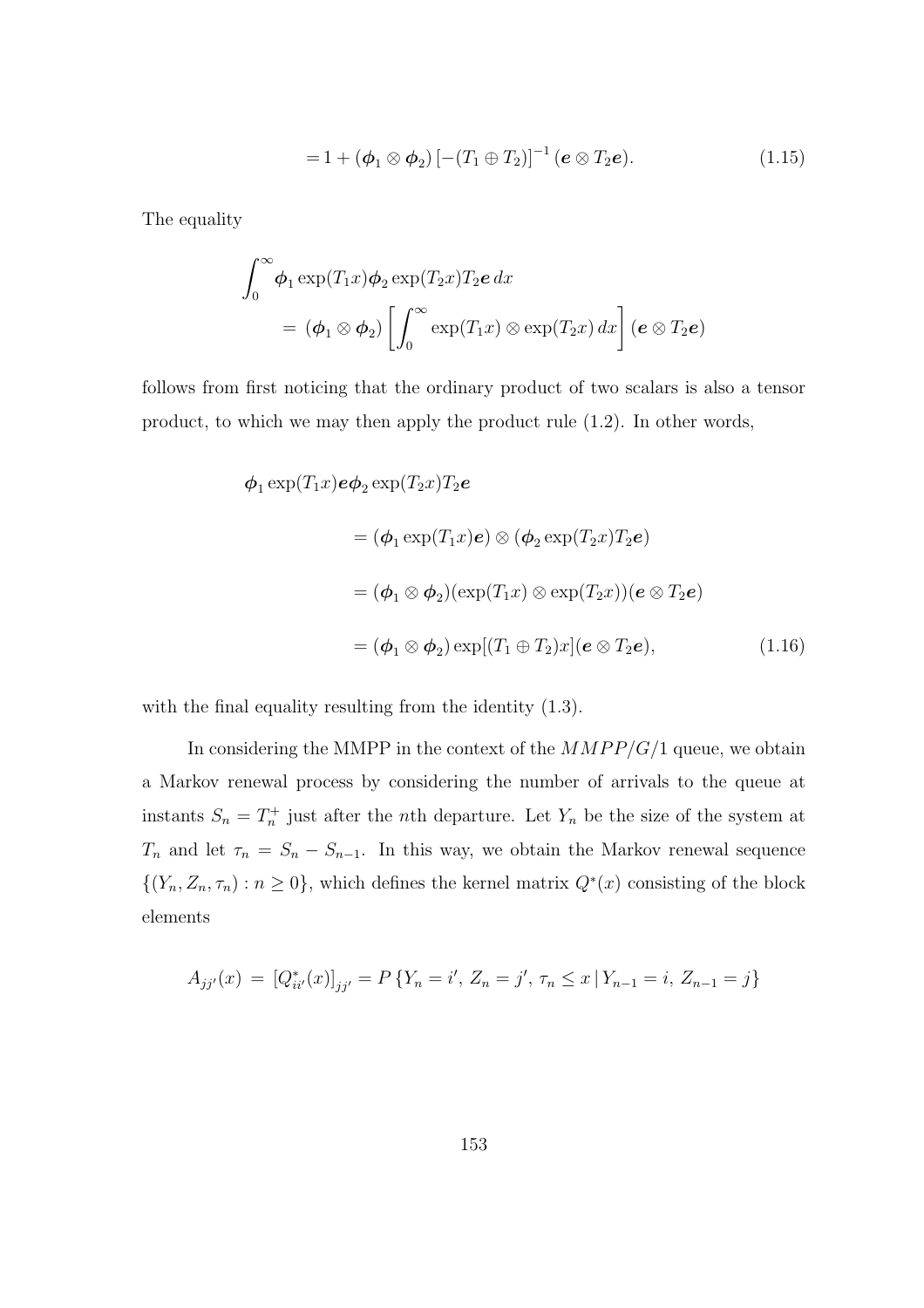$$= 1 + (\boldsymbol{\phi}_1 \otimes \boldsymbol{\phi}_2) \left[-(T_1 \oplus T_2)\right]^{-1} (\boldsymbol{e} \otimes T_2 \boldsymbol{e}). \tag{1.15}$$

The equality

$$\int_0^\infty \boldsymbol{\phi}_1 \exp(T_1 x) \boldsymbol{\phi}_2 \exp(T_2 x) T_2 \boldsymbol{e} \, dx$$
$$= (\boldsymbol{\phi}_1 \otimes \boldsymbol{\phi}_2) \left[ \int_0^\infty \exp(T_1 x) \otimes \exp(T_2 x) \, dx \right] (\boldsymbol{e} \otimes T_2 \boldsymbol{e})$$

follows from first noticing that the ordinary product of two scalars is also a tensor product, to which we may then apply the product rule (1.2). In other words,

$$\begin{aligned}
&\boldsymbol{\phi}_1 \exp(T_1 x) \boldsymbol{e} \boldsymbol{\phi}_2 \exp(T_2 x) T_2 \boldsymbol{e} \\
&\qquad = (\boldsymbol{\phi}_1 \exp(T_1 x) \boldsymbol{e}) \otimes (\boldsymbol{\phi}_2 \exp(T_2 x) T_2 \boldsymbol{e}) \\
&\qquad = (\boldsymbol{\phi}_1 \otimes \boldsymbol{\phi}_2)(\exp(T_1 x) \otimes \exp(T_2 x))(\boldsymbol{e} \otimes T_2 \boldsymbol{e}) \\
&\qquad = (\boldsymbol{\phi}_1 \otimes \boldsymbol{\phi}_2) \exp[(T_1 \oplus T_2) x](\boldsymbol{e} \otimes T_2 \boldsymbol{e}),
\end{aligned} \tag{1.16}$$

with the final equality resulting from the identity (1.3).

In considering the MMPP in the context of the $MMPP/G/1$ queue, we obtain a Markov renewal process by considering the number of arrivals to the queue at instants $S_n = T_n^+$ just after the $n$th departure. Let $Y_n$ be the size of the system at $T_n$ and let $\tau_n = S_n - S_{n-1}$. In this way, we obtain the Markov renewal sequence $\{(Y_n, Z_n, \tau_n) : n \geq 0\}$, which defines the kernel matrix $Q^*(x)$ consisting of the block elements

$$A_{jj'}(x) = \left[Q^*_{ii'}(x)\right]_{jj'} = P\left\{Y_n = i',\, Z_n = j',\, \tau_n \leq x \,|\, Y_{n-1} = i,\, Z_{n-1} = j\right\}$$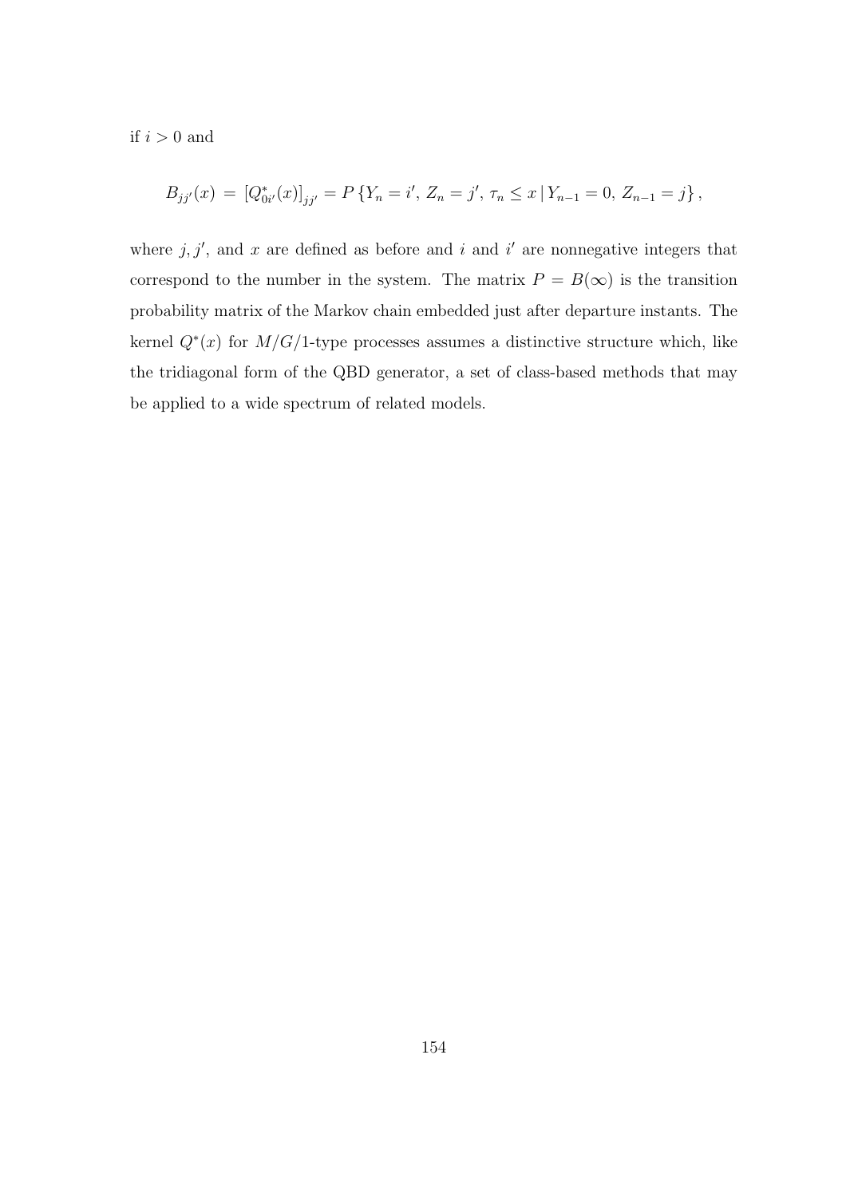if $i > 0$ and

$$B_{jj'}(x) \,=\, \left[Q^*_{0i'}(x)\right]_{jj'} = P\left\{Y_n = i',\, Z_n = j',\, \tau_n \leq x \,|\, Y_{n-1} = 0,\, Z_{n-1} = j\right\},$$

where $j, j'$, and $x$ are defined as before and $i$ and $i'$ are nonnegative integers that correspond to the number in the system. The matrix $P = B(\infty)$ is the transition probability matrix of the Markov chain embedded just after departure instants. The kernel $Q^*(x)$ for $M/G/1$-type processes assumes a distinctive structure which, like the tridiagonal form of the QBD generator, a set of class-based methods that may be applied to a wide spectrum of related models.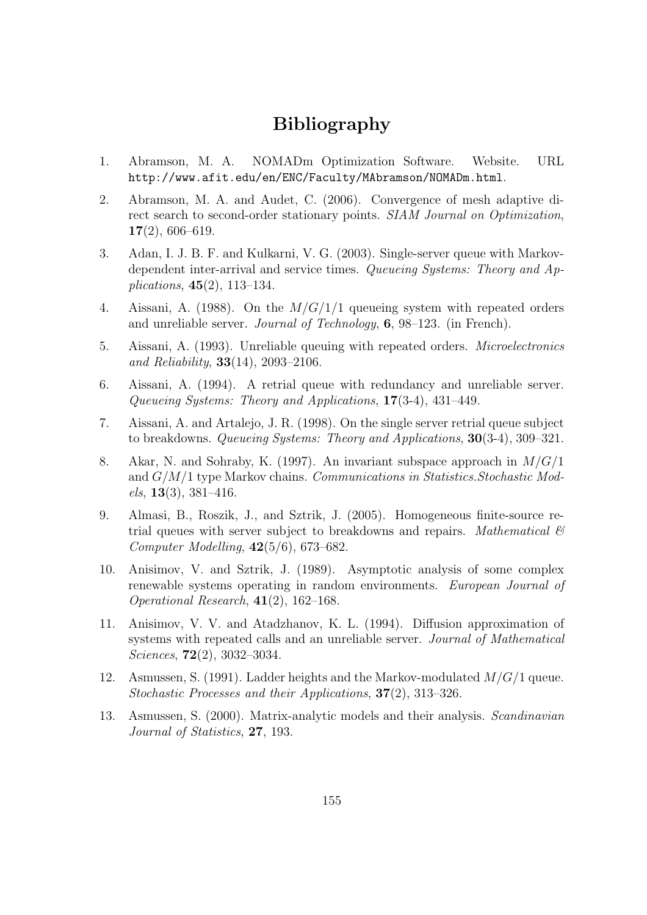# Bibliography

1. Abramson, M. A. NOMADm Optimization Software. Website. URL `http://www.afit.edu/en/ENC/Faculty/MAbramson/NOMADm.html`.

2. Abramson, M. A. and Audet, C. (2006). Convergence of mesh adaptive direct search to second-order stationary points. *SIAM Journal on Optimization*, **17**(2), 606–619.

3. Adan, I. J. B. F. and Kulkarni, V. G. (2003). Single-server queue with Markov-dependent inter-arrival and service times. *Queueing Systems: Theory and Applications*, **45**(2), 113–134.

4. Aissani, A. (1988). On the $M/G/1/1$ queueing system with repeated orders and unreliable server. *Journal of Technology*, **6**, 98–123. (in French).

5. Aissani, A. (1993). Unreliable queuing with repeated orders. *Microelectronics and Reliability*, **33**(14), 2093–2106.

6. Aissani, A. (1994). A retrial queue with redundancy and unreliable server. *Queueing Systems: Theory and Applications*, **17**(3-4), 431–449.

7. Aissani, A. and Artalejo, J. R. (1998). On the single server retrial queue subject to breakdowns. *Queueing Systems: Theory and Applications*, **30**(3-4), 309–321.

8. Akar, N. and Sohraby, K. (1997). An invariant subspace approach in $M/G/1$ and $G/M/1$ type Markov chains. *Communications in Statistics.Stochastic Models*, **13**(3), 381–416.

9. Almasi, B., Roszik, J., and Sztrik, J. (2005). Homogeneous finite-source retrial queues with server subject to breakdowns and repairs. *Mathematical & Computer Modelling*, **42**(5/6), 673–682.

10. Anisimov, V. and Sztrik, J. (1989). Asymptotic analysis of some complex renewable systems operating in random environments. *European Journal of Operational Research*, **41**(2), 162–168.

11. Anisimov, V. V. and Atadzhanov, K. L. (1994). Diffusion approximation of systems with repeated calls and an unreliable server. *Journal of Mathematical Sciences*, **72**(2), 3032–3034.

12. Asmussen, S. (1991). Ladder heights and the Markov-modulated $M/G/1$ queue. *Stochastic Processes and their Applications*, **37**(2), 313–326.

13. Asmussen, S. (2000). Matrix-analytic models and their analysis. *Scandinavian Journal of Statistics*, **27**, 193.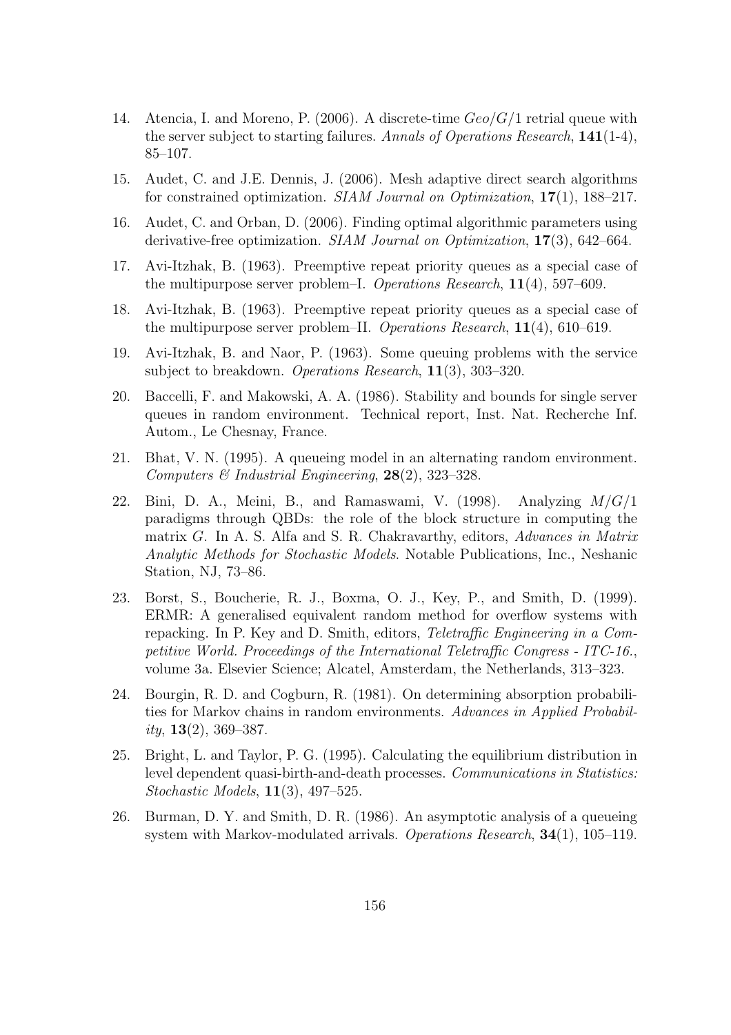14. Atencia, I. and Moreno, P. (2006). A discrete-time $Geo/G/1$ retrial queue with the server subject to starting failures. *Annals of Operations Research*, **141**(1-4), 85–107.

15. Audet, C. and J.E. Dennis, J. (2006). Mesh adaptive direct search algorithms for constrained optimization. *SIAM Journal on Optimization*, **17**(1), 188–217.

16. Audet, C. and Orban, D. (2006). Finding optimal algorithmic parameters using derivative-free optimization. *SIAM Journal on Optimization*, **17**(3), 642–664.

17. Avi-Itzhak, B. (1963). Preemptive repeat priority queues as a special case of the multipurpose server problem–I. *Operations Research*, **11**(4), 597–609.

18. Avi-Itzhak, B. (1963). Preemptive repeat priority queues as a special case of the multipurpose server problem–II. *Operations Research*, **11**(4), 610–619.

19. Avi-Itzhak, B. and Naor, P. (1963). Some queuing problems with the service subject to breakdown. *Operations Research*, **11**(3), 303–320.

20. Baccelli, F. and Makowski, A. A. (1986). Stability and bounds for single server queues in random environment. Technical report, Inst. Nat. Recherche Inf. Autom., Le Chesnay, France.

21. Bhat, V. N. (1995). A queueing model in an alternating random environment. *Computers & Industrial Engineering*, **28**(2), 323–328.

22. Bini, D. A., Meini, B., and Ramaswami, V. (1998). Analyzing $M/G/1$ paradigms through QBDs: the role of the block structure in computing the matrix $G$. In A. S. Alfa and S. R. Chakravarthy, editors, *Advances in Matrix Analytic Methods for Stochastic Models*. Notable Publications, Inc., Neshanic Station, NJ, 73–86.

23. Borst, S., Boucherie, R. J., Boxma, O. J., Key, P., and Smith, D. (1999). ERMR: A generalised equivalent random method for overflow systems with repacking. In P. Key and D. Smith, editors, *Teletraffic Engineering in a Competitive World. Proceedings of the International Teletraffic Congress - ITC-16.*, volume 3a. Elsevier Science; Alcatel, Amsterdam, the Netherlands, 313–323.

24. Bourgin, R. D. and Cogburn, R. (1981). On determining absorption probabilities for Markov chains in random environments. *Advances in Applied Probability*, **13**(2), 369–387.

25. Bright, L. and Taylor, P. G. (1995). Calculating the equilibrium distribution in level dependent quasi-birth-and-death processes. *Communications in Statistics: Stochastic Models*, **11**(3), 497–525.

26. Burman, D. Y. and Smith, D. R. (1986). An asymptotic analysis of a queueing system with Markov-modulated arrivals. *Operations Research*, **34**(1), 105–119.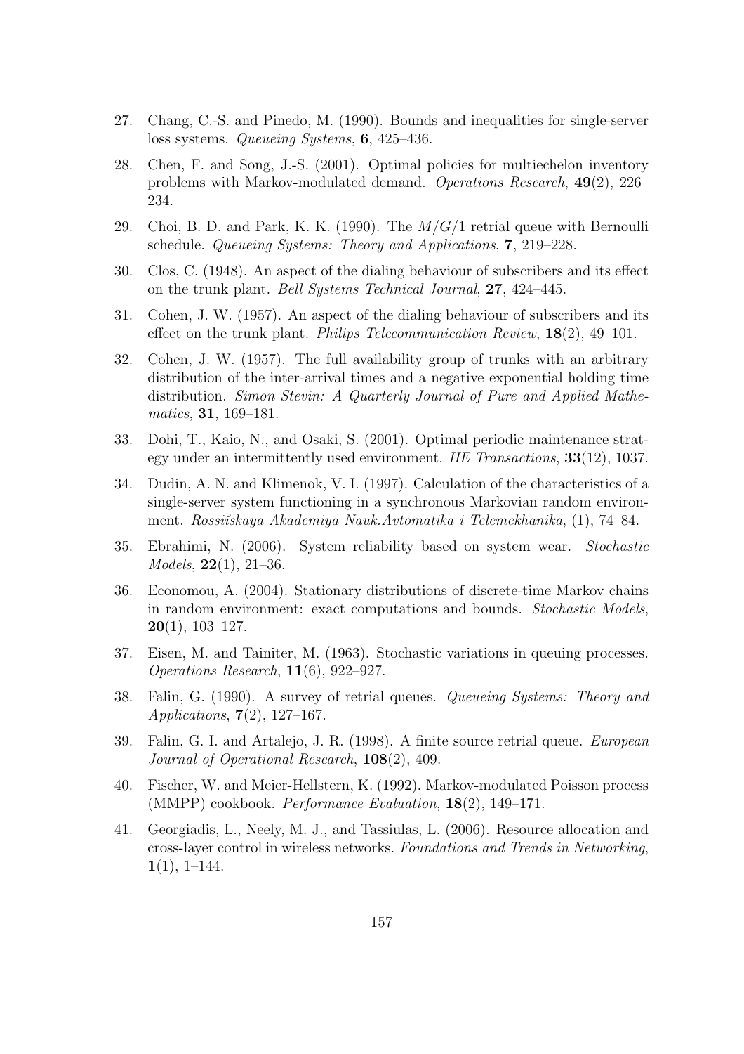27. Chang, C.-S. and Pinedo, M. (1990). Bounds and inequalities for single-server loss systems. *Queueing Systems*, **6**, 425–436.

28. Chen, F. and Song, J.-S. (2001). Optimal policies for multiechelon inventory problems with Markov-modulated demand. *Operations Research*, **49**(2), 226–234.

29. Choi, B. D. and Park, K. K. (1990). The $M/G/1$ retrial queue with Bernoulli schedule. *Queueing Systems: Theory and Applications*, **7**, 219–228.

30. Clos, C. (1948). An aspect of the dialing behaviour of subscribers and its effect on the trunk plant. *Bell Systems Technical Journal*, **27**, 424–445.

31. Cohen, J. W. (1957). An aspect of the dialing behaviour of subscribers and its effect on the trunk plant. *Philips Telecommunication Review*, **18**(2), 49–101.

32. Cohen, J. W. (1957). The full availability group of trunks with an arbitrary distribution of the inter-arrival times and a negative exponential holding time distribution. *Simon Stevin: A Quarterly Journal of Pure and Applied Mathematics*, **31**, 169–181.

33. Dohi, T., Kaio, N., and Osaki, S. (2001). Optimal periodic maintenance strategy under an intermittently used environment. *IIE Transactions*, **33**(12), 1037.

34. Dudin, A. N. and Klimenok, V. I. (1997). Calculation of the characteristics of a single-server system functioning in a synchronous Markovian random environment. *Rossiĭskaya Akademiya Nauk.Avtomatika i Telemekhanika*, (1), 74–84.

35. Ebrahimi, N. (2006). System reliability based on system wear. *Stochastic Models*, **22**(1), 21–36.

36. Economou, A. (2004). Stationary distributions of discrete-time Markov chains in random environment: exact computations and bounds. *Stochastic Models*, **20**(1), 103–127.

37. Eisen, M. and Tainiter, M. (1963). Stochastic variations in queuing processes. *Operations Research*, **11**(6), 922–927.

38. Falin, G. (1990). A survey of retrial queues. *Queueing Systems: Theory and Applications*, **7**(2), 127–167.

39. Falin, G. I. and Artalejo, J. R. (1998). A finite source retrial queue. *European Journal of Operational Research*, **108**(2), 409.

40. Fischer, W. and Meier-Hellstern, K. (1992). Markov-modulated Poisson process (MMPP) cookbook. *Performance Evaluation*, **18**(2), 149–171.

41. Georgiadis, L., Neely, M. J., and Tassiulas, L. (2006). Resource allocation and cross-layer control in wireless networks. *Foundations and Trends in Networking*, **1**(1), 1–144.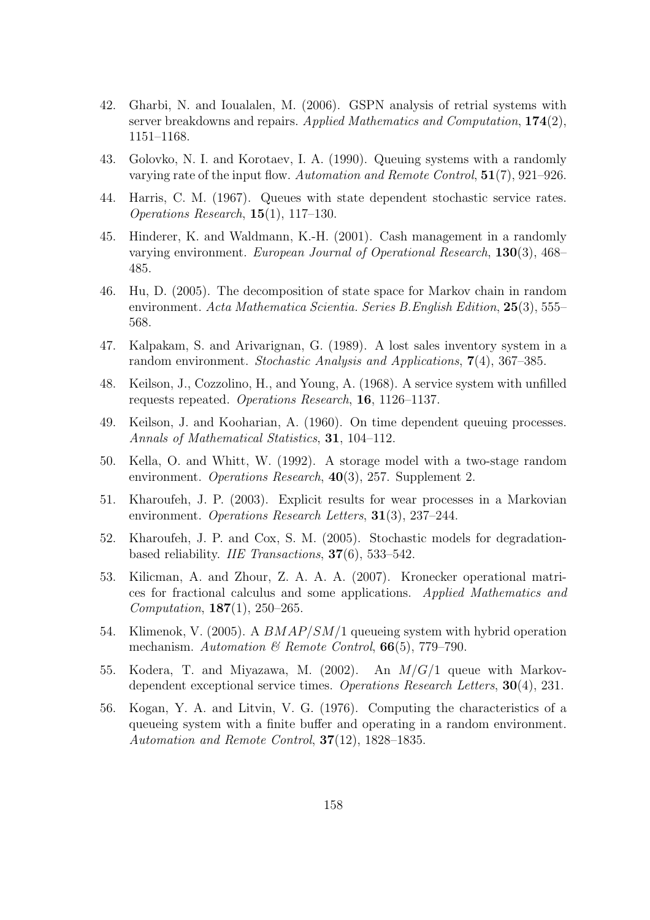42. Gharbi, N. and Ioualalen, M. (2006). GSPN analysis of retrial systems with server breakdowns and repairs. *Applied Mathematics and Computation*, **174**(2), 1151–1168.

43. Golovko, N. I. and Korotaev, I. A. (1990). Queuing systems with a randomly varying rate of the input flow. *Automation and Remote Control*, **51**(7), 921–926.

44. Harris, C. M. (1967). Queues with state dependent stochastic service rates. *Operations Research*, **15**(1), 117–130.

45. Hinderer, K. and Waldmann, K.-H. (2001). Cash management in a randomly varying environment. *European Journal of Operational Research*, **130**(3), 468–485.

46. Hu, D. (2005). The decomposition of state space for Markov chain in random environment. *Acta Mathematica Scientia. Series B.English Edition*, **25**(3), 555–568.

47. Kalpakam, S. and Arivarignan, G. (1989). A lost sales inventory system in a random environment. *Stochastic Analysis and Applications*, **7**(4), 367–385.

48. Keilson, J., Cozzolino, H., and Young, A. (1968). A service system with unfilled requests repeated. *Operations Research*, **16**, 1126–1137.

49. Keilson, J. and Kooharian, A. (1960). On time dependent queuing processes. *Annals of Mathematical Statistics*, **31**, 104–112.

50. Kella, O. and Whitt, W. (1992). A storage model with a two-stage random environment. *Operations Research*, **40**(3), 257. Supplement 2.

51. Kharoufeh, J. P. (2003). Explicit results for wear processes in a Markovian environment. *Operations Research Letters*, **31**(3), 237–244.

52. Kharoufeh, J. P. and Cox, S. M. (2005). Stochastic models for degradation-based reliability. *IIE Transactions*, **37**(6), 533–542.

53. Kilicman, A. and Zhour, Z. A. A. A. (2007). Kronecker operational matrices for fractional calculus and some applications. *Applied Mathematics and Computation*, **187**(1), 250–265.

54. Klimenok, V. (2005). A $BMAP/SM/1$ queueing system with hybrid operation mechanism. *Automation & Remote Control*, **66**(5), 779–790.

55. Kodera, T. and Miyazawa, M. (2002). An $M/G/1$ queue with Markov-dependent exceptional service times. *Operations Research Letters*, **30**(4), 231.

56. Kogan, Y. A. and Litvin, V. G. (1976). Computing the characteristics of a queueing system with a finite buffer and operating in a random environment. *Automation and Remote Control*, **37**(12), 1828–1835.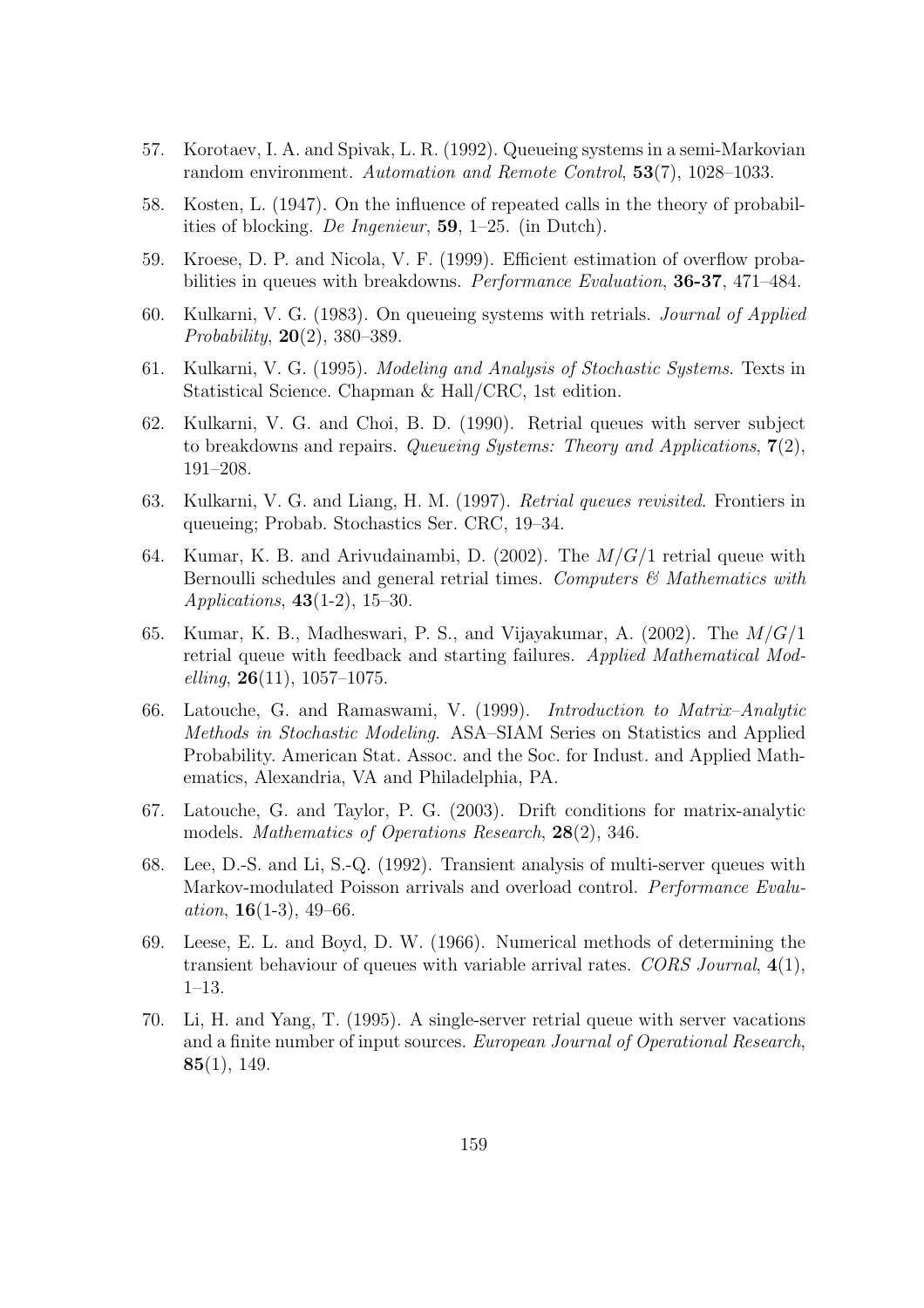57. Korotaev, I. A. and Spivak, L. R. (1992). Queueing systems in a semi-Markovian random environment. *Automation and Remote Control*, **53**(7), 1028–1033.

58. Kosten, L. (1947). On the influence of repeated calls in the theory of probabilities of blocking. *De Ingenieur*, **59**, 1–25. (in Dutch).

59. Kroese, D. P. and Nicola, V. F. (1999). Efficient estimation of overflow probabilities in queues with breakdowns. *Performance Evaluation*, **36-37**, 471–484.

60. Kulkarni, V. G. (1983). On queueing systems with retrials. *Journal of Applied Probability*, **20**(2), 380–389.

61. Kulkarni, V. G. (1995). *Modeling and Analysis of Stochastic Systems*. Texts in Statistical Science. Chapman & Hall/CRC, 1st edition.

62. Kulkarni, V. G. and Choi, B. D. (1990). Retrial queues with server subject to breakdowns and repairs. *Queueing Systems: Theory and Applications*, **7**(2), 191–208.

63. Kulkarni, V. G. and Liang, H. M. (1997). *Retrial queues revisited*. Frontiers in queueing; Probab. Stochastics Ser. CRC, 19–34.

64. Kumar, K. B. and Arivudainambi, D. (2002). The $M/G/1$ retrial queue with Bernoulli schedules and general retrial times. *Computers & Mathematics with Applications*, **43**(1-2), 15–30.

65. Kumar, K. B., Madheswari, P. S., and Vijayakumar, A. (2002). The $M/G/1$ retrial queue with feedback and starting failures. *Applied Mathematical Modelling*, **26**(11), 1057–1075.

66. Latouche, G. and Ramaswami, V. (1999). *Introduction to Matrix–Analytic Methods in Stochastic Modeling*. ASA–SIAM Series on Statistics and Applied Probability. American Stat. Assoc. and the Soc. for Indust. and Applied Mathematics, Alexandria, VA and Philadelphia, PA.

67. Latouche, G. and Taylor, P. G. (2003). Drift conditions for matrix-analytic models. *Mathematics of Operations Research*, **28**(2), 346.

68. Lee, D.-S. and Li, S.-Q. (1992). Transient analysis of multi-server queues with Markov-modulated Poisson arrivals and overload control. *Performance Evaluation*, **16**(1-3), 49–66.

69. Leese, E. L. and Boyd, D. W. (1966). Numerical methods of determining the transient behaviour of queues with variable arrival rates. *CORS Journal*, **4**(1), 1–13.

70. Li, H. and Yang, T. (1995). A single-server retrial queue with server vacations and a finite number of input sources. *European Journal of Operational Research*, **85**(1), 149.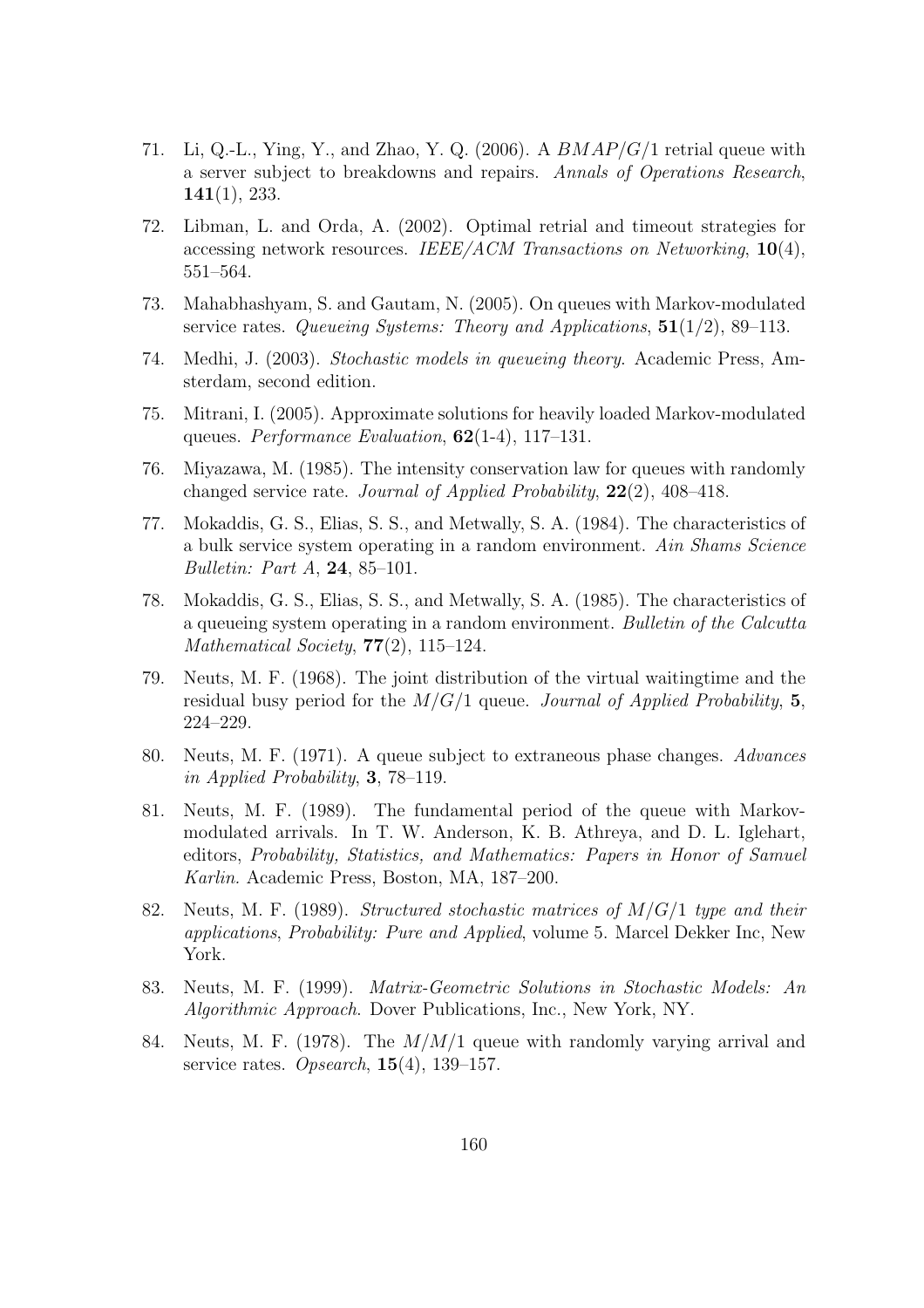71. Li, Q.-L., Ying, Y., and Zhao, Y. Q. (2006). A $BMAP/G/1$ retrial queue with a server subject to breakdowns and repairs. *Annals of Operations Research*, **141**(1), 233.

72. Libman, L. and Orda, A. (2002). Optimal retrial and timeout strategies for accessing network resources. *IEEE/ACM Transactions on Networking*, **10**(4), 551–564.

73. Mahabhashyam, S. and Gautam, N. (2005). On queues with Markov-modulated service rates. *Queueing Systems: Theory and Applications*, **51**(1/2), 89–113.

74. Medhi, J. (2003). *Stochastic models in queueing theory*. Academic Press, Amsterdam, second edition.

75. Mitrani, I. (2005). Approximate solutions for heavily loaded Markov-modulated queues. *Performance Evaluation*, **62**(1-4), 117–131.

76. Miyazawa, M. (1985). The intensity conservation law for queues with randomly changed service rate. *Journal of Applied Probability*, **22**(2), 408–418.

77. Mokaddis, G. S., Elias, S. S., and Metwally, S. A. (1984). The characteristics of a bulk service system operating in a random environment. *Ain Shams Science Bulletin: Part A*, **24**, 85–101.

78. Mokaddis, G. S., Elias, S. S., and Metwally, S. A. (1985). The characteristics of a queueing system operating in a random environment. *Bulletin of the Calcutta Mathematical Society*, **77**(2), 115–124.

79. Neuts, M. F. (1968). The joint distribution of the virtual waitingtime and the residual busy period for the $M/G/1$ queue. *Journal of Applied Probability*, **5**, 224–229.

80. Neuts, M. F. (1971). A queue subject to extraneous phase changes. *Advances in Applied Probability*, **3**, 78–119.

81. Neuts, M. F. (1989). The fundamental period of the queue with Markov-modulated arrivals. In T. W. Anderson, K. B. Athreya, and D. L. Iglehart, editors, *Probability, Statistics, and Mathematics: Papers in Honor of Samuel Karlin*. Academic Press, Boston, MA, 187–200.

82. Neuts, M. F. (1989). *Structured stochastic matrices of $M/G/1$ type and their applications*, *Probability: Pure and Applied*, volume 5. Marcel Dekker Inc, New York.

83. Neuts, M. F. (1999). *Matrix-Geometric Solutions in Stochastic Models: An Algorithmic Approach*. Dover Publications, Inc., New York, NY.

84. Neuts, M. F. (1978). The $M/M/1$ queue with randomly varying arrival and service rates. *Opsearch*, **15**(4), 139–157.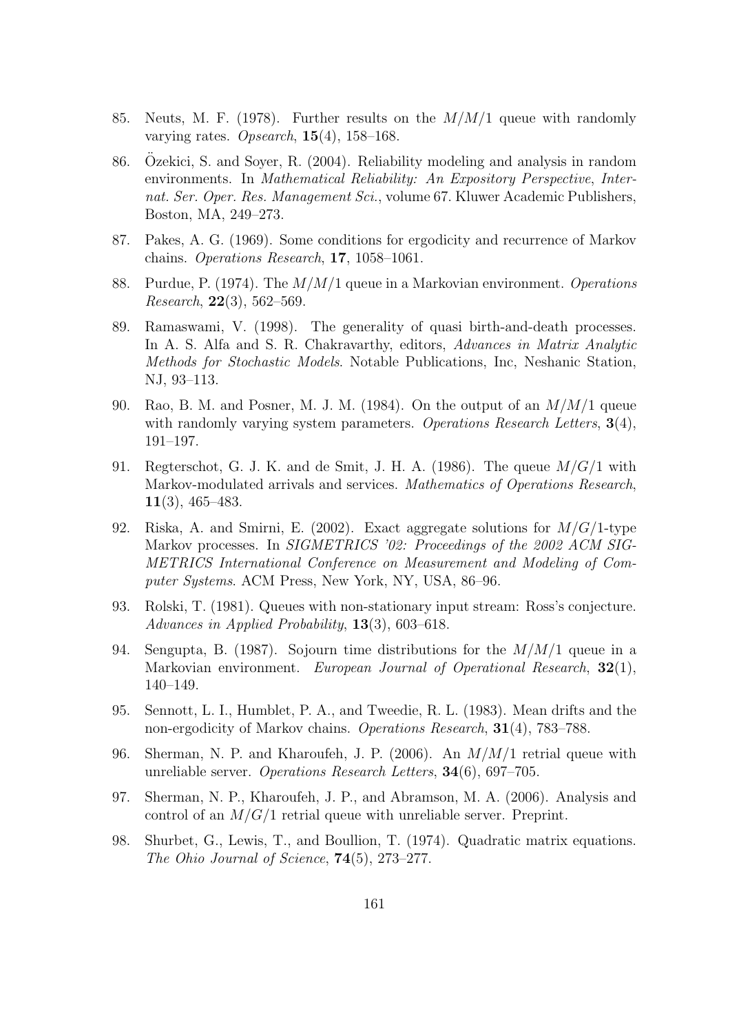85. Neuts, M. F. (1978). Further results on the $M/M/1$ queue with randomly varying rates. *Opsearch*, **15**(4), 158–168.

86. Özekici, S. and Soyer, R. (2004). Reliability modeling and analysis in random environments. In *Mathematical Reliability: An Expository Perspective*, *Internat. Ser. Oper. Res. Management Sci.*, volume 67. Kluwer Academic Publishers, Boston, MA, 249–273.

87. Pakes, A. G. (1969). Some conditions for ergodicity and recurrence of Markov chains. *Operations Research*, **17**, 1058–1061.

88. Purdue, P. (1974). The $M/M/1$ queue in a Markovian environment. *Operations Research*, **22**(3), 562–569.

89. Ramaswami, V. (1998). The generality of quasi birth-and-death processes. In A. S. Alfa and S. R. Chakravarthy, editors, *Advances in Matrix Analytic Methods for Stochastic Models*. Notable Publications, Inc, Neshanic Station, NJ, 93–113.

90. Rao, B. M. and Posner, M. J. M. (1984). On the output of an $M/M/1$ queue with randomly varying system parameters. *Operations Research Letters*, **3**(4), 191–197.

91. Regterschot, G. J. K. and de Smit, J. H. A. (1986). The queue $M/G/1$ with Markov-modulated arrivals and services. *Mathematics of Operations Research*, **11**(3), 465–483.

92. Riska, A. and Smirni, E. (2002). Exact aggregate solutions for $M/G/1$-type Markov processes. In *SIGMETRICS '02: Proceedings of the 2002 ACM SIGMETRICS International Conference on Measurement and Modeling of Computer Systems*. ACM Press, New York, NY, USA, 86–96.

93. Rolski, T. (1981). Queues with non-stationary input stream: Ross's conjecture. *Advances in Applied Probability*, **13**(3), 603–618.

94. Sengupta, B. (1987). Sojourn time distributions for the $M/M/1$ queue in a Markovian environment. *European Journal of Operational Research*, **32**(1), 140–149.

95. Sennott, L. I., Humblet, P. A., and Tweedie, R. L. (1983). Mean drifts and the non-ergodicity of Markov chains. *Operations Research*, **31**(4), 783–788.

96. Sherman, N. P. and Kharoufeh, J. P. (2006). An $M/M/1$ retrial queue with unreliable server. *Operations Research Letters*, **34**(6), 697–705.

97. Sherman, N. P., Kharoufeh, J. P., and Abramson, M. A. (2006). Analysis and control of an $M/G/1$ retrial queue with unreliable server. Preprint.

98. Shurbet, G., Lewis, T., and Boullion, T. (1974). Quadratic matrix equations. *The Ohio Journal of Science*, **74**(5), 273–277.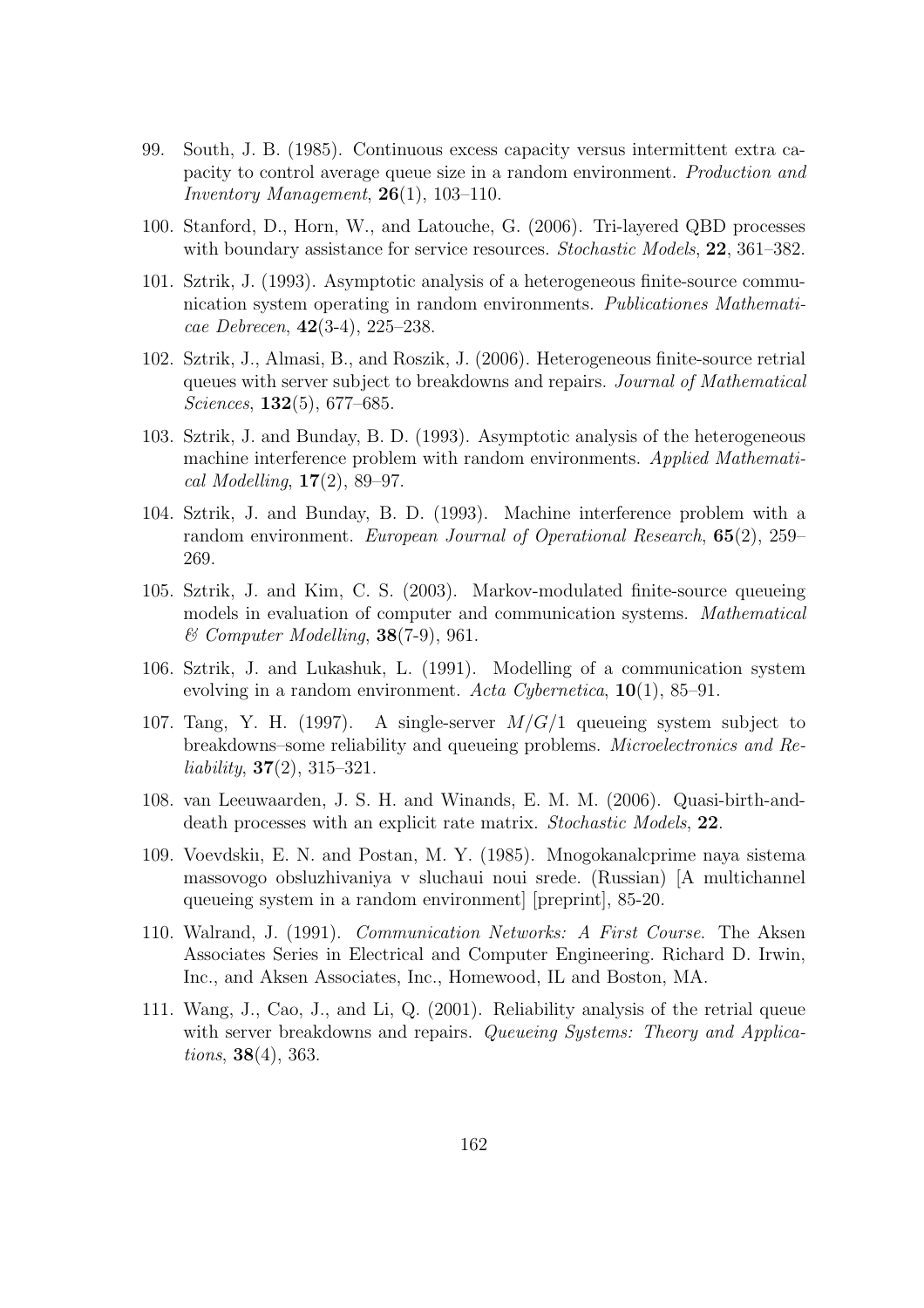99. South, J. B. (1985). Continuous excess capacity versus intermittent extra capacity to control average queue size in a random environment. *Production and Inventory Management*, **26**(1), 103–110.

100. Stanford, D., Horn, W., and Latouche, G. (2006). Tri-layered QBD processes with boundary assistance for service resources. *Stochastic Models*, **22**, 361–382.

101. Sztrik, J. (1993). Asymptotic analysis of a heterogeneous finite-source communication system operating in random environments. *Publicationes Mathematicae Debrecen*, **42**(3-4), 225–238.

102. Sztrik, J., Almasi, B., and Roszik, J. (2006). Heterogeneous finite-source retrial queues with server subject to breakdowns and repairs. *Journal of Mathematical Sciences*, **132**(5), 677–685.

103. Sztrik, J. and Bunday, B. D. (1993). Asymptotic analysis of the heterogeneous machine interference problem with random environments. *Applied Mathematical Modelling*, **17**(2), 89–97.

104. Sztrik, J. and Bunday, B. D. (1993). Machine interference problem with a random environment. *European Journal of Operational Research*, **65**(2), 259–269.

105. Sztrik, J. and Kim, C. S. (2003). Markov-modulated finite-source queueing models in evaluation of computer and communication systems. *Mathematical & Computer Modelling*, **38**(7-9), 961.

106. Sztrik, J. and Lukashuk, L. (1991). Modelling of a communication system evolving in a random environment. *Acta Cybernetica*, **10**(1), 85–91.

107. Tang, Y. H. (1997). A single-server $M/G/1$ queueing system subject to breakdowns–some reliability and queueing problems. *Microelectronics and Reliability*, **37**(2), 315–321.

108. van Leeuwaarden, J. S. H. and Winands, E. M. M. (2006). Quasi-birth-and-death processes with an explicit rate matrix. *Stochastic Models*, **22**.

109. Voevdskiı, E. N. and Postan, M. Y. (1985). Mnogokanalcprime naya sistema massovogo obsluzhivaniya v sluchaui noui srede. (Russian) [A multichannel queueing system in a random environment] [preprint], 85-20.

110. Walrand, J. (1991). *Communication Networks: A First Course*. The Aksen Associates Series in Electrical and Computer Engineering. Richard D. Irwin, Inc., and Aksen Associates, Inc., Homewood, IL and Boston, MA.

111. Wang, J., Cao, J., and Li, Q. (2001). Reliability analysis of the retrial queue with server breakdowns and repairs. *Queueing Systems: Theory and Applications*, **38**(4), 363.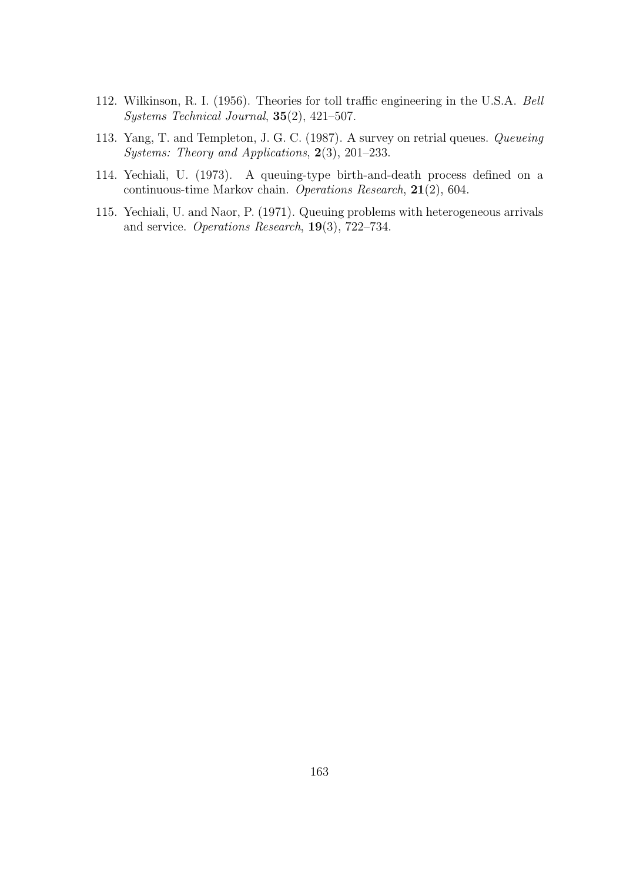112. Wilkinson, R. I. (1956). Theories for toll traffic engineering in the U.S.A. *Bell Systems Technical Journal*, **35**(2), 421–507.

113. Yang, T. and Templeton, J. G. C. (1987). A survey on retrial queues. *Queueing Systems: Theory and Applications*, **2**(3), 201–233.

114. Yechiali, U. (1973). A queuing-type birth-and-death process defined on a continuous-time Markov chain. *Operations Research*, **21**(2), 604.

115. Yechiali, U. and Naor, P. (1971). Queuing problems with heterogeneous arrivals and service. *Operations Research*, **19**(3), 722–734.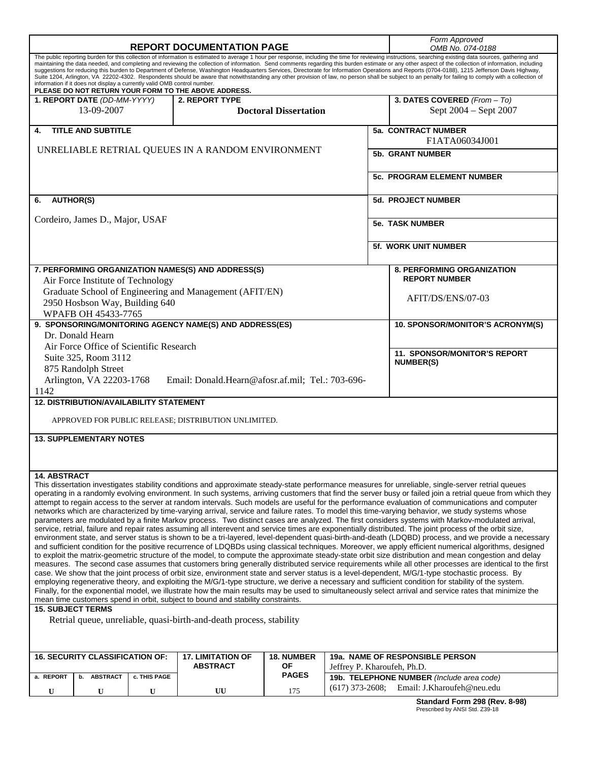# REPORT DOCUMENTATION PAGE

*Form Approved*
*OMB No. 074-0188*

The public reporting burden for this collection of information is estimated to average 1 hour per response, including the time for reviewing instructions, searching existing data sources, gathering and maintaining the data needed, and completing and reviewing the collection of information. Send comments regarding this burden estimate or any other aspect of the collection of information, including suggestions for reducing this burden to Department of Defense, Washington Headquarters Services, Directorate for Information Operations and Reports (0704-0188), 1215 Jefferson Davis Highway, Suite 1204, Arlington, VA 22202-4302. Respondents should be aware that notwithstanding any other provision of law, no person shall be subject to an penalty for failing to comply with a collection of information if it does not display a currently valid OMB control number.

**PLEASE DO NOT RETURN YOUR FORM TO THE ABOVE ADDRESS.**

| **1. REPORT DATE** *(DD-MM-YYYY)* | **2. REPORT TYPE** | **3. DATES COVERED** *(From – To)* |
|---|---|---|
| 13-09-2007 | **Doctoral Dissertation** | Sept 2004 – Sept 2007 |

**4. TITLE AND SUBTITLE**

UNRELIABLE RETRIAL QUEUES IN A RANDOM ENVIRONMENT

**5a. CONTRACT NUMBER**
F1ATA06034J001

**5b. GRANT NUMBER**

**5c. PROGRAM ELEMENT NUMBER**

**6. AUTHOR(S)**

Cordeiro, James D., Major, USAF

**5d. PROJECT NUMBER**

**5e. TASK NUMBER**

**5f. WORK UNIT NUMBER**

**7. PERFORMING ORGANIZATION NAMES(S) AND ADDRESS(S)**

Air Force Institute of Technology
Graduate School of Engineering and Management (AFIT/EN)
2950 Hosbson Way, Building 640
WPAFB OH 45433-7765

**8. PERFORMING ORGANIZATION REPORT NUMBER**

AFIT/DS/ENS/07-03

**9. SPONSORING/MONITORING AGENCY NAME(S) AND ADDRESS(ES)**

Dr. Donald Hearn
Air Force Office of Scientific Research
Suite 325, Room 3112
875 Randolph Street
Arlington, VA 22203-1768 Email: Donald.Hearn@afosr.af.mil; Tel.: 703-696-1142

**10. SPONSOR/MONITOR'S ACRONYM(S)**

**11. SPONSOR/MONITOR'S REPORT NUMBER(S)**

**12. DISTRIBUTION/AVAILABILITY STATEMENT**

APPROVED FOR PUBLIC RELEASE; DISTRIBUTION UNLIMITED.

**13. SUPPLEMENTARY NOTES**

**14. ABSTRACT**

This dissertation investigates stability conditions and approximate steady-state performance measures for unreliable, single-server retrial queues operating in a randomly evolving environment. In such systems, arriving customers that find the server busy or failed join a retrial queue from which they attempt to regain access to the server at random intervals. Such models are useful for the performance evaluation of communications and computer networks which are characterized by time-varying arrival, service and failure rates. To model this time-varying behavior, we study systems whose parameters are modulated by a finite Markov process. Two distinct cases are analyzed. The first considers systems with Markov-modulated arrival, service, retrial, failure and repair rates assuming all interevent and service times are exponentially distributed. The joint process of the orbit size, environment state, and server status is shown to be a tri-layered, level-dependent quasi-birth-and-death (LDQBD) process, and we provide a necessary and sufficient condition for the positive recurrence of LDQBDs using classical techniques. Moreover, we apply efficient numerical algorithms, designed to exploit the matrix-geometric structure of the model, to compute the approximate steady-state orbit size distribution and mean congestion and delay measures. The second case assumes that customers bring generally distributed service requirements while all other processes are identical to the first case. We show that the joint process of orbit size, environment state and server status is a level-dependent, M/G/1-type stochastic process. By employing regenerative theory, and exploiting the M/G/1-type structure, we derive a necessary and sufficient condition for stability of the system. Finally, for the exponential model, we illustrate how the main results may be used to simultaneously select arrival and service rates that minimize the mean time customers spend in orbit, subject to bound and stability constraints.

**15. SUBJECT TERMS**

Retrial queue, unreliable, quasi-birth-and-death process, stability

| **16. SECURITY CLASSIFICATION OF:** | | | **17. LIMITATION OF ABSTRACT** | **18. NUMBER OF PAGES** | **19a. NAME OF RESPONSIBLE PERSON** |
|---|---|---|---|---|---|
| **a. REPORT** | **b. ABSTRACT** | **c. THIS PAGE** | | | Jeffrey P. Kharoufeh, Ph.D. |
| U | U | U | UU | 175 | **19b. TELEPHONE NUMBER** *(Include area code)* (617) 373-2608; Email: J.Kharoufeh@neu.edu |

**Standard Form 298 (Rev. 8-98)**
Prescribed by ANSI Std. Z39-18